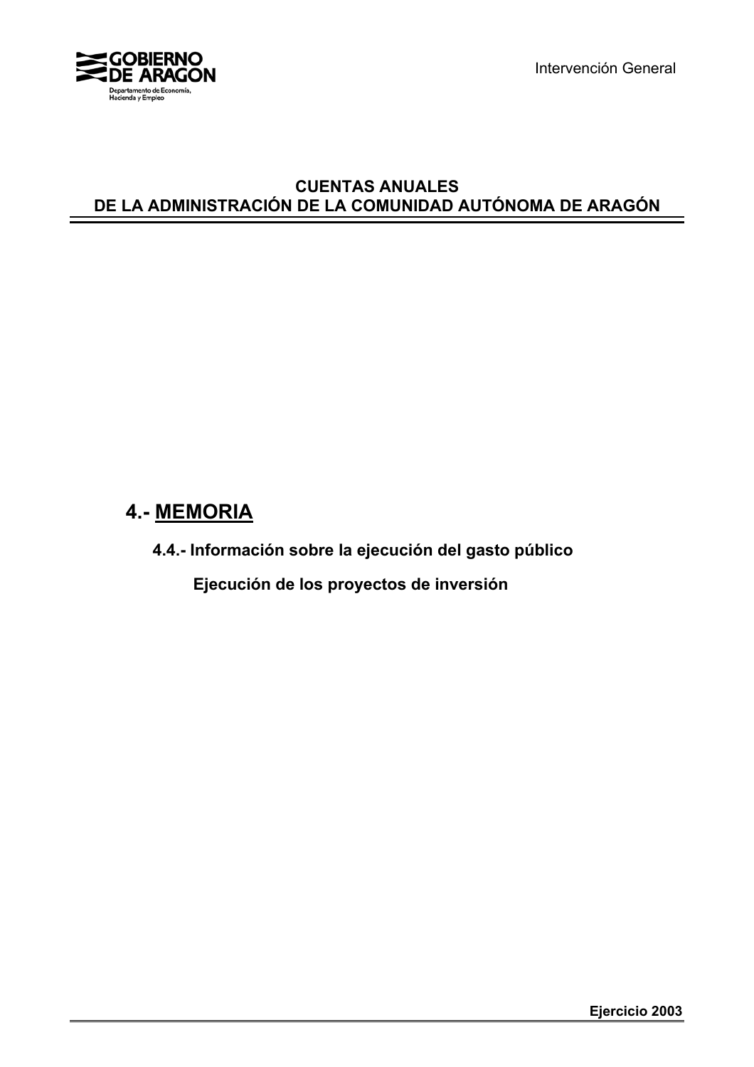GOBIERNO DE ARAGON

Departamento de Economía, Hacienda y Empleo

Intervención General

# CUENTAS ANUALES
# DE LA ADMINISTRACIÓN DE LA COMUNIDAD AUTÓNOMA DE ARAGÓN

## 4.- MEMORIA

### 4.4.- Información sobre la ejecución del gasto público

#### Ejecución de los proyectos de inversión

**Ejercicio 2003**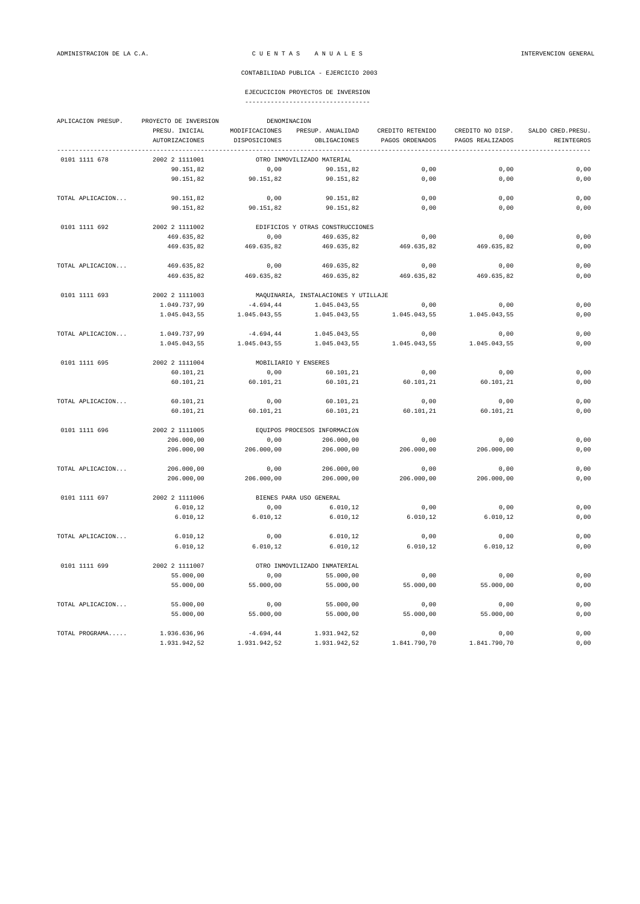ADMINISTRACION DE LA C.A. — C U E N T A S   A N U A L E S — INTERVENCION GENERAL

CONTABILIDAD PUBLICA - EJERCICIO 2003

EJECUCICION PROYECTOS DE INVERSION

| APLICACION PRESUP. | PROYECTO DE INVERSION | DENOMINACION | | | | |
|---|---|---|---|---|---|---|
| | PRESU. INICIAL | MODIFICACIONES | PRESUP. ANUALIDAD | CREDITO RETENIDO | CREDITO NO DISP. | SALDO CRED.PRESU. |
| | AUTORIZACIONES | DISPOSICIONES | OBLIGACIONES | PAGOS ORDENADOS | PAGOS REALIZADOS | REINTEGROS |
| 0101 1111 678 | 2002 2 1111001 | OTRO INMOVILIZADO MATERIAL | | | | |
| | 90.151,82 | 0,00 | 90.151,82 | 0,00 | 0,00 | 0,00 |
| | 90.151,82 | 90.151,82 | 90.151,82 | 0,00 | 0,00 | 0,00 |
| TOTAL APLICACION... | 90.151,82 | 0,00 | 90.151,82 | 0,00 | 0,00 | 0,00 |
| | 90.151,82 | 90.151,82 | 90.151,82 | 0,00 | 0,00 | 0,00 |
| 0101 1111 692 | 2002 2 1111002 | EDIFICIOS Y OTRAS CONSTRUCCIONES | | | | |
| | 469.635,82 | 0,00 | 469.635,82 | 0,00 | 0,00 | 0,00 |
| | 469.635,82 | 469.635,82 | 469.635,82 | 469.635,82 | 469.635,82 | 0,00 |
| TOTAL APLICACION... | 469.635,82 | 0,00 | 469.635,82 | 0,00 | 0,00 | 0,00 |
| | 469.635,82 | 469.635,82 | 469.635,82 | 469.635,82 | 469.635,82 | 0,00 |
| 0101 1111 693 | 2002 2 1111003 | MAQUINARIA, INSTALACIONES Y UTILLAJE | | | | |
| | 1.049.737,99 | -4.694,44 | 1.045.043,55 | 0,00 | 0,00 | 0,00 |
| | 1.045.043,55 | 1.045.043,55 | 1.045.043,55 | 1.045.043,55 | 1.045.043,55 | 0,00 |
| TOTAL APLICACION... | 1.049.737,99 | -4.694,44 | 1.045.043,55 | 0,00 | 0,00 | 0,00 |
| | 1.045.043,55 | 1.045.043,55 | 1.045.043,55 | 1.045.043,55 | 1.045.043,55 | 0,00 |
| 0101 1111 695 | 2002 2 1111004 | MOBILIARIO Y ENSERES | | | | |
| | 60.101,21 | 0,00 | 60.101,21 | 0,00 | 0,00 | 0,00 |
| | 60.101,21 | 60.101,21 | 60.101,21 | 60.101,21 | 60.101,21 | 0,00 |
| TOTAL APLICACION... | 60.101,21 | 0,00 | 60.101,21 | 0,00 | 0,00 | 0,00 |
| | 60.101,21 | 60.101,21 | 60.101,21 | 60.101,21 | 60.101,21 | 0,00 |
| 0101 1111 696 | 2002 2 1111005 | EQUIPOS PROCESOS INFORMACIóN | | | | |
| | 206.000,00 | 0,00 | 206.000,00 | 0,00 | 0,00 | 0,00 |
| | 206.000,00 | 206.000,00 | 206.000,00 | 206.000,00 | 206.000,00 | 0,00 |
| TOTAL APLICACION... | 206.000,00 | 0,00 | 206.000,00 | 0,00 | 0,00 | 0,00 |
| | 206.000,00 | 206.000,00 | 206.000,00 | 206.000,00 | 206.000,00 | 0,00 |
| 0101 1111 697 | 2002 2 1111006 | BIENES PARA USO GENERAL | | | | |
| | 6.010,12 | 0,00 | 6.010,12 | 0,00 | 0,00 | 0,00 |
| | 6.010,12 | 6.010,12 | 6.010,12 | 6.010,12 | 6.010,12 | 0,00 |
| TOTAL APLICACION... | 6.010,12 | 0,00 | 6.010,12 | 0,00 | 0,00 | 0,00 |
| | 6.010,12 | 6.010,12 | 6.010,12 | 6.010,12 | 6.010,12 | 0,00 |
| 0101 1111 699 | 2002 2 1111007 | OTRO INMOVILIZADO INMATERIAL | | | | |
| | 55.000,00 | 0,00 | 55.000,00 | 0,00 | 0,00 | 0,00 |
| | 55.000,00 | 55.000,00 | 55.000,00 | 55.000,00 | 55.000,00 | 0,00 |
| TOTAL APLICACION... | 55.000,00 | 0,00 | 55.000,00 | 0,00 | 0,00 | 0,00 |
| | 55.000,00 | 55.000,00 | 55.000,00 | 55.000,00 | 55.000,00 | 0,00 |
| TOTAL PROGRAMA..... | 1.936.636,96 | -4.694,44 | 1.931.942,52 | 0,00 | 0,00 | 0,00 |
| | 1.931.942,52 | 1.931.942,52 | 1.931.942,52 | 1.841.790,70 | 1.841.790,70 | 0,00 |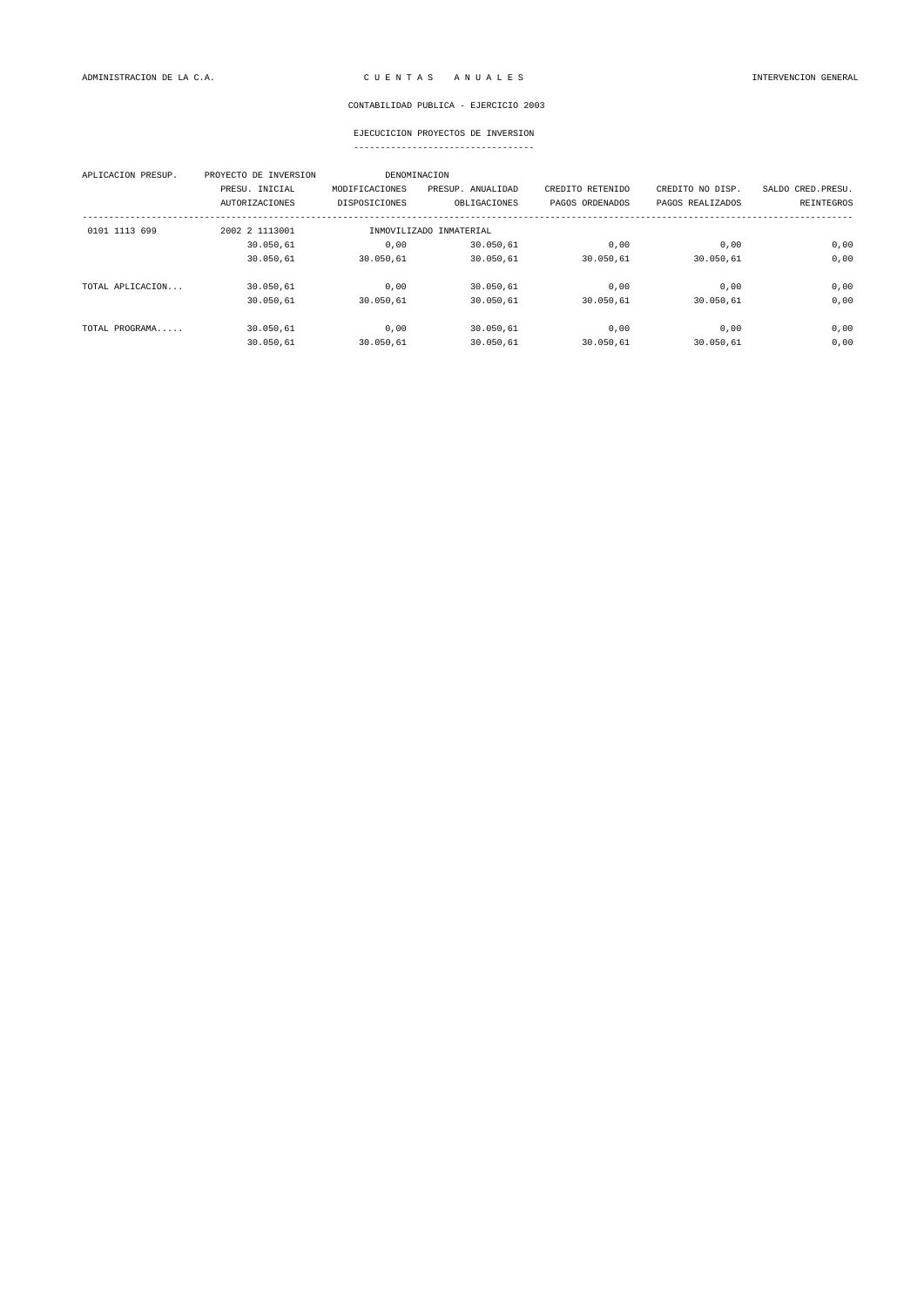CONTABILIDAD PUBLICA - EJERCICIO 2003

## EJECUCICION PROYECTOS DE INVERSION

| APLICACION PRESUP. | PROYECTO DE INVERSION | DENOMINACION | | | | |
|---|---|---|---|---|---|---|
| | PRESU. INICIAL | MODIFICACIONES | PRESUP. ANUALIDAD | CREDITO RETENIDO | CREDITO NO DISP. | SALDO CRED.PRESU. |
| | AUTORIZACIONES | DISPOSICIONES | OBLIGACIONES | PAGOS ORDENADOS | PAGOS REALIZADOS | REINTEGROS |
| 0101 1113 699 | 2002 2 1113001 | INMOVILIZADO INMATERIAL | | | | |
| | 30.050,61 | 0,00 | 30.050,61 | 0,00 | 0,00 | 0,00 |
| | 30.050,61 | 30.050,61 | 30.050,61 | 30.050,61 | 30.050,61 | 0,00 |
| TOTAL APLICACION... | 30.050,61 | 0,00 | 30.050,61 | 0,00 | 0,00 | 0,00 |
| | 30.050,61 | 30.050,61 | 30.050,61 | 30.050,61 | 30.050,61 | 0,00 |
| TOTAL PROGRAMA..... | 30.050,61 | 0,00 | 30.050,61 | 0,00 | 0,00 | 0,00 |
| | 30.050,61 | 30.050,61 | 30.050,61 | 30.050,61 | 30.050,61 | 0,00 |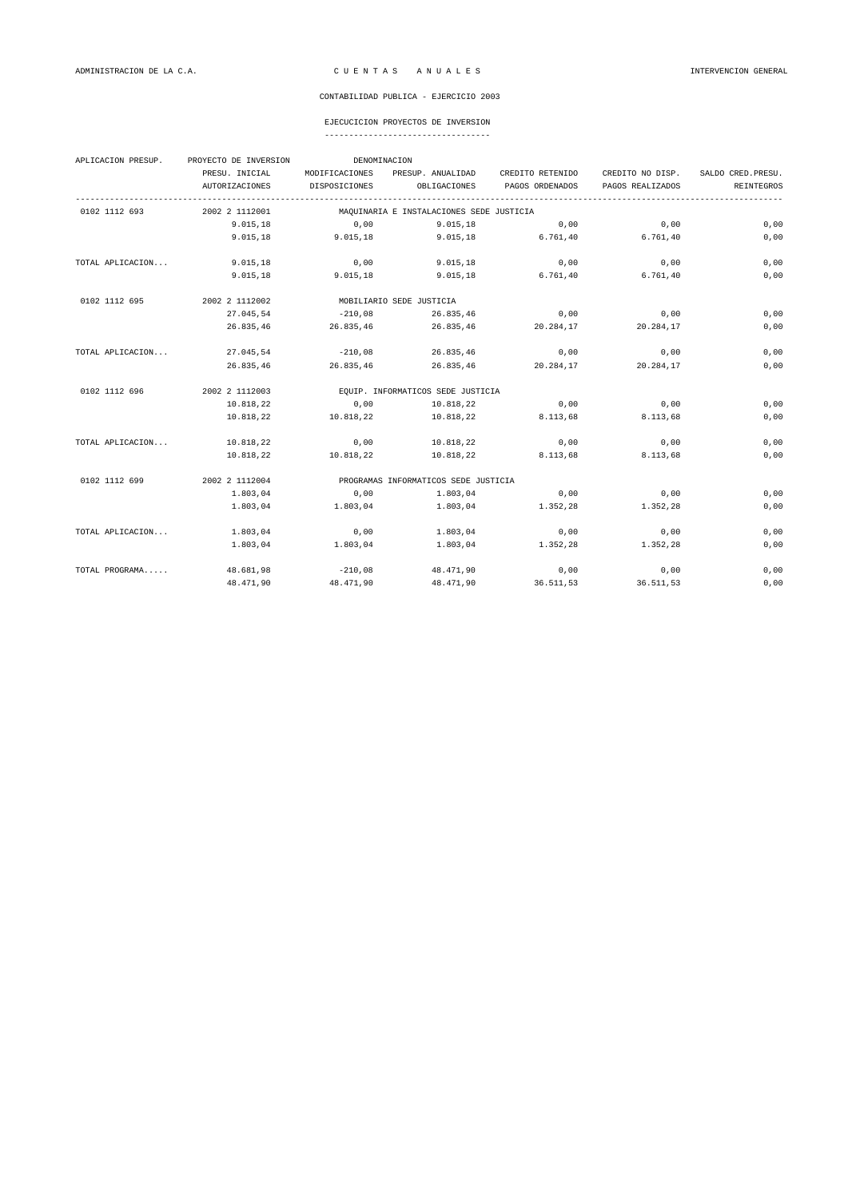ADMINISTRACION DE LA C.A. — C U E N T A S   A N U A L E S — INTERVENCION GENERAL

CONTABILIDAD PUBLICA - EJERCICIO 2003

EJECUCICION PROYECTOS DE INVERSION

| APLICACION PRESUP. | PROYECTO DE INVERSION | DENOMINACION | | | | |
|---|---|---|---|---|---|---|
| | PRESU. INICIAL | MODIFICACIONES | PRESUP. ANUALIDAD | CREDITO RETENIDO | CREDITO NO DISP. | SALDO CRED.PRESU. |
| | AUTORIZACIONES | DISPOSICIONES | OBLIGACIONES | PAGOS ORDENADOS | PAGOS REALIZADOS | REINTEGROS |
| 0102 1112 693 | 2002 2 1112001 | MAQUINARIA E INSTALACIONES SEDE JUSTICIA | | | | |
| | 9.015,18 | 0,00 | 9.015,18 | 0,00 | 0,00 | 0,00 |
| | 9.015,18 | 9.015,18 | 9.015,18 | 6.761,40 | 6.761,40 | 0,00 |
| TOTAL APLICACION... | 9.015,18 | 0,00 | 9.015,18 | 0,00 | 0,00 | 0,00 |
| | 9.015,18 | 9.015,18 | 9.015,18 | 6.761,40 | 6.761,40 | 0,00 |
| 0102 1112 695 | 2002 2 1112002 | MOBILIARIO SEDE JUSTICIA | | | | |
| | 27.045,54 | -210,08 | 26.835,46 | 0,00 | 0,00 | 0,00 |
| | 26.835,46 | 26.835,46 | 26.835,46 | 20.284,17 | 20.284,17 | 0,00 |
| TOTAL APLICACION... | 27.045,54 | -210,08 | 26.835,46 | 0,00 | 0,00 | 0,00 |
| | 26.835,46 | 26.835,46 | 26.835,46 | 20.284,17 | 20.284,17 | 0,00 |
| 0102 1112 696 | 2002 2 1112003 | EQUIP. INFORMATICOS SEDE JUSTICIA | | | | |
| | 10.818,22 | 0,00 | 10.818,22 | 0,00 | 0,00 | 0,00 |
| | 10.818,22 | 10.818,22 | 10.818,22 | 8.113,68 | 8.113,68 | 0,00 |
| TOTAL APLICACION... | 10.818,22 | 0,00 | 10.818,22 | 0,00 | 0,00 | 0,00 |
| | 10.818,22 | 10.818,22 | 10.818,22 | 8.113,68 | 8.113,68 | 0,00 |
| 0102 1112 699 | 2002 2 1112004 | PROGRAMAS INFORMATICOS SEDE JUSTICIA | | | | |
| | 1.803,04 | 0,00 | 1.803,04 | 0,00 | 0,00 | 0,00 |
| | 1.803,04 | 1.803,04 | 1.803,04 | 1.352,28 | 1.352,28 | 0,00 |
| TOTAL APLICACION... | 1.803,04 | 0,00 | 1.803,04 | 0,00 | 0,00 | 0,00 |
| | 1.803,04 | 1.803,04 | 1.803,04 | 1.352,28 | 1.352,28 | 0,00 |
| TOTAL PROGRAMA..... | 48.681,98 | -210,08 | 48.471,90 | 0,00 | 0,00 | 0,00 |
| | 48.471,90 | 48.471,90 | 48.471,90 | 36.511,53 | 36.511,53 | 0,00 |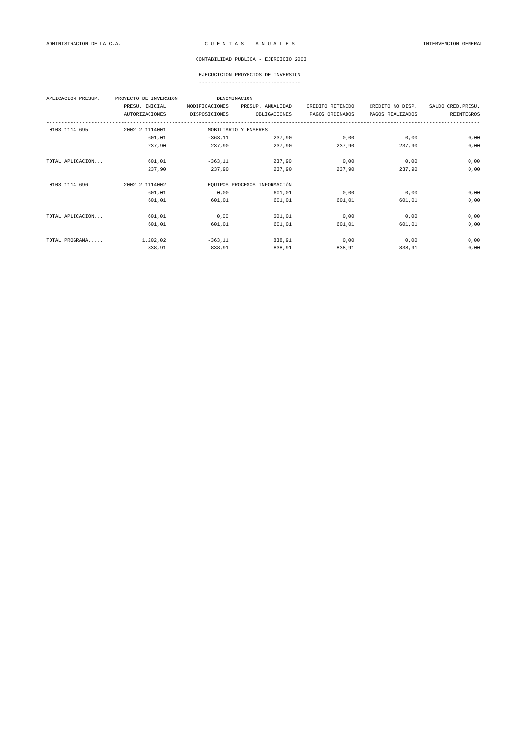ADMINISTRACION DE LA C.A. — C U E N T A S   A N U A L E S — INTERVENCION GENERAL

CONTABILIDAD PUBLICA - EJERCICIO 2003

EJECUCICION PROYECTOS DE INVERSION

| APLICACION PRESUP. | PROYECTO DE INVERSION | DENOMINACION | | | | |
|---|---|---|---|---|---|---|
| | PRESU. INICIAL | MODIFICACIONES | PRESUP. ANUALIDAD | CREDITO RETENIDO | CREDITO NO DISP. | SALDO CRED.PRESU. |
| | AUTORIZACIONES | DISPOSICIONES | OBLIGACIONES | PAGOS ORDENADOS | PAGOS REALIZADOS | REINTEGROS |
| 0103 1114 695 | 2002 2 1114001 | MOBILIARIO Y ENSERES | | | | |
| | 601,01 | -363,11 | 237,90 | 0,00 | 0,00 | 0,00 |
| | 237,90 | 237,90 | 237,90 | 237,90 | 237,90 | 0,00 |
| TOTAL APLICACION... | 601,01 | -363,11 | 237,90 | 0,00 | 0,00 | 0,00 |
| | 237,90 | 237,90 | 237,90 | 237,90 | 237,90 | 0,00 |
| 0103 1114 696 | 2002 2 1114002 | EQUIPOS PROCESOS INFORMACIóN | | | | |
| | 601,01 | 0,00 | 601,01 | 0,00 | 0,00 | 0,00 |
| | 601,01 | 601,01 | 601,01 | 601,01 | 601,01 | 0,00 |
| TOTAL APLICACION... | 601,01 | 0,00 | 601,01 | 0,00 | 0,00 | 0,00 |
| | 601,01 | 601,01 | 601,01 | 601,01 | 601,01 | 0,00 |
| TOTAL PROGRAMA..... | 1.202,02 | -363,11 | 838,91 | 0,00 | 0,00 | 0,00 |
| | 838,91 | 838,91 | 838,91 | 838,91 | 838,91 | 0,00 |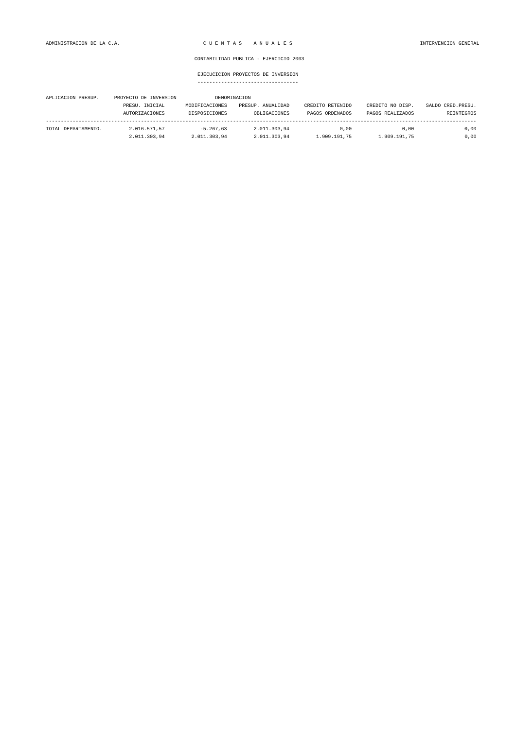CONTABILIDAD PUBLICA - EJERCICIO 2003

## EJECUCICION PROYECTOS DE INVERSION

| APLICACION PRESUP. | PROYECTO DE INVERSION | DENOMINACION | | | |
|---|---|---|---|---|---|
| | PRESU. INICIAL | MODIFICACIONES | PRESUP. ANUALIDAD | CREDITO RETENIDO | CREDITO NO DISP. | SALDO CRED.PRESU. |
| | AUTORIZACIONES | DISPOSICIONES | OBLIGACIONES | PAGOS ORDENADOS | PAGOS REALIZADOS | REINTEGROS |
| TOTAL DEPARTAMENTO. | 2.016.571,57 | -5.267,63 | 2.011.303,94 | 0,00 | 0,00 | 0,00 |
| | 2.011.303,94 | 2.011.303,94 | 2.011.303,94 | 1.909.191,75 | 1.909.191,75 | 0,00 |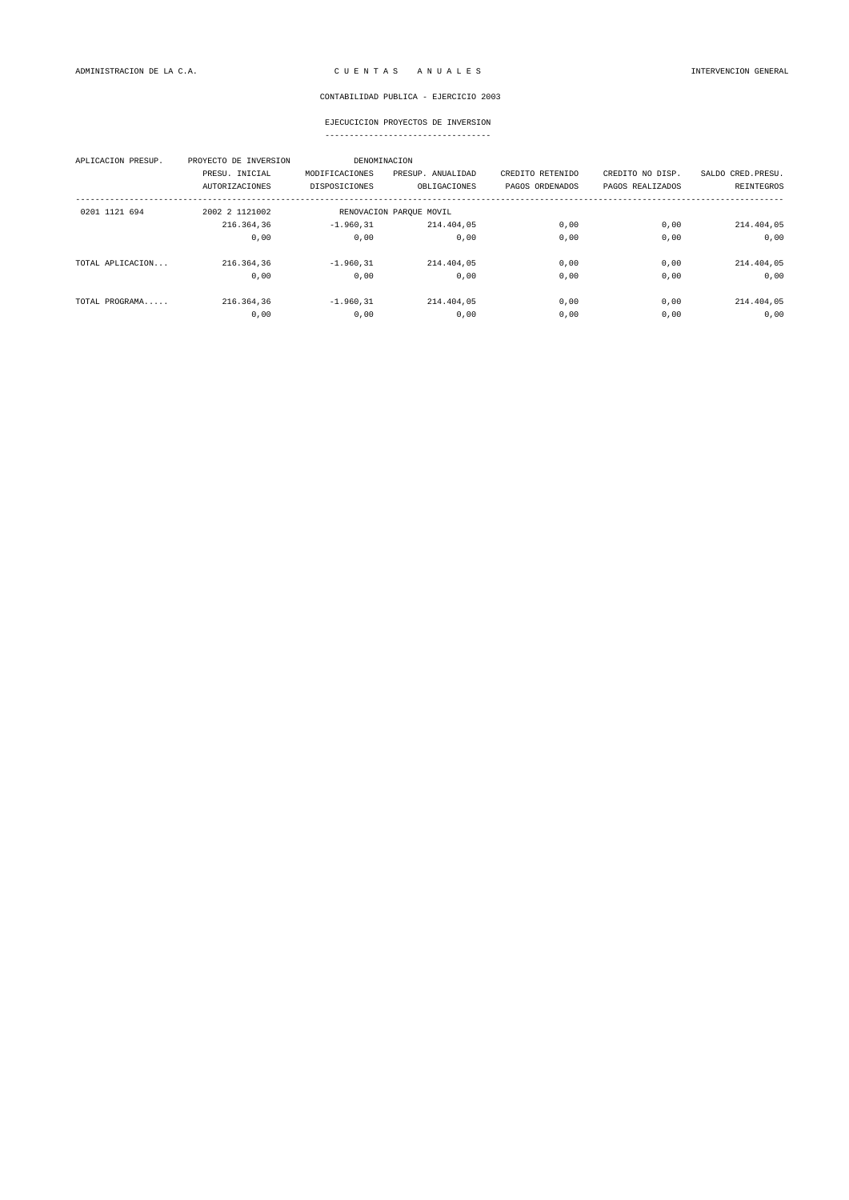CONTABILIDAD PUBLICA - EJERCICIO 2003

## EJECUCICION PROYECTOS DE INVERSION

| APLICACION PRESUP. | PROYECTO DE INVERSION | DENOMINACION | | | | |
|---|---|---|---|---|---|---|
| | PRESU. INICIAL | MODIFICACIONES | PRESUP. ANUALIDAD | CREDITO RETENIDO | CREDITO NO DISP. | SALDO CRED.PRESU. |
| | AUTORIZACIONES | DISPOSICIONES | OBLIGACIONES | PAGOS ORDENADOS | PAGOS REALIZADOS | REINTEGROS |
| 0201 1121 694 | 2002 2 1121002 | RENOVACION PARQUE MOVIL | | | | |
| | 216.364,36 | -1.960,31 | 214.404,05 | 0,00 | 0,00 | 214.404,05 |
| | 0,00 | 0,00 | 0,00 | 0,00 | 0,00 | 0,00 |
| TOTAL APLICACION... | 216.364,36 | -1.960,31 | 214.404,05 | 0,00 | 0,00 | 214.404,05 |
| | 0,00 | 0,00 | 0,00 | 0,00 | 0,00 | 0,00 |
| TOTAL PROGRAMA..... | 216.364,36 | -1.960,31 | 214.404,05 | 0,00 | 0,00 | 214.404,05 |
| | 0,00 | 0,00 | 0,00 | 0,00 | 0,00 | 0,00 |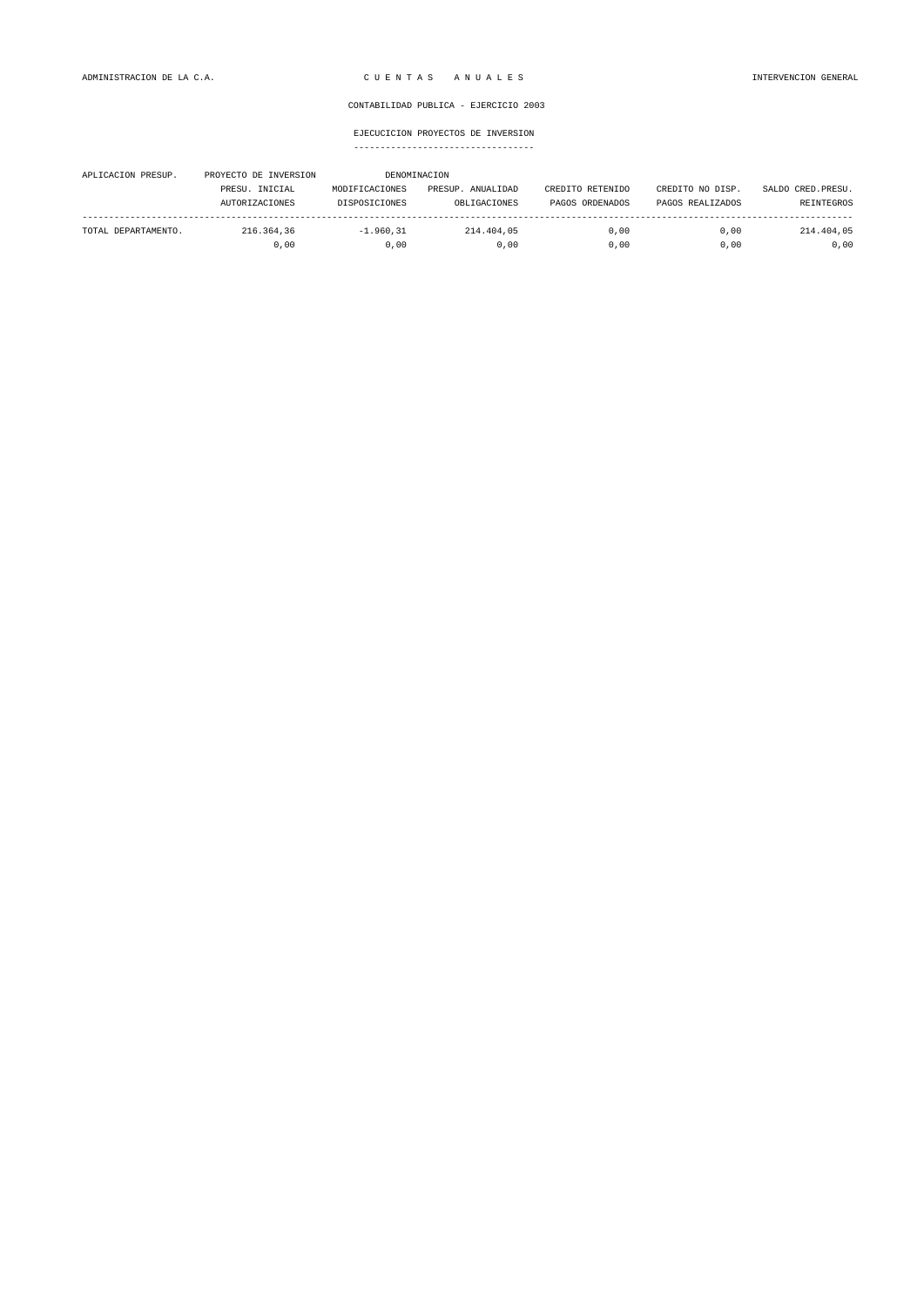CONTABILIDAD PUBLICA - EJERCICIO 2003

EJECUCICION PROYECTOS DE INVERSION

| APLICACION PRESUP. | PROYECTO DE INVERSION | DENOMINACION | | | | |
|---|---|---|---|---|---|---|
| | PRESU. INICIAL | MODIFICACIONES | PRESUP. ANUALIDAD | CREDITO RETENIDO | CREDITO NO DISP. | SALDO CRED.PRESU. |
| | AUTORIZACIONES | DISPOSICIONES | OBLIGACIONES | PAGOS ORDENADOS | PAGOS REALIZADOS | REINTEGROS |
| TOTAL DEPARTAMENTO. | 216.364,36 | -1.960,31 | 214.404,05 | 0,00 | 0,00 | 214.404,05 |
| | 0,00 | 0,00 | 0,00 | 0,00 | 0,00 | 0,00 |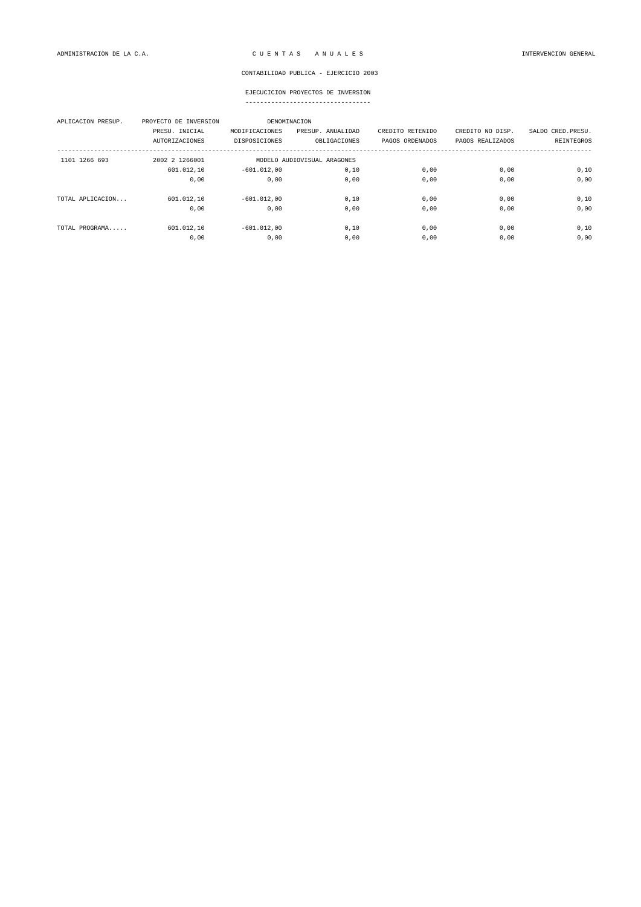ADMINISTRACION DE LA C.A. — C U E N T A S   A N U A L E S — INTERVENCION GENERAL

CONTABILIDAD PUBLICA - EJERCICIO 2003

EJECUCICION PROYECTOS DE INVERSION

| APLICACION PRESUP. | PROYECTO DE INVERSION | DENOMINACION | | | | |
|---|---|---|---|---|---|---|
| | PRESU. INICIAL | MODIFICACIONES | PRESUP. ANUALIDAD | CREDITO RETENIDO | CREDITO NO DISP. | SALDO CRED.PRESU. |
| | AUTORIZACIONES | DISPOSICIONES | OBLIGACIONES | PAGOS ORDENADOS | PAGOS REALIZADOS | REINTEGROS |
| 1101 1266 693 | 2002 2 1266001 | MODELO AUDIOVISUAL ARAGONES | | | | |
| | 601.012,10 | -601.012,00 | 0,10 | 0,00 | 0,00 | 0,10 |
| | 0,00 | 0,00 | 0,00 | 0,00 | 0,00 | 0,00 |
| TOTAL APLICACION... | 601.012,10 | -601.012,00 | 0,10 | 0,00 | 0,00 | 0,10 |
| | 0,00 | 0,00 | 0,00 | 0,00 | 0,00 | 0,00 |
| TOTAL PROGRAMA..... | 601.012,10 | -601.012,00 | 0,10 | 0,00 | 0,00 | 0,10 |
| | 0,00 | 0,00 | 0,00 | 0,00 | 0,00 | 0,00 |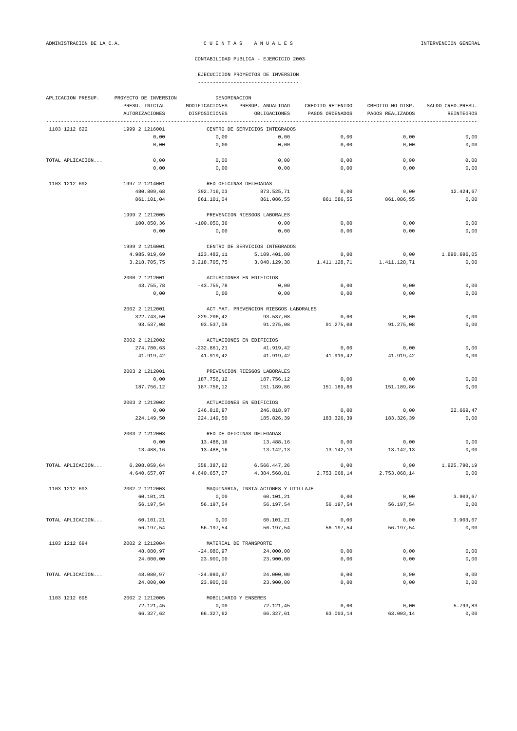ADMINISTRACION DE LA C.A. — C U E N T A S   A N U A L E S — INTERVENCION GENERAL

CONTABILIDAD PUBLICA - EJERCICIO 2003

## EJECUCICION PROYECTOS DE INVERSION

| APLICACION PRESUP. | PROYECTO DE INVERSION | DENOMINACION | | | | |
|---|---|---|---|---|---|---|
| | PRESU. INICIAL | MODIFICACIONES | PRESUP. ANUALIDAD | CREDITO RETENIDO | CREDITO NO DISP. | SALDO CRED.PRESU. |
| | AUTORIZACIONES | DISPOSICIONES | OBLIGACIONES | PAGOS ORDENADOS | PAGOS REALIZADOS | REINTEGROS |
| 1103 1212 622 | 1999 2 1216001 | CENTRO DE SERVICIOS INTEGRADOS | | | | |
| | 0,00 | 0,00 | 0,00 | 0,00 | 0,00 | 0,00 |
| | 0,00 | 0,00 | 0,00 | 0,00 | 0,00 | 0,00 |
| TOTAL APLICACION... | 0,00 | 0,00 | 0,00 | 0,00 | 0,00 | 0,00 |
| | 0,00 | 0,00 | 0,00 | 0,00 | 0,00 | 0,00 |
| 1103 1212 692 | 1997 2 1214001 | RED OFICINAS DELEGADAS | | | | |
| | 480.809,68 | 392.716,03 | 873.525,71 | 0,00 | 0,00 | 12.424,67 |
| | 861.101,04 | 861.101,04 | 861.086,55 | 861.086,55 | 861.086,55 | 0,00 |
| | 1999 2 1212005 | PREVENCION RIESGOS LABORALES | | | | |
| | 100.050,36 | -100.050,36 | 0,00 | 0,00 | 0,00 | 0,00 |
| | 0,00 | 0,00 | 0,00 | 0,00 | 0,00 | 0,00 |
| | 1999 2 1216001 | CENTRO DE SERVICIOS INTEGRADOS | | | | |
| | 4.985.919,69 | 123.482,11 | 5.109.401,80 | 0,00 | 0,00 | 1.890.696,05 |
| | 3.218.705,75 | 3.218.705,75 | 3.040.129,38 | 1.411.128,71 | 1.411.128,71 | 0,00 |
| | 2000 2 1212001 | ACTUACIONES EN EDIFICIOS | | | | |
| | 43.755,78 | -43.755,78 | 0,00 | 0,00 | 0,00 | 0,00 |
| | 0,00 | 0,00 | 0,00 | 0,00 | 0,00 | 0,00 |
| | 2002 2 1212001 | ACT.MAT. PREVENCION RIESGOS LABORALES | | | | |
| | 322.743,50 | -229.206,42 | 93.537,08 | 0,00 | 0,00 | 0,00 |
| | 93.537,08 | 93.537,08 | 91.275,08 | 91.275,08 | 91.275,08 | 0,00 |
| | 2002 2 1212002 | ACTUACIONES EN EDIFICIOS | | | | |
| | 274.780,63 | -232.861,21 | 41.919,42 | 0,00 | 0,00 | 0,00 |
| | 41.919,42 | 41.919,42 | 41.919,42 | 41.919,42 | 41.919,42 | 0,00 |
| | 2003 2 1212001 | PREVENCION RIESGOS LABORALES | | | | |
| | 0,00 | 187.756,12 | 187.756,12 | 0,00 | 0,00 | 0,00 |
| | 187.756,12 | 187.756,12 | 151.189,86 | 151.189,86 | 151.189,86 | 0,00 |
| | 2003 2 1212002 | ACTUACIONES EN EDIFICIOS | | | | |
| | 0,00 | 246.818,97 | 246.818,97 | 0,00 | 0,00 | 22.669,47 |
| | 224.149,50 | 224.149,50 | 185.826,39 | 183.326,39 | 183.326,39 | 0,00 |
| | 2003 2 1212003 | RED DE OFICINAS DELEGADAS | | | | |
| | 0,00 | 13.488,16 | 13.488,16 | 0,00 | 0,00 | 0,00 |
| | 13.488,16 | 13.488,16 | 13.142,13 | 13.142,13 | 13.142,13 | 0,00 |
| TOTAL APLICACION... | 6.208.059,64 | 358.387,62 | 6.566.447,26 | 0,00 | 0,00 | 1.925.790,19 |
| | 4.640.657,07 | 4.640.657,07 | 4.384.568,81 | 2.753.068,14 | 2.753.068,14 | 0,00 |
| 1103 1212 693 | 2002 2 1212003 | MAQUINARIA, INSTALACIONES Y UTILLAJE | | | | |
| | 60.101,21 | 0,00 | 60.101,21 | 0,00 | 0,00 | 3.903,67 |
| | 56.197,54 | 56.197,54 | 56.197,54 | 56.197,54 | 56.197,54 | 0,00 |
| TOTAL APLICACION... | 60.101,21 | 0,00 | 60.101,21 | 0,00 | 0,00 | 3.903,67 |
| | 56.197,54 | 56.197,54 | 56.197,54 | 56.197,54 | 56.197,54 | 0,00 |
| 1103 1212 694 | 2002 2 1212004 | MATERIAL DE TRANSPORTE | | | | |
| | 48.080,97 | -24.080,97 | 24.000,00 | 0,00 | 0,00 | 0,00 |
| | 24.000,00 | 23.900,00 | 23.900,00 | 0,00 | 0,00 | 0,00 |
| TOTAL APLICACION... | 48.080,97 | -24.080,97 | 24.000,00 | 0,00 | 0,00 | 0,00 |
| | 24.000,00 | 23.900,00 | 23.900,00 | 0,00 | 0,00 | 0,00 |
| 1103 1212 695 | 2002 2 1212005 | MOBILIARIO Y ENSERES | | | | |
| | 72.121,45 | 0,00 | 72.121,45 | 0,00 | 0,00 | 5.793,83 |
| | 66.327,62 | 66.327,62 | 66.327,61 | 63.003,14 | 63.003,14 | 0,00 |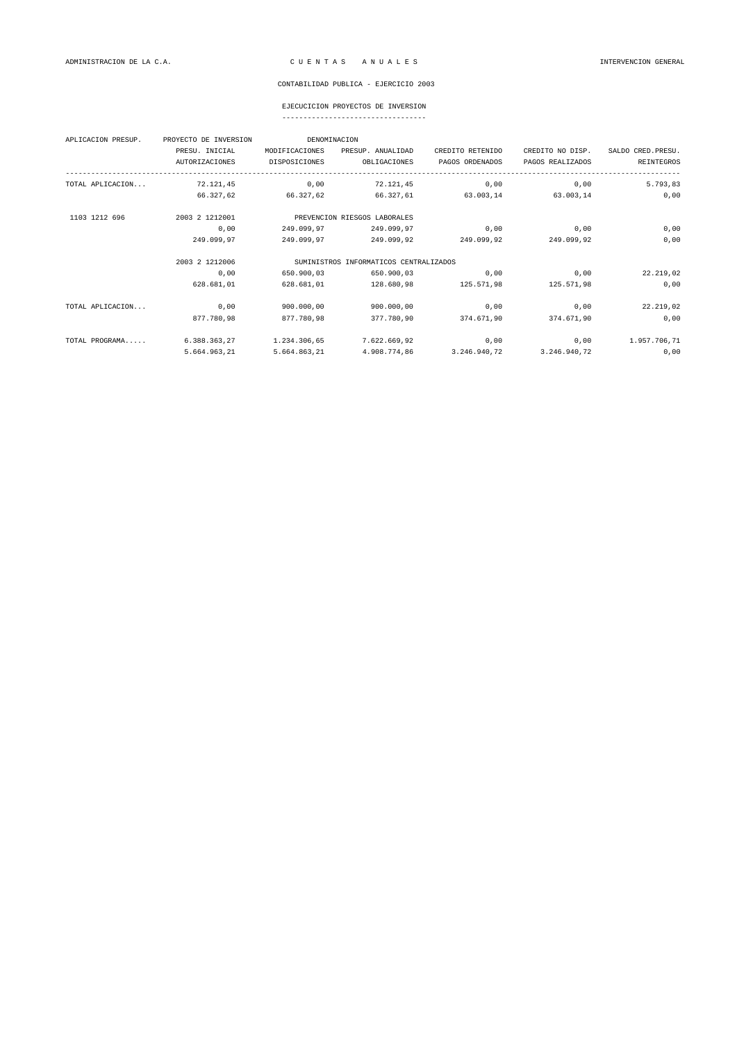CONTABILIDAD PUBLICA - EJERCICIO 2003

## EJECUCICION PROYECTOS DE INVERSION

| APLICACION PRESUP. | PROYECTO DE INVERSION | DENOMINACION | | | | |
|---|---|---|---|---|---|---|
| | PRESU. INICIAL | MODIFICACIONES | PRESUP. ANUALIDAD | CREDITO RETENIDO | CREDITO NO DISP. | SALDO CRED.PRESU. |
| | AUTORIZACIONES | DISPOSICIONES | OBLIGACIONES | PAGOS ORDENADOS | PAGOS REALIZADOS | REINTEGROS |
| TOTAL APLICACION... | 72.121,45 | 0,00 | 72.121,45 | 0,00 | 0,00 | 5.793,83 |
| | 66.327,62 | 66.327,62 | 66.327,61 | 63.003,14 | 63.003,14 | 0,00 |
| 1103 1212 696 | 2003 2 1212001 | PREVENCION RIESGOS LABORALES | | | | |
| | 0,00 | 249.099,97 | 249.099,97 | 0,00 | 0,00 | 0,00 |
| | 249.099,97 | 249.099,97 | 249.099,92 | 249.099,92 | 249.099,92 | 0,00 |
| | 2003 2 1212006 | SUMINISTROS INFORMATICOS CENTRALIZADOS | | | | |
| | 0,00 | 650.900,03 | 650.900,03 | 0,00 | 0,00 | 22.219,02 |
| | 628.681,01 | 628.681,01 | 128.680,98 | 125.571,98 | 125.571,98 | 0,00 |
| TOTAL APLICACION... | 0,00 | 900.000,00 | 900.000,00 | 0,00 | 0,00 | 22.219,02 |
| | 877.780,98 | 877.780,98 | 377.780,90 | 374.671,90 | 374.671,90 | 0,00 |
| TOTAL PROGRAMA..... | 6.388.363,27 | 1.234.306,65 | 7.622.669,92 | 0,00 | 0,00 | 1.957.706,71 |
| | 5.664.963,21 | 5.664.863,21 | 4.908.774,86 | 3.246.940,72 | 3.246.940,72 | 0,00 |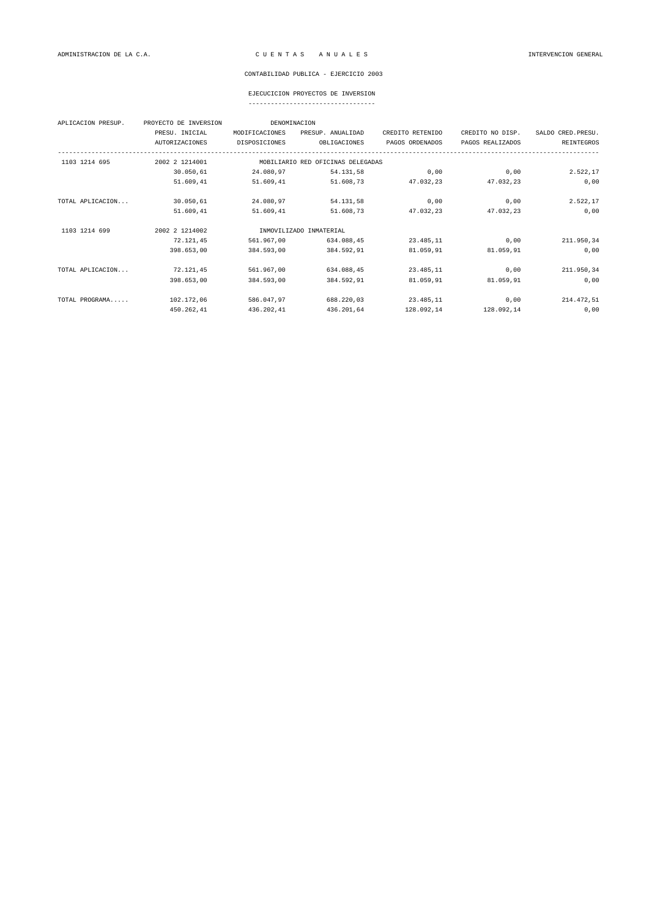ADMINISTRACION DE LA C.A. — C U E N T A S   A N U A L E S — INTERVENCION GENERAL

CONTABILIDAD PUBLICA - EJERCICIO 2003

EJECUCICION PROYECTOS DE INVERSION

| APLICACION PRESUP. | PROYECTO DE INVERSION | DENOMINACION | | | | |
|---|---|---|---|---|---|---|
| | PRESU. INICIAL | MODIFICACIONES | PRESUP. ANUALIDAD | CREDITO RETENIDO | CREDITO NO DISP. | SALDO CRED.PRESU. |
| | AUTORIZACIONES | DISPOSICIONES | OBLIGACIONES | PAGOS ORDENADOS | PAGOS REALIZADOS | REINTEGROS |
| 1103 1214 695 | 2002 2 1214001 | MOBILIARIO RED OFICINAS DELEGADAS | | | | |
| | 30.050,61 | 24.080,97 | 54.131,58 | 0,00 | 0,00 | 2.522,17 |
| | 51.609,41 | 51.609,41 | 51.608,73 | 47.032,23 | 47.032,23 | 0,00 |
| TOTAL APLICACION... | 30.050,61 | 24.080,97 | 54.131,58 | 0,00 | 0,00 | 2.522,17 |
| | 51.609,41 | 51.609,41 | 51.608,73 | 47.032,23 | 47.032,23 | 0,00 |
| 1103 1214 699 | 2002 2 1214002 | INMOVILIZADO INMATERIAL | | | | |
| | 72.121,45 | 561.967,00 | 634.088,45 | 23.485,11 | 0,00 | 211.950,34 |
| | 398.653,00 | 384.593,00 | 384.592,91 | 81.059,91 | 81.059,91 | 0,00 |
| TOTAL APLICACION... | 72.121,45 | 561.967,00 | 634.088,45 | 23.485,11 | 0,00 | 211.950,34 |
| | 398.653,00 | 384.593,00 | 384.592,91 | 81.059,91 | 81.059,91 | 0,00 |
| TOTAL PROGRAMA..... | 102.172,06 | 586.047,97 | 688.220,03 | 23.485,11 | 0,00 | 214.472,51 |
| | 450.262,41 | 436.202,41 | 436.201,64 | 128.092,14 | 128.092,14 | 0,00 |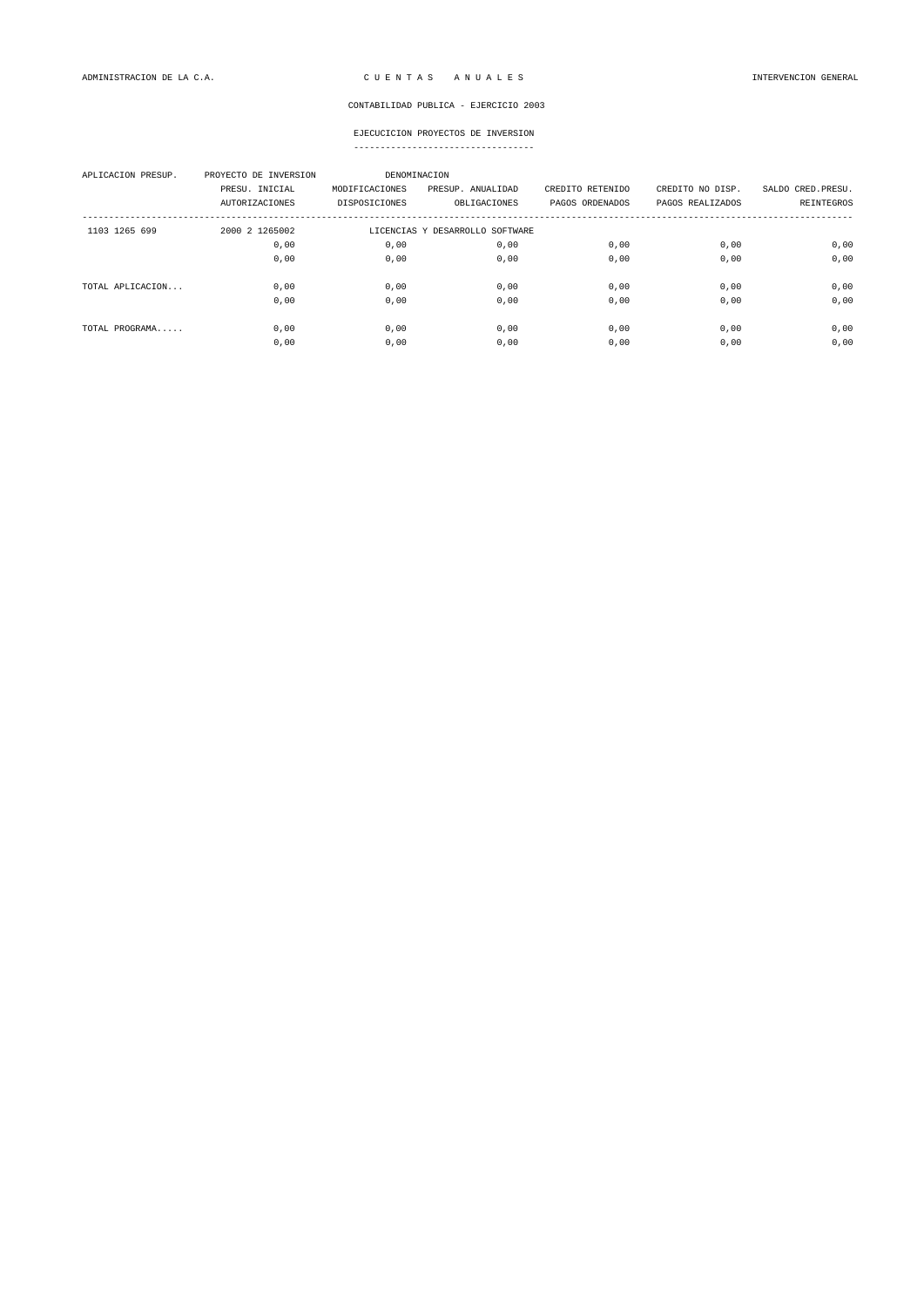ADMINISTRACION DE LA C.A. — C U E N T A S   A N U A L E S — INTERVENCION GENERAL

CONTABILIDAD PUBLICA - EJERCICIO 2003

EJECUCICION PROYECTOS DE INVERSION

| APLICACION PRESUP. | PROYECTO DE INVERSION | DENOMINACION | | | | |
|---|---|---|---|---|---|---|
| | PRESU. INICIAL | MODIFICACIONES | PRESUP. ANUALIDAD | CREDITO RETENIDO | CREDITO NO DISP. | SALDO CRED.PRESU. |
| | AUTORIZACIONES | DISPOSICIONES | OBLIGACIONES | PAGOS ORDENADOS | PAGOS REALIZADOS | REINTEGROS |
| 1103 1265 699 | 2000 2 1265002 | LICENCIAS Y DESARROLLO SOFTWARE | | | | |
| | 0,00 | 0,00 | 0,00 | 0,00 | 0,00 | 0,00 |
| | 0,00 | 0,00 | 0,00 | 0,00 | 0,00 | 0,00 |
| TOTAL APLICACION... | 0,00 | 0,00 | 0,00 | 0,00 | 0,00 | 0,00 |
| | 0,00 | 0,00 | 0,00 | 0,00 | 0,00 | 0,00 |
| TOTAL PROGRAMA..... | 0,00 | 0,00 | 0,00 | 0,00 | 0,00 | 0,00 |
| | 0,00 | 0,00 | 0,00 | 0,00 | 0,00 | 0,00 |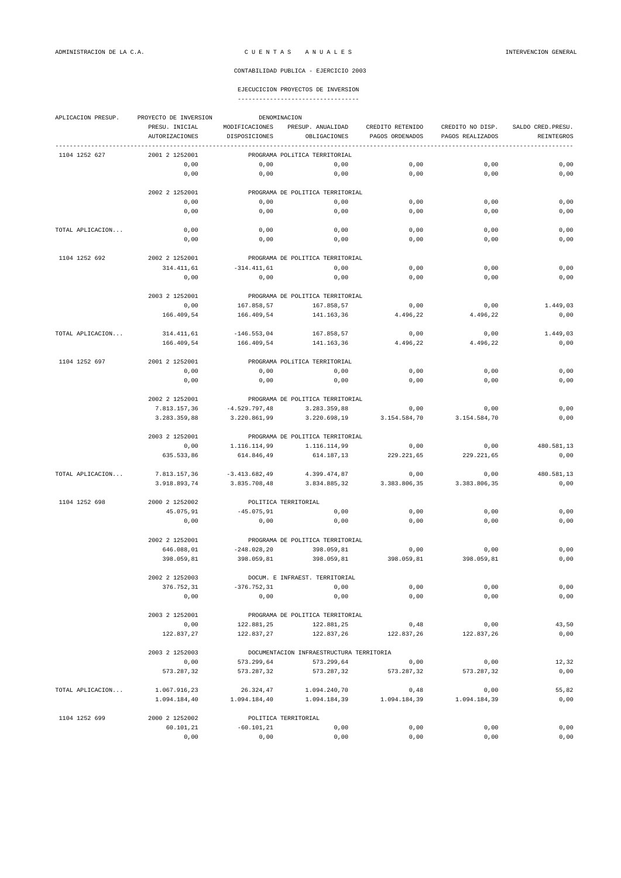ADMINISTRACION DE LA C.A. — C U E N T A S   A N U A L E S — INTERVENCION GENERAL

CONTABILIDAD PUBLICA - EJERCICIO 2003

EJECUCICION PROYECTOS DE INVERSION

| APLICACION PRESUP. | PROYECTO DE INVERSION | DENOMINACION | | | | |
|---|---|---|---|---|---|---|
| | PRESU. INICIAL | MODIFICACIONES | PRESUP. ANUALIDAD | CREDITO RETENIDO | CREDITO NO DISP. | SALDO CRED.PRESU. |
| | AUTORIZACIONES | DISPOSICIONES | OBLIGACIONES | PAGOS ORDENADOS | PAGOS REALIZADOS | REINTEGROS |
| 1104 1252 627 | 2001 2 1252001 | PROGRAMA POLíTICA TERRITORIAL | | | | |
| | 0,00 | 0,00 | 0,00 | 0,00 | 0,00 | 0,00 |
| | 0,00 | 0,00 | 0,00 | 0,00 | 0,00 | 0,00 |
| | 2002 2 1252001 | PROGRAMA DE POLITICA TERRITORIAL | | | | |
| | 0,00 | 0,00 | 0,00 | 0,00 | 0,00 | 0,00 |
| | 0,00 | 0,00 | 0,00 | 0,00 | 0,00 | 0,00 |
| TOTAL APLICACION... | 0,00 | 0,00 | 0,00 | 0,00 | 0,00 | 0,00 |
| | 0,00 | 0,00 | 0,00 | 0,00 | 0,00 | 0,00 |
| 1104 1252 692 | 2002 2 1252001 | PROGRAMA DE POLITICA TERRITORIAL | | | | |
| | 314.411,61 | -314.411,61 | 0,00 | 0,00 | 0,00 | 0,00 |
| | 0,00 | 0,00 | 0,00 | 0,00 | 0,00 | 0,00 |
| | 2003 2 1252001 | PROGRAMA DE POLITICA TERRITORIAL | | | | |
| | 0,00 | 167.858,57 | 167.858,57 | 0,00 | 0,00 | 1.449,03 |
| | 166.409,54 | 166.409,54 | 141.163,36 | 4.496,22 | 4.496,22 | 0,00 |
| TOTAL APLICACION... | 314.411,61 | -146.553,04 | 167.858,57 | 0,00 | 0,00 | 1.449,03 |
| | 166.409,54 | 166.409,54 | 141.163,36 | 4.496,22 | 4.496,22 | 0,00 |
| 1104 1252 697 | 2001 2 1252001 | PROGRAMA POLíTICA TERRITORIAL | | | | |
| | 0,00 | 0,00 | 0,00 | 0,00 | 0,00 | 0,00 |
| | 0,00 | 0,00 | 0,00 | 0,00 | 0,00 | 0,00 |
| | 2002 2 1252001 | PROGRAMA DE POLITICA TERRITORIAL | | | | |
| | 7.813.157,36 | -4.529.797,48 | 3.283.359,88 | 0,00 | 0,00 | 0,00 |
| | 3.283.359,88 | 3.220.861,99 | 3.220.698,19 | 3.154.584,70 | 3.154.584,70 | 0,00 |
| | 2003 2 1252001 | PROGRAMA DE POLITICA TERRITORIAL | | | | |
| | 0,00 | 1.116.114,99 | 1.116.114,99 | 0,00 | 0,00 | 480.581,13 |
| | 635.533,86 | 614.846,49 | 614.187,13 | 229.221,65 | 229.221,65 | 0,00 |
| TOTAL APLICACION... | 7.813.157,36 | -3.413.682,49 | 4.399.474,87 | 0,00 | 0,00 | 480.581,13 |
| | 3.918.893,74 | 3.835.708,48 | 3.834.885,32 | 3.383.806,35 | 3.383.806,35 | 0,00 |
| 1104 1252 698 | 2000 2 1252002 | POLITICA TERRITORIAL | | | | |
| | 45.075,91 | -45.075,91 | 0,00 | 0,00 | 0,00 | 0,00 |
| | 0,00 | 0,00 | 0,00 | 0,00 | 0,00 | 0,00 |
| | 2002 2 1252001 | PROGRAMA DE POLITICA TERRITORIAL | | | | |
| | 646.088,01 | -248.028,20 | 398.059,81 | 0,00 | 0,00 | 0,00 |
| | 398.059,81 | 398.059,81 | 398.059,81 | 398.059,81 | 398.059,81 | 0,00 |
| | 2002 2 1252003 | DOCUM. E INFRAEST. TERRITORIAL | | | | |
| | 376.752,31 | -376.752,31 | 0,00 | 0,00 | 0,00 | 0,00 |
| | 0,00 | 0,00 | 0,00 | 0,00 | 0,00 | 0,00 |
| | 2003 2 1252001 | PROGRAMA DE POLITICA TERRITORIAL | | | | |
| | 0,00 | 122.881,25 | 122.881,25 | 0,48 | 0,00 | 43,50 |
| | 122.837,27 | 122.837,27 | 122.837,26 | 122.837,26 | 122.837,26 | 0,00 |
| | 2003 2 1252003 | DOCUMENTACION INFRAESTRUCTURA TERRITORIA | | | | |
| | 0,00 | 573.299,64 | 573.299,64 | 0,00 | 0,00 | 12,32 |
| | 573.287,32 | 573.287,32 | 573.287,32 | 573.287,32 | 573.287,32 | 0,00 |
| TOTAL APLICACION... | 1.067.916,23 | 26.324,47 | 1.094.240,70 | 0,48 | 0,00 | 55,82 |
| | 1.094.184,40 | 1.094.184,40 | 1.094.184,39 | 1.094.184,39 | 1.094.184,39 | 0,00 |
| 1104 1252 699 | 2000 2 1252002 | POLITICA TERRITORIAL | | | | |
| | 60.101,21 | -60.101,21 | 0,00 | 0,00 | 0,00 | 0,00 |
| | 0,00 | 0,00 | 0,00 | 0,00 | 0,00 | 0,00 |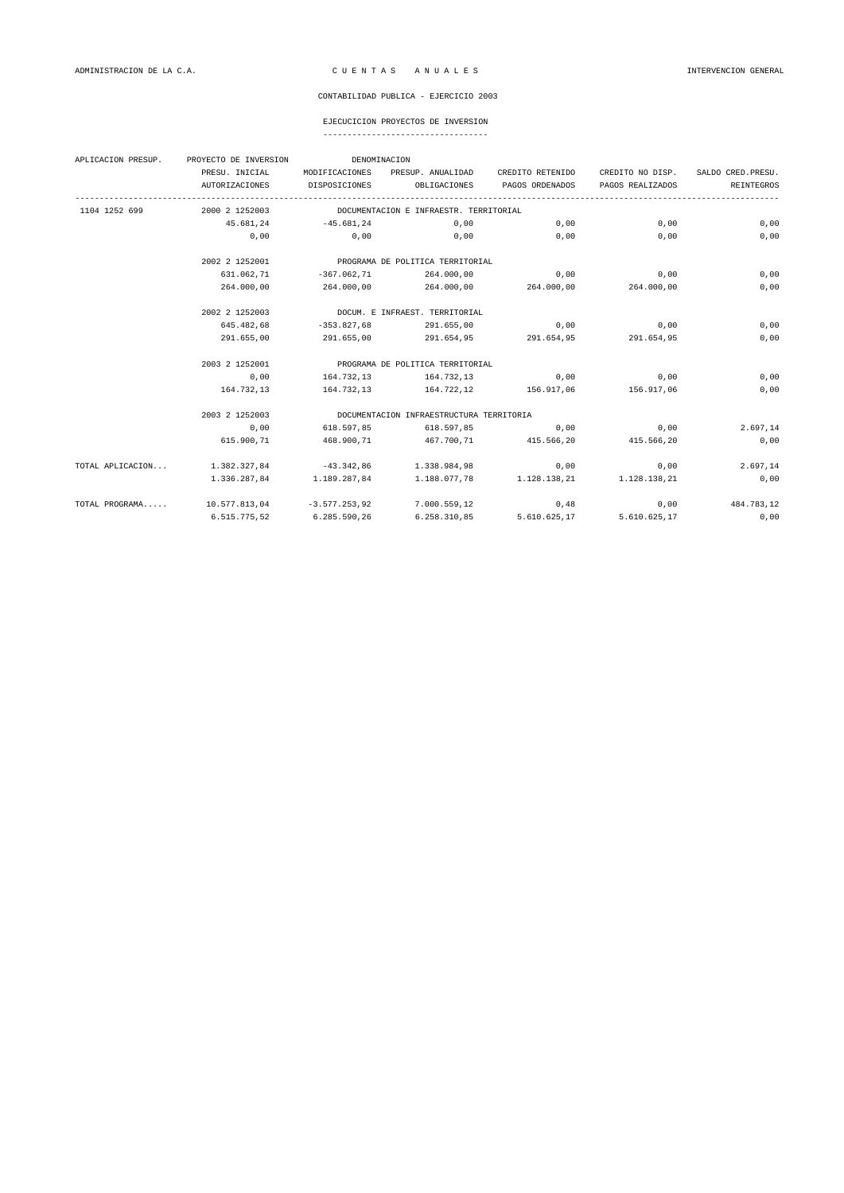ADMINISTRACION DE LA C.A. — C U E N T A S   A N U A L E S — INTERVENCION GENERAL

CONTABILIDAD PUBLICA - EJERCICIO 2003

EJECUCICION PROYECTOS DE INVERSION

| APLICACION PRESUP. | PROYECTO DE INVERSION | DENOMINACION | | | |
|---|---|---|---|---|---|
| | PRESU. INICIAL | MODIFICACIONES | PRESUP. ANUALIDAD | CREDITO RETENIDO | CREDITO NO DISP. | SALDO CRED.PRESU. |
| | AUTORIZACIONES | DISPOSICIONES | OBLIGACIONES | PAGOS ORDENADOS | PAGOS REALIZADOS | REINTEGROS |

| APLICACION PRESUP. | PRESU. INICIAL / AUTORIZACIONES | MODIFICACIONES / DISPOSICIONES | PRESUP. ANUALIDAD / OBLIGACIONES | CREDITO RETENIDO / PAGOS ORDENADOS | CREDITO NO DISP. / PAGOS REALIZADOS | SALDO CRED.PRESU. / REINTEGROS |
|---|---|---|---|---|---|---|
| 1104 1252 699 | 2000 2 1252003 | DOCUMENTACION E INFRAESTR. TERRITORIAL | | | | |
| | 45.681,24 | -45.681,24 | 0,00 | 0,00 | 0,00 | 0,00 |
| | 0,00 | 0,00 | 0,00 | 0,00 | 0,00 | 0,00 |
| | 2002 2 1252001 | PROGRAMA DE POLITICA TERRITORIAL | | | | |
| | 631.062,71 | -367.062,71 | 264.000,00 | 0,00 | 0,00 | 0,00 |
| | 264.000,00 | 264.000,00 | 264.000,00 | 264.000,00 | 264.000,00 | 0,00 |
| | 2002 2 1252003 | DOCUM. E INFRAEST. TERRITORIAL | | | | |
| | 645.482,68 | -353.827,68 | 291.655,00 | 0,00 | 0,00 | 0,00 |
| | 291.655,00 | 291.655,00 | 291.654,95 | 291.654,95 | 291.654,95 | 0,00 |
| | 2003 2 1252001 | PROGRAMA DE POLITICA TERRITORIAL | | | | |
| | 0,00 | 164.732,13 | 164.732,13 | 0,00 | 0,00 | 0,00 |
| | 164.732,13 | 164.732,13 | 164.722,12 | 156.917,06 | 156.917,06 | 0,00 |
| | 2003 2 1252003 | DOCUMENTACION INFRAESTRUCTURA TERRITORIA | | | | |
| | 0,00 | 618.597,85 | 618.597,85 | 0,00 | 0,00 | 2.697,14 |
| | 615.900,71 | 468.900,71 | 467.700,71 | 415.566,20 | 415.566,20 | 0,00 |
| TOTAL APLICACION... | 1.382.327,84 | -43.342,86 | 1.338.984,98 | 0,00 | 0,00 | 2.697,14 |
| | 1.336.287,84 | 1.189.287,84 | 1.188.077,78 | 1.128.138,21 | 1.128.138,21 | 0,00 |
| TOTAL PROGRAMA..... | 10.577.813,04 | -3.577.253,92 | 7.000.559,12 | 0,48 | 0,00 | 484.783,12 |
| | 6.515.775,52 | 6.285.590,26 | 6.258.310,85 | 5.610.625,17 | 5.610.625,17 | 0,00 |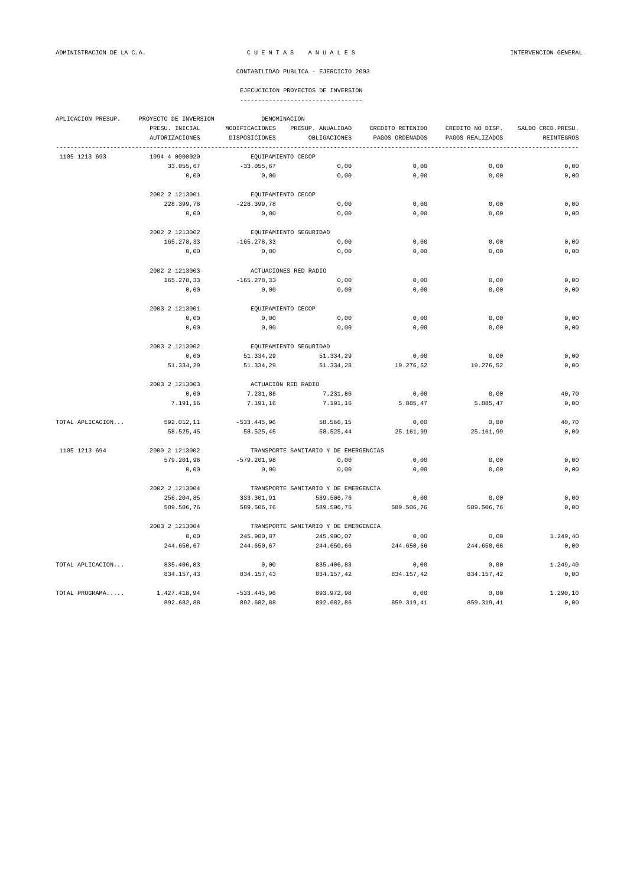CONTABILIDAD PUBLICA - EJERCICIO 2003

EJECUCICION PROYECTOS DE INVERSION

| APLICACION PRESUP. | PROYECTO DE INVERSION | DENOMINACION | | | | |
|---|---|---|---|---|---|---|
| | PRESU. INICIAL | MODIFICACIONES | PRESUP. ANUALIDAD | CREDITO RETENIDO | CREDITO NO DISP. | SALDO CRED.PRESU. |
| | AUTORIZACIONES | DISPOSICIONES | OBLIGACIONES | PAGOS ORDENADOS | PAGOS REALIZADOS | REINTEGROS |
| 1105 1213 693 | 1994 4 0000020 | EQUIPAMIENTO CECOP | | | | |
| | 33.055,67 | -33.055,67 | 0,00 | 0,00 | 0,00 | 0,00 |
| | 0,00 | 0,00 | 0,00 | 0,00 | 0,00 | 0,00 |
| | 2002 2 1213001 | EQUIPAMIENTO CECOP | | | | |
| | 228.399,78 | -228.399,78 | 0,00 | 0,00 | 0,00 | 0,00 |
| | 0,00 | 0,00 | 0,00 | 0,00 | 0,00 | 0,00 |
| | 2002 2 1213002 | EQUIPAMIENTO SEGURIDAD | | | | |
| | 165.278,33 | -165.278,33 | 0,00 | 0,00 | 0,00 | 0,00 |
| | 0,00 | 0,00 | 0,00 | 0,00 | 0,00 | 0,00 |
| | 2002 2 1213003 | ACTUACIONES RED RADIO | | | | |
| | 165.278,33 | -165.278,33 | 0,00 | 0,00 | 0,00 | 0,00 |
| | 0,00 | 0,00 | 0,00 | 0,00 | 0,00 | 0,00 |
| | 2003 2 1213001 | EQUIPAMIENTO CECOP | | | | |
| | 0,00 | 0,00 | 0,00 | 0,00 | 0,00 | 0,00 |
| | 0,00 | 0,00 | 0,00 | 0,00 | 0,00 | 0,00 |
| | 2003 2 1213002 | EQUIPAMIENTO SEGURIDAD | | | | |
| | 0,00 | 51.334,29 | 51.334,29 | 0,00 | 0,00 | 0,00 |
| | 51.334,29 | 51.334,29 | 51.334,28 | 19.276,52 | 19.276,52 | 0,00 |
| | 2003 2 1213003 | ACTUACIÓN RED RADIO | | | | |
| | 0,00 | 7.231,86 | 7.231,86 | 0,00 | 0,00 | 40,70 |
| | 7.191,16 | 7.191,16 | 7.191,16 | 5.885,47 | 5.885,47 | 0,00 |
| TOTAL APLICACION... | 592.012,11 | -533.445,96 | 58.566,15 | 0,00 | 0,00 | 40,70 |
| | 58.525,45 | 58.525,45 | 58.525,44 | 25.161,99 | 25.161,99 | 0,00 |
| 1105 1213 694 | 2000 2 1213002 | TRANSPORTE SANITARIO Y DE EMERGENCIAS | | | | |
| | 579.201,98 | -579.201,98 | 0,00 | 0,00 | 0,00 | 0,00 |
| | 0,00 | 0,00 | 0,00 | 0,00 | 0,00 | 0,00 |
| | 2002 2 1213004 | TRANSPORTE SANITARIO Y DE EMERGENCIA | | | | |
| | 256.204,85 | 333.301,91 | 589.506,76 | 0,00 | 0,00 | 0,00 |
| | 589.506,76 | 589.506,76 | 589.506,76 | 589.506,76 | 589.506,76 | 0,00 |
| | 2003 2 1213004 | TRANSPORTE SANITARIO Y DE EMERGENCIA | | | | |
| | 0,00 | 245.900,07 | 245.900,07 | 0,00 | 0,00 | 1.249,40 |
| | 244.650,67 | 244.650,67 | 244.650,66 | 244.650,66 | 244.650,66 | 0,00 |
| TOTAL APLICACION... | 835.406,83 | 0,00 | 835.406,83 | 0,00 | 0,00 | 1.249,40 |
| | 834.157,43 | 834.157,43 | 834.157,42 | 834.157,42 | 834.157,42 | 0,00 |
| TOTAL PROGRAMA..... | 1.427.418,94 | -533.445,96 | 893.972,98 | 0,00 | 0,00 | 1.290,10 |
| | 892.682,88 | 892.682,88 | 892.682,86 | 859.319,41 | 859.319,41 | 0,00 |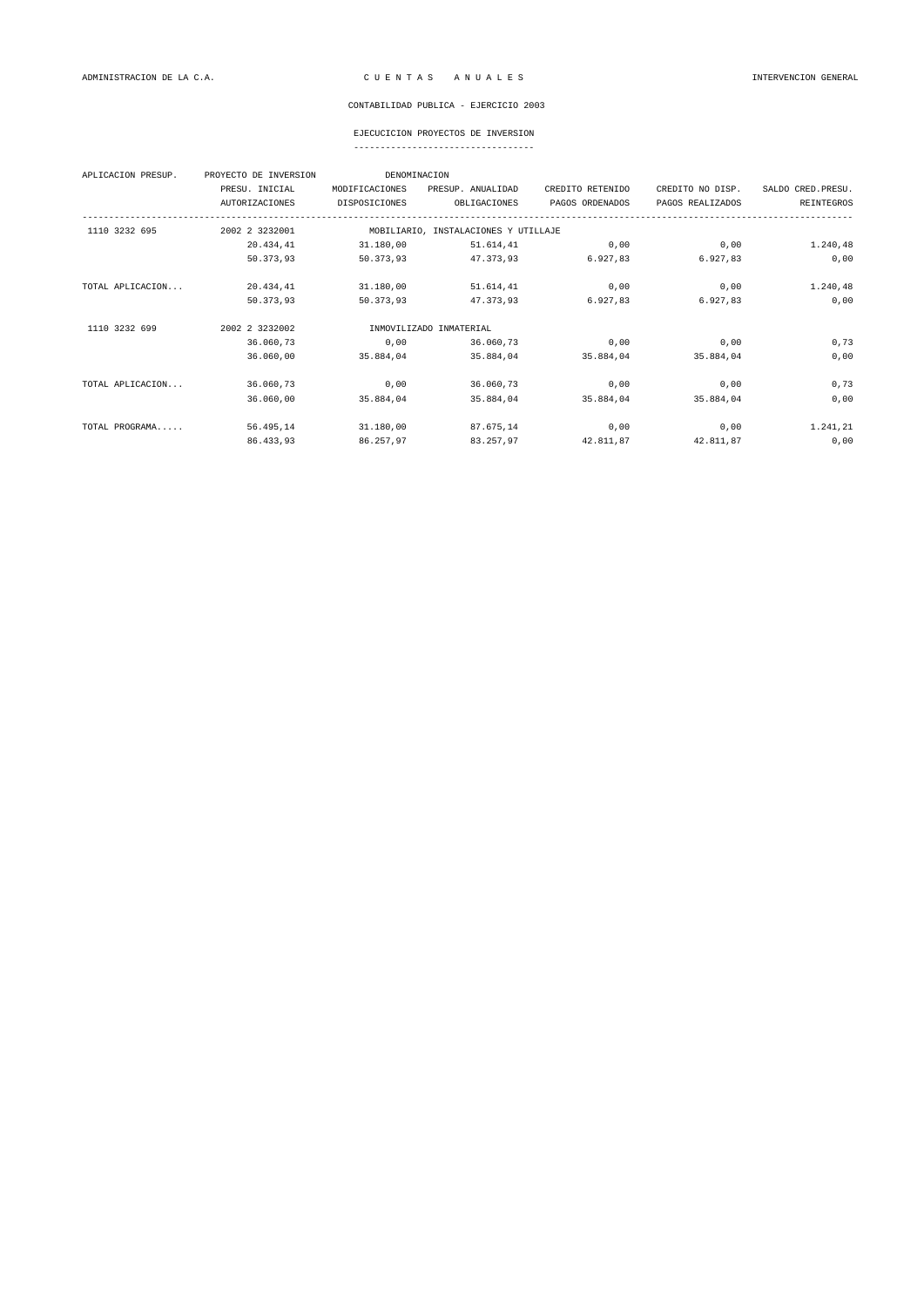ADMINISTRACION DE LA C.A. — C U E N T A S   A N U A L E S — INTERVENCION GENERAL

CONTABILIDAD PUBLICA - EJERCICIO 2003

EJECUCICION PROYECTOS DE INVERSION

| APLICACION PRESUP. | PROYECTO DE INVERSION | DENOMINACION | | | | |
|---|---|---|---|---|---|---|
| | PRESU. INICIAL | MODIFICACIONES | PRESUP. ANUALIDAD | CREDITO RETENIDO | CREDITO NO DISP. | SALDO CRED.PRESU. |
| | AUTORIZACIONES | DISPOSICIONES | OBLIGACIONES | PAGOS ORDENADOS | PAGOS REALIZADOS | REINTEGROS |
| 1110 3232 695 | 2002 2 3232001 | MOBILIARIO, INSTALACIONES Y UTILLAJE | | | | |
| | 20.434,41 | 31.180,00 | 51.614,41 | 0,00 | 0,00 | 1.240,48 |
| | 50.373,93 | 50.373,93 | 47.373,93 | 6.927,83 | 6.927,83 | 0,00 |
| TOTAL APLICACION... | 20.434,41 | 31.180,00 | 51.614,41 | 0,00 | 0,00 | 1.240,48 |
| | 50.373,93 | 50.373,93 | 47.373,93 | 6.927,83 | 6.927,83 | 0,00 |
| 1110 3232 699 | 2002 2 3232002 | INMOVILIZADO INMATERIAL | | | | |
| | 36.060,73 | 0,00 | 36.060,73 | 0,00 | 0,00 | 0,73 |
| | 36.060,00 | 35.884,04 | 35.884,04 | 35.884,04 | 35.884,04 | 0,00 |
| TOTAL APLICACION... | 36.060,73 | 0,00 | 36.060,73 | 0,00 | 0,00 | 0,73 |
| | 36.060,00 | 35.884,04 | 35.884,04 | 35.884,04 | 35.884,04 | 0,00 |
| TOTAL PROGRAMA..... | 56.495,14 | 31.180,00 | 87.675,14 | 0,00 | 0,00 | 1.241,21 |
| | 86.433,93 | 86.257,97 | 83.257,97 | 42.811,87 | 42.811,87 | 0,00 |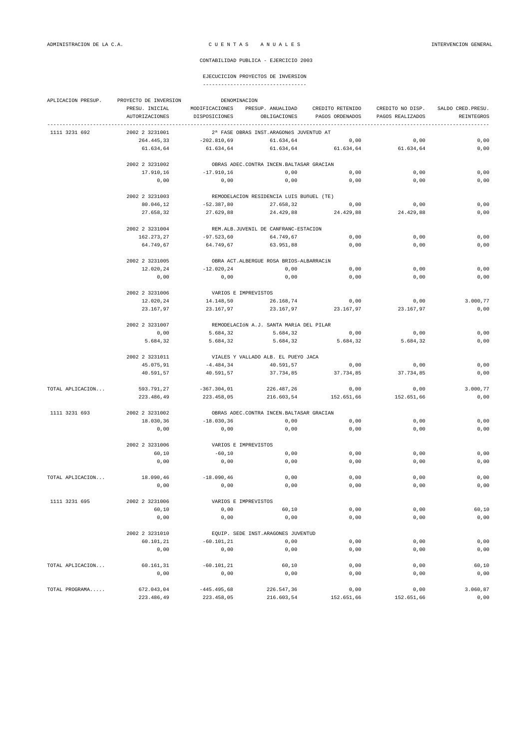ADMINISTRACION DE LA C.A. — C U E N T A S   A N U A L E S — INTERVENCION GENERAL

CONTABILIDAD PUBLICA - EJERCICIO 2003

EJECUCICION PROYECTOS DE INVERSION

| APLICACION PRESUP. | PROYECTO DE INVERSION | DENOMINACION | | | | |
|---|---|---|---|---|---|---|
| | PRESU. INICIAL | MODIFICACIONES | PRESUP. ANUALIDAD | CREDITO RETENIDO | CREDITO NO DISP. | SALDO CRED.PRESU. |
| | AUTORIZACIONES | DISPOSICIONES | OBLIGACIONES | PAGOS ORDENADOS | PAGOS REALIZADOS | REINTEGROS |
| 1111 3231 692 | 2002 2 3231001 | 2ª FASE OBRAS INST.ARAGONéS JUVENTUD AT | | | | |
| | 264.445,33 | -202.810,69 | 61.634,64 | 0,00 | 0,00 | 0,00 |
| | 61.634,64 | 61.634,64 | 61.634,64 | 61.634,64 | 61.634,64 | 0,00 |
| | 2002 2 3231002 | OBRAS ADEC.CONTRA INCEN.BALTASAR GRACIAN | | | | |
| | 17.910,16 | -17.910,16 | 0,00 | 0,00 | 0,00 | 0,00 |
| | 0,00 | 0,00 | 0,00 | 0,00 | 0,00 | 0,00 |
| | 2002 2 3231003 | REMODELACION RESIDENCIA LUIS BUñUEL (TE) | | | | |
| | 80.046,12 | -52.387,80 | 27.658,32 | 0,00 | 0,00 | 0,00 |
| | 27.658,32 | 27.629,88 | 24.429,88 | 24.429,88 | 24.429,88 | 0,00 |
| | 2002 2 3231004 | REM.ALB.JUVENIL DE CANFRANC-ESTACION | | | | |
| | 162.273,27 | -97.523,60 | 64.749,67 | 0,00 | 0,00 | 0,00 |
| | 64.749,67 | 64.749,67 | 63.951,88 | 0,00 | 0,00 | 0,00 |
| | 2002 2 3231005 | OBRA ACT.ALBERGUE ROSA BRIOS-ALBARRACíN | | | | |
| | 12.020,24 | -12.020,24 | 0,00 | 0,00 | 0,00 | 0,00 |
| | 0,00 | 0,00 | 0,00 | 0,00 | 0,00 | 0,00 |
| | 2002 2 3231006 | VARIOS E IMPREVISTOS | | | | |
| | 12.020,24 | 14.148,50 | 26.168,74 | 0,00 | 0,00 | 3.000,77 |
| | 23.167,97 | 23.167,97 | 23.167,97 | 23.167,97 | 23.167,97 | 0,00 |
| | 2002 2 3231007 | REMODELACIóN A.J. SANTA MARíA DEL PILAR | | | | |
| | 0,00 | 5.684,32 | 5.684,32 | 0,00 | 0,00 | 0,00 |
| | 5.684,32 | 5.684,32 | 5.684,32 | 5.684,32 | 5.684,32 | 0,00 |
| | 2002 2 3231011 | VIALES Y VALLADO ALB. EL PUEYO JACA | | | | |
| | 45.075,91 | -4.484,34 | 40.591,57 | 0,00 | 0,00 | 0,00 |
| | 40.591,57 | 40.591,57 | 37.734,85 | 37.734,85 | 37.734,85 | 0,00 |
| TOTAL APLICACION... | 593.791,27 | -367.304,01 | 226.487,26 | 0,00 | 0,00 | 3.000,77 |
| | 223.486,49 | 223.458,05 | 216.603,54 | 152.651,66 | 152.651,66 | 0,00 |
| 1111 3231 693 | 2002 2 3231002 | OBRAS ADEC.CONTRA INCEN.BALTASAR GRACIAN | | | | |
| | 18.030,36 | -18.030,36 | 0,00 | 0,00 | 0,00 | 0,00 |
| | 0,00 | 0,00 | 0,00 | 0,00 | 0,00 | 0,00 |
| | 2002 2 3231006 | VARIOS E IMPREVISTOS | | | | |
| | 60,10 | -60,10 | 0,00 | 0,00 | 0,00 | 0,00 |
| | 0,00 | 0,00 | 0,00 | 0,00 | 0,00 | 0,00 |
| TOTAL APLICACION... | 18.090,46 | -18.090,46 | 0,00 | 0,00 | 0,00 | 0,00 |
| | 0,00 | 0,00 | 0,00 | 0,00 | 0,00 | 0,00 |
| 1111 3231 695 | 2002 2 3231006 | VARIOS E IMPREVISTOS | | | | |
| | 60,10 | 0,00 | 60,10 | 0,00 | 0,00 | 60,10 |
| | 0,00 | 0,00 | 0,00 | 0,00 | 0,00 | 0,00 |
| | 2002 2 3231010 | EQUIP. SEDE INST.ARAGONES JUVENTUD | | | | |
| | 60.101,21 | -60.101,21 | 0,00 | 0,00 | 0,00 | 0,00 |
| | 0,00 | 0,00 | 0,00 | 0,00 | 0,00 | 0,00 |
| TOTAL APLICACION... | 60.161,31 | -60.101,21 | 60,10 | 0,00 | 0,00 | 60,10 |
| | 0,00 | 0,00 | 0,00 | 0,00 | 0,00 | 0,00 |
| TOTAL PROGRAMA..... | 672.043,04 | -445.495,68 | 226.547,36 | 0,00 | 0,00 | 3.060,87 |
| | 223.486,49 | 223.458,05 | 216.603,54 | 152.651,66 | 152.651,66 | 0,00 |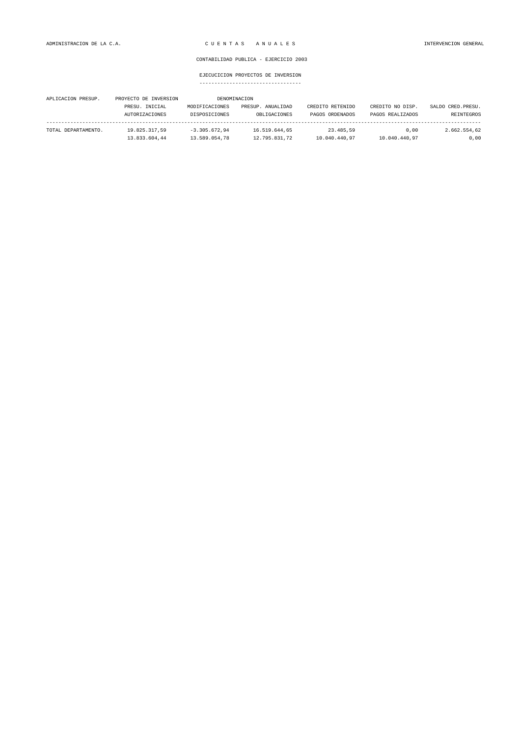CONTABILIDAD PUBLICA - EJERCICIO 2003

EJECUCICION PROYECTOS DE INVERSION

| APLICACION PRESUP. | PROYECTO DE INVERSION | DENOMINACION | | | |
|---|---|---|---|---|---|
| | PRESU. INICIAL | MODIFICACIONES | PRESUP. ANUALIDAD | CREDITO RETENIDO | CREDITO NO DISP. | SALDO CRED.PRESU. |
| | AUTORIZACIONES | DISPOSICIONES | OBLIGACIONES | PAGOS ORDENADOS | PAGOS REALIZADOS | REINTEGROS |
| TOTAL DEPARTAMENTO. | 19.825.317,59 | -3.305.672,94 | 16.519.644,65 | 23.485,59 | 0,00 | 2.662.554,62 |
| | 13.833.604,44 | 13.589.054,78 | 12.795.831,72 | 10.040.440,97 | 10.040.440,97 | 0,00 |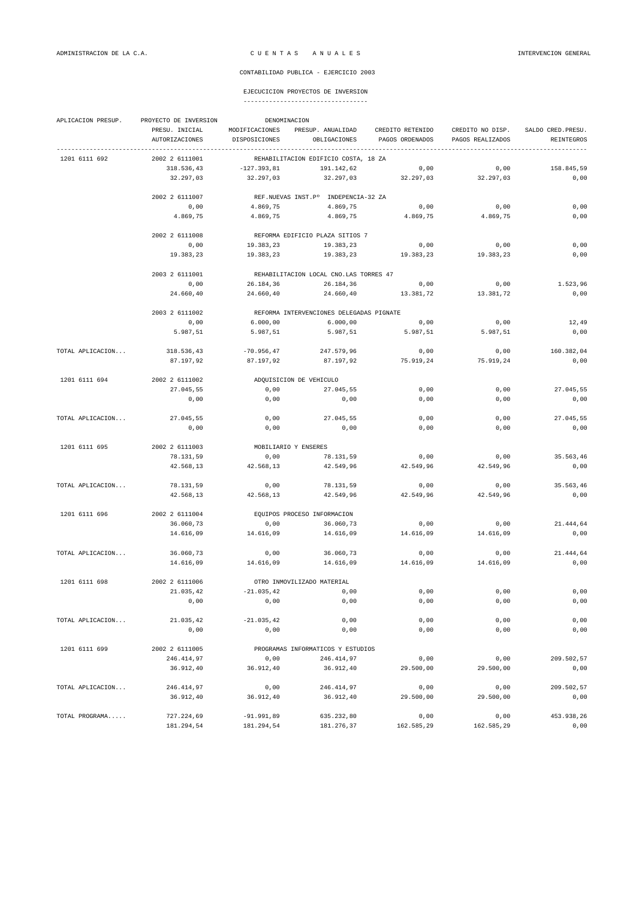CONTABILIDAD PUBLICA - EJERCICIO 2003

## EJECUCICION PROYECTOS DE INVERSION

| APLICACION PRESUP. | PROYECTO DE INVERSION | DENOMINACION | | | | |
|---|---|---|---|---|---|---|
| | PRESU. INICIAL | MODIFICACIONES | PRESUP. ANUALIDAD | CREDITO RETENIDO | CREDITO NO DISP. | SALDO CRED.PRESU. |
| | AUTORIZACIONES | DISPOSICIONES | OBLIGACIONES | PAGOS ORDENADOS | PAGOS REALIZADOS | REINTEGROS |
| 1201 6111 692 | 2002 2 6111001 | REHABILITACION EDIFICIO COSTA, 18 ZA | | | | |
| | 318.536,43 | -127.393,81 | 191.142,62 | 0,00 | 0,00 | 158.845,59 |
| | 32.297,03 | 32.297,03 | 32.297,03 | 32.297,03 | 32.297,03 | 0,00 |
| | 2002 2 6111007 | REF.NUEVAS INST.Pº INDEPENCIA-32 ZA | | | | |
| | 0,00 | 4.869,75 | 4.869,75 | 0,00 | 0,00 | 0,00 |
| | 4.869,75 | 4.869,75 | 4.869,75 | 4.869,75 | 4.869,75 | 0,00 |
| | 2002 2 6111008 | REFORMA EDIFICIO PLAZA SITIOS 7 | | | | |
| | 0,00 | 19.383,23 | 19.383,23 | 0,00 | 0,00 | 0,00 |
| | 19.383,23 | 19.383,23 | 19.383,23 | 19.383,23 | 19.383,23 | 0,00 |
| | 2003 2 6111001 | REHABILITACION LOCAL CNO.LAS TORRES 47 | | | | |
| | 0,00 | 26.184,36 | 26.184,36 | 0,00 | 0,00 | 1.523,96 |
| | 24.660,40 | 24.660,40 | 24.660,40 | 13.381,72 | 13.381,72 | 0,00 |
| | 2003 2 6111002 | REFORMA INTERVENCIONES DELEGADAS PIGNATE | | | | |
| | 0,00 | 6.000,00 | 6.000,00 | 0,00 | 0,00 | 12,49 |
| | 5.987,51 | 5.987,51 | 5.987,51 | 5.987,51 | 5.987,51 | 0,00 |
| TOTAL APLICACION... | 318.536,43 | -70.956,47 | 247.579,96 | 0,00 | 0,00 | 160.382,04 |
| | 87.197,92 | 87.197,92 | 87.197,92 | 75.919,24 | 75.919,24 | 0,00 |
| 1201 6111 694 | 2002 2 6111002 | ADQUISICION DE VEHICULO | | | | |
| | 27.045,55 | 0,00 | 27.045,55 | 0,00 | 0,00 | 27.045,55 |
| | 0,00 | 0,00 | 0,00 | 0,00 | 0,00 | 0,00 |
| TOTAL APLICACION... | 27.045,55 | 0,00 | 27.045,55 | 0,00 | 0,00 | 27.045,55 |
| | 0,00 | 0,00 | 0,00 | 0,00 | 0,00 | 0,00 |
| 1201 6111 695 | 2002 2 6111003 | MOBILIARIO Y ENSERES | | | | |
| | 78.131,59 | 0,00 | 78.131,59 | 0,00 | 0,00 | 35.563,46 |
| | 42.568,13 | 42.568,13 | 42.549,96 | 42.549,96 | 42.549,96 | 0,00 |
| TOTAL APLICACION... | 78.131,59 | 0,00 | 78.131,59 | 0,00 | 0,00 | 35.563,46 |
| | 42.568,13 | 42.568,13 | 42.549,96 | 42.549,96 | 42.549,96 | 0,00 |
| 1201 6111 696 | 2002 2 6111004 | EQUIPOS PROCESO INFORMACION | | | | |
| | 36.060,73 | 0,00 | 36.060,73 | 0,00 | 0,00 | 21.444,64 |
| | 14.616,09 | 14.616,09 | 14.616,09 | 14.616,09 | 14.616,09 | 0,00 |
| TOTAL APLICACION... | 36.060,73 | 0,00 | 36.060,73 | 0,00 | 0,00 | 21.444,64 |
| | 14.616,09 | 14.616,09 | 14.616,09 | 14.616,09 | 14.616,09 | 0,00 |
| 1201 6111 698 | 2002 2 6111006 | OTRO INMOVILIZADO MATERIAL | | | | |
| | 21.035,42 | -21.035,42 | 0,00 | 0,00 | 0,00 | 0,00 |
| | 0,00 | 0,00 | 0,00 | 0,00 | 0,00 | 0,00 |
| TOTAL APLICACION... | 21.035,42 | -21.035,42 | 0,00 | 0,00 | 0,00 | 0,00 |
| | 0,00 | 0,00 | 0,00 | 0,00 | 0,00 | 0,00 |
| 1201 6111 699 | 2002 2 6111005 | PROGRAMAS INFORMATICOS Y ESTUDIOS | | | | |
| | 246.414,97 | 0,00 | 246.414,97 | 0,00 | 0,00 | 209.502,57 |
| | 36.912,40 | 36.912,40 | 36.912,40 | 29.500,00 | 29.500,00 | 0,00 |
| TOTAL APLICACION... | 246.414,97 | 0,00 | 246.414,97 | 0,00 | 0,00 | 209.502,57 |
| | 36.912,40 | 36.912,40 | 36.912,40 | 29.500,00 | 29.500,00 | 0,00 |
| TOTAL PROGRAMA..... | 727.224,69 | -91.991,89 | 635.232,80 | 0,00 | 0,00 | 453.938,26 |
| | 181.294,54 | 181.294,54 | 181.276,37 | 162.585,29 | 162.585,29 | 0,00 |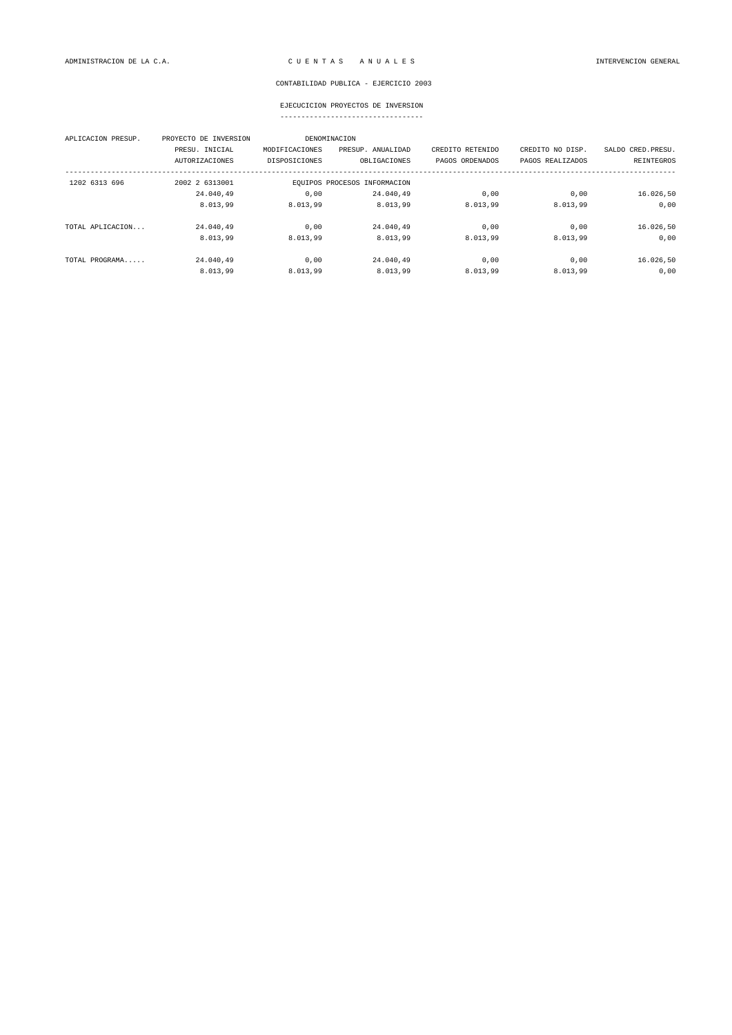ADMINISTRACION DE LA C.A. — C U E N T A S A N U A L E S — INTERVENCION GENERAL

CONTABILIDAD PUBLICA - EJERCICIO 2003

EJECUCICION PROYECTOS DE INVERSION

| APLICACION PRESUP. | PROYECTO DE INVERSION | DENOMINACION | | | | |
|---|---|---|---|---|---|---|
| | PRESU. INICIAL | MODIFICACIONES | PRESUP. ANUALIDAD | CREDITO RETENIDO | CREDITO NO DISP. | SALDO CRED.PRESU. |
| | AUTORIZACIONES | DISPOSICIONES | OBLIGACIONES | PAGOS ORDENADOS | PAGOS REALIZADOS | REINTEGROS |
| 1202 6313 696 | 2002 2 6313001 | EQUIPOS PROCESOS INFORMACION | | | | |
| | 24.040,49 | 0,00 | 24.040,49 | 0,00 | 0,00 | 16.026,50 |
| | 8.013,99 | 8.013,99 | 8.013,99 | 8.013,99 | 8.013,99 | 0,00 |
| TOTAL APLICACION... | 24.040,49 | 0,00 | 24.040,49 | 0,00 | 0,00 | 16.026,50 |
| | 8.013,99 | 8.013,99 | 8.013,99 | 8.013,99 | 8.013,99 | 0,00 |
| TOTAL PROGRAMA..... | 24.040,49 | 0,00 | 24.040,49 | 0,00 | 0,00 | 16.026,50 |
| | 8.013,99 | 8.013,99 | 8.013,99 | 8.013,99 | 8.013,99 | 0,00 |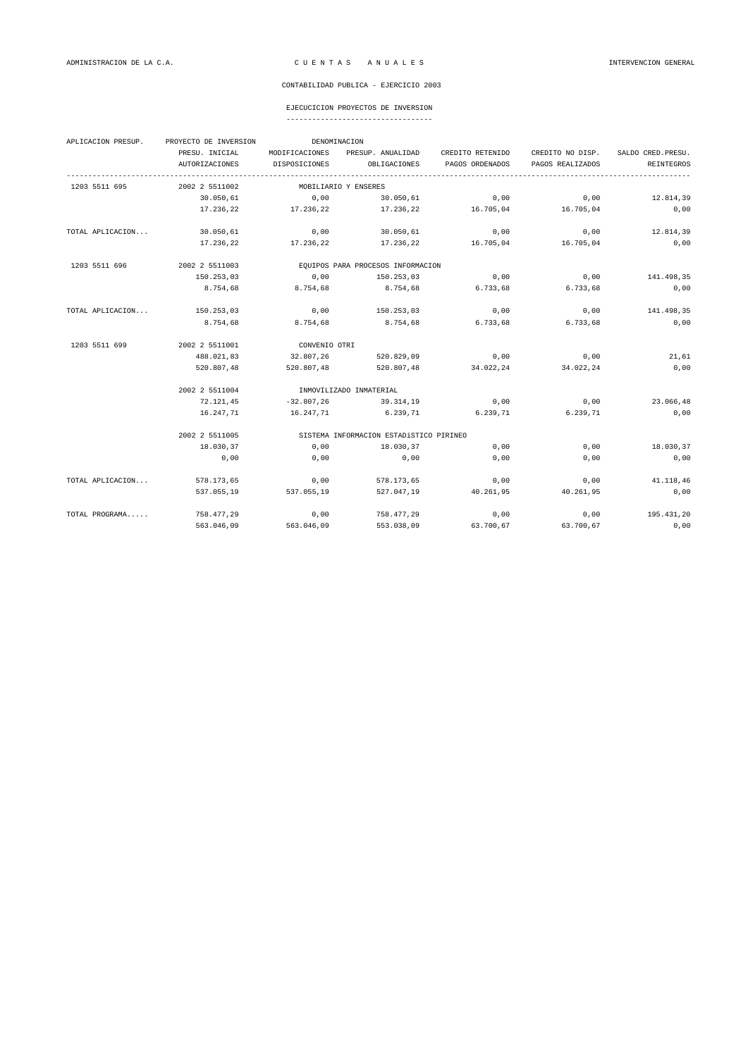ADMINISTRACION DE LA C.A. — C U E N T A S   A N U A L E S — INTERVENCION GENERAL

CONTABILIDAD PUBLICA - EJERCICIO 2003

## EJECUCICION PROYECTOS DE INVERSION

| APLICACION PRESUP. | PROYECTO DE INVERSION | DENOMINACION | | | | |
|---|---|---|---|---|---|---|
| | PRESU. INICIAL | MODIFICACIONES | PRESUP. ANUALIDAD | CREDITO RETENIDO | CREDITO NO DISP. | SALDO CRED.PRESU. |
| | AUTORIZACIONES | DISPOSICIONES | OBLIGACIONES | PAGOS ORDENADOS | PAGOS REALIZADOS | REINTEGROS |
| 1203 5511 695 | 2002 2 5511002 | MOBILIARIO Y ENSERES | | | | |
| | 30.050,61 | 0,00 | 30.050,61 | 0,00 | 0,00 | 12.814,39 |
| | 17.236,22 | 17.236,22 | 17.236,22 | 16.705,04 | 16.705,04 | 0,00 |
| TOTAL APLICACION... | 30.050,61 | 0,00 | 30.050,61 | 0,00 | 0,00 | 12.814,39 |
| | 17.236,22 | 17.236,22 | 17.236,22 | 16.705,04 | 16.705,04 | 0,00 |
| 1203 5511 696 | 2002 2 5511003 | EQUIPOS PARA PROCESOS INFORMACION | | | | |
| | 150.253,03 | 0,00 | 150.253,03 | 0,00 | 0,00 | 141.498,35 |
| | 8.754,68 | 8.754,68 | 8.754,68 | 6.733,68 | 6.733,68 | 0,00 |
| TOTAL APLICACION... | 150.253,03 | 0,00 | 150.253,03 | 0,00 | 0,00 | 141.498,35 |
| | 8.754,68 | 8.754,68 | 8.754,68 | 6.733,68 | 6.733,68 | 0,00 |
| 1203 5511 699 | 2002 2 5511001 | CONVENIO OTRI | | | | |
| | 488.021,83 | 32.807,26 | 520.829,09 | 0,00 | 0,00 | 21,61 |
| | 520.807,48 | 520.807,48 | 520.807,48 | 34.022,24 | 34.022,24 | 0,00 |
| | 2002 2 5511004 | INMOVILIZADO INMATERIAL | | | | |
| | 72.121,45 | -32.807,26 | 39.314,19 | 0,00 | 0,00 | 23.066,48 |
| | 16.247,71 | 16.247,71 | 6.239,71 | 6.239,71 | 6.239,71 | 0,00 |
| | 2002 2 5511005 | SISTEMA INFORMACION ESTADíSTICO PIRINEO | | | | |
| | 18.030,37 | 0,00 | 18.030,37 | 0,00 | 0,00 | 18.030,37 |
| | 0,00 | 0,00 | 0,00 | 0,00 | 0,00 | 0,00 |
| TOTAL APLICACION... | 578.173,65 | 0,00 | 578.173,65 | 0,00 | 0,00 | 41.118,46 |
| | 537.055,19 | 537.055,19 | 527.047,19 | 40.261,95 | 40.261,95 | 0,00 |
| TOTAL PROGRAMA..... | 758.477,29 | 0,00 | 758.477,29 | 0,00 | 0,00 | 195.431,20 |
| | 563.046,09 | 563.046,09 | 553.038,09 | 63.700,67 | 63.700,67 | 0,00 |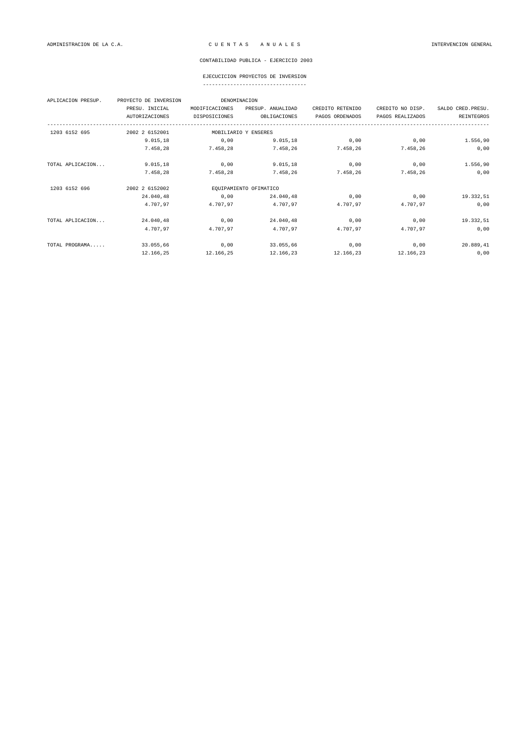CONTABILIDAD PUBLICA - EJERCICIO 2003

EJECUCICION PROYECTOS DE INVERSION

| APLICACION PRESUP. | PROYECTO DE INVERSION | DENOMINACION | | | | |
|---|---|---|---|---|---|---|
| | PRESU. INICIAL | MODIFICACIONES | PRESUP. ANUALIDAD | CREDITO RETENIDO | CREDITO NO DISP. | SALDO CRED.PRESU. |
| | AUTORIZACIONES | DISPOSICIONES | OBLIGACIONES | PAGOS ORDENADOS | PAGOS REALIZADOS | REINTEGROS |
| 1203 6152 695 | 2002 2 6152001 | MOBILIARIO Y ENSERES | | | | |
| | 9.015,18 | 0,00 | 9.015,18 | 0,00 | 0,00 | 1.556,90 |
| | 7.458,28 | 7.458,28 | 7.458,26 | 7.458,26 | 7.458,26 | 0,00 |
| TOTAL APLICACION... | 9.015,18 | 0,00 | 9.015,18 | 0,00 | 0,00 | 1.556,90 |
| | 7.458,28 | 7.458,28 | 7.458,26 | 7.458,26 | 7.458,26 | 0,00 |
| 1203 6152 696 | 2002 2 6152002 | EQUIPAMIENTO OFIMATICO | | | | |
| | 24.040,48 | 0,00 | 24.040,48 | 0,00 | 0,00 | 19.332,51 |
| | 4.707,97 | 4.707,97 | 4.707,97 | 4.707,97 | 4.707,97 | 0,00 |
| TOTAL APLICACION... | 24.040,48 | 0,00 | 24.040,48 | 0,00 | 0,00 | 19.332,51 |
| | 4.707,97 | 4.707,97 | 4.707,97 | 4.707,97 | 4.707,97 | 0,00 |
| TOTAL PROGRAMA..... | 33.055,66 | 0,00 | 33.055,66 | 0,00 | 0,00 | 20.889,41 |
| | 12.166,25 | 12.166,25 | 12.166,23 | 12.166,23 | 12.166,23 | 0,00 |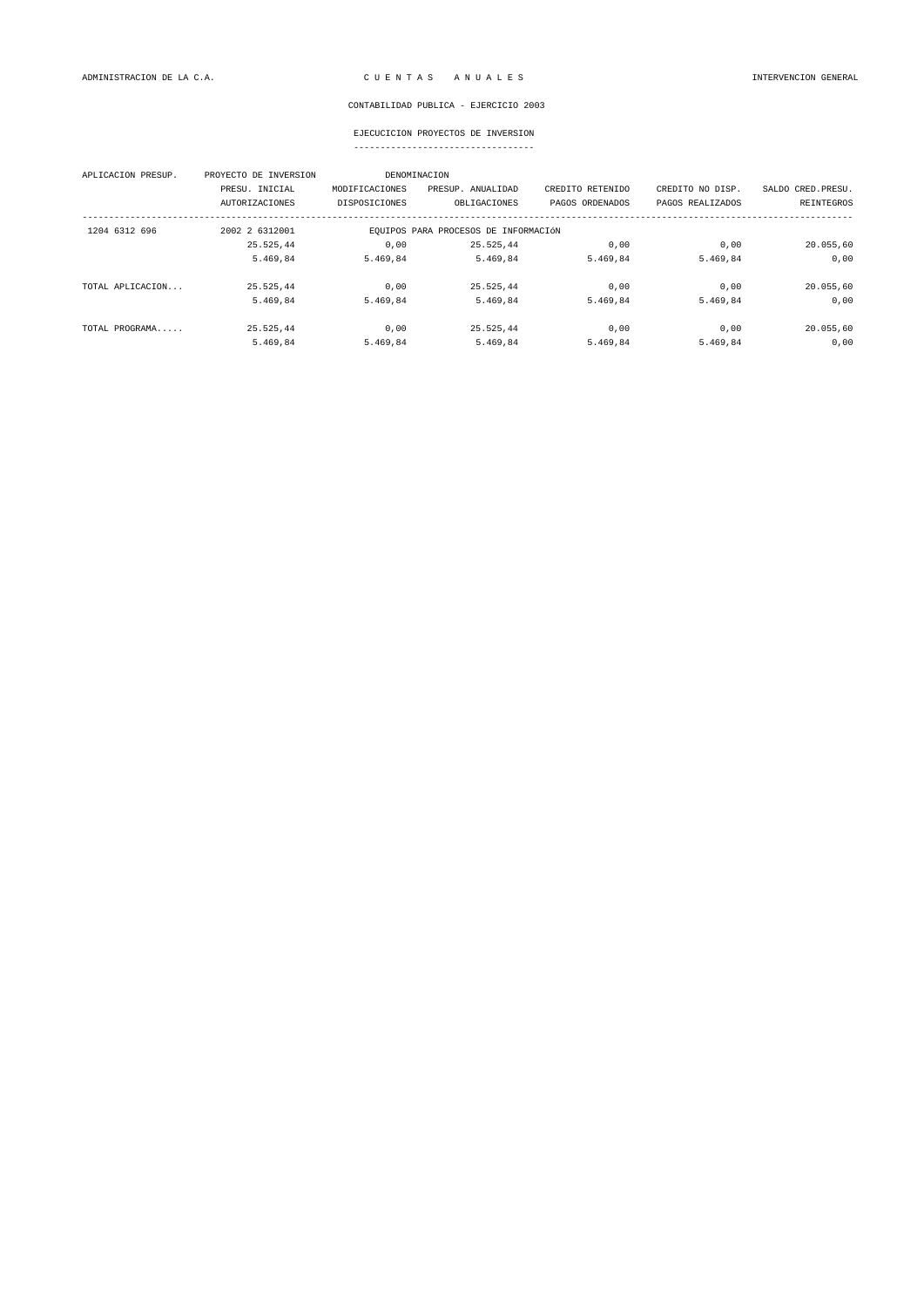ADMINISTRACION DE LA C.A. C U E N T A S A N U A L E S INTERVENCION GENERAL

CONTABILIDAD PUBLICA - EJERCICIO 2003

EJECUCICION PROYECTOS DE INVERSION

| APLICACION PRESUP. | PROYECTO DE INVERSION | DENOMINACION | | | | |
|---|---|---|---|---|---|---|
| | PRESU. INICIAL | MODIFICACIONES | PRESUP. ANUALIDAD | CREDITO RETENIDO | CREDITO NO DISP. | SALDO CRED.PRESU. |
| | AUTORIZACIONES | DISPOSICIONES | OBLIGACIONES | PAGOS ORDENADOS | PAGOS REALIZADOS | REINTEGROS |
| 1204 6312 696 | 2002 2 6312001 | EQUIPOS PARA PROCESOS DE INFORMACIóN | | | | |
| | 25.525,44 | 0,00 | 25.525,44 | 0,00 | 0,00 | 20.055,60 |
| | 5.469,84 | 5.469,84 | 5.469,84 | 5.469,84 | 5.469,84 | 0,00 |
| TOTAL APLICACION... | 25.525,44 | 0,00 | 25.525,44 | 0,00 | 0,00 | 20.055,60 |
| | 5.469,84 | 5.469,84 | 5.469,84 | 5.469,84 | 5.469,84 | 0,00 |
| TOTAL PROGRAMA..... | 25.525,44 | 0,00 | 25.525,44 | 0,00 | 0,00 | 20.055,60 |
| | 5.469,84 | 5.469,84 | 5.469,84 | 5.469,84 | 5.469,84 | 0,00 |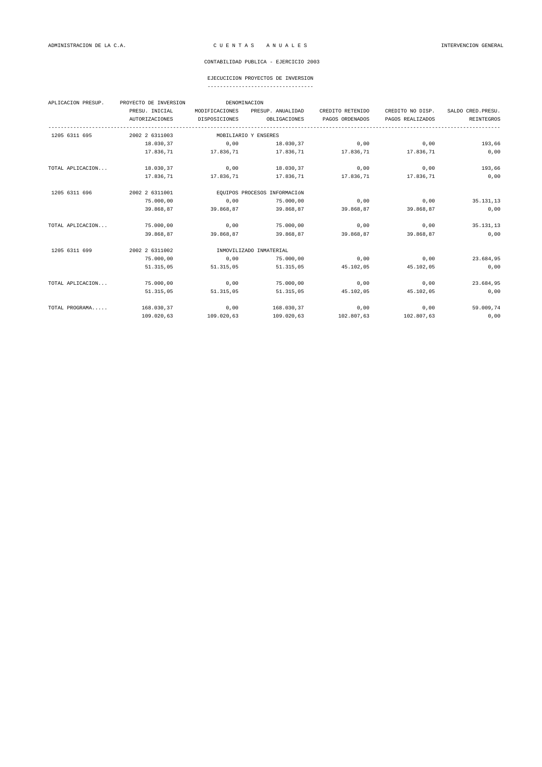CONTABILIDAD PUBLICA - EJERCICIO 2003

EJECUCICION PROYECTOS DE INVERSION

| APLICACION PRESUP. | PROYECTO DE INVERSION | DENOMINACION | | | | |
|---|---|---|---|---|---|---|
| | PRESU. INICIAL | MODIFICACIONES | PRESUP. ANUALIDAD | CREDITO RETENIDO | CREDITO NO DISP. | SALDO CRED.PRESU. |
| | AUTORIZACIONES | DISPOSICIONES | OBLIGACIONES | PAGOS ORDENADOS | PAGOS REALIZADOS | REINTEGROS |
| 1205 6311 695 | 2002 2 6311003 | MOBILIARIO Y ENSERES | | | | |
| | 18.030,37 | 0,00 | 18.030,37 | 0,00 | 0,00 | 193,66 |
| | 17.836,71 | 17.836,71 | 17.836,71 | 17.836,71 | 17.836,71 | 0,00 |
| TOTAL APLICACION... | 18.030,37 | 0,00 | 18.030,37 | 0,00 | 0,00 | 193,66 |
| | 17.836,71 | 17.836,71 | 17.836,71 | 17.836,71 | 17.836,71 | 0,00 |
| 1205 6311 696 | 2002 2 6311001 | EQUIPOS PROCESOS INFORMACIóN | | | | |
| | 75.000,00 | 0,00 | 75.000,00 | 0,00 | 0,00 | 35.131,13 |
| | 39.868,87 | 39.868,87 | 39.868,87 | 39.868,87 | 39.868,87 | 0,00 |
| TOTAL APLICACION... | 75.000,00 | 0,00 | 75.000,00 | 0,00 | 0,00 | 35.131,13 |
| | 39.868,87 | 39.868,87 | 39.868,87 | 39.868,87 | 39.868,87 | 0,00 |
| 1205 6311 699 | 2002 2 6311002 | INMOVILIZADO INMATERIAL | | | | |
| | 75.000,00 | 0,00 | 75.000,00 | 0,00 | 0,00 | 23.684,95 |
| | 51.315,05 | 51.315,05 | 51.315,05 | 45.102,05 | 45.102,05 | 0,00 |
| TOTAL APLICACION... | 75.000,00 | 0,00 | 75.000,00 | 0,00 | 0,00 | 23.684,95 |
| | 51.315,05 | 51.315,05 | 51.315,05 | 45.102,05 | 45.102,05 | 0,00 |
| TOTAL PROGRAMA..... | 168.030,37 | 0,00 | 168.030,37 | 0,00 | 0,00 | 59.009,74 |
| | 109.020,63 | 109.020,63 | 109.020,63 | 102.807,63 | 102.807,63 | 0,00 |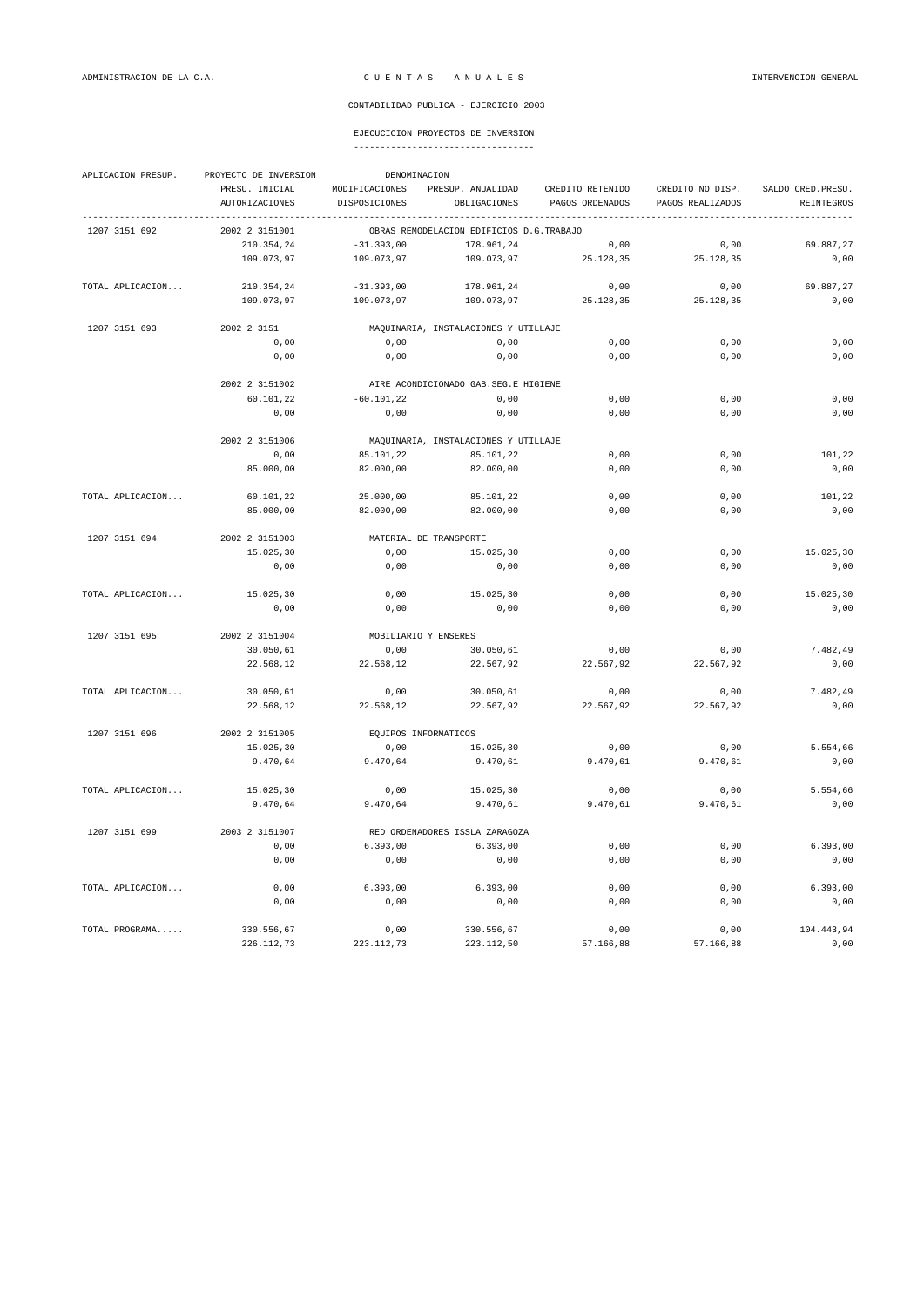ADMINISTRACION DE LA C.A. — C U E N T A S   A N U A L E S — INTERVENCION GENERAL

CONTABILIDAD PUBLICA - EJERCICIO 2003

EJECUCICION PROYECTOS DE INVERSION

| APLICACION PRESUP. | PROYECTO DE INVERSION | DENOMINACION | | | | |
|---|---|---|---|---|---|---|
| | PRESU. INICIAL | MODIFICACIONES | PRESUP. ANUALIDAD | CREDITO RETENIDO | CREDITO NO DISP. | SALDO CRED.PRESU. |
| | AUTORIZACIONES | DISPOSICIONES | OBLIGACIONES | PAGOS ORDENADOS | PAGOS REALIZADOS | REINTEGROS |
| 1207 3151 692 | 2002 2 3151001 | OBRAS REMODELACION EDIFICIOS D.G.TRABAJO | | | | |
| | 210.354,24 | -31.393,00 | 178.961,24 | 0,00 | 0,00 | 69.887,27 |
| | 109.073,97 | 109.073,97 | 109.073,97 | 25.128,35 | 25.128,35 | 0,00 |
| TOTAL APLICACION... | 210.354,24 | -31.393,00 | 178.961,24 | 0,00 | 0,00 | 69.887,27 |
| | 109.073,97 | 109.073,97 | 109.073,97 | 25.128,35 | 25.128,35 | 0,00 |
| 1207 3151 693 | 2002 2 3151 | MAQUINARIA, INSTALACIONES Y UTILLAJE | | | | |
| | 0,00 | 0,00 | 0,00 | 0,00 | 0,00 | 0,00 |
| | 0,00 | 0,00 | 0,00 | 0,00 | 0,00 | 0,00 |
| | 2002 2 3151002 | AIRE ACONDICIONADO GAB.SEG.E HIGIENE | | | | |
| | 60.101,22 | -60.101,22 | 0,00 | 0,00 | 0,00 | 0,00 |
| | 0,00 | 0,00 | 0,00 | 0,00 | 0,00 | 0,00 |
| | 2002 2 3151006 | MAQUINARIA, INSTALACIONES Y UTILLAJE | | | | |
| | 0,00 | 85.101,22 | 85.101,22 | 0,00 | 0,00 | 101,22 |
| | 85.000,00 | 82.000,00 | 82.000,00 | 0,00 | 0,00 | 0,00 |
| TOTAL APLICACION... | 60.101,22 | 25.000,00 | 85.101,22 | 0,00 | 0,00 | 101,22 |
| | 85.000,00 | 82.000,00 | 82.000,00 | 0,00 | 0,00 | 0,00 |
| 1207 3151 694 | 2002 2 3151003 | MATERIAL DE TRANSPORTE | | | | |
| | 15.025,30 | 0,00 | 15.025,30 | 0,00 | 0,00 | 15.025,30 |
| | 0,00 | 0,00 | 0,00 | 0,00 | 0,00 | 0,00 |
| TOTAL APLICACION... | 15.025,30 | 0,00 | 15.025,30 | 0,00 | 0,00 | 15.025,30 |
| | 0,00 | 0,00 | 0,00 | 0,00 | 0,00 | 0,00 |
| 1207 3151 695 | 2002 2 3151004 | MOBILIARIO Y ENSERES | | | | |
| | 30.050,61 | 0,00 | 30.050,61 | 0,00 | 0,00 | 7.482,49 |
| | 22.568,12 | 22.568,12 | 22.567,92 | 22.567,92 | 22.567,92 | 0,00 |
| TOTAL APLICACION... | 30.050,61 | 0,00 | 30.050,61 | 0,00 | 0,00 | 7.482,49 |
| | 22.568,12 | 22.568,12 | 22.567,92 | 22.567,92 | 22.567,92 | 0,00 |
| 1207 3151 696 | 2002 2 3151005 | EQUIPOS INFORMATICOS | | | | |
| | 15.025,30 | 0,00 | 15.025,30 | 0,00 | 0,00 | 5.554,66 |
| | 9.470,64 | 9.470,64 | 9.470,61 | 9.470,61 | 9.470,61 | 0,00 |
| TOTAL APLICACION... | 15.025,30 | 0,00 | 15.025,30 | 0,00 | 0,00 | 5.554,66 |
| | 9.470,64 | 9.470,64 | 9.470,61 | 9.470,61 | 9.470,61 | 0,00 |
| 1207 3151 699 | 2003 2 3151007 | RED ORDENADORES ISSLA ZARAGOZA | | | | |
| | 0,00 | 6.393,00 | 6.393,00 | 0,00 | 0,00 | 6.393,00 |
| | 0,00 | 0,00 | 0,00 | 0,00 | 0,00 | 0,00 |
| TOTAL APLICACION... | 0,00 | 6.393,00 | 6.393,00 | 0,00 | 0,00 | 6.393,00 |
| | 0,00 | 0,00 | 0,00 | 0,00 | 0,00 | 0,00 |
| TOTAL PROGRAMA..... | 330.556,67 | 0,00 | 330.556,67 | 0,00 | 0,00 | 104.443,94 |
| | 226.112,73 | 223.112,73 | 223.112,50 | 57.166,88 | 57.166,88 | 0,00 |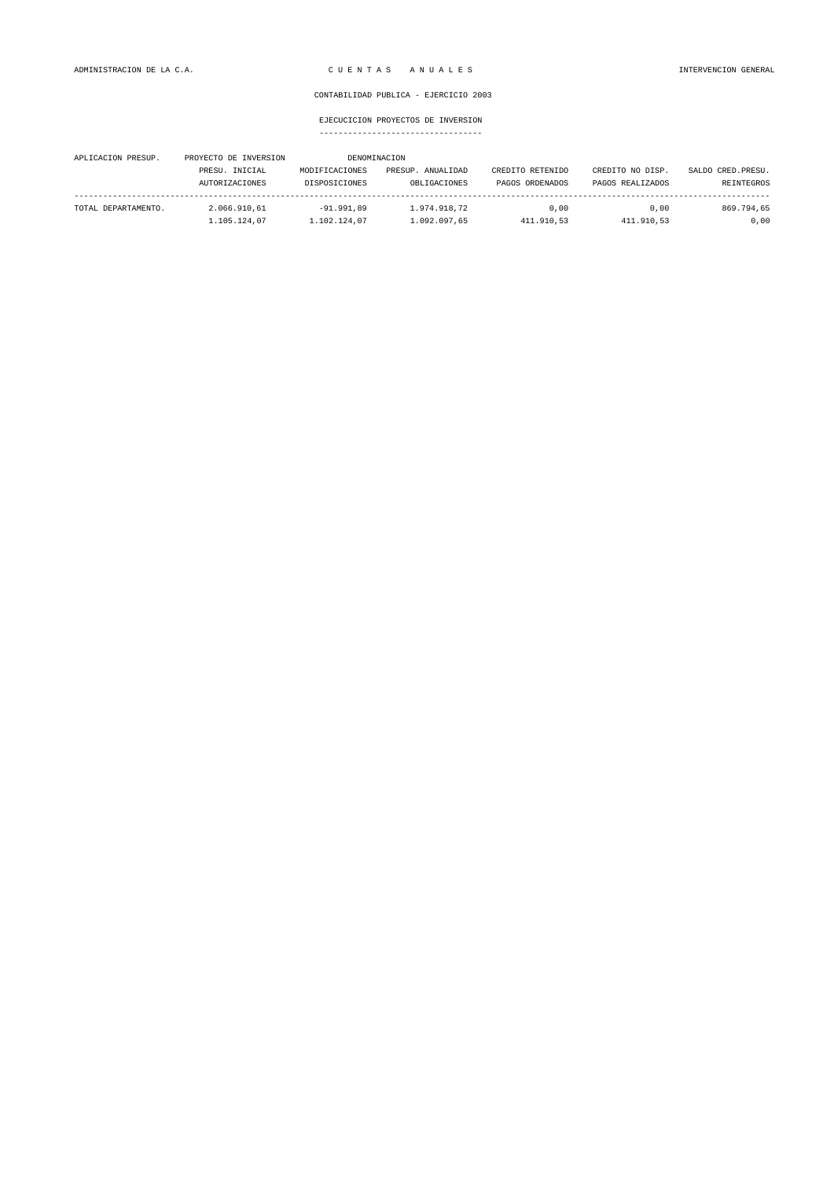ADMINISTRACION DE LA C.A. — C U E N T A S   A N U A L E S — INTERVENCION GENERAL

CONTABILIDAD PUBLICA - EJERCICIO 2003

## EJECUCICION PROYECTOS DE INVERSION

| APLICACION PRESUP. | PROYECTO DE INVERSION | DENOMINACION | | | | |
|---|---|---|---|---|---|---|
| | PRESU. INICIAL | MODIFICACIONES | PRESUP. ANUALIDAD | CREDITO RETENIDO | CREDITO NO DISP. | SALDO CRED.PRESU. |
| | AUTORIZACIONES | DISPOSICIONES | OBLIGACIONES | PAGOS ORDENADOS | PAGOS REALIZADOS | REINTEGROS |
| TOTAL DEPARTAMENTO. | 2.066.910,61 | -91.991,89 | 1.974.918,72 | 0,00 | 0,00 | 869.794,65 |
| | 1.105.124,07 | 1.102.124,07 | 1.092.097,65 | 411.910,53 | 411.910,53 | 0,00 |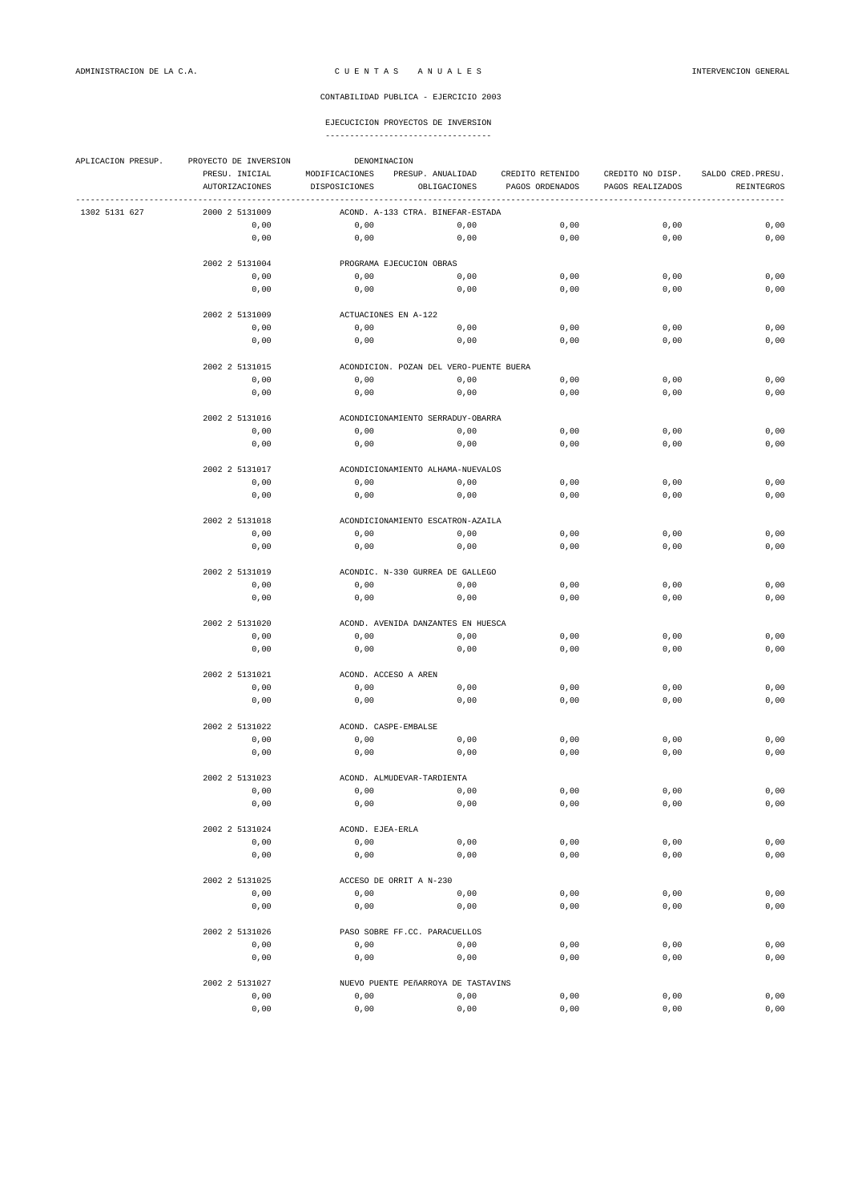ADMINISTRACION DE LA C.A. — C U E N T A S   A N U A L E S — INTERVENCION GENERAL

CONTABILIDAD PUBLICA - EJERCICIO 2003

EJECUCICION PROYECTOS DE INVERSION

| APLICACION PRESUP. | PROYECTO DE INVERSION | DENOMINACION | | | | |
|---|---|---|---|---|---|---|
| | PRESU. INICIAL | MODIFICACIONES | PRESUP. ANUALIDAD | CREDITO RETENIDO | CREDITO NO DISP. | SALDO CRED.PRESU. |
| | AUTORIZACIONES | DISPOSICIONES | OBLIGACIONES | PAGOS ORDENADOS | PAGOS REALIZADOS | REINTEGROS |
| 1302 5131 627 | 2000 2 5131009 | ACOND. A-133 CTRA. BINEFAR-ESTADA | | | | |
| | 0,00 | 0,00 | 0,00 | 0,00 | 0,00 | 0,00 |
| | 0,00 | 0,00 | 0,00 | 0,00 | 0,00 | 0,00 |
| | 2002 2 5131004 | PROGRAMA EJECUCION OBRAS | | | | |
| | 0,00 | 0,00 | 0,00 | 0,00 | 0,00 | 0,00 |
| | 0,00 | 0,00 | 0,00 | 0,00 | 0,00 | 0,00 |
| | 2002 2 5131009 | ACTUACIONES EN A-122 | | | | |
| | 0,00 | 0,00 | 0,00 | 0,00 | 0,00 | 0,00 |
| | 0,00 | 0,00 | 0,00 | 0,00 | 0,00 | 0,00 |
| | 2002 2 5131015 | ACONDICION. POZAN DEL VERO-PUENTE BUERA | | | | |
| | 0,00 | 0,00 | 0,00 | 0,00 | 0,00 | 0,00 |
| | 0,00 | 0,00 | 0,00 | 0,00 | 0,00 | 0,00 |
| | 2002 2 5131016 | ACONDICIONAMIENTO SERRADUY-OBARRA | | | | |
| | 0,00 | 0,00 | 0,00 | 0,00 | 0,00 | 0,00 |
| | 0,00 | 0,00 | 0,00 | 0,00 | 0,00 | 0,00 |
| | 2002 2 5131017 | ACONDICIONAMIENTO ALHAMA-NUEVALOS | | | | |
| | 0,00 | 0,00 | 0,00 | 0,00 | 0,00 | 0,00 |
| | 0,00 | 0,00 | 0,00 | 0,00 | 0,00 | 0,00 |
| | 2002 2 5131018 | ACONDICIONAMIENTO ESCATRON-AZAILA | | | | |
| | 0,00 | 0,00 | 0,00 | 0,00 | 0,00 | 0,00 |
| | 0,00 | 0,00 | 0,00 | 0,00 | 0,00 | 0,00 |
| | 2002 2 5131019 | ACONDIC. N-330 GURREA DE GALLEGO | | | | |
| | 0,00 | 0,00 | 0,00 | 0,00 | 0,00 | 0,00 |
| | 0,00 | 0,00 | 0,00 | 0,00 | 0,00 | 0,00 |
| | 2002 2 5131020 | ACOND. AVENIDA DANZANTES EN HUESCA | | | | |
| | 0,00 | 0,00 | 0,00 | 0,00 | 0,00 | 0,00 |
| | 0,00 | 0,00 | 0,00 | 0,00 | 0,00 | 0,00 |
| | 2002 2 5131021 | ACOND. ACCESO A AREN | | | | |
| | 0,00 | 0,00 | 0,00 | 0,00 | 0,00 | 0,00 |
| | 0,00 | 0,00 | 0,00 | 0,00 | 0,00 | 0,00 |
| | 2002 2 5131022 | ACOND. CASPE-EMBALSE | | | | |
| | 0,00 | 0,00 | 0,00 | 0,00 | 0,00 | 0,00 |
| | 0,00 | 0,00 | 0,00 | 0,00 | 0,00 | 0,00 |
| | 2002 2 5131023 | ACOND. ALMUDEVAR-TARDIENTA | | | | |
| | 0,00 | 0,00 | 0,00 | 0,00 | 0,00 | 0,00 |
| | 0,00 | 0,00 | 0,00 | 0,00 | 0,00 | 0,00 |
| | 2002 2 5131024 | ACOND. EJEA-ERLA | | | | |
| | 0,00 | 0,00 | 0,00 | 0,00 | 0,00 | 0,00 |
| | 0,00 | 0,00 | 0,00 | 0,00 | 0,00 | 0,00 |
| | 2002 2 5131025 | ACCESO DE ORRIT A N-230 | | | | |
| | 0,00 | 0,00 | 0,00 | 0,00 | 0,00 | 0,00 |
| | 0,00 | 0,00 | 0,00 | 0,00 | 0,00 | 0,00 |
| | 2002 2 5131026 | PASO SOBRE FF.CC. PARACUELLOS | | | | |
| | 0,00 | 0,00 | 0,00 | 0,00 | 0,00 | 0,00 |
| | 0,00 | 0,00 | 0,00 | 0,00 | 0,00 | 0,00 |
| | 2002 2 5131027 | NUEVO PUENTE PEñARROYA DE TASTAVINS | | | | |
| | 0,00 | 0,00 | 0,00 | 0,00 | 0,00 | 0,00 |
| | 0,00 | 0,00 | 0,00 | 0,00 | 0,00 | 0,00 |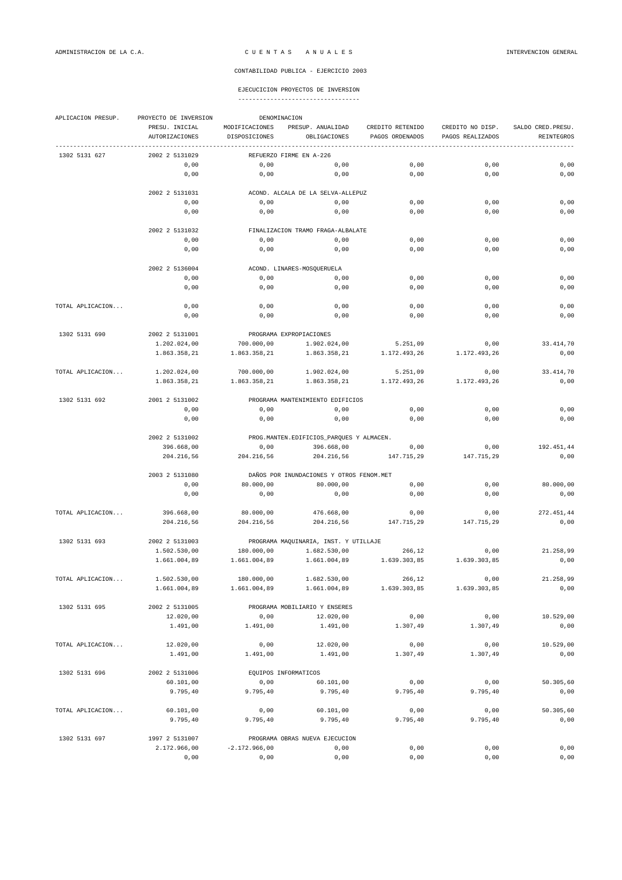CONTABILIDAD PUBLICA - EJERCICIO 2003

## EJECUCICION PROYECTOS DE INVERSION

| APLICACION PRESUP. | PROYECTO DE INVERSION | DENOMINACION | | | | |
|---|---|---|---|---|---|---|
| | PRESU. INICIAL | MODIFICACIONES | PRESUP. ANUALIDAD | CREDITO RETENIDO | CREDITO NO DISP. | SALDO CRED.PRESU. |
| | AUTORIZACIONES | DISPOSICIONES | OBLIGACIONES | PAGOS ORDENADOS | PAGOS REALIZADOS | REINTEGROS |
| 1302 5131 627 | 2002 2 5131029 | REFUERZO FIRME EN A-226 | | | | |
| | 0,00 | 0,00 | 0,00 | 0,00 | 0,00 | 0,00 |
| | 0,00 | 0,00 | 0,00 | 0,00 | 0,00 | 0,00 |
| | 2002 2 5131031 | ACOND. ALCALA DE LA SELVA-ALLEPUZ | | | | |
| | 0,00 | 0,00 | 0,00 | 0,00 | 0,00 | 0,00 |
| | 0,00 | 0,00 | 0,00 | 0,00 | 0,00 | 0,00 |
| | 2002 2 5131032 | FINALIZACION TRAMO FRAGA-ALBALATE | | | | |
| | 0,00 | 0,00 | 0,00 | 0,00 | 0,00 | 0,00 |
| | 0,00 | 0,00 | 0,00 | 0,00 | 0,00 | 0,00 |
| | 2002 2 5136004 | ACOND. LINARES-MOSQUERUELA | | | | |
| | 0,00 | 0,00 | 0,00 | 0,00 | 0,00 | 0,00 |
| | 0,00 | 0,00 | 0,00 | 0,00 | 0,00 | 0,00 |
| TOTAL APLICACION... | 0,00 | 0,00 | 0,00 | 0,00 | 0,00 | 0,00 |
| | 0,00 | 0,00 | 0,00 | 0,00 | 0,00 | 0,00 |
| 1302 5131 690 | 2002 2 5131001 | PROGRAMA EXPROPIACIONES | | | | |
| | 1.202.024,00 | 700.000,00 | 1.902.024,00 | 5.251,09 | 0,00 | 33.414,70 |
| | 1.863.358,21 | 1.863.358,21 | 1.863.358,21 | 1.172.493,26 | 1.172.493,26 | 0,00 |
| TOTAL APLICACION... | 1.202.024,00 | 700.000,00 | 1.902.024,00 | 5.251,09 | 0,00 | 33.414,70 |
| | 1.863.358,21 | 1.863.358,21 | 1.863.358,21 | 1.172.493,26 | 1.172.493,26 | 0,00 |
| 1302 5131 692 | 2001 2 5131002 | PROGRAMA MANTENIMIENTO EDIFICIOS | | | | |
| | 0,00 | 0,00 | 0,00 | 0,00 | 0,00 | 0,00 |
| | 0,00 | 0,00 | 0,00 | 0,00 | 0,00 | 0,00 |
| | 2002 2 5131002 | PROG.MANTEN.EDIFICIOS_PARQUES Y ALMACEN. | | | | |
| | 396.668,00 | 0,00 | 396.668,00 | 0,00 | 0,00 | 192.451,44 |
| | 204.216,56 | 204.216,56 | 204.216,56 | 147.715,29 | 147.715,29 | 0,00 |
| | 2003 2 5131080 | DAÑOS POR INUNDACIONES Y OTROS FENOM.MET | | | | |
| | 0,00 | 80.000,00 | 80.000,00 | 0,00 | 0,00 | 80.000,00 |
| | 0,00 | 0,00 | 0,00 | 0,00 | 0,00 | 0,00 |
| TOTAL APLICACION... | 396.668,00 | 80.000,00 | 476.668,00 | 0,00 | 0,00 | 272.451,44 |
| | 204.216,56 | 204.216,56 | 204.216,56 | 147.715,29 | 147.715,29 | 0,00 |
| 1302 5131 693 | 2002 2 5131003 | PROGRAMA MAQUINARIA, INST. Y UTILLAJE | | | | |
| | 1.502.530,00 | 180.000,00 | 1.682.530,00 | 266,12 | 0,00 | 21.258,99 |
| | 1.661.004,89 | 1.661.004,89 | 1.661.004,89 | 1.639.303,85 | 1.639.303,85 | 0,00 |
| TOTAL APLICACION... | 1.502.530,00 | 180.000,00 | 1.682.530,00 | 266,12 | 0,00 | 21.258,99 |
| | 1.661.004,89 | 1.661.004,89 | 1.661.004,89 | 1.639.303,85 | 1.639.303,85 | 0,00 |
| 1302 5131 695 | 2002 2 5131005 | PROGRAMA MOBILIARIO Y ENSERES | | | | |
| | 12.020,00 | 0,00 | 12.020,00 | 0,00 | 0,00 | 10.529,00 |
| | 1.491,00 | 1.491,00 | 1.491,00 | 1.307,49 | 1.307,49 | 0,00 |
| TOTAL APLICACION... | 12.020,00 | 0,00 | 12.020,00 | 0,00 | 0,00 | 10.529,00 |
| | 1.491,00 | 1.491,00 | 1.491,00 | 1.307,49 | 1.307,49 | 0,00 |
| 1302 5131 696 | 2002 2 5131006 | EQUIPOS INFORMATICOS | | | | |
| | 60.101,00 | 0,00 | 60.101,00 | 0,00 | 0,00 | 50.305,60 |
| | 9.795,40 | 9.795,40 | 9.795,40 | 9.795,40 | 9.795,40 | 0,00 |
| TOTAL APLICACION... | 60.101,00 | 0,00 | 60.101,00 | 0,00 | 0,00 | 50.305,60 |
| | 9.795,40 | 9.795,40 | 9.795,40 | 9.795,40 | 9.795,40 | 0,00 |
| 1302 5131 697 | 1997 2 5131007 | PROGRAMA OBRAS NUEVA EJECUCION | | | | |
| | 2.172.966,00 | -2.172.966,00 | 0,00 | 0,00 | 0,00 | 0,00 |
| | 0,00 | 0,00 | 0,00 | 0,00 | 0,00 | 0,00 |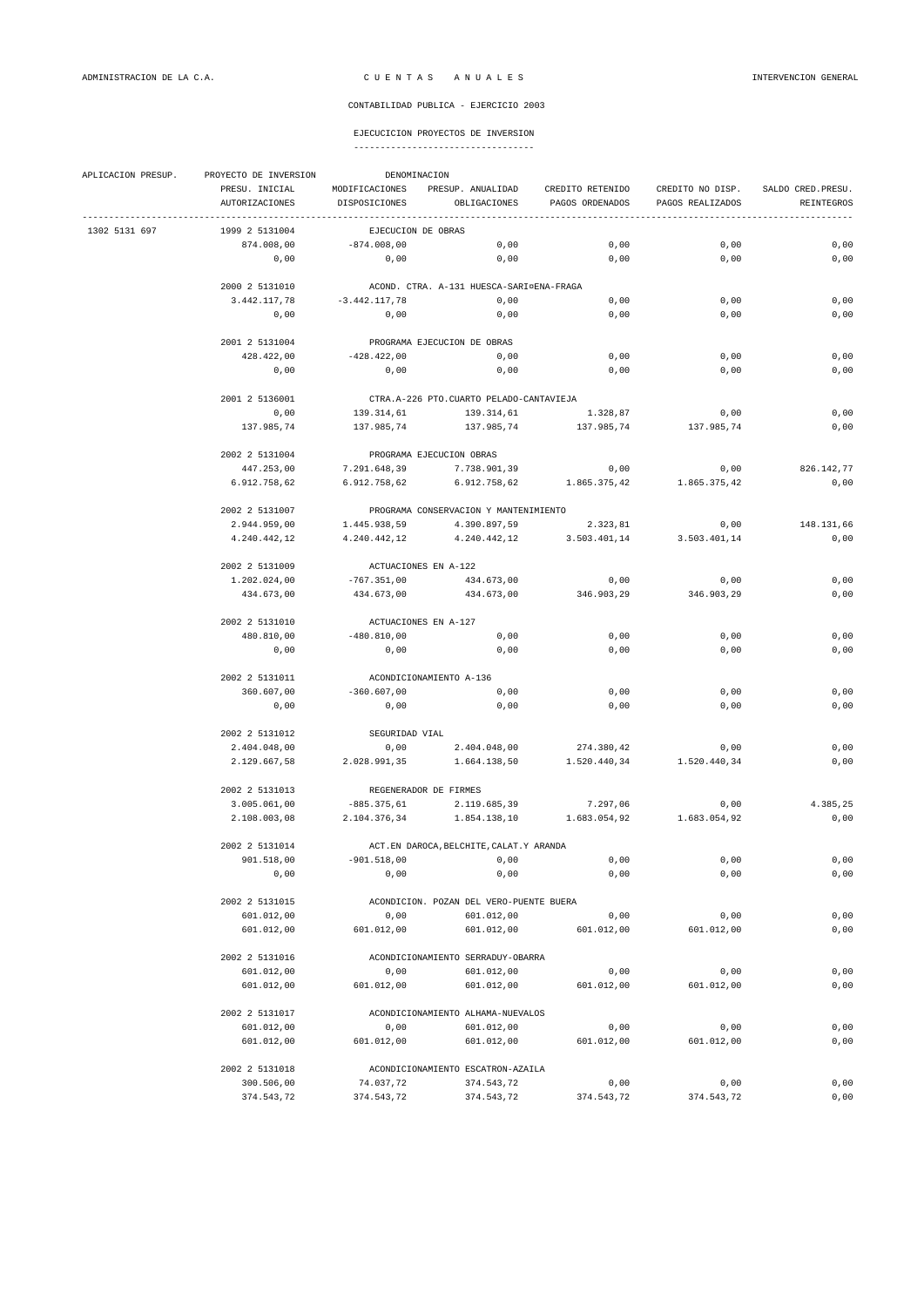CONTABILIDAD PUBLICA - EJERCICIO 2003

EJECUCICION PROYECTOS DE INVERSION

| APLICACION PRESUP. | PROYECTO DE INVERSION | DENOMINACION | | | | |
|---|---|---|---|---|---|---|
| | PRESU. INICIAL | MODIFICACIONES | PRESUP. ANUALIDAD | CREDITO RETENIDO | CREDITO NO DISP. | SALDO CRED.PRESU. |
| | AUTORIZACIONES | DISPOSICIONES | OBLIGACIONES | PAGOS ORDENADOS | PAGOS REALIZADOS | REINTEGROS |
| 1302 5131 697 | 1999 2 5131004 | EJECUCION DE OBRAS | | | | |
| | 874.008,00 | -874.008,00 | 0,00 | 0,00 | 0,00 | 0,00 |
| | 0,00 | 0,00 | 0,00 | 0,00 | 0,00 | 0,00 |
| | 2000 2 5131010 | ACOND. CTRA. A-131 HUESCA-SARIÑENA-FRAGA | | | | |
| | 3.442.117,78 | -3.442.117,78 | 0,00 | 0,00 | 0,00 | 0,00 |
| | 0,00 | 0,00 | 0,00 | 0,00 | 0,00 | 0,00 |
| | 2001 2 5131004 | PROGRAMA EJECUCION DE OBRAS | | | | |
| | 428.422,00 | -428.422,00 | 0,00 | 0,00 | 0,00 | 0,00 |
| | 0,00 | 0,00 | 0,00 | 0,00 | 0,00 | 0,00 |
| | 2001 2 5136001 | CTRA.A-226 PTO.CUARTO PELADO-CANTAVIEJA | | | | |
| | 0,00 | 139.314,61 | 139.314,61 | 1.328,87 | 0,00 | 0,00 |
| | 137.985,74 | 137.985,74 | 137.985,74 | 137.985,74 | 137.985,74 | 0,00 |
| | 2002 2 5131004 | PROGRAMA EJECUCION OBRAS | | | | |
| | 447.253,00 | 7.291.648,39 | 7.738.901,39 | 0,00 | 0,00 | 826.142,77 |
| | 6.912.758,62 | 6.912.758,62 | 6.912.758,62 | 1.865.375,42 | 1.865.375,42 | 0,00 |
| | 2002 2 5131007 | PROGRAMA CONSERVACION Y MANTENIMIENTO | | | | |
| | 2.944.959,00 | 1.445.938,59 | 4.390.897,59 | 2.323,81 | 0,00 | 148.131,66 |
| | 4.240.442,12 | 4.240.442,12 | 4.240.442,12 | 3.503.401,14 | 3.503.401,14 | 0,00 |
| | 2002 2 5131009 | ACTUACIONES EN A-122 | | | | |
| | 1.202.024,00 | -767.351,00 | 434.673,00 | 0,00 | 0,00 | 0,00 |
| | 434.673,00 | 434.673,00 | 434.673,00 | 346.903,29 | 346.903,29 | 0,00 |
| | 2002 2 5131010 | ACTUACIONES EN A-127 | | | | |
| | 480.810,00 | -480.810,00 | 0,00 | 0,00 | 0,00 | 0,00 |
| | 0,00 | 0,00 | 0,00 | 0,00 | 0,00 | 0,00 |
| | 2002 2 5131011 | ACONDICIONAMIENTO A-136 | | | | |
| | 360.607,00 | -360.607,00 | 0,00 | 0,00 | 0,00 | 0,00 |
| | 0,00 | 0,00 | 0,00 | 0,00 | 0,00 | 0,00 |
| | 2002 2 5131012 | SEGURIDAD VIAL | | | | |
| | 2.404.048,00 | 0,00 | 2.404.048,00 | 274.380,42 | 0,00 | 0,00 |
| | 2.129.667,58 | 2.028.991,35 | 1.664.138,50 | 1.520.440,34 | 1.520.440,34 | 0,00 |
| | 2002 2 5131013 | REGENERADOR DE FIRMES | | | | |
| | 3.005.061,00 | -885.375,61 | 2.119.685,39 | 7.297,06 | 0,00 | 4.385,25 |
| | 2.108.003,08 | 2.104.376,34 | 1.854.138,10 | 1.683.054,92 | 1.683.054,92 | 0,00 |
| | 2002 2 5131014 | ACT.EN DAROCA,BELCHITE,CALAT.Y ARANDA | | | | |
| | 901.518,00 | -901.518,00 | 0,00 | 0,00 | 0,00 | 0,00 |
| | 0,00 | 0,00 | 0,00 | 0,00 | 0,00 | 0,00 |
| | 2002 2 5131015 | ACONDICION. POZAN DEL VERO-PUENTE BUERA | | | | |
| | 601.012,00 | 0,00 | 601.012,00 | 0,00 | 0,00 | 0,00 |
| | 601.012,00 | 601.012,00 | 601.012,00 | 601.012,00 | 601.012,00 | 0,00 |
| | 2002 2 5131016 | ACONDICIONAMIENTO SERRADUY-OBARRA | | | | |
| | 601.012,00 | 0,00 | 601.012,00 | 0,00 | 0,00 | 0,00 |
| | 601.012,00 | 601.012,00 | 601.012,00 | 601.012,00 | 601.012,00 | 0,00 |
| | 2002 2 5131017 | ACONDICIONAMIENTO ALHAMA-NUEVALOS | | | | |
| | 601.012,00 | 0,00 | 601.012,00 | 0,00 | 0,00 | 0,00 |
| | 601.012,00 | 601.012,00 | 601.012,00 | 601.012,00 | 601.012,00 | 0,00 |
| | 2002 2 5131018 | ACONDICIONAMIENTO ESCATRON-AZAILA | | | | |
| | 300.506,00 | 74.037,72 | 374.543,72 | 0,00 | 0,00 | 0,00 |
| | 374.543,72 | 374.543,72 | 374.543,72 | 374.543,72 | 374.543,72 | 0,00 |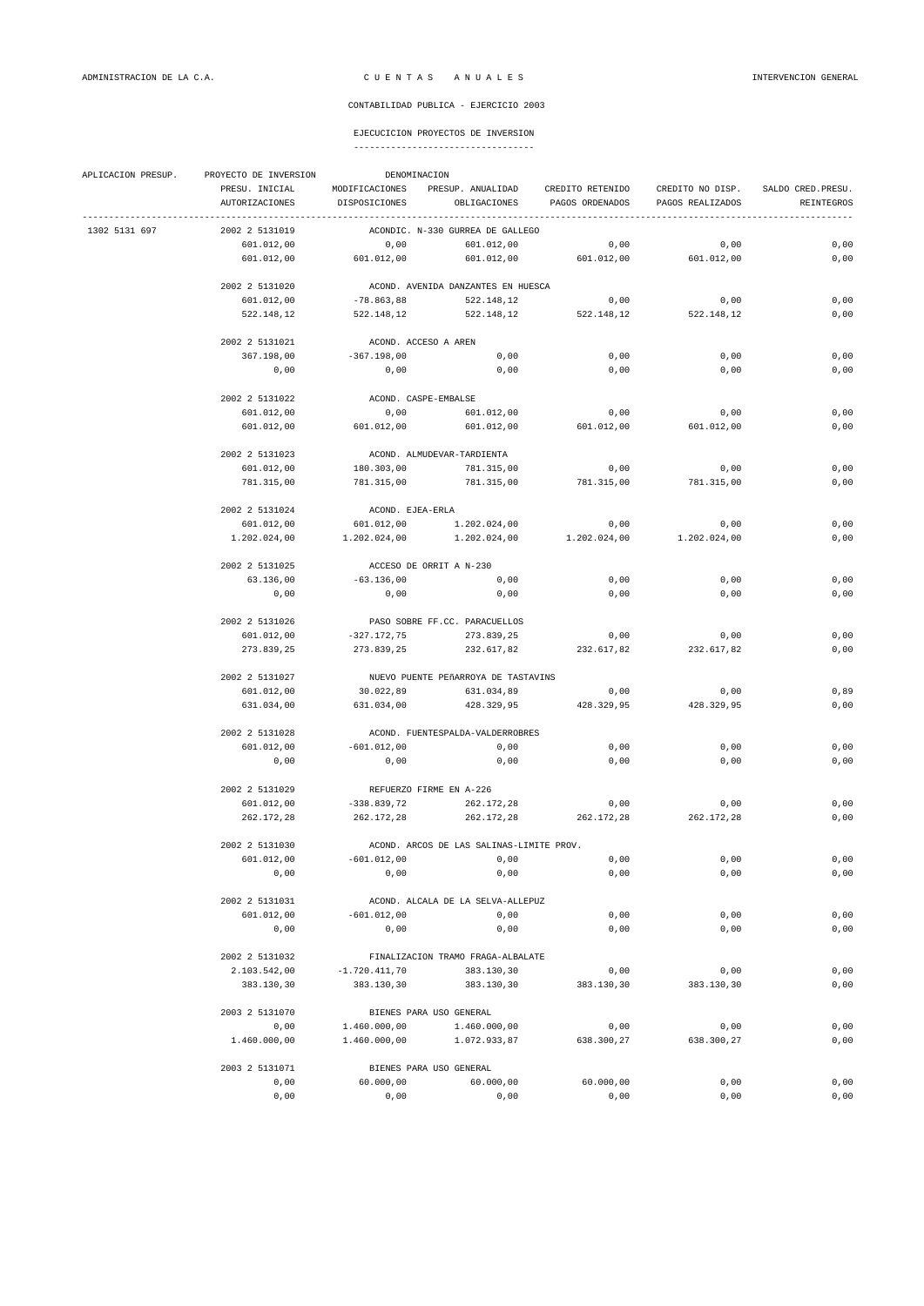ADMINISTRACION DE LA C.A. — C U E N T A S   A N U A L E S — INTERVENCION GENERAL

CONTABILIDAD PUBLICA - EJERCICIO 2003

## EJECUCICION PROYECTOS DE INVERSION

| APLICACION PRESUP. | PROYECTO DE INVERSION | DENOMINACION | | | | |
|---|---|---|---|---|---|---|
| | PRESU. INICIAL | MODIFICACIONES | PRESUP. ANUALIDAD | CREDITO RETENIDO | CREDITO NO DISP. | SALDO CRED.PRESU. |
| | AUTORIZACIONES | DISPOSICIONES | OBLIGACIONES | PAGOS ORDENADOS | PAGOS REALIZADOS | REINTEGROS |
| 1302 5131 697 | 2002 2 5131019 | ACONDIC. N-330 GURREA DE GALLEGO | | | | |
| | 601.012,00 | 0,00 | 601.012,00 | 0,00 | 0,00 | 0,00 |
| | 601.012,00 | 601.012,00 | 601.012,00 | 601.012,00 | 601.012,00 | 0,00 |
| | 2002 2 5131020 | ACOND. AVENIDA DANZANTES EN HUESCA | | | | |
| | 601.012,00 | -78.863,88 | 522.148,12 | 0,00 | 0,00 | 0,00 |
| | 522.148,12 | 522.148,12 | 522.148,12 | 522.148,12 | 522.148,12 | 0,00 |
| | 2002 2 5131021 | ACOND. ACCESO A AREN | | | | |
| | 367.198,00 | -367.198,00 | 0,00 | 0,00 | 0,00 | 0,00 |
| | 0,00 | 0,00 | 0,00 | 0,00 | 0,00 | 0,00 |
| | 2002 2 5131022 | ACOND. CASPE-EMBALSE | | | | |
| | 601.012,00 | 0,00 | 601.012,00 | 0,00 | 0,00 | 0,00 |
| | 601.012,00 | 601.012,00 | 601.012,00 | 601.012,00 | 601.012,00 | 0,00 |
| | 2002 2 5131023 | ACOND. ALMUDEVAR-TARDIENTA | | | | |
| | 601.012,00 | 180.303,00 | 781.315,00 | 0,00 | 0,00 | 0,00 |
| | 781.315,00 | 781.315,00 | 781.315,00 | 781.315,00 | 781.315,00 | 0,00 |
| | 2002 2 5131024 | ACOND. EJEA-ERLA | | | | |
| | 601.012,00 | 601.012,00 | 1.202.024,00 | 0,00 | 0,00 | 0,00 |
| | 1.202.024,00 | 1.202.024,00 | 1.202.024,00 | 1.202.024,00 | 1.202.024,00 | 0,00 |
| | 2002 2 5131025 | ACCESO DE ORRIT A N-230 | | | | |
| | 63.136,00 | -63.136,00 | 0,00 | 0,00 | 0,00 | 0,00 |
| | 0,00 | 0,00 | 0,00 | 0,00 | 0,00 | 0,00 |
| | 2002 2 5131026 | PASO SOBRE FF.CC. PARACUELLOS | | | | |
| | 601.012,00 | -327.172,75 | 273.839,25 | 0,00 | 0,00 | 0,00 |
| | 273.839,25 | 273.839,25 | 232.617,82 | 232.617,82 | 232.617,82 | 0,00 |
| | 2002 2 5131027 | NUEVO PUENTE PEñARROYA DE TASTAVINS | | | | |
| | 601.012,00 | 30.022,89 | 631.034,89 | 0,00 | 0,00 | 0,89 |
| | 631.034,00 | 631.034,00 | 428.329,95 | 428.329,95 | 428.329,95 | 0,00 |
| | 2002 2 5131028 | ACOND. FUENTESPALDA-VALDERROBRES | | | | |
| | 601.012,00 | -601.012,00 | 0,00 | 0,00 | 0,00 | 0,00 |
| | 0,00 | 0,00 | 0,00 | 0,00 | 0,00 | 0,00 |
| | 2002 2 5131029 | REFUERZO FIRME EN A-226 | | | | |
| | 601.012,00 | -338.839,72 | 262.172,28 | 0,00 | 0,00 | 0,00 |
| | 262.172,28 | 262.172,28 | 262.172,28 | 262.172,28 | 262.172,28 | 0,00 |
| | 2002 2 5131030 | ACOND. ARCOS DE LAS SALINAS-LIMITE PROV. | | | | |
| | 601.012,00 | -601.012,00 | 0,00 | 0,00 | 0,00 | 0,00 |
| | 0,00 | 0,00 | 0,00 | 0,00 | 0,00 | 0,00 |
| | 2002 2 5131031 | ACOND. ALCALA DE LA SELVA-ALLEPUZ | | | | |
| | 601.012,00 | -601.012,00 | 0,00 | 0,00 | 0,00 | 0,00 |
| | 0,00 | 0,00 | 0,00 | 0,00 | 0,00 | 0,00 |
| | 2002 2 5131032 | FINALIZACION TRAMO FRAGA-ALBALATE | | | | |
| | 2.103.542,00 | -1.720.411,70 | 383.130,30 | 0,00 | 0,00 | 0,00 |
| | 383.130,30 | 383.130,30 | 383.130,30 | 383.130,30 | 383.130,30 | 0,00 |
| | 2003 2 5131070 | BIENES PARA USO GENERAL | | | | |
| | 0,00 | 1.460.000,00 | 1.460.000,00 | 0,00 | 0,00 | 0,00 |
| | 1.460.000,00 | 1.460.000,00 | 1.072.933,87 | 638.300,27 | 638.300,27 | 0,00 |
| | 2003 2 5131071 | BIENES PARA USO GENERAL | | | | |
| | 0,00 | 60.000,00 | 60.000,00 | 60.000,00 | 0,00 | 0,00 |
| | 0,00 | 0,00 | 0,00 | 0,00 | 0,00 | 0,00 |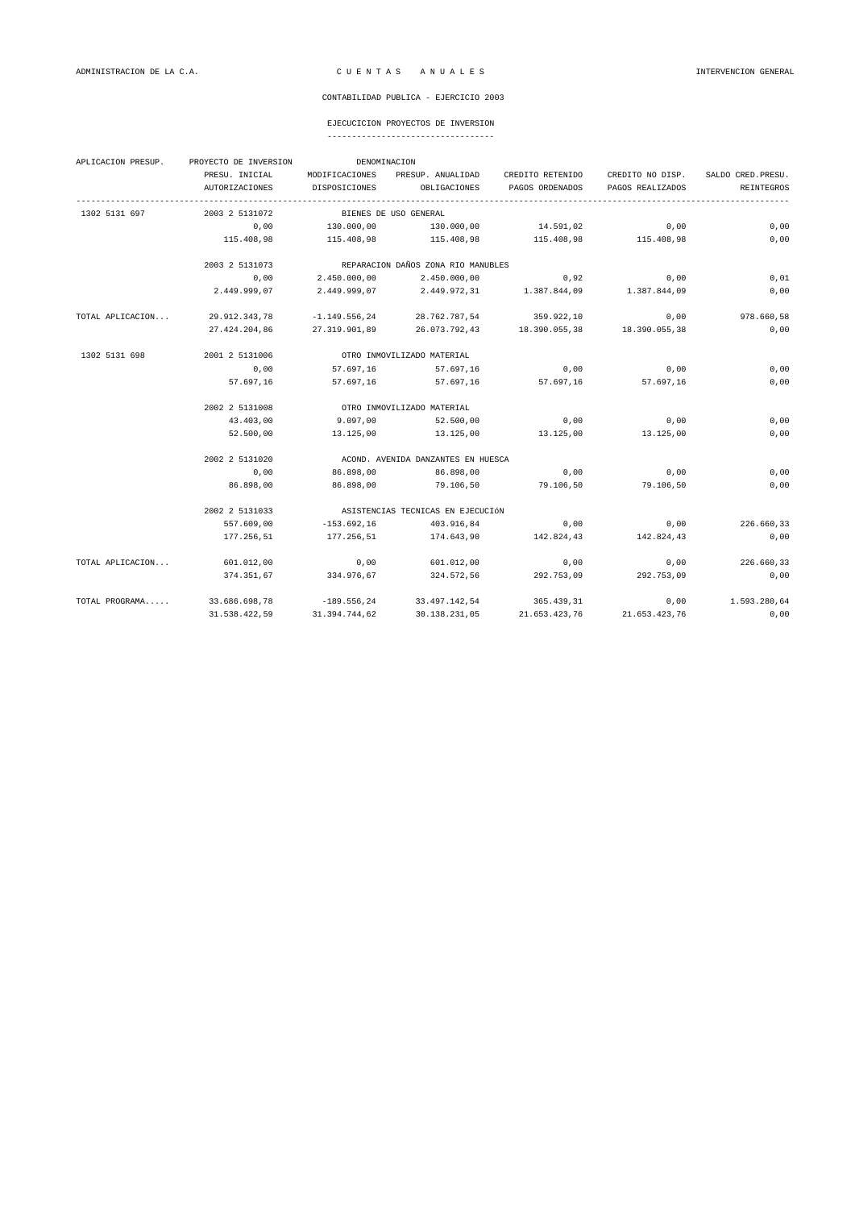CONTABILIDAD PUBLICA - EJERCICIO 2003

EJECUCICION PROYECTOS DE INVERSION

| APLICACION PRESUP. | PROYECTO DE INVERSION | DENOMINACION | | | | |
|---|---|---|---|---|---|---|
| | PRESU. INICIAL | MODIFICACIONES | PRESUP. ANUALIDAD | CREDITO RETENIDO | CREDITO NO DISP. | SALDO CRED.PRESU. |
| | AUTORIZACIONES | DISPOSICIONES | OBLIGACIONES | PAGOS ORDENADOS | PAGOS REALIZADOS | REINTEGROS |
| 1302 5131 697 | 2003 2 5131072 | BIENES DE USO GENERAL | | | | |
| | 0,00 | 130.000,00 | 130.000,00 | 14.591,02 | 0,00 | 0,00 |
| | 115.408,98 | 115.408,98 | 115.408,98 | 115.408,98 | 115.408,98 | 0,00 |
| | 2003 2 5131073 | REPARACION DAÑOS ZONA RIO MANUBLES | | | | |
| | 0,00 | 2.450.000,00 | 2.450.000,00 | 0,92 | 0,00 | 0,01 |
| | 2.449.999,07 | 2.449.999,07 | 2.449.972,31 | 1.387.844,09 | 1.387.844,09 | 0,00 |
| TOTAL APLICACION... | 29.912.343,78 | -1.149.556,24 | 28.762.787,54 | 359.922,10 | 0,00 | 978.660,58 |
| | 27.424.204,86 | 27.319.901,89 | 26.073.792,43 | 18.390.055,38 | 18.390.055,38 | 0,00 |
| 1302 5131 698 | 2001 2 5131006 | OTRO INMOVILIZADO MATERIAL | | | | |
| | 0,00 | 57.697,16 | 57.697,16 | 0,00 | 0,00 | 0,00 |
| | 57.697,16 | 57.697,16 | 57.697,16 | 57.697,16 | 57.697,16 | 0,00 |
| | 2002 2 5131008 | OTRO INMOVILIZADO MATERIAL | | | | |
| | 43.403,00 | 9.097,00 | 52.500,00 | 0,00 | 0,00 | 0,00 |
| | 52.500,00 | 13.125,00 | 13.125,00 | 13.125,00 | 13.125,00 | 0,00 |
| | 2002 2 5131020 | ACOND. AVENIDA DANZANTES EN HUESCA | | | | |
| | 0,00 | 86.898,00 | 86.898,00 | 0,00 | 0,00 | 0,00 |
| | 86.898,00 | 86.898,00 | 79.106,50 | 79.106,50 | 79.106,50 | 0,00 |
| | 2002 2 5131033 | ASISTENCIAS TECNICAS EN EJECUCIóN | | | | |
| | 557.609,00 | -153.692,16 | 403.916,84 | 0,00 | 0,00 | 226.660,33 |
| | 177.256,51 | 177.256,51 | 174.643,90 | 142.824,43 | 142.824,43 | 0,00 |
| TOTAL APLICACION... | 601.012,00 | 0,00 | 601.012,00 | 0,00 | 0,00 | 226.660,33 |
| | 374.351,67 | 334.976,67 | 324.572,56 | 292.753,09 | 292.753,09 | 0,00 |
| TOTAL PROGRAMA..... | 33.686.698,78 | -189.556,24 | 33.497.142,54 | 365.439,31 | 0,00 | 1.593.280,64 |
| | 31.538.422,59 | 31.394.744,62 | 30.138.231,05 | 21.653.423,76 | 21.653.423,76 | 0,00 |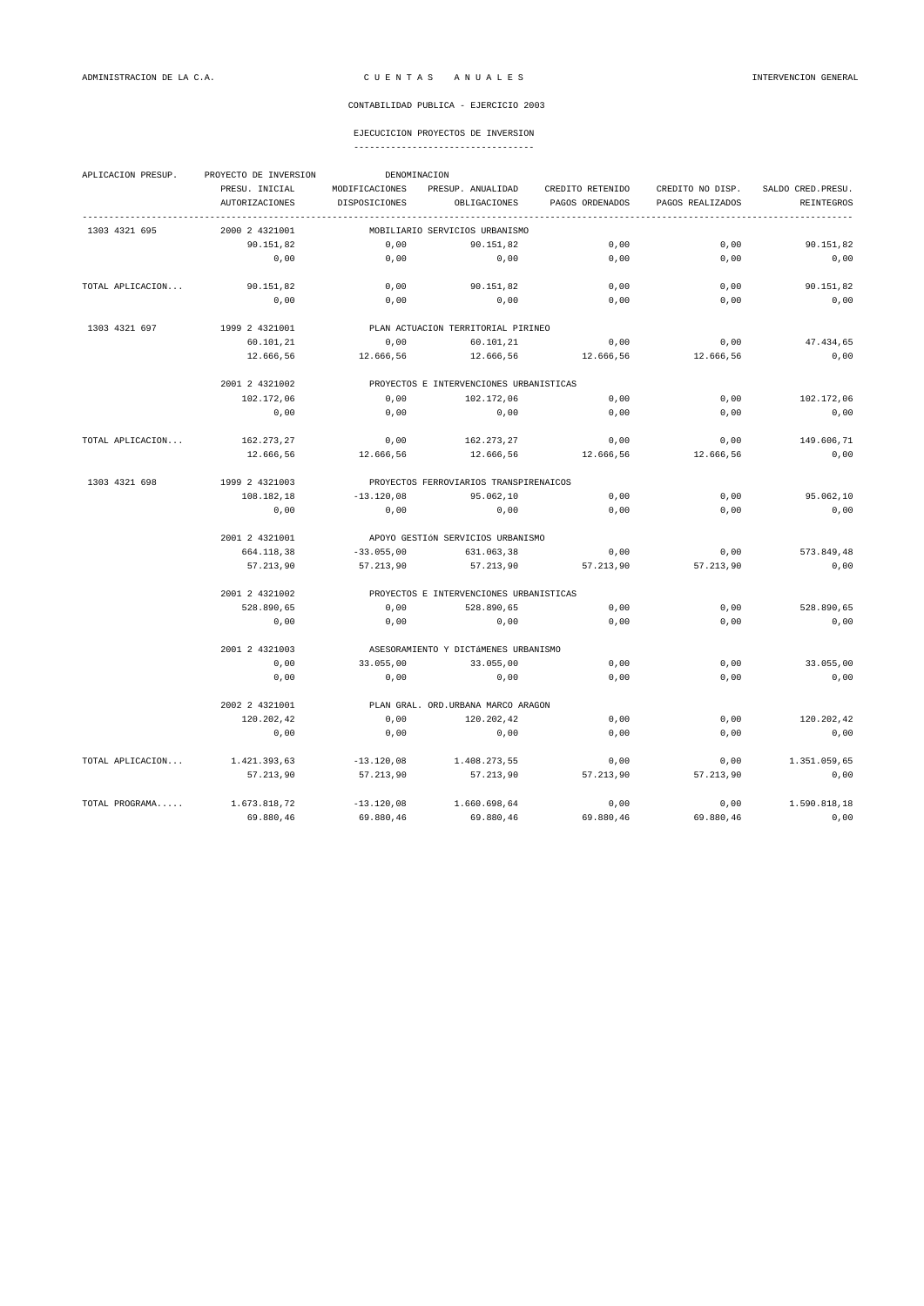CONTABILIDAD PUBLICA - EJERCICIO 2003

EJECUCICION PROYECTOS DE INVERSION

| APLICACION PRESUP. | PROYECTO DE INVERSION | DENOMINACION | | | | |
|---|---|---|---|---|---|---|
| | PRESU. INICIAL | MODIFICACIONES | PRESUP. ANUALIDAD | CREDITO RETENIDO | CREDITO NO DISP. | SALDO CRED.PRESU. |
| | AUTORIZACIONES | DISPOSICIONES | OBLIGACIONES | PAGOS ORDENADOS | PAGOS REALIZADOS | REINTEGROS |
| 1303 4321 695 | 2000 2 4321001 | MOBILIARIO SERVICIOS URBANISMO | | | | |
| | 90.151,82 | 0,00 | 90.151,82 | 0,00 | 0,00 | 90.151,82 |
| | 0,00 | 0,00 | 0,00 | 0,00 | 0,00 | 0,00 |
| TOTAL APLICACION... | 90.151,82 | 0,00 | 90.151,82 | 0,00 | 0,00 | 90.151,82 |
| | 0,00 | 0,00 | 0,00 | 0,00 | 0,00 | 0,00 |
| 1303 4321 697 | 1999 2 4321001 | PLAN ACTUACION TERRITORIAL PIRINEO | | | | |
| | 60.101,21 | 0,00 | 60.101,21 | 0,00 | 0,00 | 47.434,65 |
| | 12.666,56 | 12.666,56 | 12.666,56 | 12.666,56 | 12.666,56 | 0,00 |
| | 2001 2 4321002 | PROYECTOS E INTERVENCIONES URBANISTICAS | | | | |
| | 102.172,06 | 0,00 | 102.172,06 | 0,00 | 0,00 | 102.172,06 |
| | 0,00 | 0,00 | 0,00 | 0,00 | 0,00 | 0,00 |
| TOTAL APLICACION... | 162.273,27 | 0,00 | 162.273,27 | 0,00 | 0,00 | 149.606,71 |
| | 12.666,56 | 12.666,56 | 12.666,56 | 12.666,56 | 12.666,56 | 0,00 |
| 1303 4321 698 | 1999 2 4321003 | PROYECTOS FERROVIARIOS TRANSPIRENAICOS | | | | |
| | 108.182,18 | -13.120,08 | 95.062,10 | 0,00 | 0,00 | 95.062,10 |
| | 0,00 | 0,00 | 0,00 | 0,00 | 0,00 | 0,00 |
| | 2001 2 4321001 | APOYO GESTIóN SERVICIOS URBANISMO | | | | |
| | 664.118,38 | -33.055,00 | 631.063,38 | 0,00 | 0,00 | 573.849,48 |
| | 57.213,90 | 57.213,90 | 57.213,90 | 57.213,90 | 57.213,90 | 0,00 |
| | 2001 2 4321002 | PROYECTOS E INTERVENCIONES URBANISTICAS | | | | |
| | 528.890,65 | 0,00 | 528.890,65 | 0,00 | 0,00 | 528.890,65 |
| | 0,00 | 0,00 | 0,00 | 0,00 | 0,00 | 0,00 |
| | 2001 2 4321003 | ASESORAMIENTO Y DICTáMENES URBANISMO | | | | |
| | 0,00 | 33.055,00 | 33.055,00 | 0,00 | 0,00 | 33.055,00 |
| | 0,00 | 0,00 | 0,00 | 0,00 | 0,00 | 0,00 |
| | 2002 2 4321001 | PLAN GRAL. ORD.URBANA MARCO ARAGON | | | | |
| | 120.202,42 | 0,00 | 120.202,42 | 0,00 | 0,00 | 120.202,42 |
| | 0,00 | 0,00 | 0,00 | 0,00 | 0,00 | 0,00 |
| TOTAL APLICACION... | 1.421.393,63 | -13.120,08 | 1.408.273,55 | 0,00 | 0,00 | 1.351.059,65 |
| | 57.213,90 | 57.213,90 | 57.213,90 | 57.213,90 | 57.213,90 | 0,00 |
| TOTAL PROGRAMA..... | 1.673.818,72 | -13.120,08 | 1.660.698,64 | 0,00 | 0,00 | 1.590.818,18 |
| | 69.880,46 | 69.880,46 | 69.880,46 | 69.880,46 | 69.880,46 | 0,00 |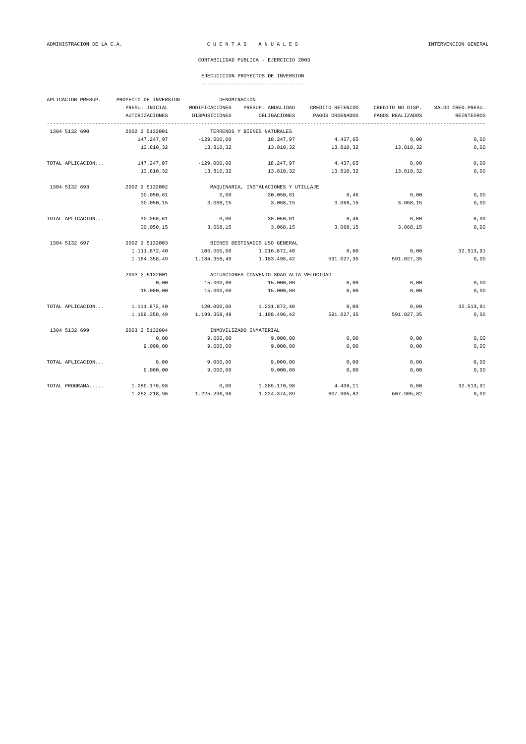ADMINISTRACION DE LA C.A. — C U E N T A S   A N U A L E S — INTERVENCION GENERAL

CONTABILIDAD PUBLICA - EJERCICIO 2003

EJECUCICION PROYECTOS DE INVERSION

| APLICACION PRESUP. | PROYECTO DE INVERSION | DENOMINACION | | | | |
|---|---|---|---|---|---|---|
| | PRESU. INICIAL | MODIFICACIONES | PRESUP. ANUALIDAD | CREDITO RETENIDO | CREDITO NO DISP. | SALDO CRED.PRESU. |
| | AUTORIZACIONES | DISPOSICIONES | OBLIGACIONES | PAGOS ORDENADOS | PAGOS REALIZADOS | REINTEGROS |
| 1304 5132 690 | 2002 2 5132001 | TERRENOS Y BIENES NATURALES | | | | |
| | 147.247,97 | -129.000,00 | 18.247,97 | 4.437,65 | 0,00 | 0,00 |
| | 13.810,32 | 13.810,32 | 13.810,32 | 13.810,32 | 13.810,32 | 0,00 |
| TOTAL APLICACION... | 147.247,97 | -129.000,00 | 18.247,97 | 4.437,65 | 0,00 | 0,00 |
| | 13.810,32 | 13.810,32 | 13.810,32 | 13.810,32 | 13.810,32 | 0,00 |
| 1304 5132 693 | 2002 2 5132002 | MAQUINARIA, INSTALACIONES Y UTILLAJE | | | | |
| | 30.050,61 | 0,00 | 30.050,61 | 0,46 | 0,00 | 0,00 |
| | 30.050,15 | 3.068,15 | 3.068,15 | 3.068,15 | 3.068,15 | 0,00 |
| TOTAL APLICACION... | 30.050,61 | 0,00 | 30.050,61 | 0,46 | 0,00 | 0,00 |
| | 30.050,15 | 3.068,15 | 3.068,15 | 3.068,15 | 3.068,15 | 0,00 |
| 1304 5132 697 | 2002 2 5132003 | BIENES DESTINADOS USO GENERAL | | | | |
| | 1.111.872,40 | 105.000,00 | 1.216.872,40 | 0,00 | 0,00 | 32.513,91 |
| | 1.184.358,49 | 1.184.358,49 | 1.183.496,42 | 591.027,35 | 591.027,35 | 0,00 |
| | 2003 2 5132001 | ACTUACIONES CONVENIO SDAD ALTA VELOCIDAD | | | | |
| | 0,00 | 15.000,00 | 15.000,00 | 0,00 | 0,00 | 0,00 |
| | 15.000,00 | 15.000,00 | 15.000,00 | 0,00 | 0,00 | 0,00 |
| TOTAL APLICACION... | 1.111.872,40 | 120.000,00 | 1.231.872,40 | 0,00 | 0,00 | 32.513,91 |
| | 1.199.358,49 | 1.199.358,49 | 1.198.496,42 | 591.027,35 | 591.027,35 | 0,00 |
| 1304 5132 699 | 2003 2 5132004 | INMOVILIZADO INMATERIAL | | | | |
| | 0,00 | 9.000,00 | 9.000,00 | 0,00 | 0,00 | 0,00 |
| | 9.000,00 | 9.000,00 | 9.000,00 | 0,00 | 0,00 | 0,00 |
| TOTAL APLICACION... | 0,00 | 9.000,00 | 9.000,00 | 0,00 | 0,00 | 0,00 |
| | 9.000,00 | 9.000,00 | 9.000,00 | 0,00 | 0,00 | 0,00 |
| TOTAL PROGRAMA..... | 1.289.170,98 | 0,00 | 1.289.170,98 | 4.438,11 | 0,00 | 32.513,91 |
| | 1.252.218,96 | 1.225.236,96 | 1.224.374,89 | 607.905,82 | 607.905,82 | 0,00 |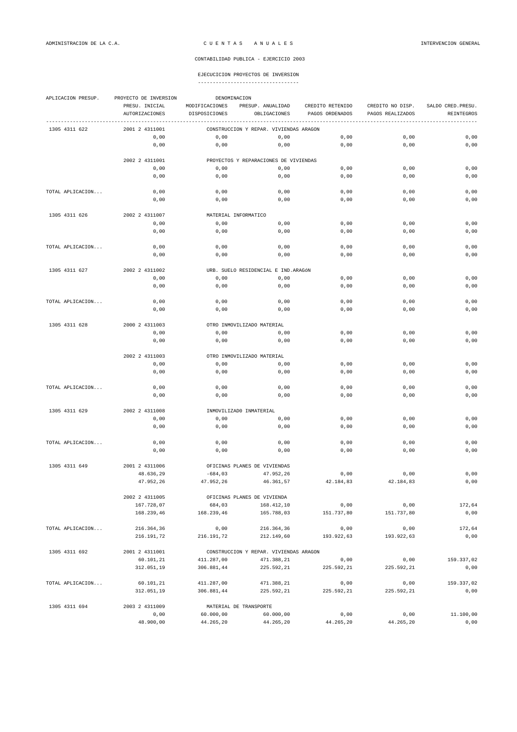ADMINISTRACION DE LA C.A. — C U E N T A S   A N U A L E S — INTERVENCION GENERAL

CONTABILIDAD PUBLICA - EJERCICIO 2003

## EJECUCICION PROYECTOS DE INVERSION

| APLICACION PRESUP. | PROYECTO DE INVERSION | DENOMINACION | | | | |
|---|---|---|---|---|---|---|
| | PRESU. INICIAL | MODIFICACIONES | PRESUP. ANUALIDAD | CREDITO RETENIDO | CREDITO NO DISP. | SALDO CRED.PRESU. |
| | AUTORIZACIONES | DISPOSICIONES | OBLIGACIONES | PAGOS ORDENADOS | PAGOS REALIZADOS | REINTEGROS |
| 1305 4311 622 | 2001 2 4311001 | CONSTRUCCION Y REPAR. VIVIENDAS ARAGON | | | | |
| | 0,00 | 0,00 | 0,00 | 0,00 | 0,00 | 0,00 |
| | 0,00 | 0,00 | 0,00 | 0,00 | 0,00 | 0,00 |
| | 2002 2 4311001 | PROYECTOS Y REPARACIONES DE VIVIENDAS | | | | |
| | 0,00 | 0,00 | 0,00 | 0,00 | 0,00 | 0,00 |
| | 0,00 | 0,00 | 0,00 | 0,00 | 0,00 | 0,00 |
| TOTAL APLICACION... | 0,00 | 0,00 | 0,00 | 0,00 | 0,00 | 0,00 |
| | 0,00 | 0,00 | 0,00 | 0,00 | 0,00 | 0,00 |
| 1305 4311 626 | 2002 2 4311007 | MATERIAL INFORMATICO | | | | |
| | 0,00 | 0,00 | 0,00 | 0,00 | 0,00 | 0,00 |
| | 0,00 | 0,00 | 0,00 | 0,00 | 0,00 | 0,00 |
| TOTAL APLICACION... | 0,00 | 0,00 | 0,00 | 0,00 | 0,00 | 0,00 |
| | 0,00 | 0,00 | 0,00 | 0,00 | 0,00 | 0,00 |
| 1305 4311 627 | 2002 2 4311002 | URB. SUELO RESIDENCIAL E IND.ARAGóN | | | | |
| | 0,00 | 0,00 | 0,00 | 0,00 | 0,00 | 0,00 |
| | 0,00 | 0,00 | 0,00 | 0,00 | 0,00 | 0,00 |
| TOTAL APLICACION... | 0,00 | 0,00 | 0,00 | 0,00 | 0,00 | 0,00 |
| | 0,00 | 0,00 | 0,00 | 0,00 | 0,00 | 0,00 |
| 1305 4311 628 | 2000 2 4311003 | OTRO INMOVILIZADO MATERIAL | | | | |
| | 0,00 | 0,00 | 0,00 | 0,00 | 0,00 | 0,00 |
| | 0,00 | 0,00 | 0,00 | 0,00 | 0,00 | 0,00 |
| | 2002 2 4311003 | OTRO INMOVILIZADO MATERIAL | | | | |
| | 0,00 | 0,00 | 0,00 | 0,00 | 0,00 | 0,00 |
| | 0,00 | 0,00 | 0,00 | 0,00 | 0,00 | 0,00 |
| TOTAL APLICACION... | 0,00 | 0,00 | 0,00 | 0,00 | 0,00 | 0,00 |
| | 0,00 | 0,00 | 0,00 | 0,00 | 0,00 | 0,00 |
| 1305 4311 629 | 2002 2 4311008 | INMOVILIZAD0 INMATERIAL | | | | |
| | 0,00 | 0,00 | 0,00 | 0,00 | 0,00 | 0,00 |
| | 0,00 | 0,00 | 0,00 | 0,00 | 0,00 | 0,00 |
| TOTAL APLICACION... | 0,00 | 0,00 | 0,00 | 0,00 | 0,00 | 0,00 |
| | 0,00 | 0,00 | 0,00 | 0,00 | 0,00 | 0,00 |
| 1305 4311 649 | 2001 2 4311006 | OFICINAS PLANES DE VIVIENDAS | | | | |
| | 48.636,29 | -684,03 | 47.952,26 | 0,00 | 0,00 | 0,00 |
| | 47.952,26 | 47.952,26 | 46.361,57 | 42.184,83 | 42.184,83 | 0,00 |
| | 2002 2 4311005 | OFICINAS PLANES DE VIVIENDA | | | | |
| | 167.728,07 | 684,03 | 168.412,10 | 0,00 | 0,00 | 172,64 |
| | 168.239,46 | 168.239,46 | 165.788,03 | 151.737,80 | 151.737,80 | 0,00 |
| TOTAL APLICACION... | 216.364,36 | 0,00 | 216.364,36 | 0,00 | 0,00 | 172,64 |
| | 216.191,72 | 216.191,72 | 212.149,60 | 193.922,63 | 193.922,63 | 0,00 |
| 1305 4311 692 | 2001 2 4311001 | CONSTRUCCION Y REPAR. VIVIENDAS ARAGON | | | | |
| | 60.101,21 | 411.287,00 | 471.388,21 | 0,00 | 0,00 | 159.337,02 |
| | 312.051,19 | 306.881,44 | 225.592,21 | 225.592,21 | 225.592,21 | 0,00 |
| TOTAL APLICACION... | 60.101,21 | 411.287,00 | 471.388,21 | 0,00 | 0,00 | 159.337,02 |
| | 312.051,19 | 306.881,44 | 225.592,21 | 225.592,21 | 225.592,21 | 0,00 |
| 1305 4311 694 | 2003 2 4311009 | MATERIAL DE TRANSPORTE | | | | |
| | 0,00 | 60.000,00 | 60.000,00 | 0,00 | 0,00 | 11.100,00 |
| | 48.900,00 | 44.265,20 | 44.265,20 | 44.265,20 | 44.265,20 | 0,00 |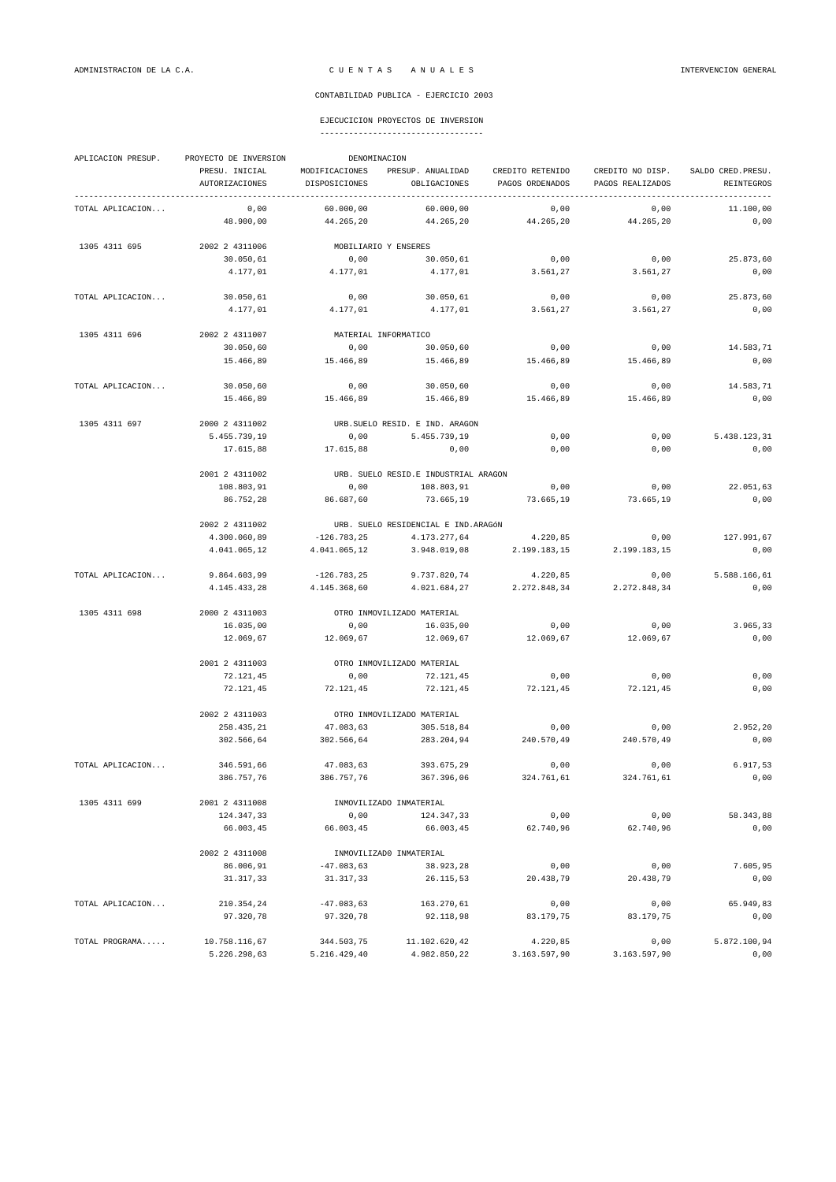ADMINISTRACION DE LA C.A. — C U E N T A S A N U A L E S — INTERVENCION GENERAL

CONTABILIDAD PUBLICA - EJERCICIO 2003

## EJECUCICION PROYECTOS DE INVERSION

| APLICACION PRESUP. | PROYECTO DE INVERSION | DENOMINACION | | | | |
|---|---|---|---|---|---|---|
| | PRESU. INICIAL | MODIFICACIONES | PRESUP. ANUALIDAD | CREDITO RETENIDO | CREDITO NO DISP. | SALDO CRED.PRESU. |
| | AUTORIZACIONES | DISPOSICIONES | OBLIGACIONES | PAGOS ORDENADOS | PAGOS REALIZADOS | REINTEGROS |
| TOTAL APLICACION... | 0,00 | 60.000,00 | 60.000,00 | 0,00 | 0,00 | 11.100,00 |
| | 48.900,00 | 44.265,20 | 44.265,20 | 44.265,20 | 44.265,20 | 0,00 |
| 1305 4311 695 | 2002 2 4311006 | MOBILIARIO Y ENSERES | | | | |
| | 30.050,61 | 0,00 | 30.050,61 | 0,00 | 0,00 | 25.873,60 |
| | 4.177,01 | 4.177,01 | 4.177,01 | 3.561,27 | 3.561,27 | 0,00 |
| TOTAL APLICACION... | 30.050,61 | 0,00 | 30.050,61 | 0,00 | 0,00 | 25.873,60 |
| | 4.177,01 | 4.177,01 | 4.177,01 | 3.561,27 | 3.561,27 | 0,00 |
| 1305 4311 696 | 2002 2 4311007 | MATERIAL INFORMATICO | | | | |
| | 30.050,60 | 0,00 | 30.050,60 | 0,00 | 0,00 | 14.583,71 |
| | 15.466,89 | 15.466,89 | 15.466,89 | 15.466,89 | 15.466,89 | 0,00 |
| TOTAL APLICACION... | 30.050,60 | 0,00 | 30.050,60 | 0,00 | 0,00 | 14.583,71 |
| | 15.466,89 | 15.466,89 | 15.466,89 | 15.466,89 | 15.466,89 | 0,00 |
| 1305 4311 697 | 2000 2 4311002 | URB.SUELO RESID. E IND. ARAGON | | | | |
| | 5.455.739,19 | 0,00 | 5.455.739,19 | 0,00 | 0,00 | 5.438.123,31 |
| | 17.615,88 | 17.615,88 | 0,00 | 0,00 | 0,00 | 0,00 |
| | 2001 2 4311002 | URB. SUELO RESID.E INDUSTRIAL ARAGON | | | | |
| | 108.803,91 | 0,00 | 108.803,91 | 0,00 | 0,00 | 22.051,63 |
| | 86.752,28 | 86.687,60 | 73.665,19 | 73.665,19 | 73.665,19 | 0,00 |
| | 2002 2 4311002 | URB. SUELO RESIDENCIAL E IND.ARAGÓN | | | | |
| | 4.300.060,89 | -126.783,25 | 4.173.277,64 | 4.220,85 | 0,00 | 127.991,67 |
| | 4.041.065,12 | 4.041.065,12 | 3.948.019,08 | 2.199.183,15 | 2.199.183,15 | 0,00 |
| TOTAL APLICACION... | 9.864.603,99 | -126.783,25 | 9.737.820,74 | 4.220,85 | 0,00 | 5.588.166,61 |
| | 4.145.433,28 | 4.145.368,60 | 4.021.684,27 | 2.272.848,34 | 2.272.848,34 | 0,00 |
| 1305 4311 698 | 2000 2 4311003 | OTRO INMOVILIZADO MATERIAL | | | | |
| | 16.035,00 | 0,00 | 16.035,00 | 0,00 | 0,00 | 3.965,33 |
| | 12.069,67 | 12.069,67 | 12.069,67 | 12.069,67 | 12.069,67 | 0,00 |
| | 2001 2 4311003 | OTRO INMOVILIZADO MATERIAL | | | | |
| | 72.121,45 | 0,00 | 72.121,45 | 0,00 | 0,00 | 0,00 |
| | 72.121,45 | 72.121,45 | 72.121,45 | 72.121,45 | 72.121,45 | 0,00 |
| | 2002 2 4311003 | OTRO INMOVILIZADO MATERIAL | | | | |
| | 258.435,21 | 47.083,63 | 305.518,84 | 0,00 | 0,00 | 2.952,20 |
| | 302.566,64 | 302.566,64 | 283.204,94 | 240.570,49 | 240.570,49 | 0,00 |
| TOTAL APLICACION... | 346.591,66 | 47.083,63 | 393.675,29 | 0,00 | 0,00 | 6.917,53 |
| | 386.757,76 | 386.757,76 | 367.396,06 | 324.761,61 | 324.761,61 | 0,00 |
| 1305 4311 699 | 2001 2 4311008 | INMOVILIZADO INMATERIAL | | | | |
| | 124.347,33 | 0,00 | 124.347,33 | 0,00 | 0,00 | 58.343,88 |
| | 66.003,45 | 66.003,45 | 66.003,45 | 62.740,96 | 62.740,96 | 0,00 |
| | 2002 2 4311008 | INMOVILIZAD0 INMATERIAL | | | | |
| | 86.006,91 | -47.083,63 | 38.923,28 | 0,00 | 0,00 | 7.605,95 |
| | 31.317,33 | 31.317,33 | 26.115,53 | 20.438,79 | 20.438,79 | 0,00 |
| TOTAL APLICACION... | 210.354,24 | -47.083,63 | 163.270,61 | 0,00 | 0,00 | 65.949,83 |
| | 97.320,78 | 97.320,78 | 92.118,98 | 83.179,75 | 83.179,75 | 0,00 |
| TOTAL PROGRAMA..... | 10.758.116,67 | 344.503,75 | 11.102.620,42 | 4.220,85 | 0,00 | 5.872.100,94 |
| | 5.226.298,63 | 5.216.429,40 | 4.982.850,22 | 3.163.597,90 | 3.163.597,90 | 0,00 |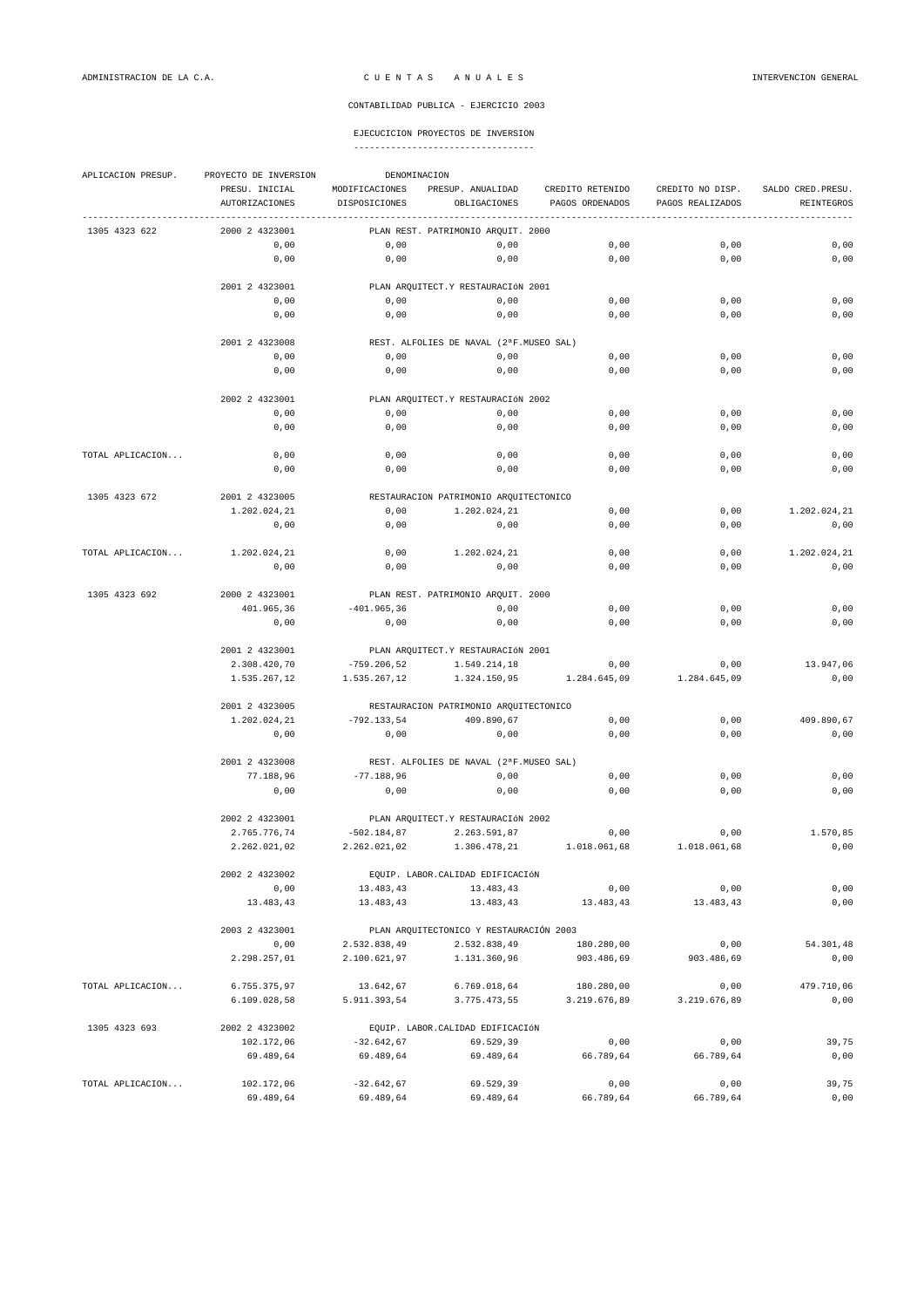CONTABILIDAD PUBLICA - EJERCICIO 2003

EJECUCICION PROYECTOS DE INVERSION

| APLICACION PRESUP. | PROYECTO DE INVERSION | DENOMINACION | | | | |
|---|---|---|---|---|---|---|
| | PRESU. INICIAL | MODIFICACIONES | PRESUP. ANUALIDAD | CREDITO RETENIDO | CREDITO NO DISP. | SALDO CRED.PRESU. |
| | AUTORIZACIONES | DISPOSICIONES | OBLIGACIONES | PAGOS ORDENADOS | PAGOS REALIZADOS | REINTEGROS |
| 1305 4323 622 | 2000 2 4323001 | PLAN REST. PATRIMONIO ARQUIT. 2000 | | | | |
| | 0,00 | 0,00 | 0,00 | 0,00 | 0,00 | 0,00 |
| | 0,00 | 0,00 | 0,00 | 0,00 | 0,00 | 0,00 |
| | 2001 2 4323001 | PLAN ARQUITECT.Y RESTAURACIóN 2001 | | | | |
| | 0,00 | 0,00 | 0,00 | 0,00 | 0,00 | 0,00 |
| | 0,00 | 0,00 | 0,00 | 0,00 | 0,00 | 0,00 |
| | 2001 2 4323008 | REST. ALFOLIES DE NAVAL (2ªF.MUSEO SAL) | | | | |
| | 0,00 | 0,00 | 0,00 | 0,00 | 0,00 | 0,00 |
| | 0,00 | 0,00 | 0,00 | 0,00 | 0,00 | 0,00 |
| | 2002 2 4323001 | PLAN ARQUITECT.Y RESTAURACIóN 2002 | | | | |
| | 0,00 | 0,00 | 0,00 | 0,00 | 0,00 | 0,00 |
| | 0,00 | 0,00 | 0,00 | 0,00 | 0,00 | 0,00 |
| TOTAL APLICACION... | 0,00 | 0,00 | 0,00 | 0,00 | 0,00 | 0,00 |
| | 0,00 | 0,00 | 0,00 | 0,00 | 0,00 | 0,00 |
| 1305 4323 672 | 2001 2 4323005 | RESTAURACION PATRIMONIO ARQUITECTONICO | | | | |
| | 1.202.024,21 | 0,00 | 1.202.024,21 | 0,00 | 0,00 | 1.202.024,21 |
| | 0,00 | 0,00 | 0,00 | 0,00 | 0,00 | 0,00 |
| TOTAL APLICACION... | 1.202.024,21 | 0,00 | 1.202.024,21 | 0,00 | 0,00 | 1.202.024,21 |
| | 0,00 | 0,00 | 0,00 | 0,00 | 0,00 | 0,00 |
| 1305 4323 692 | 2000 2 4323001 | PLAN REST. PATRIMONIO ARQUIT. 2000 | | | | |
| | 401.965,36 | -401.965,36 | 0,00 | 0,00 | 0,00 | 0,00 |
| | 0,00 | 0,00 | 0,00 | 0,00 | 0,00 | 0,00 |
| | 2001 2 4323001 | PLAN ARQUITECT.Y RESTAURACIóN 2001 | | | | |
| | 2.308.420,70 | -759.206,52 | 1.549.214,18 | 0,00 | 0,00 | 13.947,06 |
| | 1.535.267,12 | 1.535.267,12 | 1.324.150,95 | 1.284.645,09 | 1.284.645,09 | 0,00 |
| | 2001 2 4323005 | RESTAURACION PATRIMONIO ARQUITECTONICO | | | | |
| | 1.202.024,21 | -792.133,54 | 409.890,67 | 0,00 | 0,00 | 409.890,67 |
| | 0,00 | 0,00 | 0,00 | 0,00 | 0,00 | 0,00 |
| | 2001 2 4323008 | REST. ALFOLIES DE NAVAL (2ªF.MUSEO SAL) | | | | |
| | 77.188,96 | -77.188,96 | 0,00 | 0,00 | 0,00 | 0,00 |
| | 0,00 | 0,00 | 0,00 | 0,00 | 0,00 | 0,00 |
| | 2002 2 4323001 | PLAN ARQUITECT.Y RESTAURACIóN 2002 | | | | |
| | 2.765.776,74 | -502.184,87 | 2.263.591,87 | 0,00 | 0,00 | 1.570,85 |
| | 2.262.021,02 | 2.262.021,02 | 1.306.478,21 | 1.018.061,68 | 1.018.061,68 | 0,00 |
| | 2002 2 4323002 | EQUIP. LABOR.CALIDAD EDIFICACIóN | | | | |
| | 0,00 | 13.483,43 | 13.483,43 | 0,00 | 0,00 | 0,00 |
| | 13.483,43 | 13.483,43 | 13.483,43 | 13.483,43 | 13.483,43 | 0,00 |
| | 2003 2 4323001 | PLAN ARQUITECTONICO Y RESTAURACIóN 2003 | | | | |
| | 0,00 | 2.532.838,49 | 2.532.838,49 | 180.280,00 | 0,00 | 54.301,48 |
| | 2.298.257,01 | 2.100.621,97 | 1.131.360,96 | 903.486,69 | 903.486,69 | 0,00 |
| TOTAL APLICACION... | 6.755.375,97 | 13.642,67 | 6.769.018,64 | 180.280,00 | 0,00 | 479.710,06 |
| | 6.109.028,58 | 5.911.393,54 | 3.775.473,55 | 3.219.676,89 | 3.219.676,89 | 0,00 |
| 1305 4323 693 | 2002 2 4323002 | EQUIP. LABOR.CALIDAD EDIFICACIóN | | | | |
| | 102.172,06 | -32.642,67 | 69.529,39 | 0,00 | 0,00 | 39,75 |
| | 69.489,64 | 69.489,64 | 69.489,64 | 66.789,64 | 66.789,64 | 0,00 |
| TOTAL APLICACION... | 102.172,06 | -32.642,67 | 69.529,39 | 0,00 | 0,00 | 39,75 |
| | 69.489,64 | 69.489,64 | 69.489,64 | 66.789,64 | 66.789,64 | 0,00 |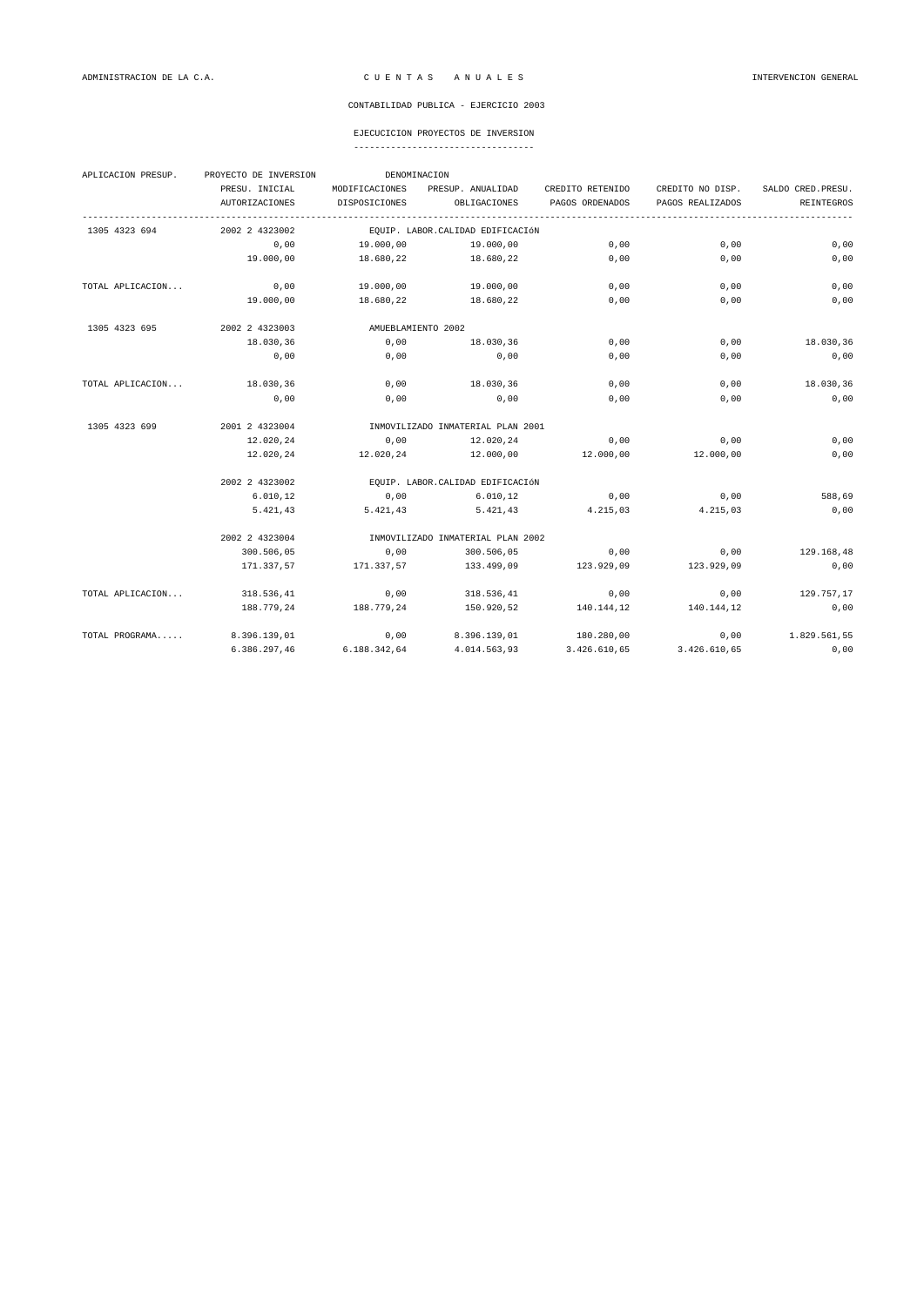ADMINISTRACION DE LA C.A. C U E N T A S A N U A L E S INTERVENCION GENERAL

CONTABILIDAD PUBLICA - EJERCICIO 2003

EJECUCICION PROYECTOS DE INVERSION

| APLICACION PRESUP. | PROYECTO DE INVERSION | DENOMINACION | | | | |
|---|---|---|---|---|---|---|
| | PRESU. INICIAL | MODIFICACIONES | PRESUP. ANUALIDAD | CREDITO RETENIDO | CREDITO NO DISP. | SALDO CRED.PRESU. |
| | AUTORIZACIONES | DISPOSICIONES | OBLIGACIONES | PAGOS ORDENADOS | PAGOS REALIZADOS | REINTEGROS |
| 1305 4323 694 | 2002 2 4323002 | EQUIP. LABOR.CALIDAD EDIFICACIóN | | | | |
| | 0,00 | 19.000,00 | 19.000,00 | 0,00 | 0,00 | 0,00 |
| | 19.000,00 | 18.680,22 | 18.680,22 | 0,00 | 0,00 | 0,00 |
| TOTAL APLICACION... | 0,00 | 19.000,00 | 19.000,00 | 0,00 | 0,00 | 0,00 |
| | 19.000,00 | 18.680,22 | 18.680,22 | 0,00 | 0,00 | 0,00 |
| 1305 4323 695 | 2002 2 4323003 | AMUEBLAMIENTO 2002 | | | | |
| | 18.030,36 | 0,00 | 18.030,36 | 0,00 | 0,00 | 18.030,36 |
| | 0,00 | 0,00 | 0,00 | 0,00 | 0,00 | 0,00 |
| TOTAL APLICACION... | 18.030,36 | 0,00 | 18.030,36 | 0,00 | 0,00 | 18.030,36 |
| | 0,00 | 0,00 | 0,00 | 0,00 | 0,00 | 0,00 |
| 1305 4323 699 | 2001 2 4323004 | INMOVILIZADO INMATERIAL PLAN 2001 | | | | |
| | 12.020,24 | 0,00 | 12.020,24 | 0,00 | 0,00 | 0,00 |
| | 12.020,24 | 12.020,24 | 12.000,00 | 12.000,00 | 12.000,00 | 0,00 |
| | 2002 2 4323002 | EQUIP. LABOR.CALIDAD EDIFICACIóN | | | | |
| | 6.010,12 | 0,00 | 6.010,12 | 0,00 | 0,00 | 588,69 |
| | 5.421,43 | 5.421,43 | 5.421,43 | 4.215,03 | 4.215,03 | 0,00 |
| | 2002 2 4323004 | INMOVILIZADO INMATERIAL PLAN 2002 | | | | |
| | 300.506,05 | 0,00 | 300.506,05 | 0,00 | 0,00 | 129.168,48 |
| | 171.337,57 | 171.337,57 | 133.499,09 | 123.929,09 | 123.929,09 | 0,00 |
| TOTAL APLICACION... | 318.536,41 | 0,00 | 318.536,41 | 0,00 | 0,00 | 129.757,17 |
| | 188.779,24 | 188.779,24 | 150.920,52 | 140.144,12 | 140.144,12 | 0,00 |
| TOTAL PROGRAMA..... | 8.396.139,01 | 0,00 | 8.396.139,01 | 180.280,00 | 0,00 | 1.829.561,55 |
| | 6.386.297,46 | 6.188.342,64 | 4.014.563,93 | 3.426.610,65 | 3.426.610,65 | 0,00 |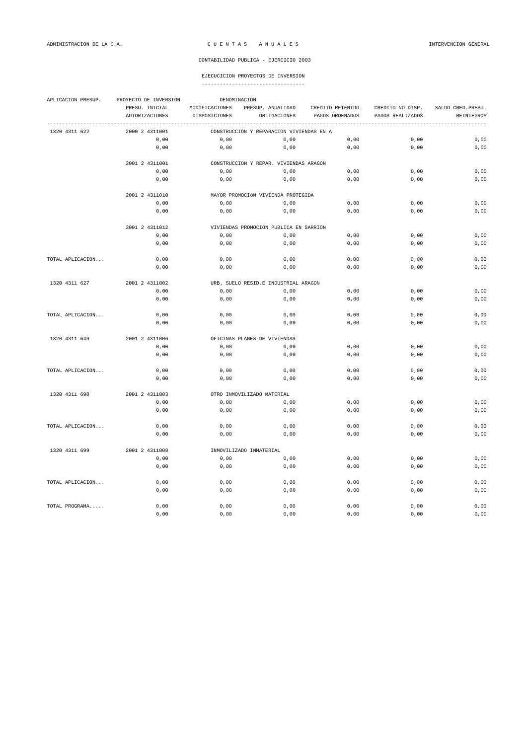CONTABILIDAD PUBLICA - EJERCICIO 2003

EJECUCICION PROYECTOS DE INVERSION

| APLICACION PRESUP. | PROYECTO DE INVERSION | DENOMINACION | | | |
|---|---|---|---|---|---|
| | PRESU. INICIAL | MODIFICACIONES | PRESUP. ANUALIDAD | CREDITO RETENIDO | CREDITO NO DISP. | SALDO CRED.PRESU. |
| | AUTORIZACIONES | DISPOSICIONES | OBLIGACIONES | PAGOS ORDENADOS | PAGOS REALIZADOS | REINTEGROS |

| APLICACION PRESUP. | PRESU. INICIAL / AUTORIZACIONES | MODIFICACIONES / DISPOSICIONES | PRESUP. ANUALIDAD / OBLIGACIONES | CREDITO RETENIDO / PAGOS ORDENADOS | CREDITO NO DISP. / PAGOS REALIZADOS | SALDO CRED.PRESU. / REINTEGROS |
|---|---|---|---|---|---|---|
| 1320 4311 622 | 2000 2 4311001 | CONSTRUCCION Y REPARACION VIVIENDAS EN A | | | | |
| | 0,00 | 0,00 | 0,00 | 0,00 | 0,00 | 0,00 |
| | 0,00 | 0,00 | 0,00 | 0,00 | 0,00 | 0,00 |
| | 2001 2 4311001 | CONSTRUCCION Y REPAR. VIVIENDAS ARAGON | | | | |
| | 0,00 | 0,00 | 0,00 | 0,00 | 0,00 | 0,00 |
| | 0,00 | 0,00 | 0,00 | 0,00 | 0,00 | 0,00 |
| | 2001 2 4311010 | MAYOR PROMOCIóN VIVIENDA PROTEGIDA | | | | |
| | 0,00 | 0,00 | 0,00 | 0,00 | 0,00 | 0,00 |
| | 0,00 | 0,00 | 0,00 | 0,00 | 0,00 | 0,00 |
| | 2001 2 4311012 | VIVIENDAS PROMOCION PUBLICA EN SARRION | | | | |
| | 0,00 | 0,00 | 0,00 | 0,00 | 0,00 | 0,00 |
| | 0,00 | 0,00 | 0,00 | 0,00 | 0,00 | 0,00 |
| TOTAL APLICACION... | 0,00 | 0,00 | 0,00 | 0,00 | 0,00 | 0,00 |
| | 0,00 | 0,00 | 0,00 | 0,00 | 0,00 | 0,00 |
| 1320 4311 627 | 2001 2 4311002 | URB. SUELO RESID.E INDUSTRIAL ARAGON | | | | |
| | 0,00 | 0,00 | 0,00 | 0,00 | 0,00 | 0,00 |
| | 0,00 | 0,00 | 0,00 | 0,00 | 0,00 | 0,00 |
| TOTAL APLICACION... | 0,00 | 0,00 | 0,00 | 0,00 | 0,00 | 0,00 |
| | 0,00 | 0,00 | 0,00 | 0,00 | 0,00 | 0,00 |
| 1320 4311 649 | 2001 2 4311006 | OFICINAS PLANES DE VIVIENDAS | | | | |
| | 0,00 | 0,00 | 0,00 | 0,00 | 0,00 | 0,00 |
| | 0,00 | 0,00 | 0,00 | 0,00 | 0,00 | 0,00 |
| TOTAL APLICACION... | 0,00 | 0,00 | 0,00 | 0,00 | 0,00 | 0,00 |
| | 0,00 | 0,00 | 0,00 | 0,00 | 0,00 | 0,00 |
| 1320 4311 698 | 2001 2 4311003 | OTRO INMOVILIZADO MATERIAL | | | | |
| | 0,00 | 0,00 | 0,00 | 0,00 | 0,00 | 0,00 |
| | 0,00 | 0,00 | 0,00 | 0,00 | 0,00 | 0,00 |
| TOTAL APLICACION... | 0,00 | 0,00 | 0,00 | 0,00 | 0,00 | 0,00 |
| | 0,00 | 0,00 | 0,00 | 0,00 | 0,00 | 0,00 |
| 1320 4311 699 | 2001 2 4311008 | INMOVILIZADO INMATERIAL | | | | |
| | 0,00 | 0,00 | 0,00 | 0,00 | 0,00 | 0,00 |
| | 0,00 | 0,00 | 0,00 | 0,00 | 0,00 | 0,00 |
| TOTAL APLICACION... | 0,00 | 0,00 | 0,00 | 0,00 | 0,00 | 0,00 |
| | 0,00 | 0,00 | 0,00 | 0,00 | 0,00 | 0,00 |
| TOTAL PROGRAMA..... | 0,00 | 0,00 | 0,00 | 0,00 | 0,00 | 0,00 |
| | 0,00 | 0,00 | 0,00 | 0,00 | 0,00 | 0,00 |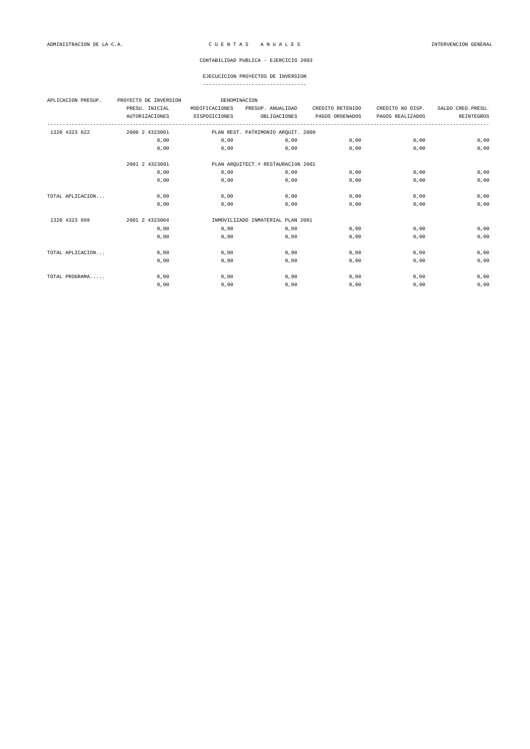ADMINISTRACION DE LA C.A. — C U E N T A S   A N U A L E S — INTERVENCION GENERAL

CONTABILIDAD PUBLICA - EJERCICIO 2003

EJECUCICION PROYECTOS DE INVERSION

| APLICACION PRESUP. | PROYECTO DE INVERSION | DENOMINACION | | | | |
|---|---|---|---|---|---|---|
| | PRESU. INICIAL | MODIFICACIONES | PRESUP. ANUALIDAD | CREDITO RETENIDO | CREDITO NO DISP. | SALDO CRED.PRESU. |
| | AUTORIZACIONES | DISPOSICIONES | OBLIGACIONES | PAGOS ORDENADOS | PAGOS REALIZADOS | REINTEGROS |
| 1320 4323 622 | 2000 2 4323001 | PLAN REST. PATRIMONIO ARQUIT. 2000 | | | | |
| | 0,00 | 0,00 | 0,00 | 0,00 | 0,00 | 0,00 |
| | 0,00 | 0,00 | 0,00 | 0,00 | 0,00 | 0,00 |
| | 2001 2 4323001 | PLAN ARQUITECT.Y RESTAURACIóN 2001 | | | | |
| | 0,00 | 0,00 | 0,00 | 0,00 | 0,00 | 0,00 |
| | 0,00 | 0,00 | 0,00 | 0,00 | 0,00 | 0,00 |
| TOTAL APLICACION... | 0,00 | 0,00 | 0,00 | 0,00 | 0,00 | 0,00 |
| | 0,00 | 0,00 | 0,00 | 0,00 | 0,00 | 0,00 |
| 1320 4323 699 | 2001 2 4323004 | INMOVILIZADO INMATERIAL PLAN 2001 | | | | |
| | 0,00 | 0,00 | 0,00 | 0,00 | 0,00 | 0,00 |
| | 0,00 | 0,00 | 0,00 | 0,00 | 0,00 | 0,00 |
| TOTAL APLICACION... | 0,00 | 0,00 | 0,00 | 0,00 | 0,00 | 0,00 |
| | 0,00 | 0,00 | 0,00 | 0,00 | 0,00 | 0,00 |
| TOTAL PROGRAMA..... | 0,00 | 0,00 | 0,00 | 0,00 | 0,00 | 0,00 |
| | 0,00 | 0,00 | 0,00 | 0,00 | 0,00 | 0,00 |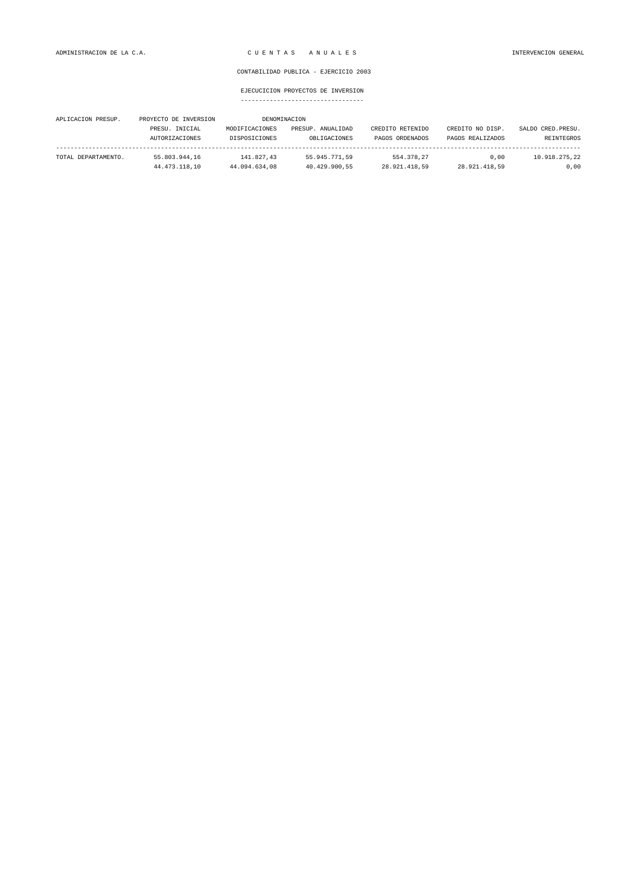CONTABILIDAD PUBLICA - EJERCICIO 2003

EJECUCICION PROYECTOS DE INVERSION

| APLICACION PRESUP. | PROYECTO DE INVERSION | DENOMINACION | | | |
|---|---|---|---|---|---|
| | PRESU. INICIAL | MODIFICACIONES | PRESUP. ANUALIDAD | CREDITO RETENIDO | CREDITO NO DISP. | SALDO CRED.PRESU. |
| | AUTORIZACIONES | DISPOSICIONES | OBLIGACIONES | PAGOS ORDENADOS | PAGOS REALIZADOS | REINTEGROS |
| TOTAL DEPARTAMENTO. | 55.803.944,16 | 141.827,43 | 55.945.771,59 | 554.378,27 | 0,00 | 10.918.275,22 |
| | 44.473.118,10 | 44.094.634,08 | 40.429.900,55 | 28.921.418,59 | 28.921.418,59 | 0,00 |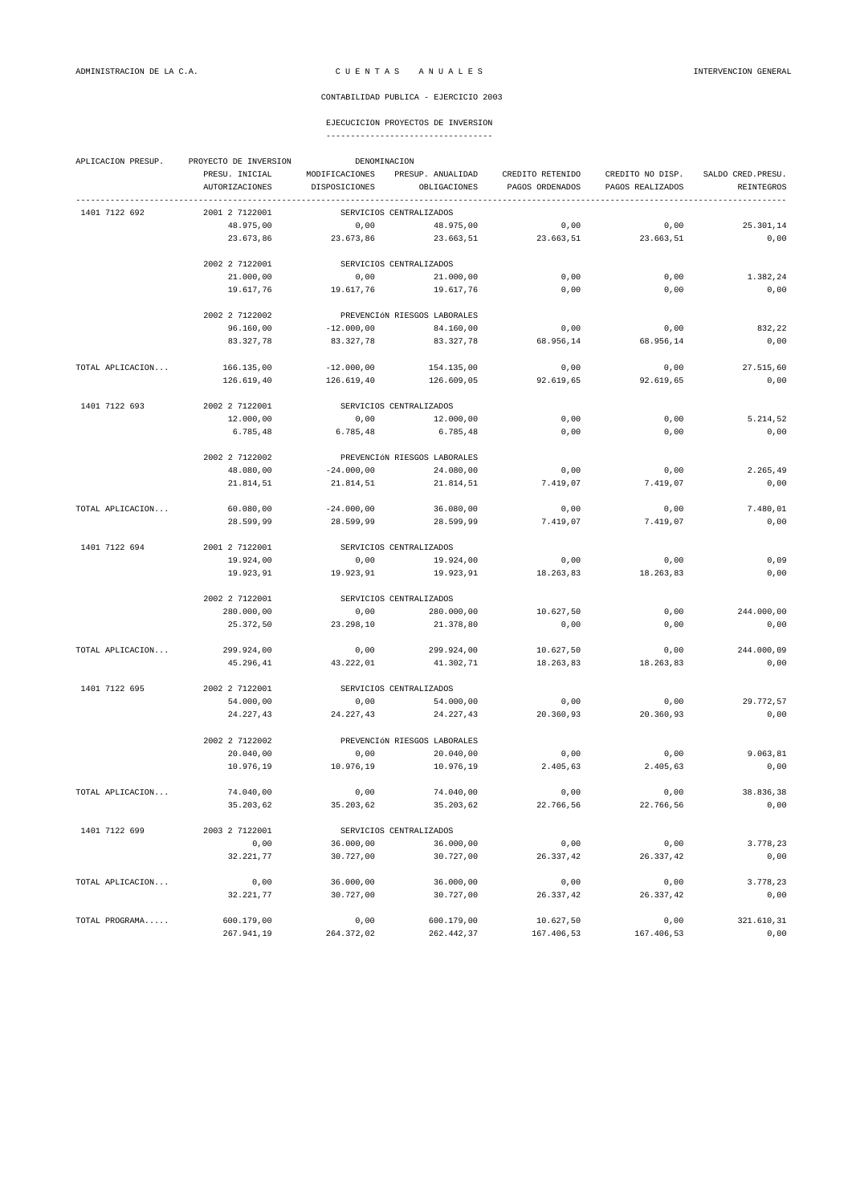ADMINISTRACION DE LA C.A. — C U E N T A S   A N U A L E S — INTERVENCION GENERAL

CONTABILIDAD PUBLICA - EJERCICIO 2003

EJECUCICION PROYECTOS DE INVERSION

| APLICACION PRESUP. | PROYECTO DE INVERSION | DENOMINACION | | | | |
|---|---|---|---|---|---|---|
| | PRESU. INICIAL | MODIFICACIONES | PRESUP. ANUALIDAD | CREDITO RETENIDO | CREDITO NO DISP. | SALDO CRED.PRESU. |
| | AUTORIZACIONES | DISPOSICIONES | OBLIGACIONES | PAGOS ORDENADOS | PAGOS REALIZADOS | REINTEGROS |
| 1401 7122 692 | 2001 2 7122001 | SERVICIOS CENTRALIZADOS | | | | |
| | 48.975,00 | 0,00 | 48.975,00 | 0,00 | 0,00 | 25.301,14 |
| | 23.673,86 | 23.673,86 | 23.663,51 | 23.663,51 | 23.663,51 | 0,00 |
| | 2002 2 7122001 | SERVICIOS CENTRALIZADOS | | | | |
| | 21.000,00 | 0,00 | 21.000,00 | 0,00 | 0,00 | 1.382,24 |
| | 19.617,76 | 19.617,76 | 19.617,76 | 0,00 | 0,00 | 0,00 |
| | 2002 2 7122002 | PREVENCIÓN RIESGOS LABORALES | | | | |
| | 96.160,00 | -12.000,00 | 84.160,00 | 0,00 | 0,00 | 832,22 |
| | 83.327,78 | 83.327,78 | 83.327,78 | 68.956,14 | 68.956,14 | 0,00 |
| TOTAL APLICACION... | 166.135,00 | -12.000,00 | 154.135,00 | 0,00 | 0,00 | 27.515,60 |
| | 126.619,40 | 126.619,40 | 126.609,05 | 92.619,65 | 92.619,65 | 0,00 |
| 1401 7122 693 | 2002 2 7122001 | SERVICIOS CENTRALIZADOS | | | | |
| | 12.000,00 | 0,00 | 12.000,00 | 0,00 | 0,00 | 5.214,52 |
| | 6.785,48 | 6.785,48 | 6.785,48 | 0,00 | 0,00 | 0,00 |
| | 2002 2 7122002 | PREVENCIÓN RIESGOS LABORALES | | | | |
| | 48.080,00 | -24.000,00 | 24.080,00 | 0,00 | 0,00 | 2.265,49 |
| | 21.814,51 | 21.814,51 | 21.814,51 | 7.419,07 | 7.419,07 | 0,00 |
| TOTAL APLICACION... | 60.080,00 | -24.000,00 | 36.080,00 | 0,00 | 0,00 | 7.480,01 |
| | 28.599,99 | 28.599,99 | 28.599,99 | 7.419,07 | 7.419,07 | 0,00 |
| 1401 7122 694 | 2001 2 7122001 | SERVICIOS CENTRALIZADOS | | | | |
| | 19.924,00 | 0,00 | 19.924,00 | 0,00 | 0,00 | 0,09 |
| | 19.923,91 | 19.923,91 | 19.923,91 | 18.263,83 | 18.263,83 | 0,00 |
| | 2002 2 7122001 | SERVICIOS CENTRALIZADOS | | | | |
| | 280.000,00 | 0,00 | 280.000,00 | 10.627,50 | 0,00 | 244.000,00 |
| | 25.372,50 | 23.298,10 | 21.378,80 | 0,00 | 0,00 | 0,00 |
| TOTAL APLICACION... | 299.924,00 | 0,00 | 299.924,00 | 10.627,50 | 0,00 | 244.000,09 |
| | 45.296,41 | 43.222,01 | 41.302,71 | 18.263,83 | 18.263,83 | 0,00 |
| 1401 7122 695 | 2002 2 7122001 | SERVICIOS CENTRALIZADOS | | | | |
| | 54.000,00 | 0,00 | 54.000,00 | 0,00 | 0,00 | 29.772,57 |
| | 24.227,43 | 24.227,43 | 24.227,43 | 20.360,93 | 20.360,93 | 0,00 |
| | 2002 2 7122002 | PREVENCIÓN RIESGOS LABORALES | | | | |
| | 20.040,00 | 0,00 | 20.040,00 | 0,00 | 0,00 | 9.063,81 |
| | 10.976,19 | 10.976,19 | 10.976,19 | 2.405,63 | 2.405,63 | 0,00 |
| TOTAL APLICACION... | 74.040,00 | 0,00 | 74.040,00 | 0,00 | 0,00 | 38.836,38 |
| | 35.203,62 | 35.203,62 | 35.203,62 | 22.766,56 | 22.766,56 | 0,00 |
| 1401 7122 699 | 2003 2 7122001 | SERVICIOS CENTRALIZADOS | | | | |
| | 0,00 | 36.000,00 | 36.000,00 | 0,00 | 0,00 | 3.778,23 |
| | 32.221,77 | 30.727,00 | 30.727,00 | 26.337,42 | 26.337,42 | 0,00 |
| TOTAL APLICACION... | 0,00 | 36.000,00 | 36.000,00 | 0,00 | 0,00 | 3.778,23 |
| | 32.221,77 | 30.727,00 | 30.727,00 | 26.337,42 | 26.337,42 | 0,00 |
| TOTAL PROGRAMA..... | 600.179,00 | 0,00 | 600.179,00 | 10.627,50 | 0,00 | 321.610,31 |
| | 267.941,19 | 264.372,02 | 262.442,37 | 167.406,53 | 167.406,53 | 0,00 |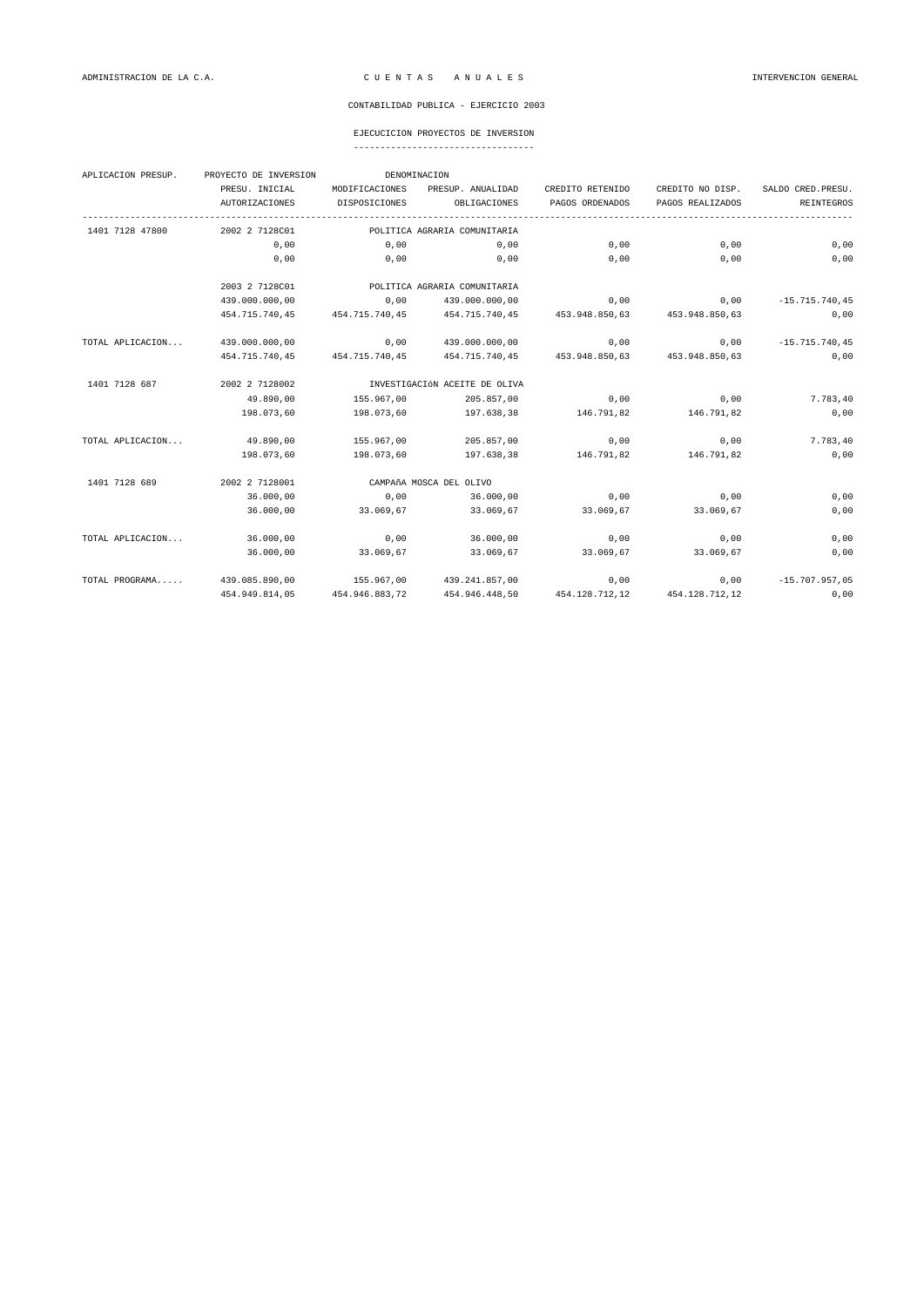ADMINISTRACION DE LA C.A. — C U E N T A S   A N U A L E S — INTERVENCION GENERAL

CONTABILIDAD PUBLICA - EJERCICIO 2003

## EJECUCICION PROYECTOS DE INVERSION

| APLICACION PRESUP. | PROYECTO DE INVERSION | DENOMINACION | | | | |
|---|---|---|---|---|---|---|
| | PRESU. INICIAL | MODIFICACIONES | PRESUP. ANUALIDAD | CREDITO RETENIDO | CREDITO NO DISP. | SALDO CRED.PRESU. |
| | AUTORIZACIONES | DISPOSICIONES | OBLIGACIONES | PAGOS ORDENADOS | PAGOS REALIZADOS | REINTEGROS |
| 1401 7128 47800 | 2002 2 7128C01 | POLITICA AGRARIA COMUNITARIA | | | | |
| | 0,00 | 0,00 | 0,00 | 0,00 | 0,00 | 0,00 |
| | 0,00 | 0,00 | 0,00 | 0,00 | 0,00 | 0,00 |
| | 2003 2 7128C01 | POLITICA AGRARIA COMUNITARIA | | | | |
| | 439.000.000,00 | 0,00 | 439.000.000,00 | 0,00 | 0,00 | -15.715.740,45 |
| | 454.715.740,45 | 454.715.740,45 | 454.715.740,45 | 453.948.850,63 | 453.948.850,63 | 0,00 |
| TOTAL APLICACION... | 439.000.000,00 | 0,00 | 439.000.000,00 | 0,00 | 0,00 | -15.715.740,45 |
| | 454.715.740,45 | 454.715.740,45 | 454.715.740,45 | 453.948.850,63 | 453.948.850,63 | 0,00 |
| 1401 7128 687 | 2002 2 7128002 | INVESTIGACIóN ACEITE DE OLIVA | | | | |
| | 49.890,00 | 155.967,00 | 205.857,00 | 0,00 | 0,00 | 7.783,40 |
| | 198.073,60 | 198.073,60 | 197.638,38 | 146.791,82 | 146.791,82 | 0,00 |
| TOTAL APLICACION... | 49.890,00 | 155.967,00 | 205.857,00 | 0,00 | 0,00 | 7.783,40 |
| | 198.073,60 | 198.073,60 | 197.638,38 | 146.791,82 | 146.791,82 | 0,00 |
| 1401 7128 689 | 2002 2 7128001 | CAMPAñA MOSCA DEL OLIVO | | | | |
| | 36.000,00 | 0,00 | 36.000,00 | 0,00 | 0,00 | 0,00 |
| | 36.000,00 | 33.069,67 | 33.069,67 | 33.069,67 | 33.069,67 | 0,00 |
| TOTAL APLICACION... | 36.000,00 | 0,00 | 36.000,00 | 0,00 | 0,00 | 0,00 |
| | 36.000,00 | 33.069,67 | 33.069,67 | 33.069,67 | 33.069,67 | 0,00 |
| TOTAL PROGRAMA..... | 439.085.890,00 | 155.967,00 | 439.241.857,00 | 0,00 | 0,00 | -15.707.957,05 |
| | 454.949.814,05 | 454.946.883,72 | 454.946.448,50 | 454.128.712,12 | 454.128.712,12 | 0,00 |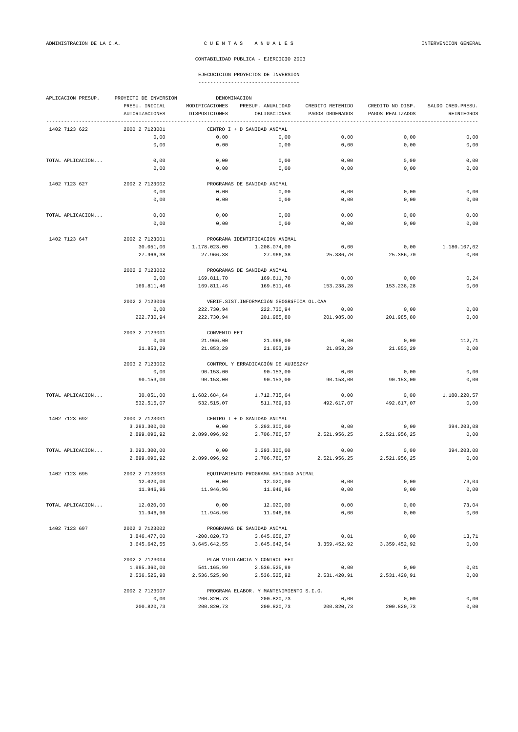ADMINISTRACION DE LA C.A. — C U E N T A S   A N U A L E S — INTERVENCION GENERAL

CONTABILIDAD PUBLICA - EJERCICIO 2003

## EJECUCICION PROYECTOS DE INVERSION

| APLICACION PRESUP. | PROYECTO DE INVERSION | DENOMINACION | | | | |
|---|---|---|---|---|---|---|
| | PRESU. INICIAL | MODIFICACIONES | PRESUP. ANUALIDAD | CREDITO RETENIDO | CREDITO NO DISP. | SALDO CRED.PRESU. |
| | AUTORIZACIONES | DISPOSICIONES | OBLIGACIONES | PAGOS ORDENADOS | PAGOS REALIZADOS | REINTEGROS |
| 1402 7123 622 | 2000 2 7123001 | CENTRO I + D SANIDAD ANIMAL | | | | |
| | 0,00 | 0,00 | 0,00 | 0,00 | 0,00 | 0,00 |
| | 0,00 | 0,00 | 0,00 | 0,00 | 0,00 | 0,00 |
| TOTAL APLICACION... | 0,00 | 0,00 | 0,00 | 0,00 | 0,00 | 0,00 |
| | 0,00 | 0,00 | 0,00 | 0,00 | 0,00 | 0,00 |
| 1402 7123 627 | 2002 2 7123002 | PROGRAMAS DE SANIDAD ANIMAL | | | | |
| | 0,00 | 0,00 | 0,00 | 0,00 | 0,00 | 0,00 |
| | 0,00 | 0,00 | 0,00 | 0,00 | 0,00 | 0,00 |
| TOTAL APLICACION... | 0,00 | 0,00 | 0,00 | 0,00 | 0,00 | 0,00 |
| | 0,00 | 0,00 | 0,00 | 0,00 | 0,00 | 0,00 |
| 1402 7123 647 | 2002 2 7123001 | PROGRAMA IDENTIFICACION ANIMAL | | | | |
| | 30.051,00 | 1.178.023,00 | 1.208.074,00 | 0,00 | 0,00 | 1.180.107,62 |
| | 27.966,38 | 27.966,38 | 27.966,38 | 25.386,70 | 25.386,70 | 0,00 |
| | 2002 2 7123002 | PROGRAMAS DE SANIDAD ANIMAL | | | | |
| | 0,00 | 169.811,70 | 169.811,70 | 0,00 | 0,00 | 0,24 |
| | 169.811,46 | 169.811,46 | 169.811,46 | 153.238,28 | 153.238,28 | 0,00 |
| | 2002 2 7123006 | VERIF.SIST.INFORMACIóN GEOGRáFICA OL.CAA | | | | |
| | 0,00 | 222.730,94 | 222.730,94 | 0,00 | 0,00 | 0,00 |
| | 222.730,94 | 222.730,94 | 201.985,80 | 201.985,80 | 201.985,80 | 0,00 |
| | 2003 2 7123001 | CONVENIO EET | | | | |
| | 0,00 | 21.966,00 | 21.966,00 | 0,00 | 0,00 | 112,71 |
| | 21.853,29 | 21.853,29 | 21.853,29 | 21.853,29 | 21.853,29 | 0,00 |
| | 2003 2 7123002 | CONTROL Y ERRADICACIÓN DE AUJESZKY | | | | |
| | 0,00 | 90.153,00 | 90.153,00 | 0,00 | 0,00 | 0,00 |
| | 90.153,00 | 90.153,00 | 90.153,00 | 90.153,00 | 90.153,00 | 0,00 |
| TOTAL APLICACION... | 30.051,00 | 1.682.684,64 | 1.712.735,64 | 0,00 | 0,00 | 1.180.220,57 |
| | 532.515,07 | 532.515,07 | 511.769,93 | 492.617,07 | 492.617,07 | 0,00 |
| 1402 7123 692 | 2000 2 7123001 | CENTRO I + D SANIDAD ANIMAL | | | | |
| | 3.293.300,00 | 0,00 | 3.293.300,00 | 0,00 | 0,00 | 394.203,08 |
| | 2.899.096,92 | 2.899.096,92 | 2.706.780,57 | 2.521.956,25 | 2.521.956,25 | 0,00 |
| TOTAL APLICACION... | 3.293.300,00 | 0,00 | 3.293.300,00 | 0,00 | 0,00 | 394.203,08 |
| | 2.899.096,92 | 2.899.096,92 | 2.706.780,57 | 2.521.956,25 | 2.521.956,25 | 0,00 |
| 1402 7123 695 | 2002 2 7123003 | EQUIPAMIENTO PROGRAMA SANIDAD ANIMAL | | | | |
| | 12.020,00 | 0,00 | 12.020,00 | 0,00 | 0,00 | 73,04 |
| | 11.946,96 | 11.946,96 | 11.946,96 | 0,00 | 0,00 | 0,00 |
| TOTAL APLICACION... | 12.020,00 | 0,00 | 12.020,00 | 0,00 | 0,00 | 73,04 |
| | 11.946,96 | 11.946,96 | 11.946,96 | 0,00 | 0,00 | 0,00 |
| 1402 7123 697 | 2002 2 7123002 | PROGRAMAS DE SANIDAD ANIMAL | | | | |
| | 3.846.477,00 | -200.820,73 | 3.645.656,27 | 0,01 | 0,00 | 13,71 |
| | 3.645.642,55 | 3.645.642,55 | 3.645.642,54 | 3.359.452,92 | 3.359.452,92 | 0,00 |
| | 2002 2 7123004 | PLAN VIGILANCIA Y CONTROL EET | | | | |
| | 1.995.360,00 | 541.165,99 | 2.536.525,99 | 0,00 | 0,00 | 0,01 |
| | 2.536.525,98 | 2.536.525,98 | 2.536.525,98 | 2.531.420,91 | 2.531.420,91 | 0,00 |
| | 2002 2 7123007 | PROGRAMA ELABOR. Y MANTENIMIENTO S.I.G. | | | | |
| | 0,00 | 200.820,73 | 200.820,73 | 0,00 | 0,00 | 0,00 |
| | 200.820,73 | 200.820,73 | 200.820,73 | 200.820,73 | 200.820,73 | 0,00 |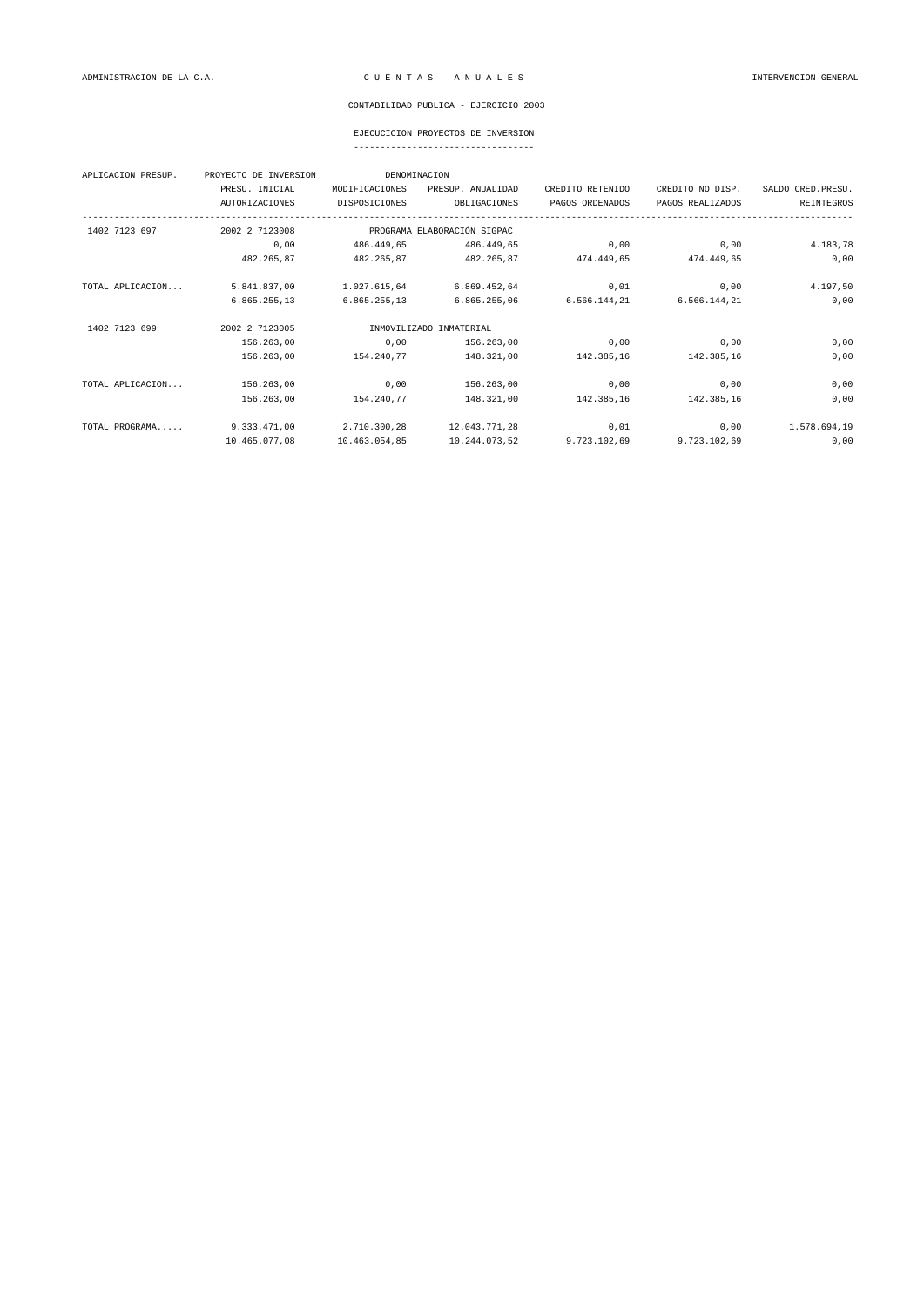ADMINISTRACION DE LA C.A. C U E N T A S A N U A L E S INTERVENCION GENERAL

CONTABILIDAD PUBLICA - EJERCICIO 2003

## EJECUCICION PROYECTOS DE INVERSION

| APLICACION PRESUP. | PROYECTO DE INVERSION | DENOMINACION | | | | |
|---|---|---|---|---|---|---|
| | PRESU. INICIAL | MODIFICACIONES | PRESUP. ANUALIDAD | CREDITO RETENIDO | CREDITO NO DISP. | SALDO CRED.PRESU. |
| | AUTORIZACIONES | DISPOSICIONES | OBLIGACIONES | PAGOS ORDENADOS | PAGOS REALIZADOS | REINTEGROS |
| 1402 7123 697 | 2002 2 7123008 | PROGRAMA ELABORACIÓN SIGPAC | | | | |
| | 0,00 | 486.449,65 | 486.449,65 | 0,00 | 0,00 | 4.183,78 |
| | 482.265,87 | 482.265,87 | 482.265,87 | 474.449,65 | 474.449,65 | 0,00 |
| TOTAL APLICACION... | 5.841.837,00 | 1.027.615,64 | 6.869.452,64 | 0,01 | 0,00 | 4.197,50 |
| | 6.865.255,13 | 6.865.255,13 | 6.865.255,06 | 6.566.144,21 | 6.566.144,21 | 0,00 |
| 1402 7123 699 | 2002 2 7123005 | INMOVILIZADO INMATERIAL | | | | |
| | 156.263,00 | 0,00 | 156.263,00 | 0,00 | 0,00 | 0,00 |
| | 156.263,00 | 154.240,77 | 148.321,00 | 142.385,16 | 142.385,16 | 0,00 |
| TOTAL APLICACION... | 156.263,00 | 0,00 | 156.263,00 | 0,00 | 0,00 | 0,00 |
| | 156.263,00 | 154.240,77 | 148.321,00 | 142.385,16 | 142.385,16 | 0,00 |
| TOTAL PROGRAMA..... | 9.333.471,00 | 2.710.300,28 | 12.043.771,28 | 0,01 | 0,00 | 1.578.694,19 |
| | 10.465.077,08 | 10.463.054,85 | 10.244.073,52 | 9.723.102,69 | 9.723.102,69 | 0,00 |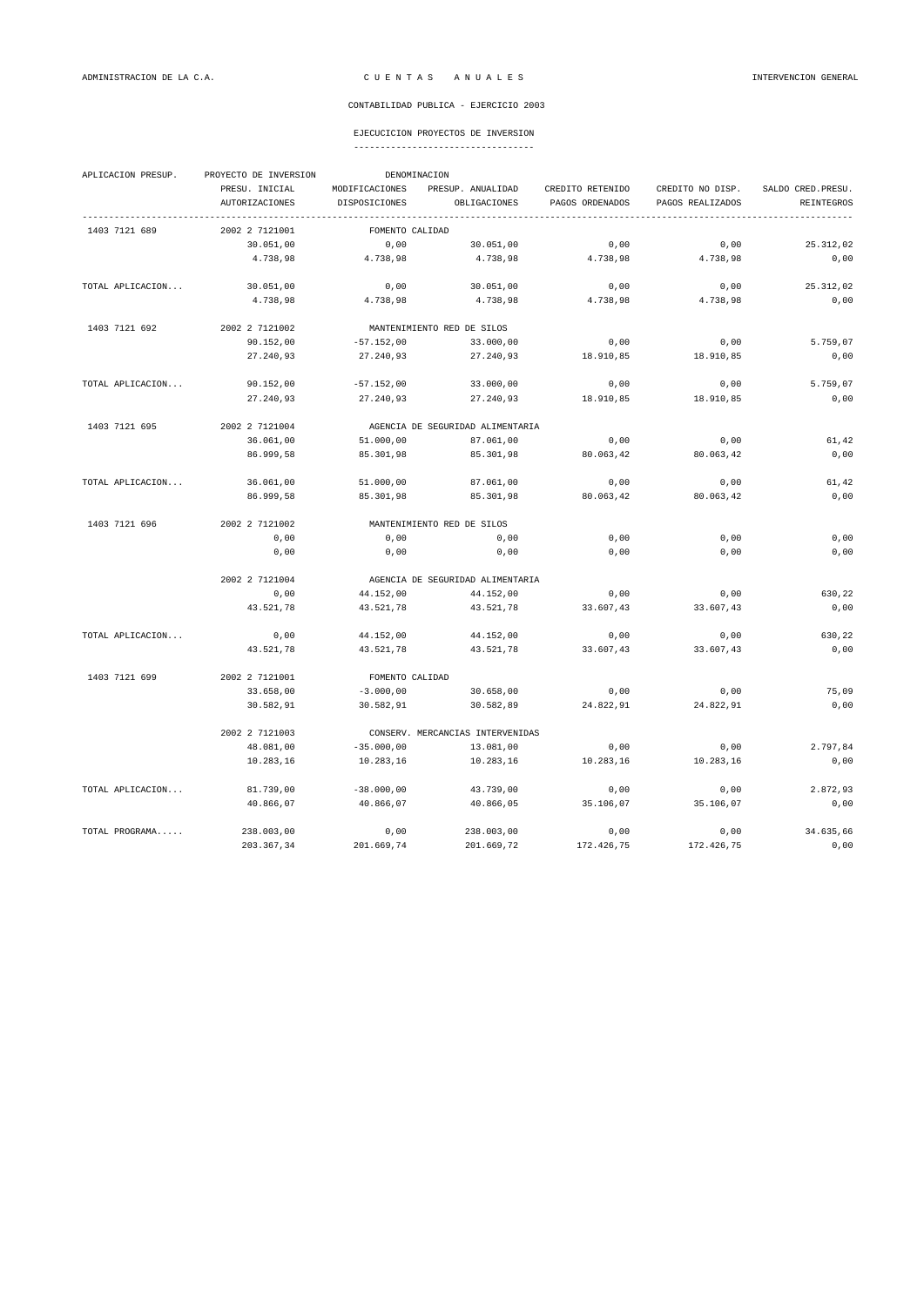CONTABILIDAD PUBLICA - EJERCICIO 2003

EJECUCICION PROYECTOS DE INVERSION

| APLICACION PRESUP. | PROYECTO DE INVERSION | DENOMINACION | | | | |
|---|---|---|---|---|---|---|
| | PRESU. INICIAL | MODIFICACIONES | PRESUP. ANUALIDAD | CREDITO RETENIDO | CREDITO NO DISP. | SALDO CRED.PRESU. |
| | AUTORIZACIONES | DISPOSICIONES | OBLIGACIONES | PAGOS ORDENADOS | PAGOS REALIZADOS | REINTEGROS |
| 1403 7121 689 | 2002 2 7121001 | FOMENTO CALIDAD | | | | |
| | 30.051,00 | 0,00 | 30.051,00 | 0,00 | 0,00 | 25.312,02 |
| | 4.738,98 | 4.738,98 | 4.738,98 | 4.738,98 | 4.738,98 | 0,00 |
| TOTAL APLICACION... | 30.051,00 | 0,00 | 30.051,00 | 0,00 | 0,00 | 25.312,02 |
| | 4.738,98 | 4.738,98 | 4.738,98 | 4.738,98 | 4.738,98 | 0,00 |
| 1403 7121 692 | 2002 2 7121002 | MANTENIMIENTO RED DE SILOS | | | | |
| | 90.152,00 | -57.152,00 | 33.000,00 | 0,00 | 0,00 | 5.759,07 |
| | 27.240,93 | 27.240,93 | 27.240,93 | 18.910,85 | 18.910,85 | 0,00 |
| TOTAL APLICACION... | 90.152,00 | -57.152,00 | 33.000,00 | 0,00 | 0,00 | 5.759,07 |
| | 27.240,93 | 27.240,93 | 27.240,93 | 18.910,85 | 18.910,85 | 0,00 |
| 1403 7121 695 | 2002 2 7121004 | AGENCIA DE SEGURIDAD ALIMENTARIA | | | | |
| | 36.061,00 | 51.000,00 | 87.061,00 | 0,00 | 0,00 | 61,42 |
| | 86.999,58 | 85.301,98 | 85.301,98 | 80.063,42 | 80.063,42 | 0,00 |
| TOTAL APLICACION... | 36.061,00 | 51.000,00 | 87.061,00 | 0,00 | 0,00 | 61,42 |
| | 86.999,58 | 85.301,98 | 85.301,98 | 80.063,42 | 80.063,42 | 0,00 |
| 1403 7121 696 | 2002 2 7121002 | MANTENIMIENTO RED DE SILOS | | | | |
| | 0,00 | 0,00 | 0,00 | 0,00 | 0,00 | 0,00 |
| | 0,00 | 0,00 | 0,00 | 0,00 | 0,00 | 0,00 |
| | 2002 2 7121004 | AGENCIA DE SEGURIDAD ALIMENTARIA | | | | |
| | 0,00 | 44.152,00 | 44.152,00 | 0,00 | 0,00 | 630,22 |
| | 43.521,78 | 43.521,78 | 43.521,78 | 33.607,43 | 33.607,43 | 0,00 |
| TOTAL APLICACION... | 0,00 | 44.152,00 | 44.152,00 | 0,00 | 0,00 | 630,22 |
| | 43.521,78 | 43.521,78 | 43.521,78 | 33.607,43 | 33.607,43 | 0,00 |
| 1403 7121 699 | 2002 2 7121001 | FOMENTO CALIDAD | | | | |
| | 33.658,00 | -3.000,00 | 30.658,00 | 0,00 | 0,00 | 75,09 |
| | 30.582,91 | 30.582,91 | 30.582,89 | 24.822,91 | 24.822,91 | 0,00 |
| | 2002 2 7121003 | CONSERV. MERCANCIAS INTERVENIDAS | | | | |
| | 48.081,00 | -35.000,00 | 13.081,00 | 0,00 | 0,00 | 2.797,84 |
| | 10.283,16 | 10.283,16 | 10.283,16 | 10.283,16 | 10.283,16 | 0,00 |
| TOTAL APLICACION... | 81.739,00 | -38.000,00 | 43.739,00 | 0,00 | 0,00 | 2.872,93 |
| | 40.866,07 | 40.866,07 | 40.866,05 | 35.106,07 | 35.106,07 | 0,00 |
| TOTAL PROGRAMA..... | 238.003,00 | 0,00 | 238.003,00 | 0,00 | 0,00 | 34.635,66 |
| | 203.367,34 | 201.669,74 | 201.669,72 | 172.426,75 | 172.426,75 | 0,00 |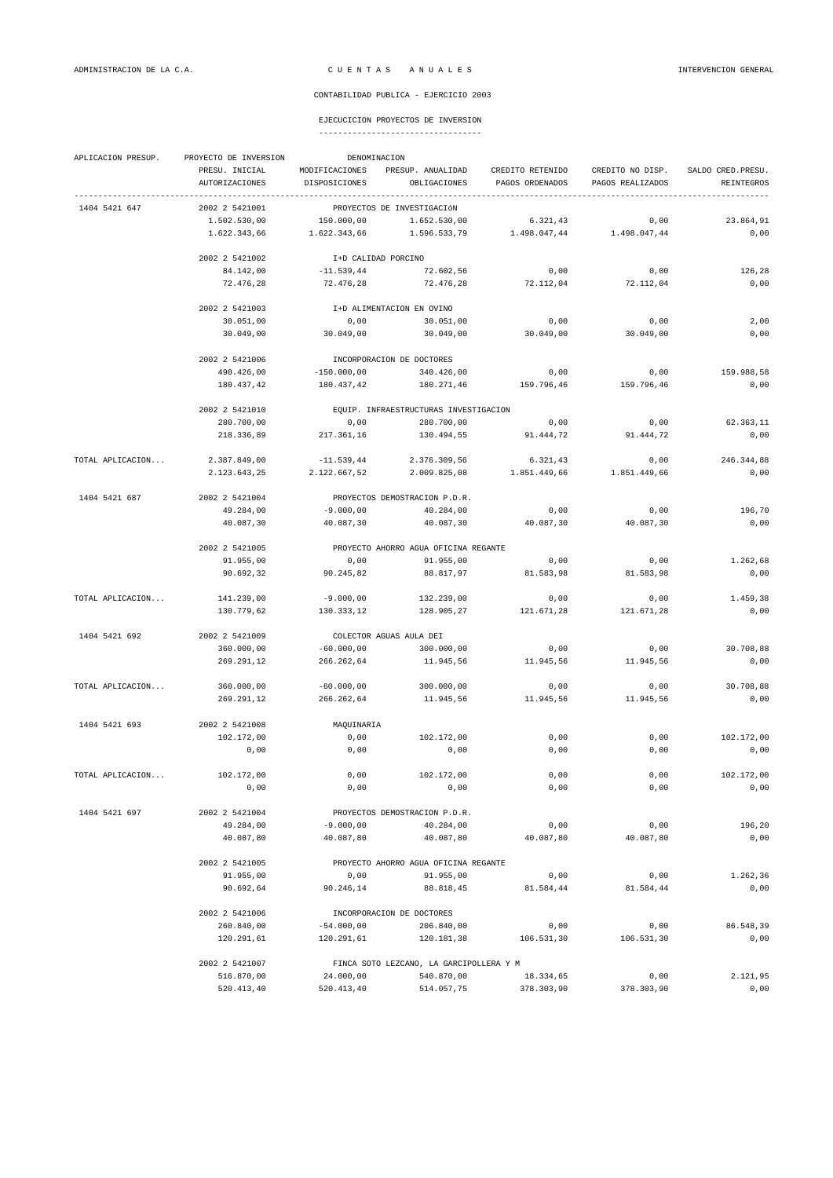ADMINISTRACION DE LA C.A. — CUENTAS ANUALES — INTERVENCION GENERAL

CONTABILIDAD PUBLICA - EJERCICIO 2003

## EJECUCICION PROYECTOS DE INVERSION

| APLICACION PRESUP. | PROYECTO DE INVERSION | DENOMINACION | | | | |
|---|---|---|---|---|---|---|
| | PRESU. INICIAL | MODIFICACIONES | PRESUP. ANUALIDAD | CREDITO RETENIDO | CREDITO NO DISP. | SALDO CRED.PRESU. |
| | AUTORIZACIONES | DISPOSICIONES | OBLIGACIONES | PAGOS ORDENADOS | PAGOS REALIZADOS | REINTEGROS |
| 1404 5421 647 | 2002 2 5421001 | PROYECTOS DE INVESTIGACION | | | | |
| | 1.502.530,00 | 150.000,00 | 1.652.530,00 | 6.321,43 | 0,00 | 23.864,91 |
| | 1.622.343,66 | 1.622.343,66 | 1.596.533,79 | 1.498.047,44 | 1.498.047,44 | 0,00 |
| | 2002 2 5421002 | I+D CALIDAD PORCINO | | | | |
| | 84.142,00 | -11.539,44 | 72.602,56 | 0,00 | 0,00 | 126,28 |
| | 72.476,28 | 72.476,28 | 72.476,28 | 72.112,04 | 72.112,04 | 0,00 |
| | 2002 2 5421003 | I+D ALIMENTACION EN OVINO | | | | |
| | 30.051,00 | 0,00 | 30.051,00 | 0,00 | 0,00 | 2,00 |
| | 30.049,00 | 30.049,00 | 30.049,00 | 30.049,00 | 30.049,00 | 0,00 |
| | 2002 2 5421006 | INCORPORACION DE DOCTORES | | | | |
| | 490.426,00 | -150.000,00 | 340.426,00 | 0,00 | 0,00 | 159.988,58 |
| | 180.437,42 | 180.437,42 | 180.271,46 | 159.796,46 | 159.796,46 | 0,00 |
| | 2002 2 5421010 | EQUIP. INFRAESTRUCTURAS INVESTIGACION | | | | |
| | 280.700,00 | 0,00 | 280.700,00 | 0,00 | 0,00 | 62.363,11 |
| | 218.336,89 | 217.361,16 | 130.494,55 | 91.444,72 | 91.444,72 | 0,00 |
| TOTAL APLICACION... | 2.387.849,00 | -11.539,44 | 2.376.309,56 | 6.321,43 | 0,00 | 246.344,88 |
| | 2.123.643,25 | 2.122.667,52 | 2.009.825,08 | 1.851.449,66 | 1.851.449,66 | 0,00 |
| 1404 5421 687 | 2002 2 5421004 | PROYECTOS DEMOSTRACION P.D.R. | | | | |
| | 49.284,00 | -9.000,00 | 40.284,00 | 0,00 | 0,00 | 196,70 |
| | 40.087,30 | 40.087,30 | 40.087,30 | 40.087,30 | 40.087,30 | 0,00 |
| | 2002 2 5421005 | PROYECTO AHORRO AGUA OFICINA REGANTE | | | | |
| | 91.955,00 | 0,00 | 91.955,00 | 0,00 | 0,00 | 1.262,68 |
| | 90.692,32 | 90.245,82 | 88.817,97 | 81.583,98 | 81.583,98 | 0,00 |
| TOTAL APLICACION... | 141.239,00 | -9.000,00 | 132.239,00 | 0,00 | 0,00 | 1.459,38 |
| | 130.779,62 | 130.333,12 | 128.905,27 | 121.671,28 | 121.671,28 | 0,00 |
| 1404 5421 692 | 2002 2 5421009 | COLECTOR AGUAS AULA DEI | | | | |
| | 360.000,00 | -60.000,00 | 300.000,00 | 0,00 | 0,00 | 30.708,88 |
| | 269.291,12 | 266.262,64 | 11.945,56 | 11.945,56 | 11.945,56 | 0,00 |
| TOTAL APLICACION... | 360.000,00 | -60.000,00 | 300.000,00 | 0,00 | 0,00 | 30.708,88 |
| | 269.291,12 | 266.262,64 | 11.945,56 | 11.945,56 | 11.945,56 | 0,00 |
| 1404 5421 693 | 2002 2 5421008 | MAQUINARIA | | | | |
| | 102.172,00 | 0,00 | 102.172,00 | 0,00 | 0,00 | 102.172,00 |
| | 0,00 | 0,00 | 0,00 | 0,00 | 0,00 | 0,00 |
| TOTAL APLICACION... | 102.172,00 | 0,00 | 102.172,00 | 0,00 | 0,00 | 102.172,00 |
| | 0,00 | 0,00 | 0,00 | 0,00 | 0,00 | 0,00 |
| 1404 5421 697 | 2002 2 5421004 | PROYECTOS DEMOSTRACION P.D.R. | | | | |
| | 49.284,00 | -9.000,00 | 40.284,00 | 0,00 | 0,00 | 196,20 |
| | 40.087,80 | 40.087,80 | 40.087,80 | 40.087,80 | 40.087,80 | 0,00 |
| | 2002 2 5421005 | PROYECTO AHORRO AGUA OFICINA REGANTE | | | | |
| | 91.955,00 | 0,00 | 91.955,00 | 0,00 | 0,00 | 1.262,36 |
| | 90.692,64 | 90.246,14 | 88.818,45 | 81.584,44 | 81.584,44 | 0,00 |
| | 2002 2 5421006 | INCORPORACION DE DOCTORES | | | | |
| | 260.840,00 | -54.000,00 | 206.840,00 | 0,00 | 0,00 | 86.548,39 |
| | 120.291,61 | 120.291,61 | 120.181,38 | 106.531,30 | 106.531,30 | 0,00 |
| | 2002 2 5421007 | FINCA SOTO LEZCANO, LA GARCIPOLLERA Y M | | | | |
| | 516.870,00 | 24.000,00 | 540.870,00 | 18.334,65 | 0,00 | 2.121,95 |
| | 520.413,40 | 520.413,40 | 514.057,75 | 378.303,90 | 378.303,90 | 0,00 |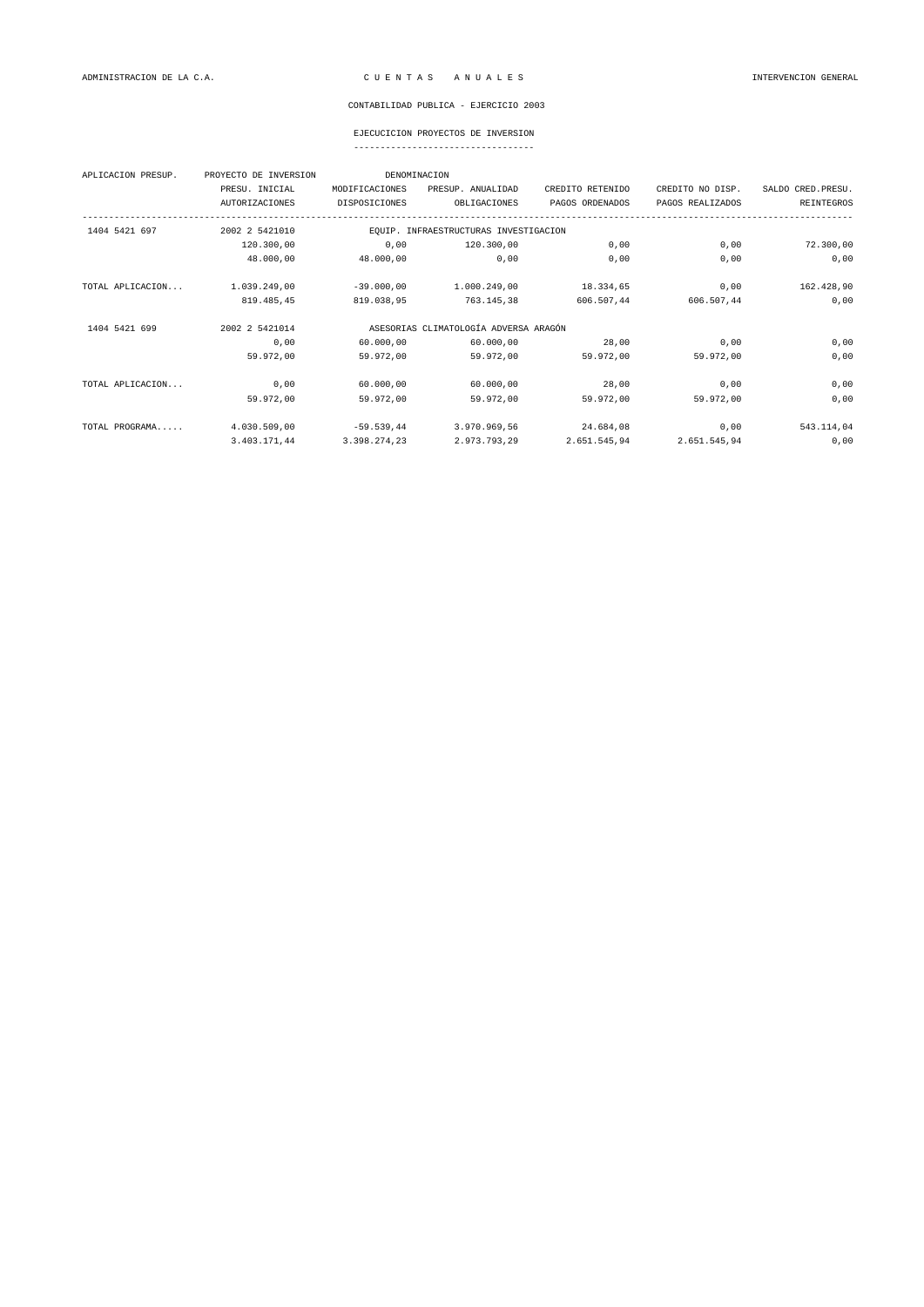ADMINISTRACION DE LA C.A. — C U E N T A S   A N U A L E S — INTERVENCION GENERAL

CONTABILIDAD PUBLICA - EJERCICIO 2003

EJECUCICION PROYECTOS DE INVERSION

| APLICACION PRESUP. | PROYECTO DE INVERSION | DENOMINACION | | | | |
|---|---|---|---|---|---|---|
| | PRESU. INICIAL | MODIFICACIONES | PRESUP. ANUALIDAD | CREDITO RETENIDO | CREDITO NO DISP. | SALDO CRED.PRESU. |
| | AUTORIZACIONES | DISPOSICIONES | OBLIGACIONES | PAGOS ORDENADOS | PAGOS REALIZADOS | REINTEGROS |
| 1404 5421 697 | 2002 2 5421010 | EQUIP. INFRAESTRUCTURAS INVESTIGACION | | | | |
| | 120.300,00 | 0,00 | 120.300,00 | 0,00 | 0,00 | 72.300,00 |
| | 48.000,00 | 48.000,00 | 0,00 | 0,00 | 0,00 | 0,00 |
| TOTAL APLICACION... | 1.039.249,00 | -39.000,00 | 1.000.249,00 | 18.334,65 | 0,00 | 162.428,90 |
| | 819.485,45 | 819.038,95 | 763.145,38 | 606.507,44 | 606.507,44 | 0,00 |
| 1404 5421 699 | 2002 2 5421014 | ASESORIAS CLIMATOLOGÍA ADVERSA ARAGÓN | | | | |
| | 0,00 | 60.000,00 | 60.000,00 | 28,00 | 0,00 | 0,00 |
| | 59.972,00 | 59.972,00 | 59.972,00 | 59.972,00 | 59.972,00 | 0,00 |
| TOTAL APLICACION... | 0,00 | 60.000,00 | 60.000,00 | 28,00 | 0,00 | 0,00 |
| | 59.972,00 | 59.972,00 | 59.972,00 | 59.972,00 | 59.972,00 | 0,00 |
| TOTAL PROGRAMA..... | 4.030.509,00 | -59.539,44 | 3.970.969,56 | 24.684,08 | 0,00 | 543.114,04 |
| | 3.403.171,44 | 3.398.274,23 | 2.973.793,29 | 2.651.545,94 | 2.651.545,94 | 0,00 |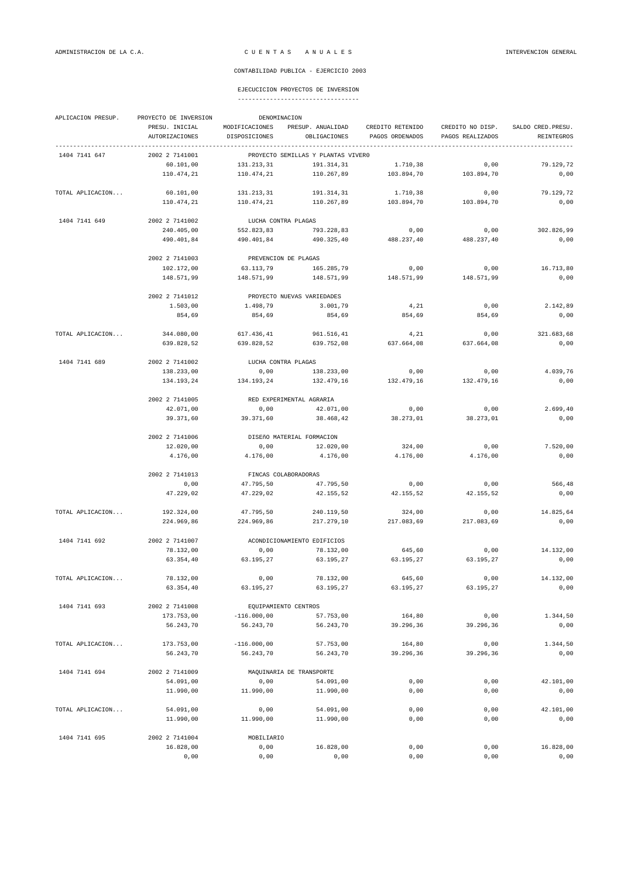CONTABILIDAD PUBLICA - EJERCICIO 2003

EJECUCICION PROYECTOS DE INVERSION

| APLICACION PRESUP. | PROYECTO DE INVERSION | DENOMINACION | | | | |
|---|---|---|---|---|---|---|
| | PRESU. INICIAL | MODIFICACIONES | PRESUP. ANUALIDAD | CREDITO RETENIDO | CREDITO NO DISP. | SALDO CRED.PRESU. |
| | AUTORIZACIONES | DISPOSICIONES | OBLIGACIONES | PAGOS ORDENADOS | PAGOS REALIZADOS | REINTEGROS |
| 1404 7141 647 | 2002 2 7141001 | PROYECTO SEMILLAS Y PLANTAS VIVERO | | | | |
| | 60.101,00 | 131.213,31 | 191.314,31 | 1.710,38 | 0,00 | 79.129,72 |
| | 110.474,21 | 110.474,21 | 110.267,89 | 103.894,70 | 103.894,70 | 0,00 |
| TOTAL APLICACION... | 60.101,00 | 131.213,31 | 191.314,31 | 1.710,38 | 0,00 | 79.129,72 |
| | 110.474,21 | 110.474,21 | 110.267,89 | 103.894,70 | 103.894,70 | 0,00 |
| 1404 7141 649 | 2002 2 7141002 | LUCHA CONTRA PLAGAS | | | | |
| | 240.405,00 | 552.823,83 | 793.228,83 | 0,00 | 0,00 | 302.826,99 |
| | 490.401,84 | 490.401,84 | 490.325,40 | 488.237,40 | 488.237,40 | 0,00 |
| | 2002 2 7141003 | PREVENCION DE PLAGAS | | | | |
| | 102.172,00 | 63.113,79 | 165.285,79 | 0,00 | 0,00 | 16.713,80 |
| | 148.571,99 | 148.571,99 | 148.571,99 | 148.571,99 | 148.571,99 | 0,00 |
| | 2002 2 7141012 | PROYECTO NUEVAS VARIEDADES | | | | |
| | 1.503,00 | 1.498,79 | 3.001,79 | 4,21 | 0,00 | 2.142,89 |
| | 854,69 | 854,69 | 854,69 | 854,69 | 854,69 | 0,00 |
| TOTAL APLICACION... | 344.080,00 | 617.436,41 | 961.516,41 | 4,21 | 0,00 | 321.683,68 |
| | 639.828,52 | 639.828,52 | 639.752,08 | 637.664,08 | 637.664,08 | 0,00 |
| 1404 7141 689 | 2002 2 7141002 | LUCHA CONTRA PLAGAS | | | | |
| | 138.233,00 | 0,00 | 138.233,00 | 0,00 | 0,00 | 4.039,76 |
| | 134.193,24 | 134.193,24 | 132.479,16 | 132.479,16 | 132.479,16 | 0,00 |
| | 2002 2 7141005 | RED EXPERIMENTAL AGRARIA | | | | |
| | 42.071,00 | 0,00 | 42.071,00 | 0,00 | 0,00 | 2.699,40 |
| | 39.371,60 | 39.371,60 | 38.468,42 | 38.273,01 | 38.273,01 | 0,00 |
| | 2002 2 7141006 | DISEÑO MATERIAL FORMACION | | | | |
| | 12.020,00 | 0,00 | 12.020,00 | 324,00 | 0,00 | 7.520,00 |
| | 4.176,00 | 4.176,00 | 4.176,00 | 4.176,00 | 4.176,00 | 0,00 |
| | 2002 2 7141013 | FINCAS COLABORADORAS | | | | |
| | 0,00 | 47.795,50 | 47.795,50 | 0,00 | 0,00 | 566,48 |
| | 47.229,02 | 47.229,02 | 42.155,52 | 42.155,52 | 42.155,52 | 0,00 |
| TOTAL APLICACION... | 192.324,00 | 47.795,50 | 240.119,50 | 324,00 | 0,00 | 14.825,64 |
| | 224.969,86 | 224.969,86 | 217.279,10 | 217.083,69 | 217.083,69 | 0,00 |
| 1404 7141 692 | 2002 2 7141007 | ACONDICIONAMIENTO EDIFICIOS | | | | |
| | 78.132,00 | 0,00 | 78.132,00 | 645,60 | 0,00 | 14.132,00 |
| | 63.354,40 | 63.195,27 | 63.195,27 | 63.195,27 | 63.195,27 | 0,00 |
| TOTAL APLICACION... | 78.132,00 | 0,00 | 78.132,00 | 645,60 | 0,00 | 14.132,00 |
| | 63.354,40 | 63.195,27 | 63.195,27 | 63.195,27 | 63.195,27 | 0,00 |
| 1404 7141 693 | 2002 2 7141008 | EQUIPAMIENTO CENTROS | | | | |
| | 173.753,00 | -116.000,00 | 57.753,00 | 164,80 | 0,00 | 1.344,50 |
| | 56.243,70 | 56.243,70 | 56.243,70 | 39.296,36 | 39.296,36 | 0,00 |
| TOTAL APLICACION... | 173.753,00 | -116.000,00 | 57.753,00 | 164,80 | 0,00 | 1.344,50 |
| | 56.243,70 | 56.243,70 | 56.243,70 | 39.296,36 | 39.296,36 | 0,00 |
| 1404 7141 694 | 2002 2 7141009 | MAQUINARIA DE TRANSPORTE | | | | |
| | 54.091,00 | 0,00 | 54.091,00 | 0,00 | 0,00 | 42.101,00 |
| | 11.990,00 | 11.990,00 | 11.990,00 | 0,00 | 0,00 | 0,00 |
| TOTAL APLICACION... | 54.091,00 | 0,00 | 54.091,00 | 0,00 | 0,00 | 42.101,00 |
| | 11.990,00 | 11.990,00 | 11.990,00 | 0,00 | 0,00 | 0,00 |
| 1404 7141 695 | 2002 2 7141004 | MOBILIARIO | | | | |
| | 16.828,00 | 0,00 | 16.828,00 | 0,00 | 0,00 | 16.828,00 |
| | 0,00 | 0,00 | 0,00 | 0,00 | 0,00 | 0,00 |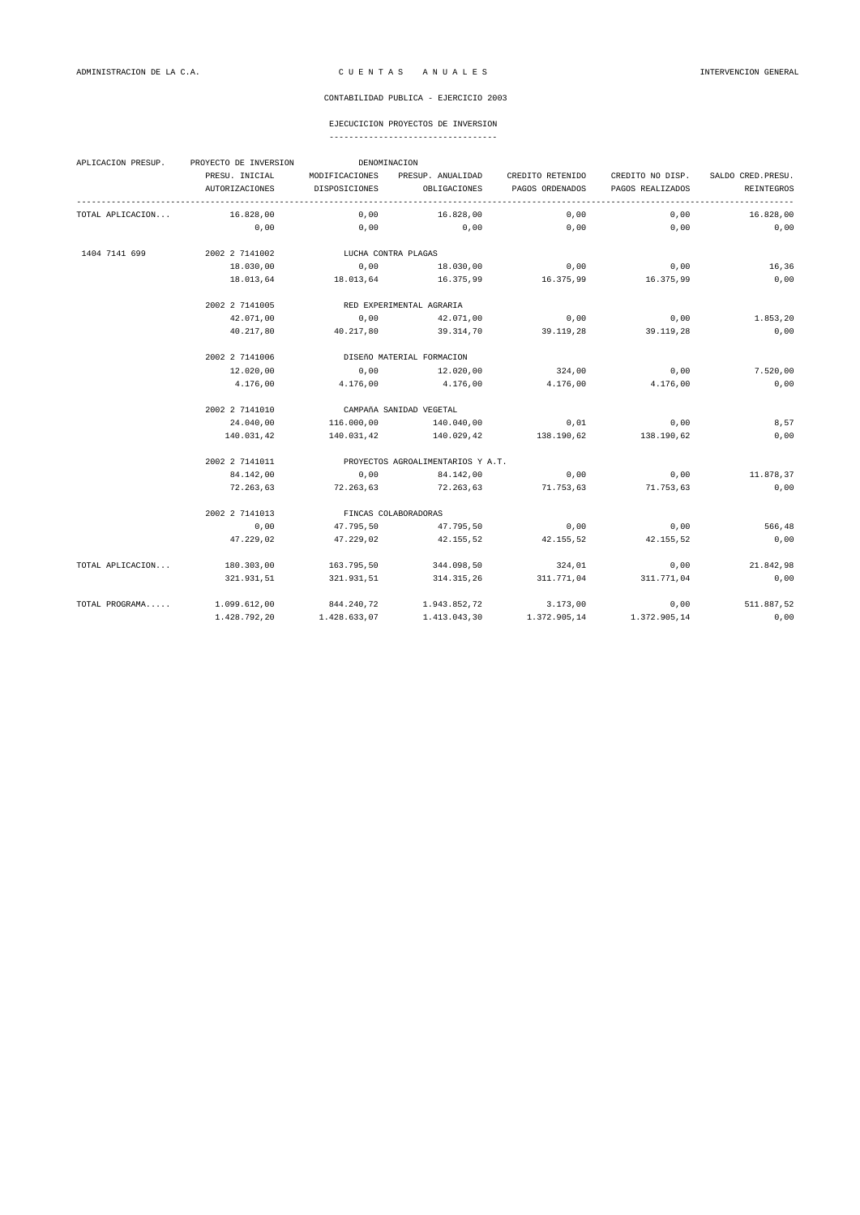CONTABILIDAD PUBLICA - EJERCICIO 2003

EJECUCICION PROYECTOS DE INVERSION

| APLICACION PRESUP. | PROYECTO DE INVERSION | DENOMINACION | | | | |
|---|---|---|---|---|---|---|
| | PRESU. INICIAL | MODIFICACIONES | PRESUP. ANUALIDAD | CREDITO RETENIDO | CREDITO NO DISP. | SALDO CRED.PRESU. |
| | AUTORIZACIONES | DISPOSICIONES | OBLIGACIONES | PAGOS ORDENADOS | PAGOS REALIZADOS | REINTEGROS |
| TOTAL APLICACION... | 16.828,00 | 0,00 | 16.828,00 | 0,00 | 0,00 | 16.828,00 |
| | 0,00 | 0,00 | 0,00 | 0,00 | 0,00 | 0,00 |
| 1404 7141 699 | 2002 2 7141002 | LUCHA CONTRA PLAGAS | | | | |
| | 18.030,00 | 0,00 | 18.030,00 | 0,00 | 0,00 | 16,36 |
| | 18.013,64 | 18.013,64 | 16.375,99 | 16.375,99 | 16.375,99 | 0,00 |
| | 2002 2 7141005 | RED EXPERIMENTAL AGRARIA | | | | |
| | 42.071,00 | 0,00 | 42.071,00 | 0,00 | 0,00 | 1.853,20 |
| | 40.217,80 | 40.217,80 | 39.314,70 | 39.119,28 | 39.119,28 | 0,00 |
| | 2002 2 7141006 | DISEñO MATERIAL FORMACION | | | | |
| | 12.020,00 | 0,00 | 12.020,00 | 324,00 | 0,00 | 7.520,00 |
| | 4.176,00 | 4.176,00 | 4.176,00 | 4.176,00 | 4.176,00 | 0,00 |
| | 2002 2 7141010 | CAMPAñA SANIDAD VEGETAL | | | | |
| | 24.040,00 | 116.000,00 | 140.040,00 | 0,01 | 0,00 | 8,57 |
| | 140.031,42 | 140.031,42 | 140.029,42 | 138.190,62 | 138.190,62 | 0,00 |
| | 2002 2 7141011 | PROYECTOS AGROALIMENTARIOS Y A.T. | | | | |
| | 84.142,00 | 0,00 | 84.142,00 | 0,00 | 0,00 | 11.878,37 |
| | 72.263,63 | 72.263,63 | 72.263,63 | 71.753,63 | 71.753,63 | 0,00 |
| | 2002 2 7141013 | FINCAS COLABORADORAS | | | | |
| | 0,00 | 47.795,50 | 47.795,50 | 0,00 | 0,00 | 566,48 |
| | 47.229,02 | 47.229,02 | 42.155,52 | 42.155,52 | 42.155,52 | 0,00 |
| TOTAL APLICACION... | 180.303,00 | 163.795,50 | 344.098,50 | 324,01 | 0,00 | 21.842,98 |
| | 321.931,51 | 321.931,51 | 314.315,26 | 311.771,04 | 311.771,04 | 0,00 |
| TOTAL PROGRAMA..... | 1.099.612,00 | 844.240,72 | 1.943.852,72 | 3.173,00 | 0,00 | 511.887,52 |
| | 1.428.792,20 | 1.428.633,07 | 1.413.043,30 | 1.372.905,14 | 1.372.905,14 | 0,00 |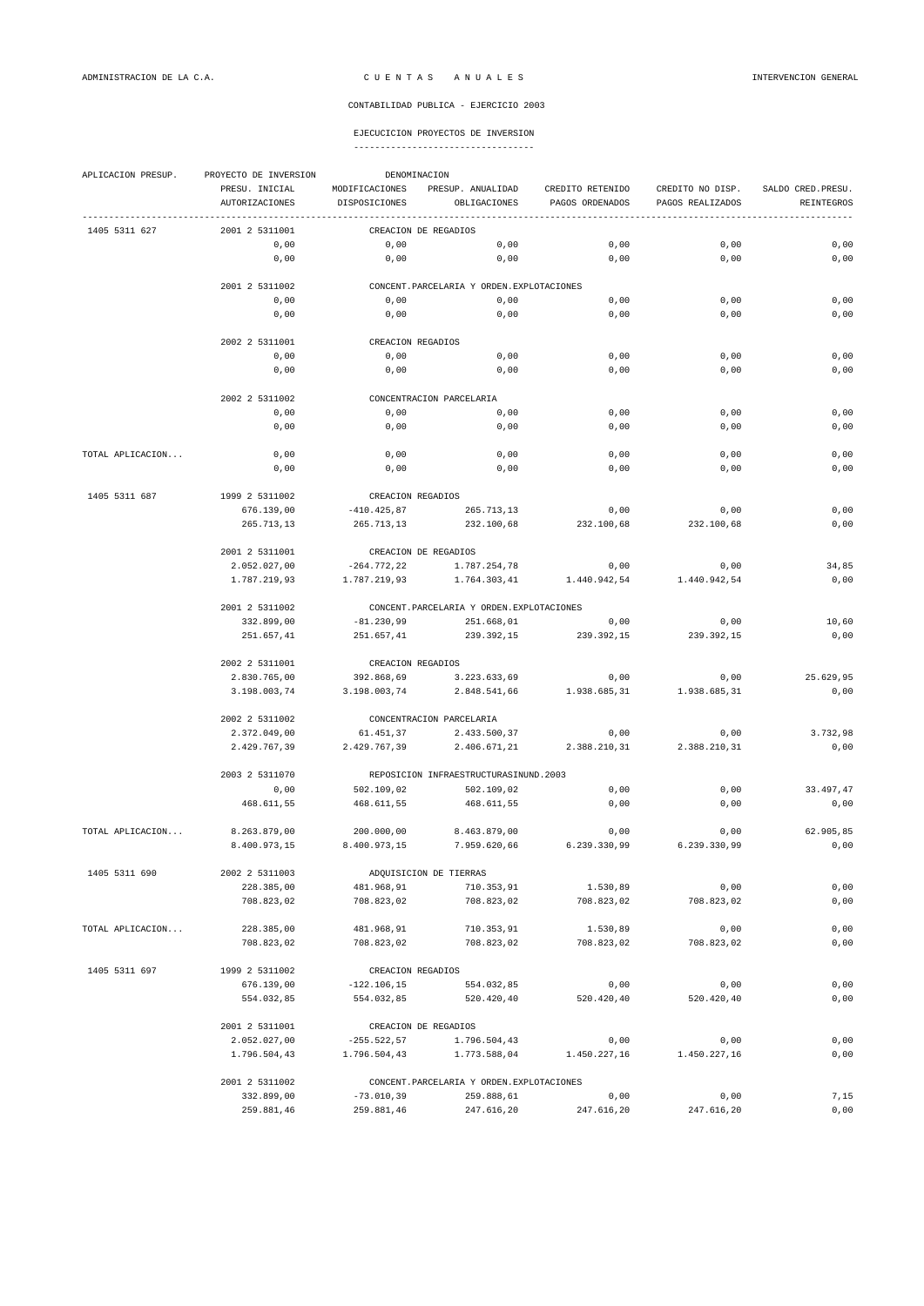ADMINISTRACION DE LA C.A. — C U E N T A S   A N U A L E S — INTERVENCION GENERAL

CONTABILIDAD PUBLICA - EJERCICIO 2003

EJECUCICION PROYECTOS DE INVERSION

| APLICACION PRESUP. | PROYECTO DE INVERSION | DENOMINACION | | | | |
|---|---|---|---|---|---|---|
| | PRESU. INICIAL | MODIFICACIONES | PRESUP. ANUALIDAD | CREDITO RETENIDO | CREDITO NO DISP. | SALDO CRED.PRESU. |
| | AUTORIZACIONES | DISPOSICIONES | OBLIGACIONES | PAGOS ORDENADOS | PAGOS REALIZADOS | REINTEGROS |
| 1405 5311 627 | 2001 2 5311001 | CREACION DE REGADIOS | | | | |
| | 0,00 | 0,00 | 0,00 | 0,00 | 0,00 | 0,00 |
| | 0,00 | 0,00 | 0,00 | 0,00 | 0,00 | 0,00 |
| | 2001 2 5311002 | CONCENT.PARCELARIA Y ORDEN.EXPLOTACIONES | | | | |
| | 0,00 | 0,00 | 0,00 | 0,00 | 0,00 | 0,00 |
| | 0,00 | 0,00 | 0,00 | 0,00 | 0,00 | 0,00 |
| | 2002 2 5311001 | CREACION REGADIOS | | | | |
| | 0,00 | 0,00 | 0,00 | 0,00 | 0,00 | 0,00 |
| | 0,00 | 0,00 | 0,00 | 0,00 | 0,00 | 0,00 |
| | 2002 2 5311002 | CONCENTRACION PARCELARIA | | | | |
| | 0,00 | 0,00 | 0,00 | 0,00 | 0,00 | 0,00 |
| | 0,00 | 0,00 | 0,00 | 0,00 | 0,00 | 0,00 |
| TOTAL APLICACION... | 0,00 | 0,00 | 0,00 | 0,00 | 0,00 | 0,00 |
| | 0,00 | 0,00 | 0,00 | 0,00 | 0,00 | 0,00 |
| 1405 5311 687 | 1999 2 5311002 | CREACION REGADIOS | | | | |
| | 676.139,00 | -410.425,87 | 265.713,13 | 0,00 | 0,00 | 0,00 |
| | 265.713,13 | 265.713,13 | 232.100,68 | 232.100,68 | 232.100,68 | 0,00 |
| | 2001 2 5311001 | CREACION DE REGADIOS | | | | |
| | 2.052.027,00 | -264.772,22 | 1.787.254,78 | 0,00 | 0,00 | 34,85 |
| | 1.787.219,93 | 1.787.219,93 | 1.764.303,41 | 1.440.942,54 | 1.440.942,54 | 0,00 |
| | 2001 2 5311002 | CONCENT.PARCELARIA Y ORDEN.EXPLOTACIONES | | | | |
| | 332.899,00 | -81.230,99 | 251.668,01 | 0,00 | 0,00 | 10,60 |
| | 251.657,41 | 251.657,41 | 239.392,15 | 239.392,15 | 239.392,15 | 0,00 |
| | 2002 2 5311001 | CREACION REGADIOS | | | | |
| | 2.830.765,00 | 392.868,69 | 3.223.633,69 | 0,00 | 0,00 | 25.629,95 |
| | 3.198.003,74 | 3.198.003,74 | 2.848.541,66 | 1.938.685,31 | 1.938.685,31 | 0,00 |
| | 2002 2 5311002 | CONCENTRACION PARCELARIA | | | | |
| | 2.372.049,00 | 61.451,37 | 2.433.500,37 | 0,00 | 0,00 | 3.732,98 |
| | 2.429.767,39 | 2.429.767,39 | 2.406.671,21 | 2.388.210,31 | 2.388.210,31 | 0,00 |
| | 2003 2 5311070 | REPOSICION INFRAESTRUCTURASINUND.2003 | | | | |
| | 0,00 | 502.109,02 | 502.109,02 | 0,00 | 0,00 | 33.497,47 |
| | 468.611,55 | 468.611,55 | 468.611,55 | 0,00 | 0,00 | 0,00 |
| TOTAL APLICACION... | 8.263.879,00 | 200.000,00 | 8.463.879,00 | 0,00 | 0,00 | 62.905,85 |
| | 8.400.973,15 | 8.400.973,15 | 7.959.620,66 | 6.239.330,99 | 6.239.330,99 | 0,00 |
| 1405 5311 690 | 2002 2 5311003 | ADQUISICION DE TIERRAS | | | | |
| | 228.385,00 | 481.968,91 | 710.353,91 | 1.530,89 | 0,00 | 0,00 |
| | 708.823,02 | 708.823,02 | 708.823,02 | 708.823,02 | 708.823,02 | 0,00 |
| TOTAL APLICACION... | 228.385,00 | 481.968,91 | 710.353,91 | 1.530,89 | 0,00 | 0,00 |
| | 708.823,02 | 708.823,02 | 708.823,02 | 708.823,02 | 708.823,02 | 0,00 |
| 1405 5311 697 | 1999 2 5311002 | CREACION REGADIOS | | | | |
| | 676.139,00 | -122.106,15 | 554.032,85 | 0,00 | 0,00 | 0,00 |
| | 554.032,85 | 554.032,85 | 520.420,40 | 520.420,40 | 520.420,40 | 0,00 |
| | 2001 2 5311001 | CREACION DE REGADIOS | | | | |
| | 2.052.027,00 | -255.522,57 | 1.796.504,43 | 0,00 | 0,00 | 0,00 |
| | 1.796.504,43 | 1.796.504,43 | 1.773.588,04 | 1.450.227,16 | 1.450.227,16 | 0,00 |
| | 2001 2 5311002 | CONCENT.PARCELARIA Y ORDEN.EXPLOTACIONES | | | | |
| | 332.899,00 | -73.010,39 | 259.888,61 | 0,00 | 0,00 | 7,15 |
| | 259.881,46 | 259.881,46 | 247.616,20 | 247.616,20 | 247.616,20 | 0,00 |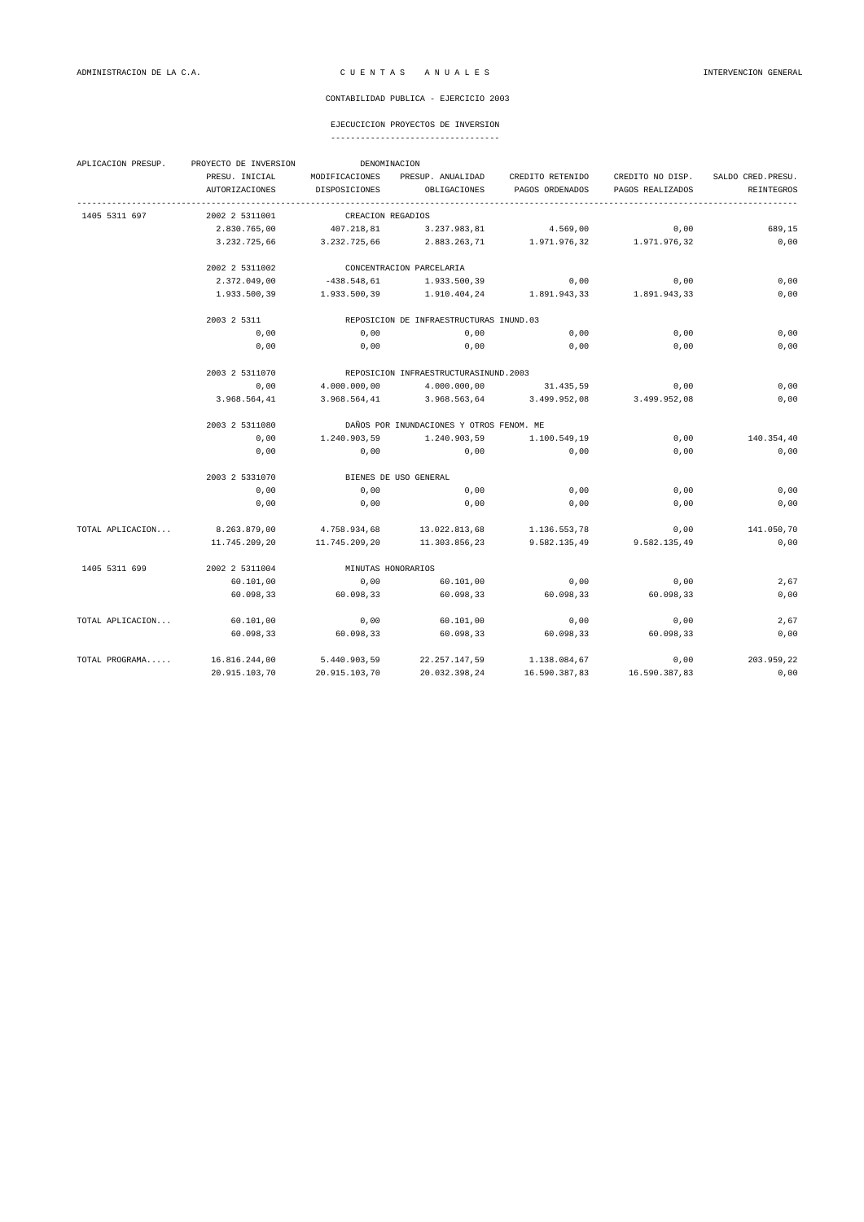ADMINISTRACION DE LA C.A. — C U E N T A S A N U A L E S — INTERVENCION GENERAL

CONTABILIDAD PUBLICA - EJERCICIO 2003

## EJECUCICION PROYECTOS DE INVERSION

| APLICACION PRESUP. | PROYECTO DE INVERSION | DENOMINACION | | | | |
|---|---|---|---|---|---|---|
| | PRESU. INICIAL | MODIFICACIONES | PRESUP. ANUALIDAD | CREDITO RETENIDO | CREDITO NO DISP. | SALDO CRED.PRESU. |
| | AUTORIZACIONES | DISPOSICIONES | OBLIGACIONES | PAGOS ORDENADOS | PAGOS REALIZADOS | REINTEGROS |
| 1405 5311 697 | 2002 2 5311001 | CREACION REGADIOS | | | | |
| | 2.830.765,00 | 407.218,81 | 3.237.983,81 | 4.569,00 | 0,00 | 689,15 |
| | 3.232.725,66 | 3.232.725,66 | 2.883.263,71 | 1.971.976,32 | 1.971.976,32 | 0,00 |
| | 2002 2 5311002 | CONCENTRACION PARCELARIA | | | | |
| | 2.372.049,00 | -438.548,61 | 1.933.500,39 | 0,00 | 0,00 | 0,00 |
| | 1.933.500,39 | 1.933.500,39 | 1.910.404,24 | 1.891.943,33 | 1.891.943,33 | 0,00 |
| | 2003 2 5311 | REPOSICION DE INFRAESTRUCTURAS INUND.03 | | | | |
| | 0,00 | 0,00 | 0,00 | 0,00 | 0,00 | 0,00 |
| | 0,00 | 0,00 | 0,00 | 0,00 | 0,00 | 0,00 |
| | 2003 2 5311070 | REPOSICION INFRAESTRUCTURASINUND.2003 | | | | |
| | 0,00 | 4.000.000,00 | 4.000.000,00 | 31.435,59 | 0,00 | 0,00 |
| | 3.968.564,41 | 3.968.564,41 | 3.968.563,64 | 3.499.952,08 | 3.499.952,08 | 0,00 |
| | 2003 2 5311080 | DAÑOS POR INUNDACIONES Y OTROS FENOM. ME | | | | |
| | 0,00 | 1.240.903,59 | 1.240.903,59 | 1.100.549,19 | 0,00 | 140.354,40 |
| | 0,00 | 0,00 | 0,00 | 0,00 | 0,00 | 0,00 |
| | 2003 2 5331070 | BIENES DE USO GENERAL | | | | |
| | 0,00 | 0,00 | 0,00 | 0,00 | 0,00 | 0,00 |
| | 0,00 | 0,00 | 0,00 | 0,00 | 0,00 | 0,00 |
| TOTAL APLICACION... | 8.263.879,00 | 4.758.934,68 | 13.022.813,68 | 1.136.553,78 | 0,00 | 141.050,70 |
| | 11.745.209,20 | 11.745.209,20 | 11.303.856,23 | 9.582.135,49 | 9.582.135,49 | 0,00 |
| 1405 5311 699 | 2002 2 5311004 | MINUTAS HONORARIOS | | | | |
| | 60.101,00 | 0,00 | 60.101,00 | 0,00 | 0,00 | 2,67 |
| | 60.098,33 | 60.098,33 | 60.098,33 | 60.098,33 | 60.098,33 | 0,00 |
| TOTAL APLICACION... | 60.101,00 | 0,00 | 60.101,00 | 0,00 | 0,00 | 2,67 |
| | 60.098,33 | 60.098,33 | 60.098,33 | 60.098,33 | 60.098,33 | 0,00 |
| TOTAL PROGRAMA..... | 16.816.244,00 | 5.440.903,59 | 22.257.147,59 | 1.138.084,67 | 0,00 | 203.959,22 |
| | 20.915.103,70 | 20.915.103,70 | 20.032.398,24 | 16.590.387,83 | 16.590.387,83 | 0,00 |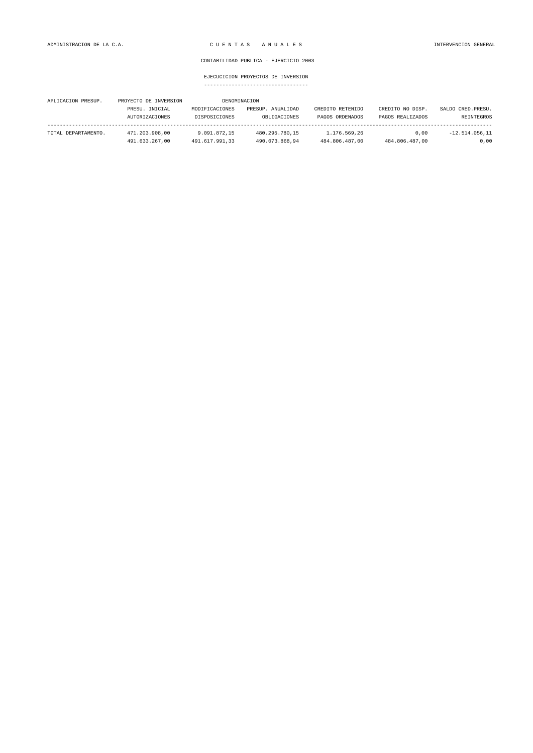ADMINISTRACION DE LA C.A. — C U E N T A S   A N U A L E S — INTERVENCION GENERAL

CONTABILIDAD PUBLICA - EJERCICIO 2003

EJECUCICION PROYECTOS DE INVERSION

| APLICACION PRESUP. | PROYECTO DE INVERSION | DENOMINACION | | | | |
|---|---|---|---|---|---|---|
| | PRESU. INICIAL | MODIFICACIONES | PRESUP. ANUALIDAD | CREDITO RETENIDO | CREDITO NO DISP. | SALDO CRED.PRESU. |
| | AUTORIZACIONES | DISPOSICIONES | OBLIGACIONES | PAGOS ORDENADOS | PAGOS REALIZADOS | REINTEGROS |
| TOTAL DEPARTAMENTO. | 471.203.908,00 | 9.091.872,15 | 480.295.780,15 | 1.176.569,26 | 0,00 | -12.514.056,11 |
| | 491.633.267,00 | 491.617.991,33 | 490.073.868,94 | 484.806.487,00 | 484.806.487,00 | 0,00 |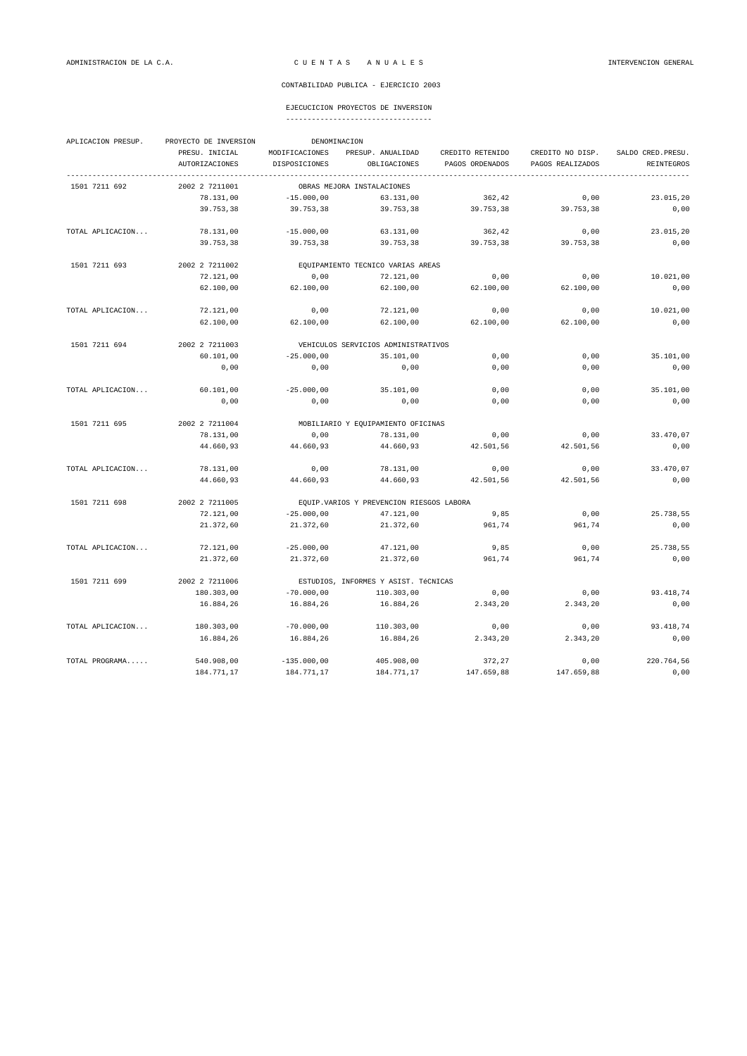ADMINISTRACION DE LA C.A. — C U E N T A S A N U A L E S — INTERVENCION GENERAL

CONTABILIDAD PUBLICA - EJERCICIO 2003

## EJECUCICION PROYECTOS DE INVERSION

| APLICACION PRESUP. | PROYECTO DE INVERSION | DENOMINACION | | | | |
|---|---|---|---|---|---|---|
| | PRESU. INICIAL | MODIFICACIONES | PRESUP. ANUALIDAD | CREDITO RETENIDO | CREDITO NO DISP. | SALDO CRED.PRESU. |
| | AUTORIZACIONES | DISPOSICIONES | OBLIGACIONES | PAGOS ORDENADOS | PAGOS REALIZADOS | REINTEGROS |
| 1501 7211 692 | 2002 2 7211001 | OBRAS MEJORA INSTALACIONES | | | | |
| | 78.131,00 | -15.000,00 | 63.131,00 | 362,42 | 0,00 | 23.015,20 |
| | 39.753,38 | 39.753,38 | 39.753,38 | 39.753,38 | 39.753,38 | 0,00 |
| TOTAL APLICACION... | 78.131,00 | -15.000,00 | 63.131,00 | 362,42 | 0,00 | 23.015,20 |
| | 39.753,38 | 39.753,38 | 39.753,38 | 39.753,38 | 39.753,38 | 0,00 |
| 1501 7211 693 | 2002 2 7211002 | EQUIPAMIENTO TECNICO VARIAS AREAS | | | | |
| | 72.121,00 | 0,00 | 72.121,00 | 0,00 | 0,00 | 10.021,00 |
| | 62.100,00 | 62.100,00 | 62.100,00 | 62.100,00 | 62.100,00 | 0,00 |
| TOTAL APLICACION... | 72.121,00 | 0,00 | 72.121,00 | 0,00 | 0,00 | 10.021,00 |
| | 62.100,00 | 62.100,00 | 62.100,00 | 62.100,00 | 62.100,00 | 0,00 |
| 1501 7211 694 | 2002 2 7211003 | VEHICULOS SERVICIOS ADMINISTRATIVOS | | | | |
| | 60.101,00 | -25.000,00 | 35.101,00 | 0,00 | 0,00 | 35.101,00 |
| | 0,00 | 0,00 | 0,00 | 0,00 | 0,00 | 0,00 |
| TOTAL APLICACION... | 60.101,00 | -25.000,00 | 35.101,00 | 0,00 | 0,00 | 35.101,00 |
| | 0,00 | 0,00 | 0,00 | 0,00 | 0,00 | 0,00 |
| 1501 7211 695 | 2002 2 7211004 | MOBILIARIO Y EQUIPAMIENTO OFICINAS | | | | |
| | 78.131,00 | 0,00 | 78.131,00 | 0,00 | 0,00 | 33.470,07 |
| | 44.660,93 | 44.660,93 | 44.660,93 | 42.501,56 | 42.501,56 | 0,00 |
| TOTAL APLICACION... | 78.131,00 | 0,00 | 78.131,00 | 0,00 | 0,00 | 33.470,07 |
| | 44.660,93 | 44.660,93 | 44.660,93 | 42.501,56 | 42.501,56 | 0,00 |
| 1501 7211 698 | 2002 2 7211005 | EQUIP.VARIOS Y PREVENCION RIESGOS LABORA | | | | |
| | 72.121,00 | -25.000,00 | 47.121,00 | 9,85 | 0,00 | 25.738,55 |
| | 21.372,60 | 21.372,60 | 21.372,60 | 961,74 | 961,74 | 0,00 |
| TOTAL APLICACION... | 72.121,00 | -25.000,00 | 47.121,00 | 9,85 | 0,00 | 25.738,55 |
| | 21.372,60 | 21.372,60 | 21.372,60 | 961,74 | 961,74 | 0,00 |
| 1501 7211 699 | 2002 2 7211006 | ESTUDIOS, INFORMES Y ASIST. TéCNICAS | | | | |
| | 180.303,00 | -70.000,00 | 110.303,00 | 0,00 | 0,00 | 93.418,74 |
| | 16.884,26 | 16.884,26 | 16.884,26 | 2.343,20 | 2.343,20 | 0,00 |
| TOTAL APLICACION... | 180.303,00 | -70.000,00 | 110.303,00 | 0,00 | 0,00 | 93.418,74 |
| | 16.884,26 | 16.884,26 | 16.884,26 | 2.343,20 | 2.343,20 | 0,00 |
| TOTAL PROGRAMA..... | 540.908,00 | -135.000,00 | 405.908,00 | 372,27 | 0,00 | 220.764,56 |
| | 184.771,17 | 184.771,17 | 184.771,17 | 147.659,88 | 147.659,88 | 0,00 |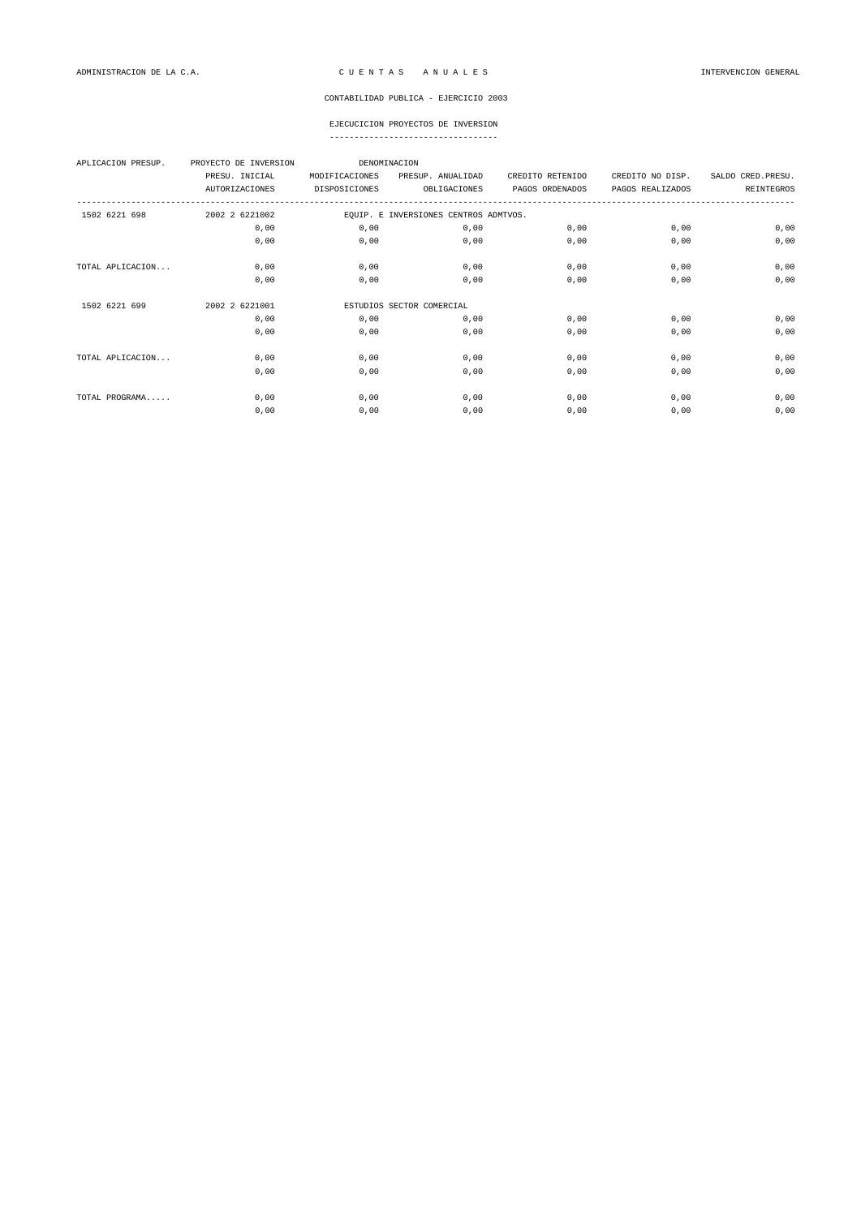ADMINISTRACION DE LA C.A. — C U E N T A S   A N U A L E S — INTERVENCION GENERAL

CONTABILIDAD PUBLICA - EJERCICIO 2003

## EJECUCICION PROYECTOS DE INVERSION

| APLICACION PRESUP. | PROYECTO DE INVERSION | DENOMINACION | | | |
|---|---|---|---|---|---|
| | PRESU. INICIAL | MODIFICACIONES | PRESUP. ANUALIDAD | CREDITO RETENIDO | CREDITO NO DISP. | SALDO CRED.PRESU. |
| | AUTORIZACIONES | DISPOSICIONES | OBLIGACIONES | PAGOS ORDENADOS | PAGOS REALIZADOS | REINTEGROS |
| 1502 6221 698 | 2002 2 6221002 | EQUIP. E INVERSIONES CENTROS ADMTVOS. | | | | |
| | 0,00 | 0,00 | 0,00 | 0,00 | 0,00 | 0,00 |
| | 0,00 | 0,00 | 0,00 | 0,00 | 0,00 | 0,00 |
| TOTAL APLICACION... | 0,00 | 0,00 | 0,00 | 0,00 | 0,00 | 0,00 |
| | 0,00 | 0,00 | 0,00 | 0,00 | 0,00 | 0,00 |
| 1502 6221 699 | 2002 2 6221001 | ESTUDIOS SECTOR COMERCIAL | | | | |
| | 0,00 | 0,00 | 0,00 | 0,00 | 0,00 | 0,00 |
| | 0,00 | 0,00 | 0,00 | 0,00 | 0,00 | 0,00 |
| TOTAL APLICACION... | 0,00 | 0,00 | 0,00 | 0,00 | 0,00 | 0,00 |
| | 0,00 | 0,00 | 0,00 | 0,00 | 0,00 | 0,00 |
| TOTAL PROGRAMA..... | 0,00 | 0,00 | 0,00 | 0,00 | 0,00 | 0,00 |
| | 0,00 | 0,00 | 0,00 | 0,00 | 0,00 | 0,00 |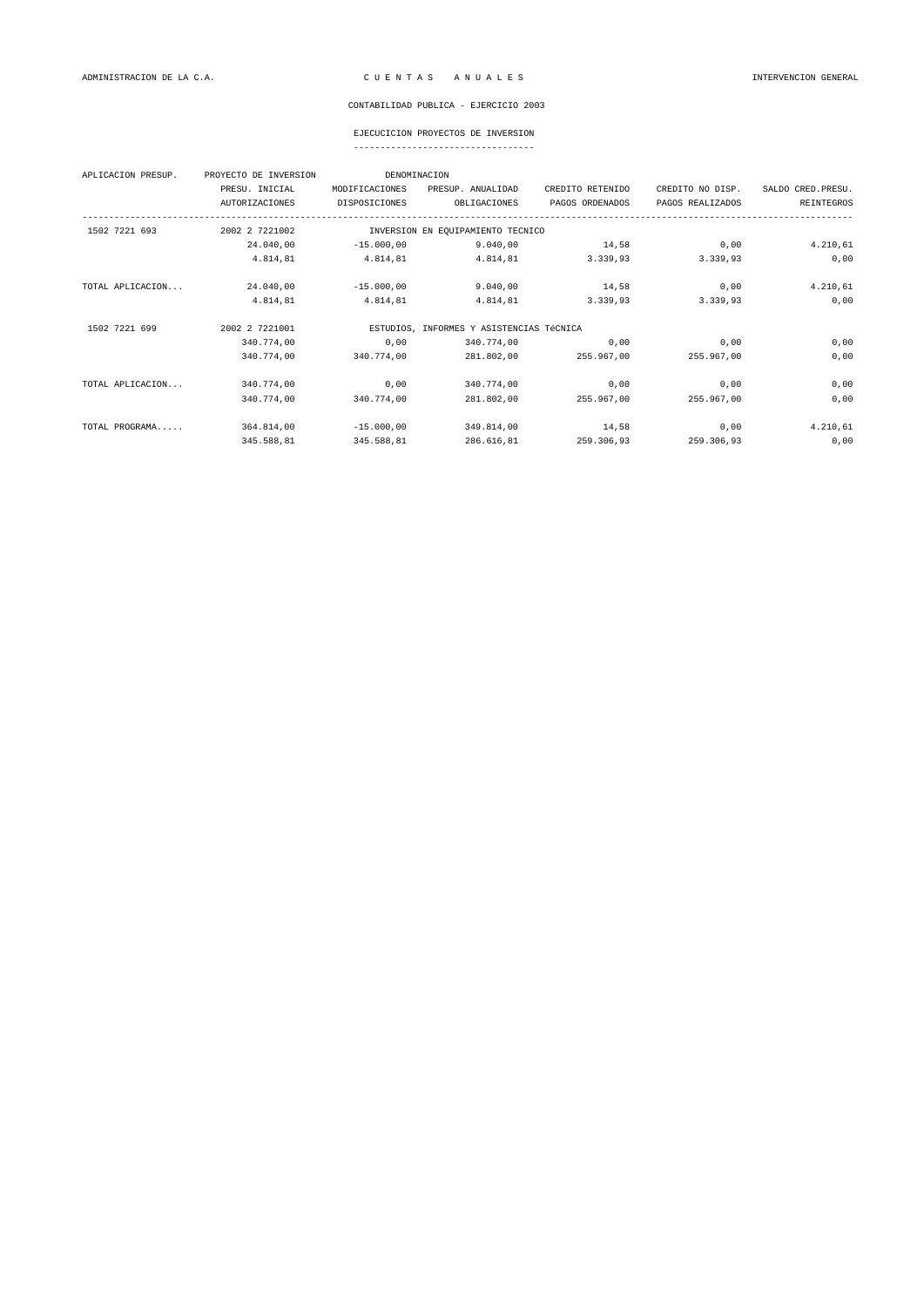ADMINISTRACION DE LA C.A. — C U E N T A S   A N U A L E S — INTERVENCION GENERAL

CONTABILIDAD PUBLICA - EJERCICIO 2003

EJECUCICION PROYECTOS DE INVERSION

| APLICACION PRESUP. | PROYECTO DE INVERSION | DENOMINACION | | | | |
|---|---|---|---|---|---|---|
| | PRESU. INICIAL | MODIFICACIONES | PRESUP. ANUALIDAD | CREDITO RETENIDO | CREDITO NO DISP. | SALDO CRED.PRESU. |
| | AUTORIZACIONES | DISPOSICIONES | OBLIGACIONES | PAGOS ORDENADOS | PAGOS REALIZADOS | REINTEGROS |
| 1502 7221 693 | 2002 2 7221002 | INVERSION EN EQUIPAMIENTO TECNICO | | | | |
| | 24.040,00 | -15.000,00 | 9.040,00 | 14,58 | 0,00 | 4.210,61 |
| | 4.814,81 | 4.814,81 | 4.814,81 | 3.339,93 | 3.339,93 | 0,00 |
| TOTAL APLICACION... | 24.040,00 | -15.000,00 | 9.040,00 | 14,58 | 0,00 | 4.210,61 |
| | 4.814,81 | 4.814,81 | 4.814,81 | 3.339,93 | 3.339,93 | 0,00 |
| 1502 7221 699 | 2002 2 7221001 | ESTUDIOS, INFORMES Y ASISTENCIAS TéCNICA | | | | |
| | 340.774,00 | 0,00 | 340.774,00 | 0,00 | 0,00 | 0,00 |
| | 340.774,00 | 340.774,00 | 281.802,00 | 255.967,00 | 255.967,00 | 0,00 |
| TOTAL APLICACION... | 340.774,00 | 0,00 | 340.774,00 | 0,00 | 0,00 | 0,00 |
| | 340.774,00 | 340.774,00 | 281.802,00 | 255.967,00 | 255.967,00 | 0,00 |
| TOTAL PROGRAMA..... | 364.814,00 | -15.000,00 | 349.814,00 | 14,58 | 0,00 | 4.210,61 |
| | 345.588,81 | 345.588,81 | 286.616,81 | 259.306,93 | 259.306,93 | 0,00 |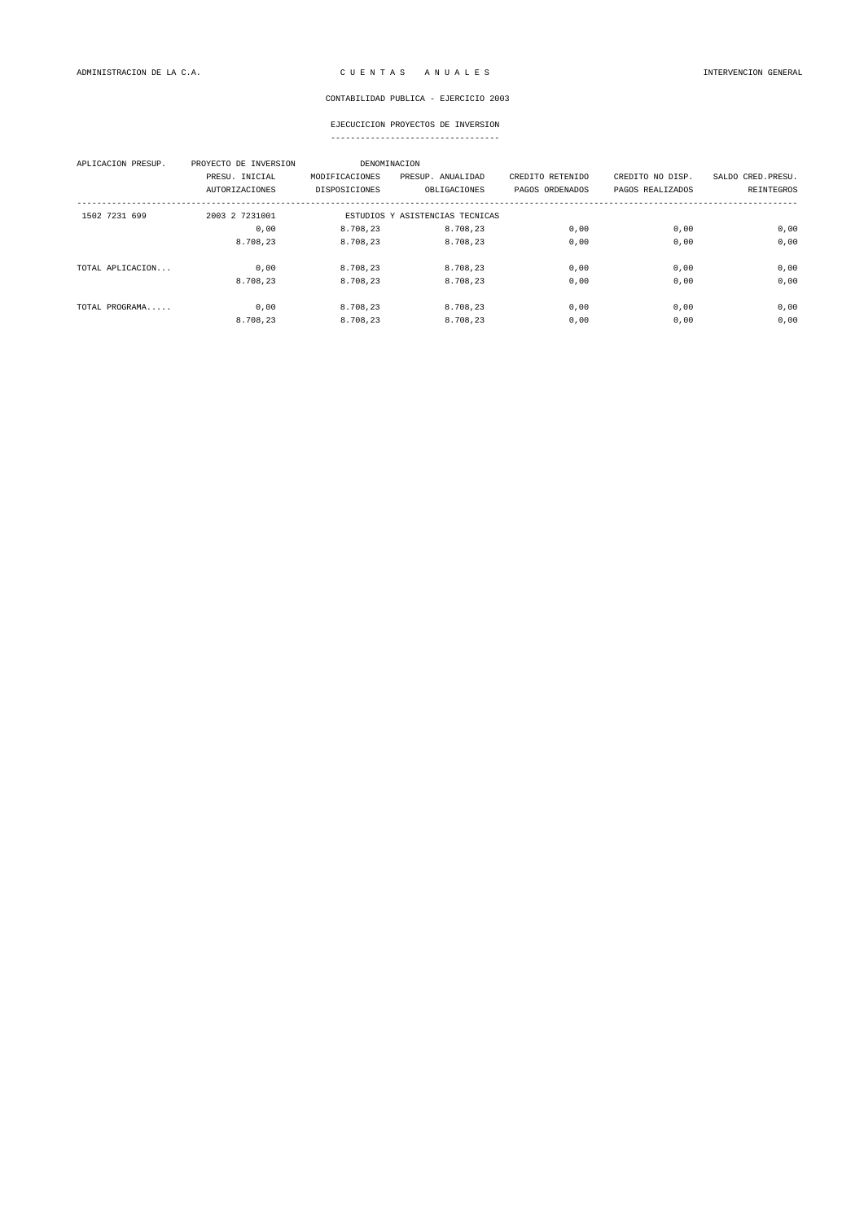CONTABILIDAD PUBLICA - EJERCICIO 2003

## EJECUCICION PROYECTOS DE INVERSION

| APLICACION PRESUP. | PROYECTO DE INVERSION | DENOMINACION | | | | |
|---|---|---|---|---|---|---|
| | PRESU. INICIAL | MODIFICACIONES | PRESUP. ANUALIDAD | CREDITO RETENIDO | CREDITO NO DISP. | SALDO CRED.PRESU. |
| | AUTORIZACIONES | DISPOSICIONES | OBLIGACIONES | PAGOS ORDENADOS | PAGOS REALIZADOS | REINTEGROS |
| 1502 7231 699 | 2003 2 7231001 | ESTUDIOS Y ASISTENCIAS TECNICAS | | | | |
| | 0,00 | 8.708,23 | 8.708,23 | 0,00 | 0,00 | 0,00 |
| | 8.708,23 | 8.708,23 | 8.708,23 | 0,00 | 0,00 | 0,00 |
| TOTAL APLICACION... | 0,00 | 8.708,23 | 8.708,23 | 0,00 | 0,00 | 0,00 |
| | 8.708,23 | 8.708,23 | 8.708,23 | 0,00 | 0,00 | 0,00 |
| TOTAL PROGRAMA..... | 0,00 | 8.708,23 | 8.708,23 | 0,00 | 0,00 | 0,00 |
| | 8.708,23 | 8.708,23 | 8.708,23 | 0,00 | 0,00 | 0,00 |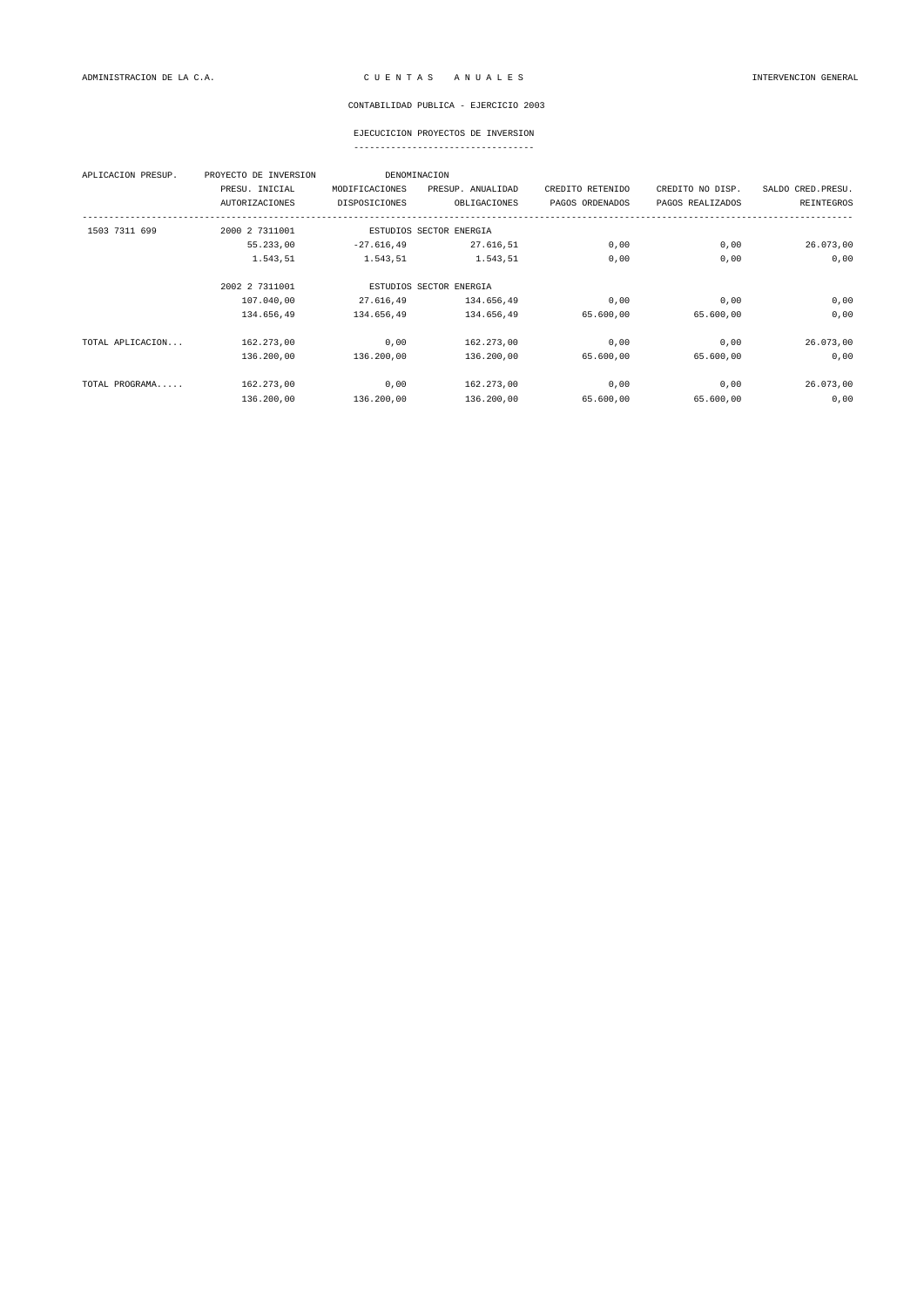ADMINISTRACION DE LA C.A. — C U E N T A S   A N U A L E S — INTERVENCION GENERAL

CONTABILIDAD PUBLICA - EJERCICIO 2003

EJECUCICION PROYECTOS DE INVERSION

| APLICACION PRESUP. | PROYECTO DE INVERSION | DENOMINACION | | | | |
|---|---|---|---|---|---|---|
| | PRESU. INICIAL | MODIFICACIONES | PRESUP. ANUALIDAD | CREDITO RETENIDO | CREDITO NO DISP. | SALDO CRED.PRESU. |
| | AUTORIZACIONES | DISPOSICIONES | OBLIGACIONES | PAGOS ORDENADOS | PAGOS REALIZADOS | REINTEGROS |
| 1503 7311 699 | 2000 2 7311001 | ESTUDIOS SECTOR ENERGIA | | | | |
| | 55.233,00 | -27.616,49 | 27.616,51 | 0,00 | 0,00 | 26.073,00 |
| | 1.543,51 | 1.543,51 | 1.543,51 | 0,00 | 0,00 | 0,00 |
| | 2002 2 7311001 | ESTUDIOS SECTOR ENERGIA | | | | |
| | 107.040,00 | 27.616,49 | 134.656,49 | 0,00 | 0,00 | 0,00 |
| | 134.656,49 | 134.656,49 | 134.656,49 | 65.600,00 | 65.600,00 | 0,00 |
| TOTAL APLICACION... | 162.273,00 | 0,00 | 162.273,00 | 0,00 | 0,00 | 26.073,00 |
| | 136.200,00 | 136.200,00 | 136.200,00 | 65.600,00 | 65.600,00 | 0,00 |
| TOTAL PROGRAMA..... | 162.273,00 | 0,00 | 162.273,00 | 0,00 | 0,00 | 26.073,00 |
| | 136.200,00 | 136.200,00 | 136.200,00 | 65.600,00 | 65.600,00 | 0,00 |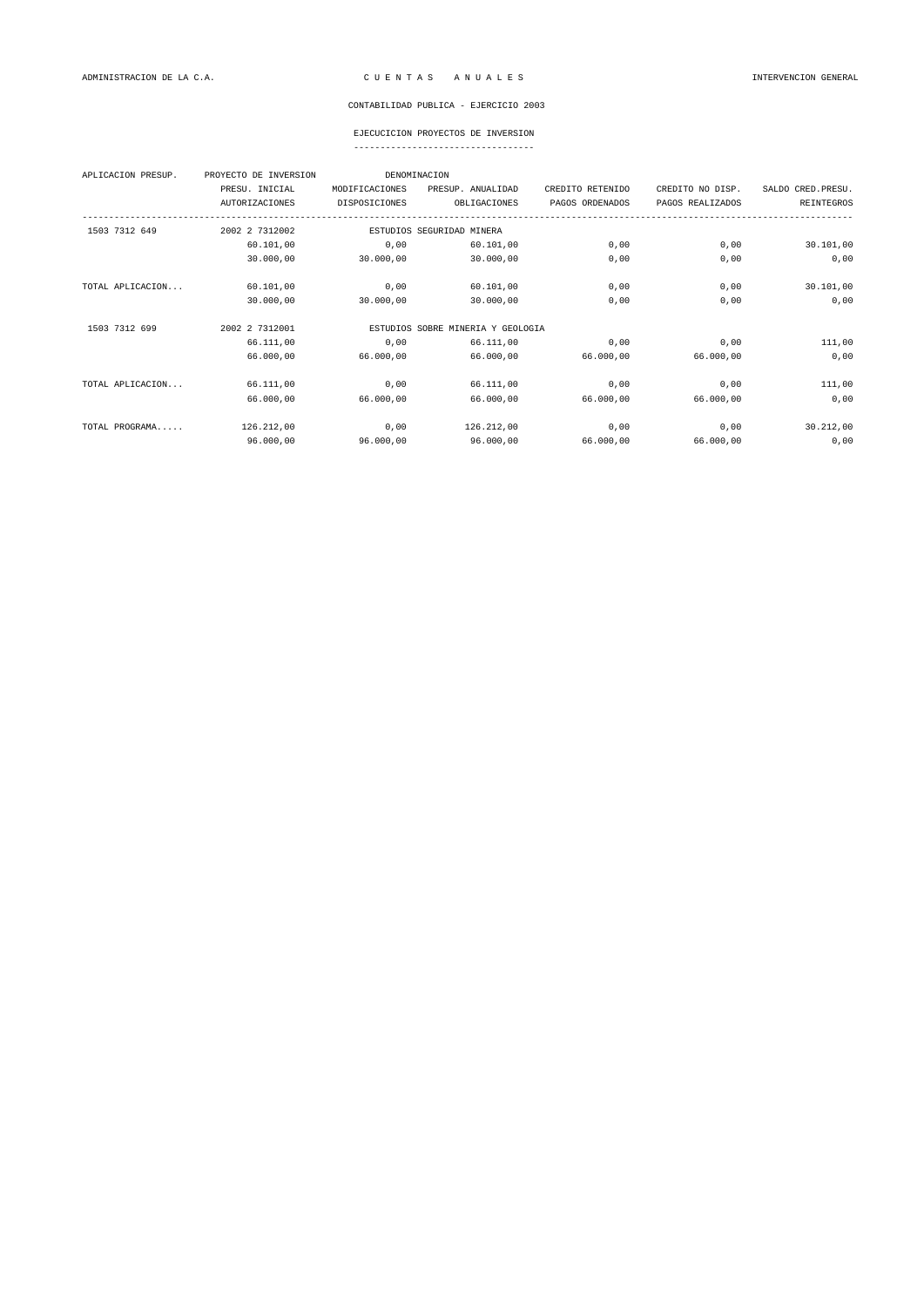ADMINISTRACION DE LA C.A. — C U E N T A S   A N U A L E S — INTERVENCION GENERAL

CONTABILIDAD PUBLICA - EJERCICIO 2003

EJECUCICION PROYECTOS DE INVERSION

| APLICACION PRESUP. | PROYECTO DE INVERSION | DENOMINACION | | | | |
|---|---|---|---|---|---|---|
| | PRESU. INICIAL | MODIFICACIONES | PRESUP. ANUALIDAD | CREDITO RETENIDO | CREDITO NO DISP. | SALDO CRED.PRESU. |
| | AUTORIZACIONES | DISPOSICIONES | OBLIGACIONES | PAGOS ORDENADOS | PAGOS REALIZADOS | REINTEGROS |
| 1503 7312 649 | 2002 2 7312002 | ESTUDIOS SEGURIDAD MINERA | | | | |
| | 60.101,00 | 0,00 | 60.101,00 | 0,00 | 0,00 | 30.101,00 |
| | 30.000,00 | 30.000,00 | 30.000,00 | 0,00 | 0,00 | 0,00 |
| TOTAL APLICACION... | 60.101,00 | 0,00 | 60.101,00 | 0,00 | 0,00 | 30.101,00 |
| | 30.000,00 | 30.000,00 | 30.000,00 | 0,00 | 0,00 | 0,00 |
| 1503 7312 699 | 2002 2 7312001 | ESTUDIOS SOBRE MINERIA Y GEOLOGIA | | | | |
| | 66.111,00 | 0,00 | 66.111,00 | 0,00 | 0,00 | 111,00 |
| | 66.000,00 | 66.000,00 | 66.000,00 | 66.000,00 | 66.000,00 | 0,00 |
| TOTAL APLICACION... | 66.111,00 | 0,00 | 66.111,00 | 0,00 | 0,00 | 111,00 |
| | 66.000,00 | 66.000,00 | 66.000,00 | 66.000,00 | 66.000,00 | 0,00 |
| TOTAL PROGRAMA..... | 126.212,00 | 0,00 | 126.212,00 | 0,00 | 0,00 | 30.212,00 |
| | 96.000,00 | 96.000,00 | 96.000,00 | 66.000,00 | 66.000,00 | 0,00 |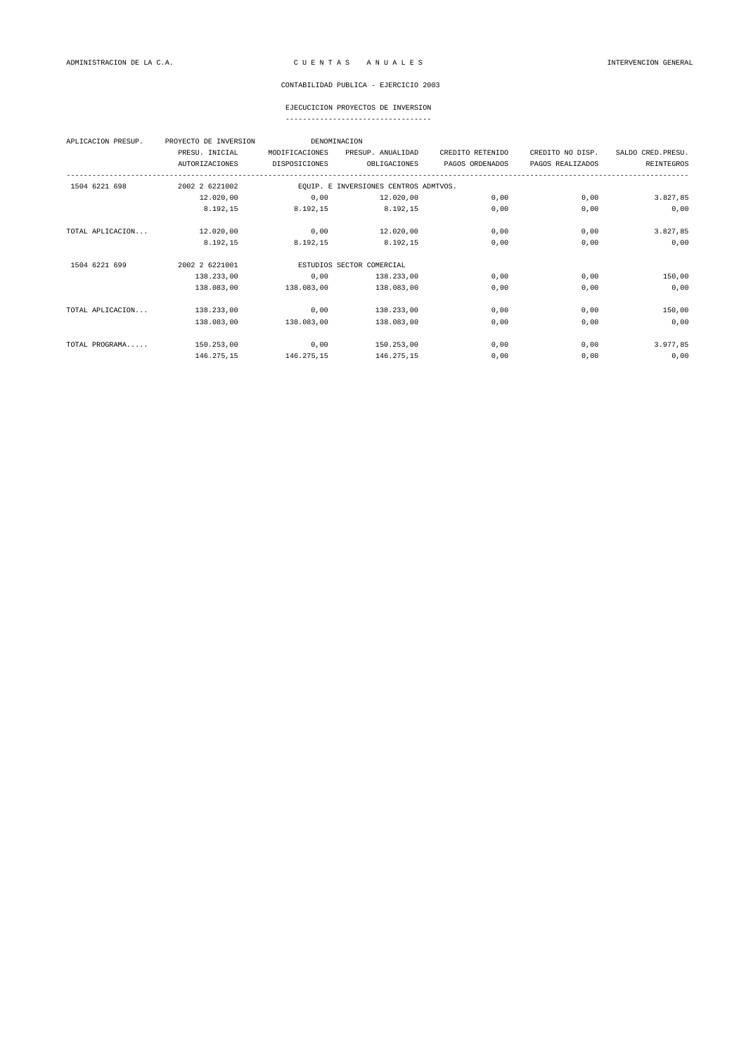CONTABILIDAD PUBLICA - EJERCICIO 2003

EJECUCICION PROYECTOS DE INVERSION

| APLICACION PRESUP. | PROYECTO DE INVERSION | DENOMINACION | | | | |
|---|---|---|---|---|---|---|
| | PRESU. INICIAL | MODIFICACIONES | PRESUP. ANUALIDAD | CREDITO RETENIDO | CREDITO NO DISP. | SALDO CRED.PRESU. |
| | AUTORIZACIONES | DISPOSICIONES | OBLIGACIONES | PAGOS ORDENADOS | PAGOS REALIZADOS | REINTEGROS |
| 1504 6221 698 | 2002 2 6221002 | EQUIP. E INVERSIONES CENTROS ADMTVOS. | | | | |
| | 12.020,00 | 0,00 | 12.020,00 | 0,00 | 0,00 | 3.827,85 |
| | 8.192,15 | 8.192,15 | 8.192,15 | 0,00 | 0,00 | 0,00 |
| TOTAL APLICACION... | 12.020,00 | 0,00 | 12.020,00 | 0,00 | 0,00 | 3.827,85 |
| | 8.192,15 | 8.192,15 | 8.192,15 | 0,00 | 0,00 | 0,00 |
| 1504 6221 699 | 2002 2 6221001 | ESTUDIOS SECTOR COMERCIAL | | | | |
| | 138.233,00 | 0,00 | 138.233,00 | 0,00 | 0,00 | 150,00 |
| | 138.083,00 | 138.083,00 | 138.083,00 | 0,00 | 0,00 | 0,00 |
| TOTAL APLICACION... | 138.233,00 | 0,00 | 138.233,00 | 0,00 | 0,00 | 150,00 |
| | 138.083,00 | 138.083,00 | 138.083,00 | 0,00 | 0,00 | 0,00 |
| TOTAL PROGRAMA..... | 150.253,00 | 0,00 | 150.253,00 | 0,00 | 0,00 | 3.977,85 |
| | 146.275,15 | 146.275,15 | 146.275,15 | 0,00 | 0,00 | 0,00 |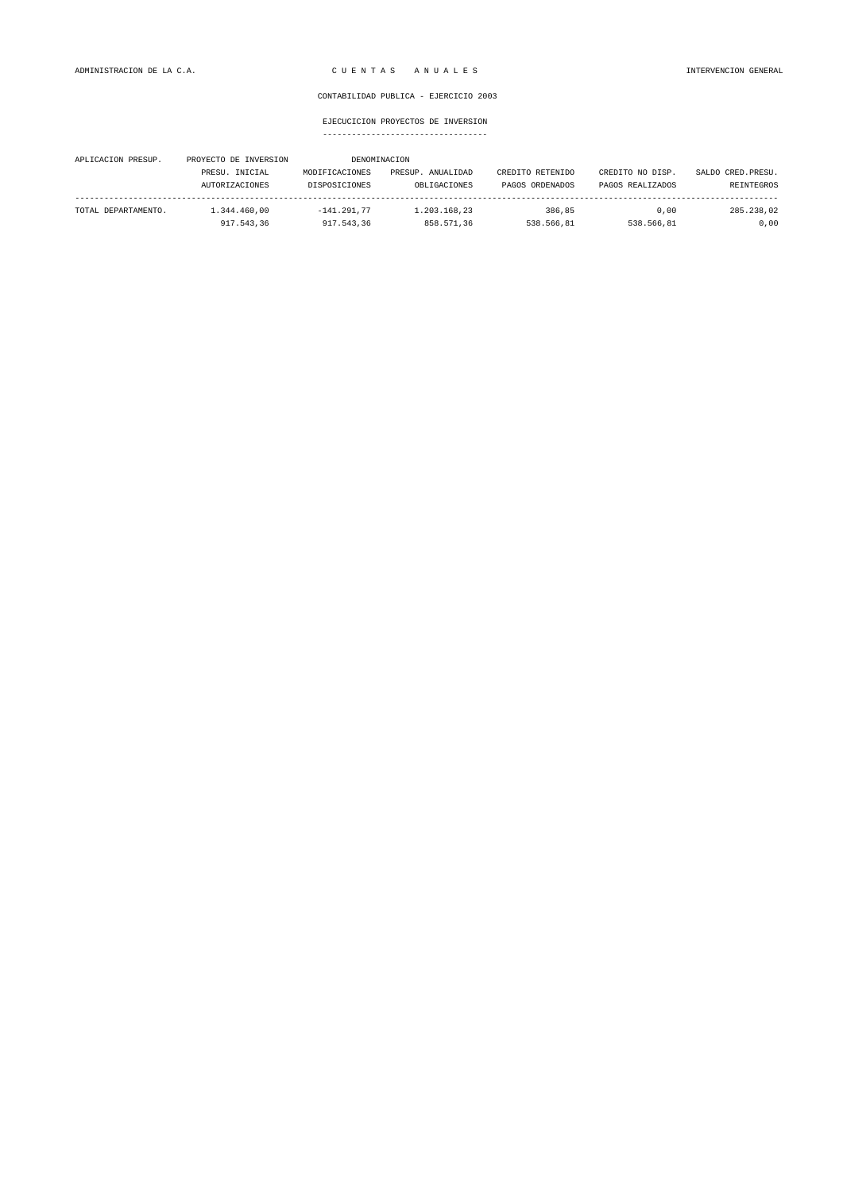CONTABILIDAD PUBLICA - EJERCICIO 2003

EJECUCICION PROYECTOS DE INVERSION

| APLICACION PRESUP. | PROYECTO DE INVERSION | DENOMINACION | | | |
|---|---|---|---|---|---|
| | PRESU. INICIAL | MODIFICACIONES | PRESUP. ANUALIDAD | CREDITO RETENIDO | CREDITO NO DISP. | SALDO CRED.PRESU. |
| | AUTORIZACIONES | DISPOSICIONES | OBLIGACIONES | PAGOS ORDENADOS | PAGOS REALIZADOS | REINTEGROS |
| TOTAL DEPARTAMENTO. | 1.344.460,00 | -141.291,77 | 1.203.168,23 | 386,85 | 0,00 | 285.238,02 |
| | 917.543,36 | 917.543,36 | 858.571,36 | 538.566,81 | 538.566,81 | 0,00 |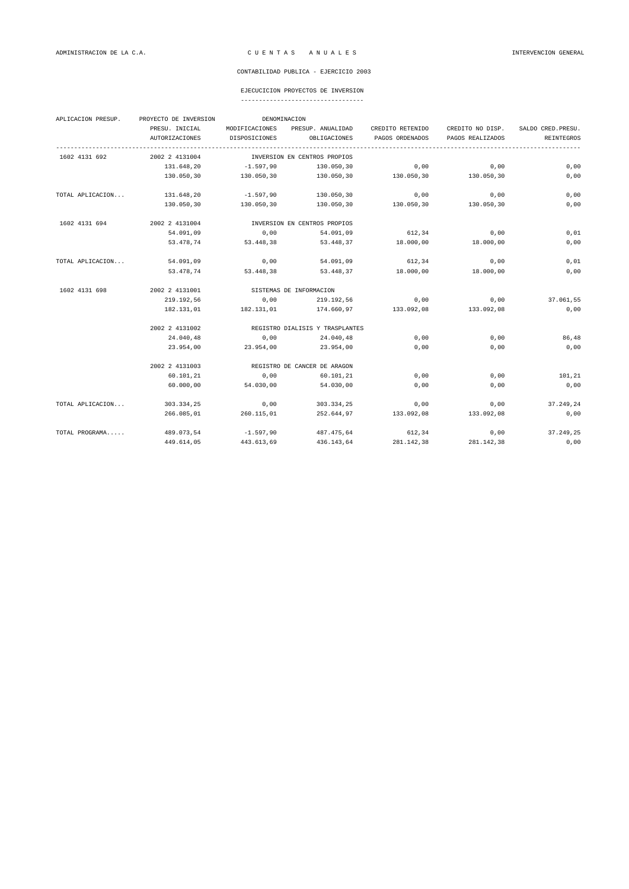ADMINISTRACION DE LA C.A. — C U E N T A S   A N U A L E S — INTERVENCION GENERAL

CONTABILIDAD PUBLICA - EJERCICIO 2003

EJECUCICION PROYECTOS DE INVERSION

| APLICACION PRESUP. | PROYECTO DE INVERSION | DENOMINACION | | | | |
|---|---|---|---|---|---|---|
| | PRESU. INICIAL | MODIFICACIONES | PRESUP. ANUALIDAD | CREDITO RETENIDO | CREDITO NO DISP. | SALDO CRED.PRESU. |
| | AUTORIZACIONES | DISPOSICIONES | OBLIGACIONES | PAGOS ORDENADOS | PAGOS REALIZADOS | REINTEGROS |
| 1602 4131 692 | 2002 2 4131004 | INVERSION EN CENTROS PROPIOS | | | | |
| | 131.648,20 | -1.597,90 | 130.050,30 | 0,00 | 0,00 | 0,00 |
| | 130.050,30 | 130.050,30 | 130.050,30 | 130.050,30 | 130.050,30 | 0,00 |
| TOTAL APLICACION... | 131.648,20 | -1.597,90 | 130.050,30 | 0,00 | 0,00 | 0,00 |
| | 130.050,30 | 130.050,30 | 130.050,30 | 130.050,30 | 130.050,30 | 0,00 |
| 1602 4131 694 | 2002 2 4131004 | INVERSION EN CENTROS PROPIOS | | | | |
| | 54.091,09 | 0,00 | 54.091,09 | 612,34 | 0,00 | 0,01 |
| | 53.478,74 | 53.448,38 | 53.448,37 | 18.000,00 | 18.000,00 | 0,00 |
| TOTAL APLICACION... | 54.091,09 | 0,00 | 54.091,09 | 612,34 | 0,00 | 0,01 |
| | 53.478,74 | 53.448,38 | 53.448,37 | 18.000,00 | 18.000,00 | 0,00 |
| 1602 4131 698 | 2002 2 4131001 | SISTEMAS DE INFORMACION | | | | |
| | 219.192,56 | 0,00 | 219.192,56 | 0,00 | 0,00 | 37.061,55 |
| | 182.131,01 | 182.131,01 | 174.660,97 | 133.092,08 | 133.092,08 | 0,00 |
| | 2002 2 4131002 | REGISTRO DIALISIS Y TRASPLANTES | | | | |
| | 24.040,48 | 0,00 | 24.040,48 | 0,00 | 0,00 | 86,48 |
| | 23.954,00 | 23.954,00 | 23.954,00 | 0,00 | 0,00 | 0,00 |
| | 2002 2 4131003 | REGISTRO DE CANCER DE ARAGON | | | | |
| | 60.101,21 | 0,00 | 60.101,21 | 0,00 | 0,00 | 101,21 |
| | 60.000,00 | 54.030,00 | 54.030,00 | 0,00 | 0,00 | 0,00 |
| TOTAL APLICACION... | 303.334,25 | 0,00 | 303.334,25 | 0,00 | 0,00 | 37.249,24 |
| | 266.085,01 | 260.115,01 | 252.644,97 | 133.092,08 | 133.092,08 | 0,00 |
| TOTAL PROGRAMA..... | 489.073,54 | -1.597,90 | 487.475,64 | 612,34 | 0,00 | 37.249,25 |
| | 449.614,05 | 443.613,69 | 436.143,64 | 281.142,38 | 281.142,38 | 0,00 |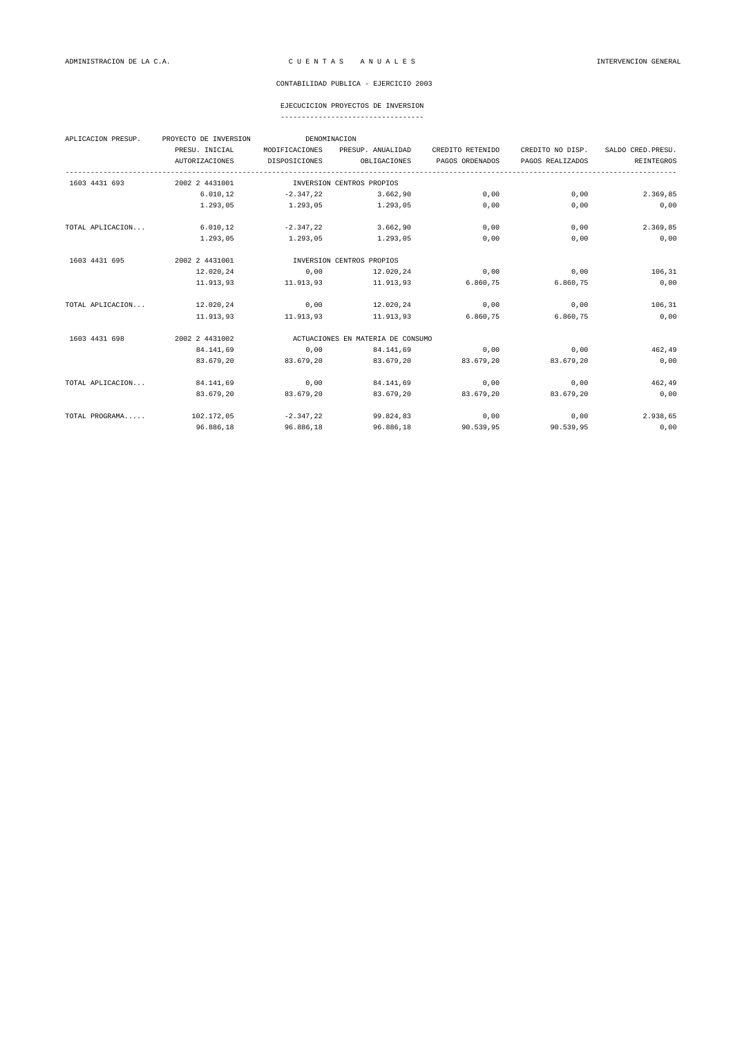ADMINISTRACION DE LA C.A. — C U E N T A S   A N U A L E S — INTERVENCION GENERAL

CONTABILIDAD PUBLICA - EJERCICIO 2003

EJECUCICION PROYECTOS DE INVERSION

| APLICACION PRESUP. | PROYECTO DE INVERSION | DENOMINACION | | | | |
|---|---|---|---|---|---|---|
| | PRESU. INICIAL | MODIFICACIONES | PRESUP. ANUALIDAD | CREDITO RETENIDO | CREDITO NO DISP. | SALDO CRED.PRESU. |
| | AUTORIZACIONES | DISPOSICIONES | OBLIGACIONES | PAGOS ORDENADOS | PAGOS REALIZADOS | REINTEGROS |
| 1603 4431 693 | 2002 2 4431001 | INVERSION CENTROS PROPIOS | | | | |
| | 6.010,12 | -2.347,22 | 3.662,90 | 0,00 | 0,00 | 2.369,85 |
| | 1.293,05 | 1.293,05 | 1.293,05 | 0,00 | 0,00 | 0,00 |
| TOTAL APLICACION... | 6.010,12 | -2.347,22 | 3.662,90 | 0,00 | 0,00 | 2.369,85 |
| | 1.293,05 | 1.293,05 | 1.293,05 | 0,00 | 0,00 | 0,00 |
| 1603 4431 695 | 2002 2 4431001 | INVERSION CENTROS PROPIOS | | | | |
| | 12.020,24 | 0,00 | 12.020,24 | 0,00 | 0,00 | 106,31 |
| | 11.913,93 | 11.913,93 | 11.913,93 | 6.860,75 | 6.860,75 | 0,00 |
| TOTAL APLICACION... | 12.020,24 | 0,00 | 12.020,24 | 0,00 | 0,00 | 106,31 |
| | 11.913,93 | 11.913,93 | 11.913,93 | 6.860,75 | 6.860,75 | 0,00 |
| 1603 4431 698 | 2002 2 4431002 | ACTUACIONES EN MATERIA DE CONSUMO | | | | |
| | 84.141,69 | 0,00 | 84.141,69 | 0,00 | 0,00 | 462,49 |
| | 83.679,20 | 83.679,20 | 83.679,20 | 83.679,20 | 83.679,20 | 0,00 |
| TOTAL APLICACION... | 84.141,69 | 0,00 | 84.141,69 | 0,00 | 0,00 | 462,49 |
| | 83.679,20 | 83.679,20 | 83.679,20 | 83.679,20 | 83.679,20 | 0,00 |
| TOTAL PROGRAMA..... | 102.172,05 | -2.347,22 | 99.824,83 | 0,00 | 0,00 | 2.938,65 |
| | 96.886,18 | 96.886,18 | 96.886,18 | 90.539,95 | 90.539,95 | 0,00 |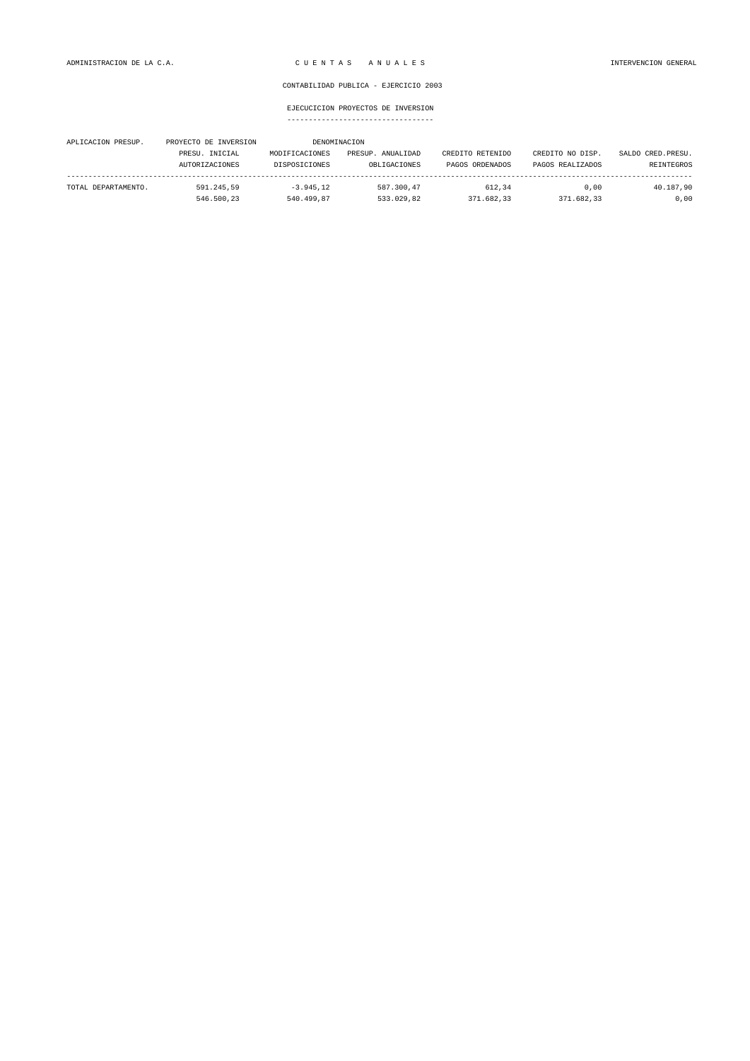CONTABILIDAD PUBLICA - EJERCICIO 2003

EJECUCICION PROYECTOS DE INVERSION

| APLICACION PRESUP. | PROYECTO DE INVERSION | DENOMINACION | | | | |
|---|---|---|---|---|---|---|
| | PRESU. INICIAL | MODIFICACIONES | PRESUP. ANUALIDAD | CREDITO RETENIDO | CREDITO NO DISP. | SALDO CRED.PRESU. |
| | AUTORIZACIONES | DISPOSICIONES | OBLIGACIONES | PAGOS ORDENADOS | PAGOS REALIZADOS | REINTEGROS |
| TOTAL DEPARTAMENTO. | 591.245,59 | -3.945,12 | 587.300,47 | 612,34 | 0,00 | 40.187,90 |
| | 546.500,23 | 540.499,87 | 533.029,82 | 371.682,33 | 371.682,33 | 0,00 |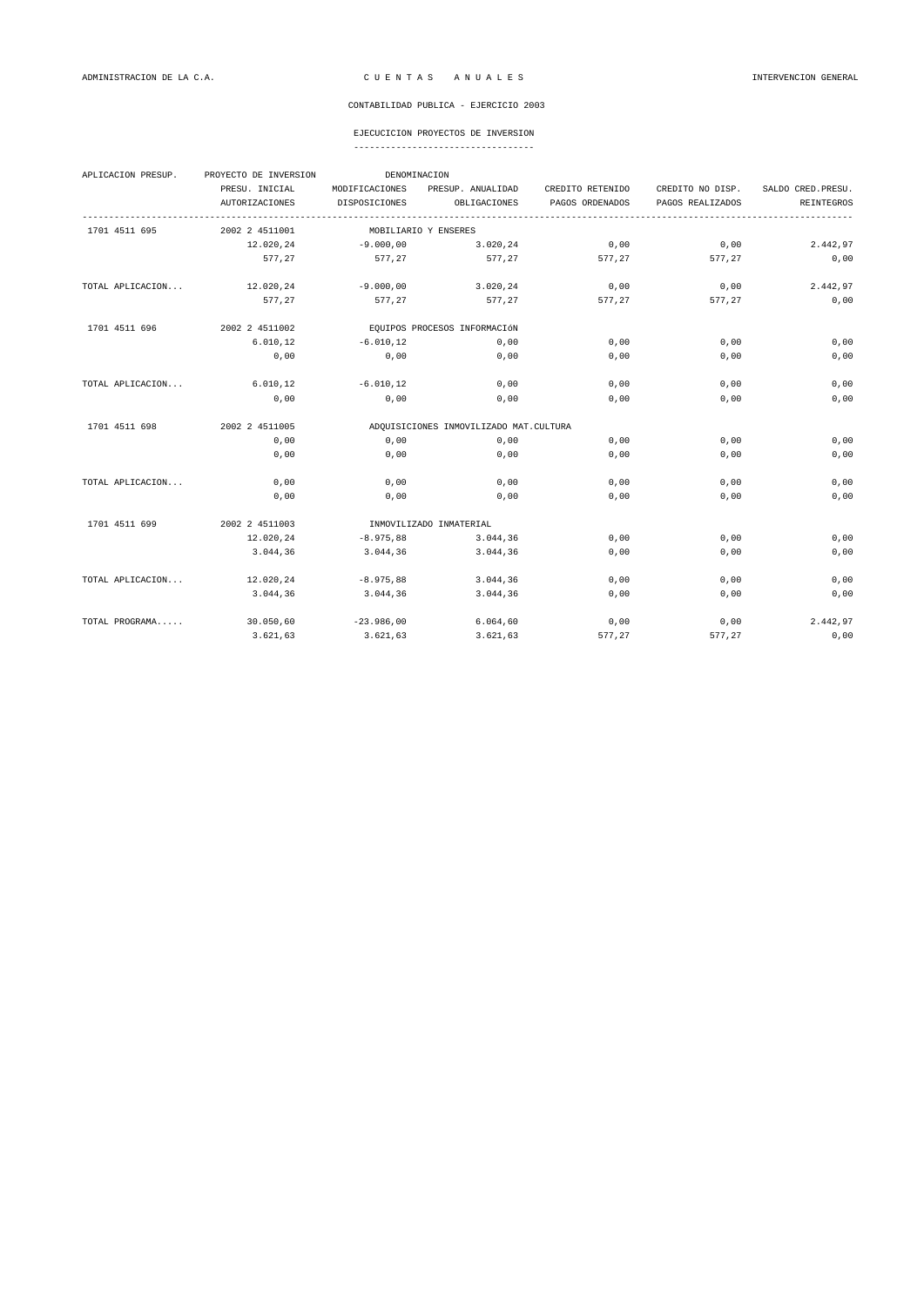ADMINISTRACION DE LA C.A. — C U E N T A S   A N U A L E S — INTERVENCION GENERAL

CONTABILIDAD PUBLICA - EJERCICIO 2003

EJECUCICION PROYECTOS DE INVERSION

| APLICACION PRESUP. | PROYECTO DE INVERSION | DENOMINACION | | | | |
|---|---|---|---|---|---|---|
| | PRESU. INICIAL | MODIFICACIONES | PRESUP. ANUALIDAD | CREDITO RETENIDO | CREDITO NO DISP. | SALDO CRED.PRESU. |
| | AUTORIZACIONES | DISPOSICIONES | OBLIGACIONES | PAGOS ORDENADOS | PAGOS REALIZADOS | REINTEGROS |
| 1701 4511 695 | 2002 2 4511001 | MOBILIARIO Y ENSERES | | | | |
| | 12.020,24 | -9.000,00 | 3.020,24 | 0,00 | 0,00 | 2.442,97 |
| | 577,27 | 577,27 | 577,27 | 577,27 | 577,27 | 0,00 |
| TOTAL APLICACION... | 12.020,24 | -9.000,00 | 3.020,24 | 0,00 | 0,00 | 2.442,97 |
| | 577,27 | 577,27 | 577,27 | 577,27 | 577,27 | 0,00 |
| 1701 4511 696 | 2002 2 4511002 | EQUIPOS PROCESOS INFORMACION | | | | |
| | 6.010,12 | -6.010,12 | 0,00 | 0,00 | 0,00 | 0,00 |
| | 0,00 | 0,00 | 0,00 | 0,00 | 0,00 | 0,00 |
| TOTAL APLICACION... | 6.010,12 | -6.010,12 | 0,00 | 0,00 | 0,00 | 0,00 |
| | 0,00 | 0,00 | 0,00 | 0,00 | 0,00 | 0,00 |
| 1701 4511 698 | 2002 2 4511005 | ADQUISICIONES INMOVILIZADO MAT.CULTURA | | | | |
| | 0,00 | 0,00 | 0,00 | 0,00 | 0,00 | 0,00 |
| | 0,00 | 0,00 | 0,00 | 0,00 | 0,00 | 0,00 |
| TOTAL APLICACION... | 0,00 | 0,00 | 0,00 | 0,00 | 0,00 | 0,00 |
| | 0,00 | 0,00 | 0,00 | 0,00 | 0,00 | 0,00 |
| 1701 4511 699 | 2002 2 4511003 | INMOVILIZADO INMATERIAL | | | | |
| | 12.020,24 | -8.975,88 | 3.044,36 | 0,00 | 0,00 | 0,00 |
| | 3.044,36 | 3.044,36 | 3.044,36 | 0,00 | 0,00 | 0,00 |
| TOTAL APLICACION... | 12.020,24 | -8.975,88 | 3.044,36 | 0,00 | 0,00 | 0,00 |
| | 3.044,36 | 3.044,36 | 3.044,36 | 0,00 | 0,00 | 0,00 |
| TOTAL PROGRAMA..... | 30.050,60 | -23.986,00 | 6.064,60 | 0,00 | 0,00 | 2.442,97 |
| | 3.621,63 | 3.621,63 | 3.621,63 | 577,27 | 577,27 | 0,00 |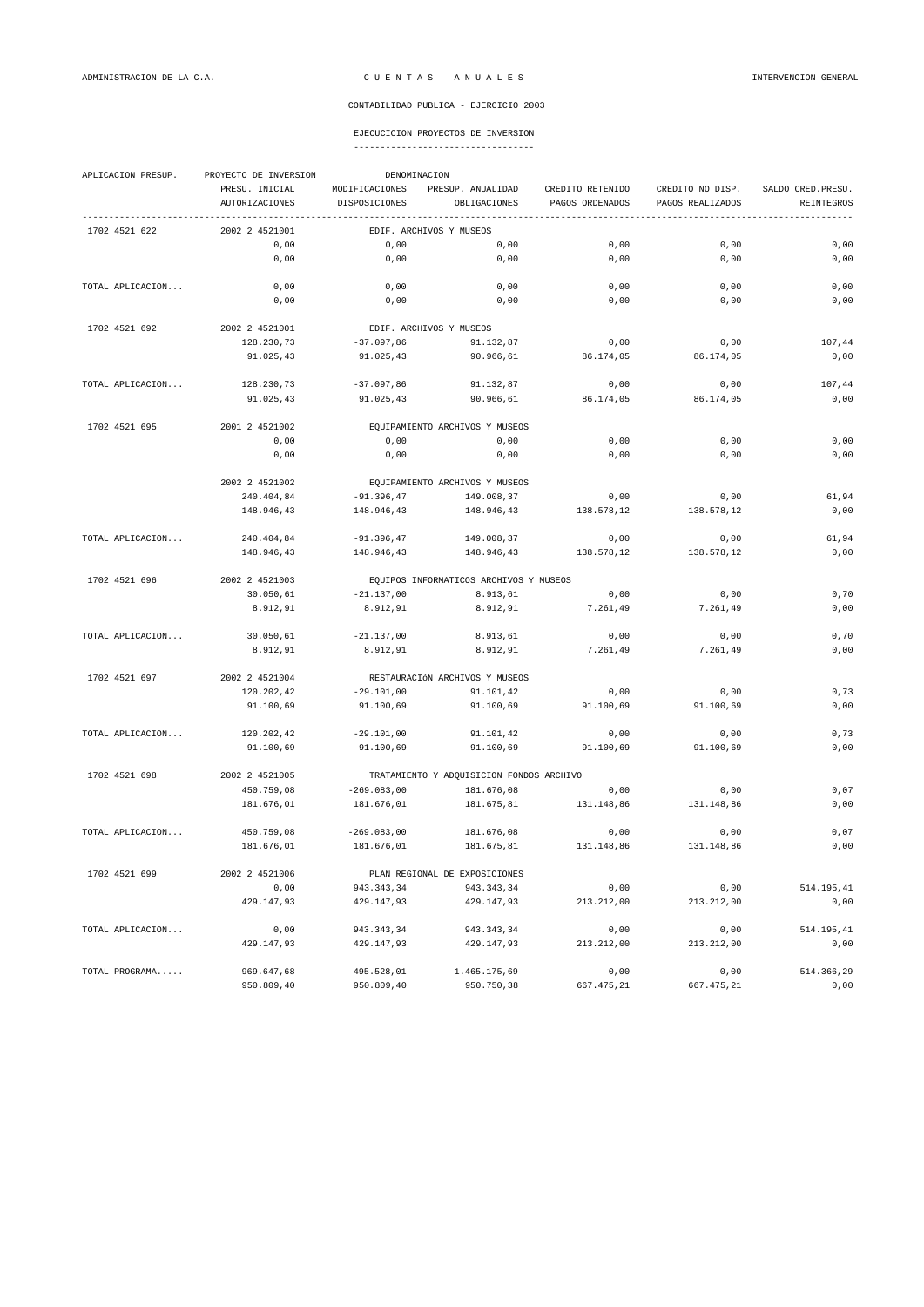ADMINISTRACION DE LA C.A. — C U E N T A S   A N U A L E S — INTERVENCION GENERAL

CONTABILIDAD PUBLICA - EJERCICIO 2003

EJECUCICION PROYECTOS DE INVERSION

| APLICACION PRESUP. | PROYECTO DE INVERSION | DENOMINACION | | | | |
|---|---|---|---|---|---|---|
| | PRESU. INICIAL | MODIFICACIONES | PRESUP. ANUALIDAD | CREDITO RETENIDO | CREDITO NO DISP. | SALDO CRED.PRESU. |
| | AUTORIZACIONES | DISPOSICIONES | OBLIGACIONES | PAGOS ORDENADOS | PAGOS REALIZADOS | REINTEGROS |
| 1702 4521 622 | 2002 2 4521001 | EDIF. ARCHIVOS Y MUSEOS | | | | |
| | 0,00 | 0,00 | 0,00 | 0,00 | 0,00 | 0,00 |
| | 0,00 | 0,00 | 0,00 | 0,00 | 0,00 | 0,00 |
| TOTAL APLICACION... | 0,00 | 0,00 | 0,00 | 0,00 | 0,00 | 0,00 |
| | 0,00 | 0,00 | 0,00 | 0,00 | 0,00 | 0,00 |
| 1702 4521 692 | 2002 2 4521001 | EDIF. ARCHIVOS Y MUSEOS | | | | |
| | 128.230,73 | -37.097,86 | 91.132,87 | 0,00 | 0,00 | 107,44 |
| | 91.025,43 | 91.025,43 | 90.966,61 | 86.174,05 | 86.174,05 | 0,00 |
| TOTAL APLICACION... | 128.230,73 | -37.097,86 | 91.132,87 | 0,00 | 0,00 | 107,44 |
| | 91.025,43 | 91.025,43 | 90.966,61 | 86.174,05 | 86.174,05 | 0,00 |
| 1702 4521 695 | 2001 2 4521002 | EQUIPAMIENTO ARCHIVOS Y MUSEOS | | | | |
| | 0,00 | 0,00 | 0,00 | 0,00 | 0,00 | 0,00 |
| | 0,00 | 0,00 | 0,00 | 0,00 | 0,00 | 0,00 |
| | 2002 2 4521002 | EQUIPAMIENTO ARCHIVOS Y MUSEOS | | | | |
| | 240.404,84 | -91.396,47 | 149.008,37 | 0,00 | 0,00 | 61,94 |
| | 148.946,43 | 148.946,43 | 148.946,43 | 138.578,12 | 138.578,12 | 0,00 |
| TOTAL APLICACION... | 240.404,84 | -91.396,47 | 149.008,37 | 0,00 | 0,00 | 61,94 |
| | 148.946,43 | 148.946,43 | 148.946,43 | 138.578,12 | 138.578,12 | 0,00 |
| 1702 4521 696 | 2002 2 4521003 | EQUIPOS INFORMATICOS ARCHIVOS Y MUSEOS | | | | |
| | 30.050,61 | -21.137,00 | 8.913,61 | 0,00 | 0,00 | 0,70 |
| | 8.912,91 | 8.912,91 | 8.912,91 | 7.261,49 | 7.261,49 | 0,00 |
| TOTAL APLICACION... | 30.050,61 | -21.137,00 | 8.913,61 | 0,00 | 0,00 | 0,70 |
| | 8.912,91 | 8.912,91 | 8.912,91 | 7.261,49 | 7.261,49 | 0,00 |
| 1702 4521 697 | 2002 2 4521004 | RESTAURACIóN ARCHIVOS Y MUSEOS | | | | |
| | 120.202,42 | -29.101,00 | 91.101,42 | 0,00 | 0,00 | 0,73 |
| | 91.100,69 | 91.100,69 | 91.100,69 | 91.100,69 | 91.100,69 | 0,00 |
| TOTAL APLICACION... | 120.202,42 | -29.101,00 | 91.101,42 | 0,00 | 0,00 | 0,73 |
| | 91.100,69 | 91.100,69 | 91.100,69 | 91.100,69 | 91.100,69 | 0,00 |
| 1702 4521 698 | 2002 2 4521005 | TRATAMIENTO Y ADQUISICION FONDOS ARCHIVO | | | | |
| | 450.759,08 | -269.083,00 | 181.676,08 | 0,00 | 0,00 | 0,07 |
| | 181.676,01 | 181.676,01 | 181.675,81 | 131.148,86 | 131.148,86 | 0,00 |
| TOTAL APLICACION... | 450.759,08 | -269.083,00 | 181.676,08 | 0,00 | 0,00 | 0,07 |
| | 181.676,01 | 181.676,01 | 181.675,81 | 131.148,86 | 131.148,86 | 0,00 |
| 1702 4521 699 | 2002 2 4521006 | PLAN REGIONAL DE EXPOSICIONES | | | | |
| | 0,00 | 943.343,34 | 943.343,34 | 0,00 | 0,00 | 514.195,41 |
| | 429.147,93 | 429.147,93 | 429.147,93 | 213.212,00 | 213.212,00 | 0,00 |
| TOTAL APLICACION... | 0,00 | 943.343,34 | 943.343,34 | 0,00 | 0,00 | 514.195,41 |
| | 429.147,93 | 429.147,93 | 429.147,93 | 213.212,00 | 213.212,00 | 0,00 |
| TOTAL PROGRAMA..... | 969.647,68 | 495.528,01 | 1.465.175,69 | 0,00 | 0,00 | 514.366,29 |
| | 950.809,40 | 950.809,40 | 950.750,38 | 667.475,21 | 667.475,21 | 0,00 |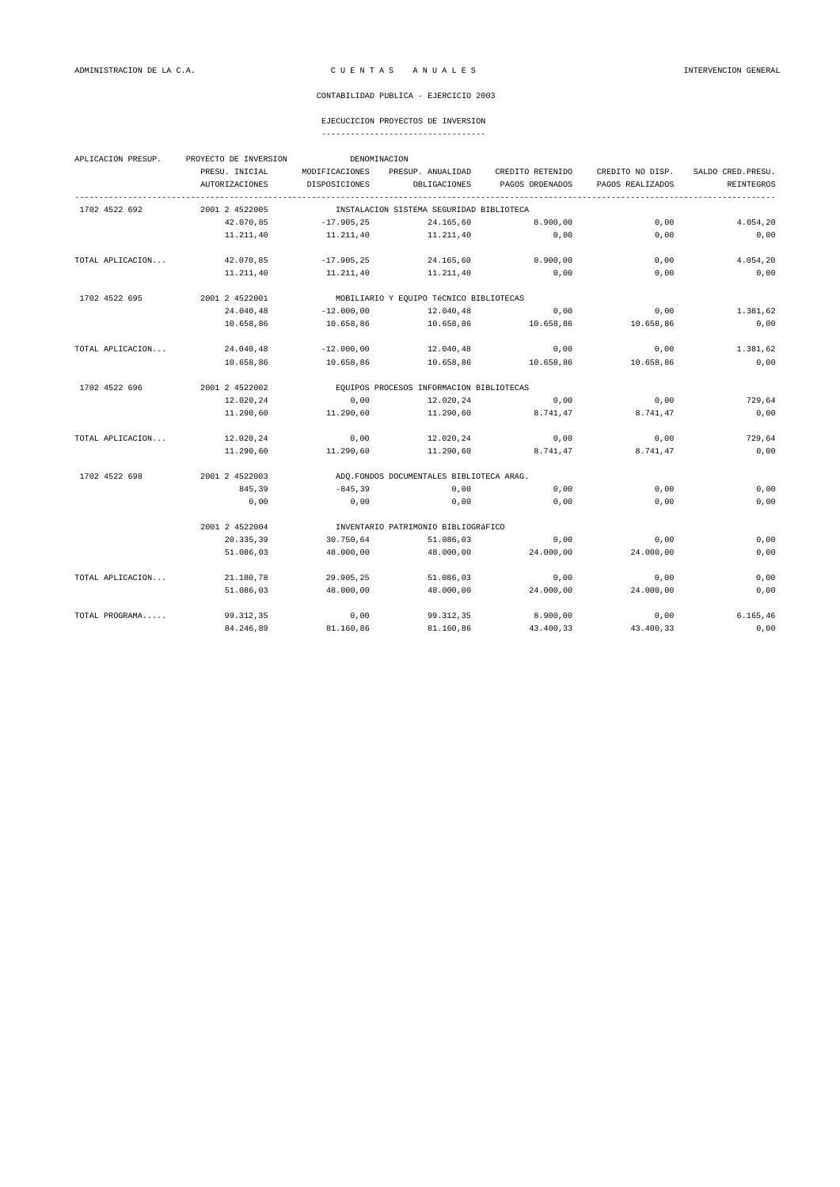ADMINISTRACION DE LA C.A. — C U E N T A S   A N U A L E S — INTERVENCION GENERAL

CONTABILIDAD PUBLICA - EJERCICIO 2003

EJECUCICION PROYECTOS DE INVERSION

| APLICACION PRESUP. | PROYECTO DE INVERSION | DENOMINACION | | | | |
|---|---|---|---|---|---|---|
| | PRESU. INICIAL | MODIFICACIONES | PRESUP. ANUALIDAD | CREDITO RETENIDO | CREDITO NO DISP. | SALDO CRED.PRESU. |
| | AUTORIZACIONES | DISPOSICIONES | OBLIGACIONES | PAGOS ORDENADOS | PAGOS REALIZADOS | REINTEGROS |
| 1702 4522 692 | 2001 2 4522005 | INSTALACION SISTEMA SEGURIDAD BIBLIOTECA | | | | |
| | 42.070,85 | -17.905,25 | 24.165,60 | 8.900,00 | 0,00 | 4.054,20 |
| | 11.211,40 | 11.211,40 | 11.211,40 | 0,00 | 0,00 | 0,00 |
| TOTAL APLICACION... | 42.070,85 | -17.905,25 | 24.165,60 | 8.900,00 | 0,00 | 4.054,20 |
| | 11.211,40 | 11.211,40 | 11.211,40 | 0,00 | 0,00 | 0,00 |
| 1702 4522 695 | 2001 2 4522001 | MOBILIARIO Y EQUIPO TéCNICO BIBLIOTECAS | | | | |
| | 24.040,48 | -12.000,00 | 12.040,48 | 0,00 | 0,00 | 1.381,62 |
| | 10.658,86 | 10.658,86 | 10.658,86 | 10.658,86 | 10.658,86 | 0,00 |
| TOTAL APLICACION... | 24.040,48 | -12.000,00 | 12.040,48 | 0,00 | 0,00 | 1.381,62 |
| | 10.658,86 | 10.658,86 | 10.658,86 | 10.658,86 | 10.658,86 | 0,00 |
| 1702 4522 696 | 2001 2 4522002 | EQUIPOS PROCESOS INFORMACION BIBLIOTECAS | | | | |
| | 12.020,24 | 0,00 | 12.020,24 | 0,00 | 0,00 | 729,64 |
| | 11.290,60 | 11.290,60 | 11.290,60 | 8.741,47 | 8.741,47 | 0,00 |
| TOTAL APLICACION... | 12.020,24 | 0,00 | 12.020,24 | 0,00 | 0,00 | 729,64 |
| | 11.290,60 | 11.290,60 | 11.290,60 | 8.741,47 | 8.741,47 | 0,00 |
| 1702 4522 698 | 2001 2 4522003 | ADQ.FONDOS DOCUMENTALES BIBLIOTECA ARAG. | | | | |
| | 845,39 | -845,39 | 0,00 | 0,00 | 0,00 | 0,00 |
| | 0,00 | 0,00 | 0,00 | 0,00 | 0,00 | 0,00 |
| | 2001 2 4522004 | INVENTARIO PATRIMONIO BIBLIOGRáFICO | | | | |
| | 20.335,39 | 30.750,64 | 51.086,03 | 0,00 | 0,00 | 0,00 |
| | 51.086,03 | 48.000,00 | 48.000,00 | 24.000,00 | 24.000,00 | 0,00 |
| TOTAL APLICACION... | 21.180,78 | 29.905,25 | 51.086,03 | 0,00 | 0,00 | 0,00 |
| | 51.086,03 | 48.000,00 | 48.000,00 | 24.000,00 | 24.000,00 | 0,00 |
| TOTAL PROGRAMA..... | 99.312,35 | 0,00 | 99.312,35 | 8.900,00 | 0,00 | 6.165,46 |
| | 84.246,89 | 81.160,86 | 81.160,86 | 43.400,33 | 43.400,33 | 0,00 |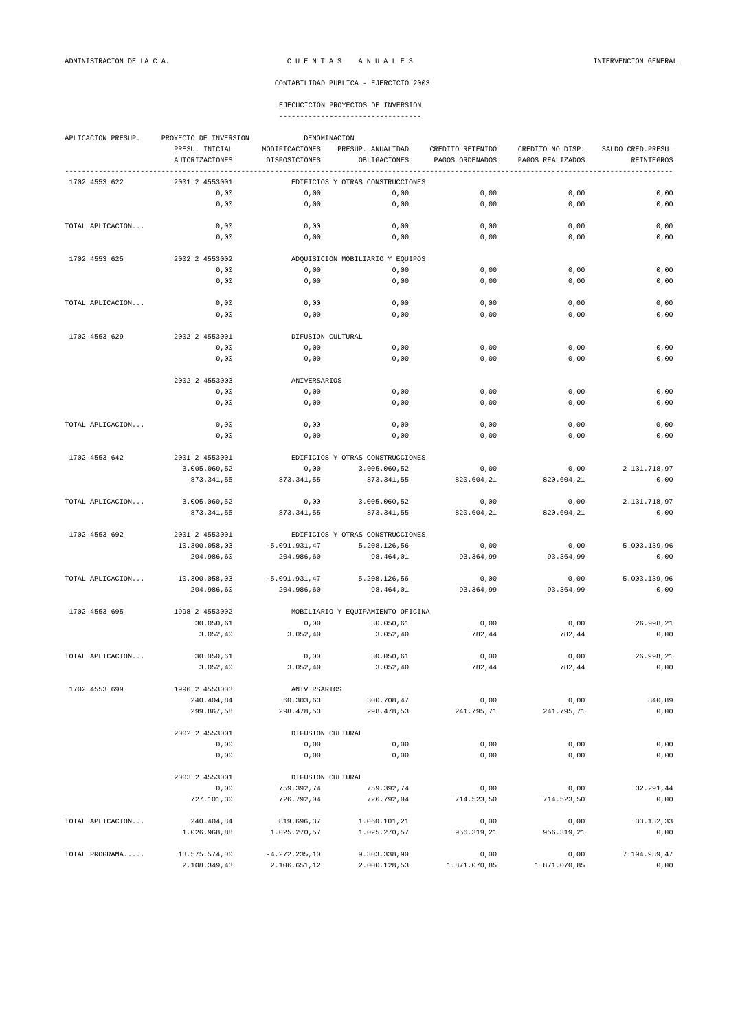ADMINISTRACION DE LA C.A. — C U E N T A S   A N U A L E S — INTERVENCION GENERAL

CONTABILIDAD PUBLICA - EJERCICIO 2003

## EJECUCICION PROYECTOS DE INVERSION

| APLICACION PRESUP. | PROYECTO DE INVERSION | DENOMINACION | | | | |
|---|---|---|---|---|---|---|
| | PRESU. INICIAL | MODIFICACIONES | PRESUP. ANUALIDAD | CREDITO RETENIDO | CREDITO NO DISP. | SALDO CRED.PRESU. |
| | AUTORIZACIONES | DISPOSICIONES | OBLIGACIONES | PAGOS ORDENADOS | PAGOS REALIZADOS | REINTEGROS |
| 1702 4553 622 | 2001 2 4553001 | EDIFICIOS Y OTRAS CONSTRUCCIONES | | | | |
| | 0,00 | 0,00 | 0,00 | 0,00 | 0,00 | 0,00 |
| | 0,00 | 0,00 | 0,00 | 0,00 | 0,00 | 0,00 |
| TOTAL APLICACION... | 0,00 | 0,00 | 0,00 | 0,00 | 0,00 | 0,00 |
| | 0,00 | 0,00 | 0,00 | 0,00 | 0,00 | 0,00 |
| 1702 4553 625 | 2002 2 4553002 | ADQUISICION MOBILIARIO Y EQUIPOS | | | | |
| | 0,00 | 0,00 | 0,00 | 0,00 | 0,00 | 0,00 |
| | 0,00 | 0,00 | 0,00 | 0,00 | 0,00 | 0,00 |
| TOTAL APLICACION... | 0,00 | 0,00 | 0,00 | 0,00 | 0,00 | 0,00 |
| | 0,00 | 0,00 | 0,00 | 0,00 | 0,00 | 0,00 |
| 1702 4553 629 | 2002 2 4553001 | DIFUSION CULTURAL | | | | |
| | 0,00 | 0,00 | 0,00 | 0,00 | 0,00 | 0,00 |
| | 0,00 | 0,00 | 0,00 | 0,00 | 0,00 | 0,00 |
| | 2002 2 4553003 | ANIVERSARIOS | | | | |
| | 0,00 | 0,00 | 0,00 | 0,00 | 0,00 | 0,00 |
| | 0,00 | 0,00 | 0,00 | 0,00 | 0,00 | 0,00 |
| TOTAL APLICACION... | 0,00 | 0,00 | 0,00 | 0,00 | 0,00 | 0,00 |
| | 0,00 | 0,00 | 0,00 | 0,00 | 0,00 | 0,00 |
| 1702 4553 642 | 2001 2 4553001 | EDIFICIOS Y OTRAS CONSTRUCCIONES | | | | |
| | 3.005.060,52 | 0,00 | 3.005.060,52 | 0,00 | 0,00 | 2.131.718,97 |
| | 873.341,55 | 873.341,55 | 873.341,55 | 820.604,21 | 820.604,21 | 0,00 |
| TOTAL APLICACION... | 3.005.060,52 | 0,00 | 3.005.060,52 | 0,00 | 0,00 | 2.131.718,97 |
| | 873.341,55 | 873.341,55 | 873.341,55 | 820.604,21 | 820.604,21 | 0,00 |
| 1702 4553 692 | 2001 2 4553001 | EDIFICIOS Y OTRAS CONSTRUCCIONES | | | | |
| | 10.300.058,03 | -5.091.931,47 | 5.208.126,56 | 0,00 | 0,00 | 5.003.139,96 |
| | 204.986,60 | 204.986,60 | 98.464,01 | 93.364,99 | 93.364,99 | 0,00 |
| TOTAL APLICACION... | 10.300.058,03 | -5.091.931,47 | 5.208.126,56 | 0,00 | 0,00 | 5.003.139,96 |
| | 204.986,60 | 204.986,60 | 98.464,01 | 93.364,99 | 93.364,99 | 0,00 |
| 1702 4553 695 | 1998 2 4553002 | MOBILIARIO Y EQUIPAMIENTO OFICINA | | | | |
| | 30.050,61 | 0,00 | 30.050,61 | 0,00 | 0,00 | 26.998,21 |
| | 3.052,40 | 3.052,40 | 3.052,40 | 782,44 | 782,44 | 0,00 |
| TOTAL APLICACION... | 30.050,61 | 0,00 | 30.050,61 | 0,00 | 0,00 | 26.998,21 |
| | 3.052,40 | 3.052,40 | 3.052,40 | 782,44 | 782,44 | 0,00 |
| 1702 4553 699 | 1996 2 4553003 | ANIVERSARIOS | | | | |
| | 240.404,84 | 60.303,63 | 300.708,47 | 0,00 | 0,00 | 840,89 |
| | 299.867,58 | 298.478,53 | 298.478,53 | 241.795,71 | 241.795,71 | 0,00 |
| | 2002 2 4553001 | DIFUSION CULTURAL | | | | |
| | 0,00 | 0,00 | 0,00 | 0,00 | 0,00 | 0,00 |
| | 0,00 | 0,00 | 0,00 | 0,00 | 0,00 | 0,00 |
| | 2003 2 4553001 | DIFUSION CULTURAL | | | | |
| | 0,00 | 759.392,74 | 759.392,74 | 0,00 | 0,00 | 32.291,44 |
| | 727.101,30 | 726.792,04 | 726.792,04 | 714.523,50 | 714.523,50 | 0,00 |
| TOTAL APLICACION... | 240.404,84 | 819.696,37 | 1.060.101,21 | 0,00 | 0,00 | 33.132,33 |
| | 1.026.968,88 | 1.025.270,57 | 1.025.270,57 | 956.319,21 | 956.319,21 | 0,00 |
| TOTAL PROGRAMA..... | 13.575.574,00 | -4.272.235,10 | 9.303.338,90 | 0,00 | 0,00 | 7.194.989,47 |
| | 2.108.349,43 | 2.106.651,12 | 2.000.128,53 | 1.871.070,85 | 1.871.070,85 | 0,00 |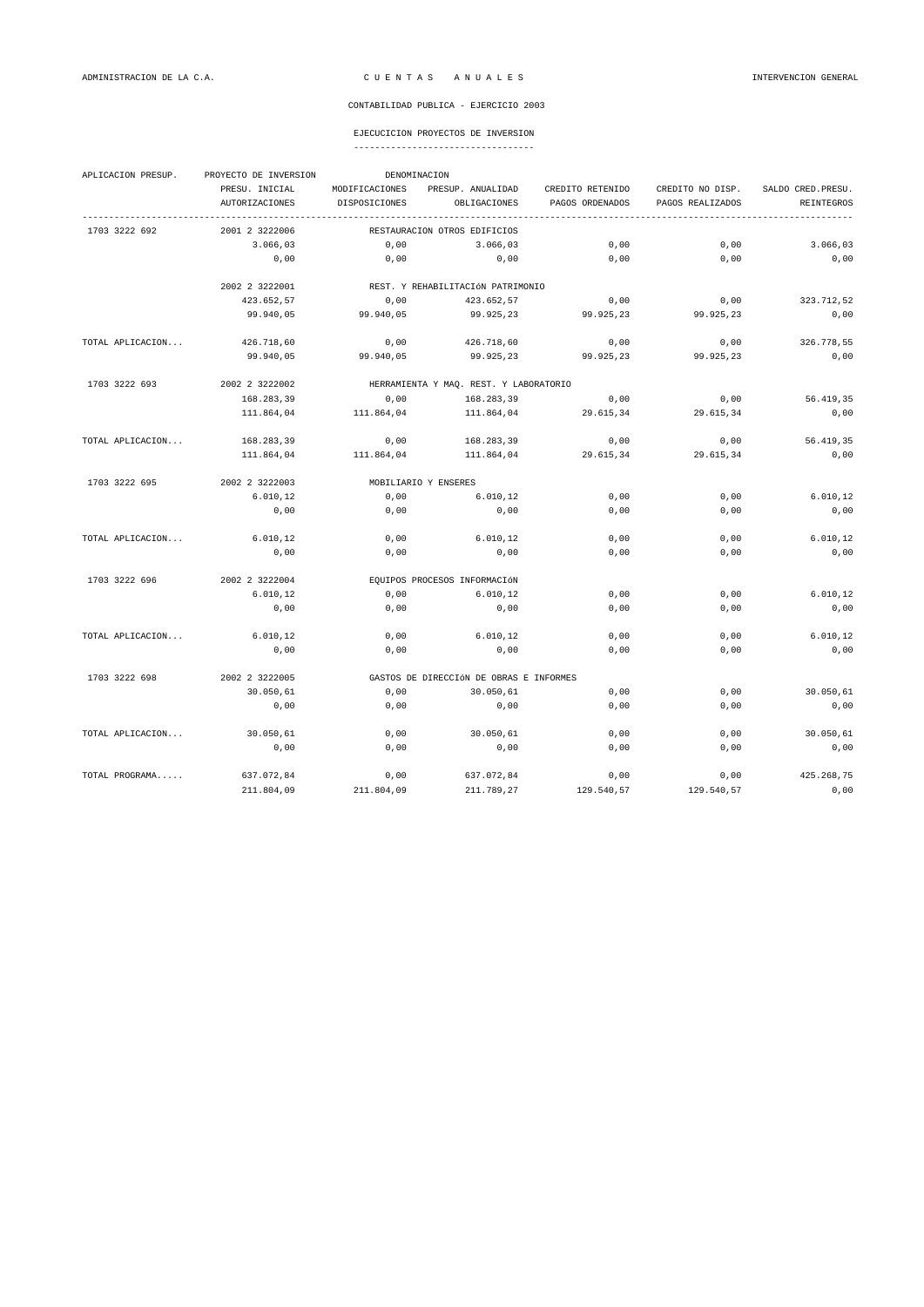CONTABILIDAD PUBLICA - EJERCICIO 2003

EJECUCICION PROYECTOS DE INVERSION

| APLICACION PRESUP. | PROYECTO DE INVERSION | DENOMINACION | | | | |
|---|---|---|---|---|---|---|
| | PRESU. INICIAL | MODIFICACIONES | PRESUP. ANUALIDAD | CREDITO RETENIDO | CREDITO NO DISP. | SALDO CRED.PRESU. |
| | AUTORIZACIONES | DISPOSICIONES | OBLIGACIONES | PAGOS ORDENADOS | PAGOS REALIZADOS | REINTEGROS |
| 1703 3222 692 | 2001 2 3222006 | RESTAURACION OTROS EDIFICIOS | | | | |
| | 3.066,03 | 0,00 | 3.066,03 | 0,00 | 0,00 | 3.066,03 |
| | 0,00 | 0,00 | 0,00 | 0,00 | 0,00 | 0,00 |
| | 2002 2 3222001 | REST. Y REHABILITACIóN PATRIMONIO | | | | |
| | 423.652,57 | 0,00 | 423.652,57 | 0,00 | 0,00 | 323.712,52 |
| | 99.940,05 | 99.940,05 | 99.925,23 | 99.925,23 | 99.925,23 | 0,00 |
| TOTAL APLICACION... | 426.718,60 | 0,00 | 426.718,60 | 0,00 | 0,00 | 326.778,55 |
| | 99.940,05 | 99.940,05 | 99.925,23 | 99.925,23 | 99.925,23 | 0,00 |
| 1703 3222 693 | 2002 2 3222002 | HERRAMIENTA Y MAQ. REST. Y LABORATORIO | | | | |
| | 168.283,39 | 0,00 | 168.283,39 | 0,00 | 0,00 | 56.419,35 |
| | 111.864,04 | 111.864,04 | 111.864,04 | 29.615,34 | 29.615,34 | 0,00 |
| TOTAL APLICACION... | 168.283,39 | 0,00 | 168.283,39 | 0,00 | 0,00 | 56.419,35 |
| | 111.864,04 | 111.864,04 | 111.864,04 | 29.615,34 | 29.615,34 | 0,00 |
| 1703 3222 695 | 2002 2 3222003 | MOBILIARIO Y ENSERES | | | | |
| | 6.010,12 | 0,00 | 6.010,12 | 0,00 | 0,00 | 6.010,12 |
| | 0,00 | 0,00 | 0,00 | 0,00 | 0,00 | 0,00 |
| TOTAL APLICACION... | 6.010,12 | 0,00 | 6.010,12 | 0,00 | 0,00 | 6.010,12 |
| | 0,00 | 0,00 | 0,00 | 0,00 | 0,00 | 0,00 |
| 1703 3222 696 | 2002 2 3222004 | EQUIPOS PROCESOS INFORMACIóN | | | | |
| | 6.010,12 | 0,00 | 6.010,12 | 0,00 | 0,00 | 6.010,12 |
| | 0,00 | 0,00 | 0,00 | 0,00 | 0,00 | 0,00 |
| TOTAL APLICACION... | 6.010,12 | 0,00 | 6.010,12 | 0,00 | 0,00 | 6.010,12 |
| | 0,00 | 0,00 | 0,00 | 0,00 | 0,00 | 0,00 |
| 1703 3222 698 | 2002 2 3222005 | GASTOS DE DIRECCIóN DE OBRAS E INFORMES | | | | |
| | 30.050,61 | 0,00 | 30.050,61 | 0,00 | 0,00 | 30.050,61 |
| | 0,00 | 0,00 | 0,00 | 0,00 | 0,00 | 0,00 |
| TOTAL APLICACION... | 30.050,61 | 0,00 | 30.050,61 | 0,00 | 0,00 | 30.050,61 |
| | 0,00 | 0,00 | 0,00 | 0,00 | 0,00 | 0,00 |
| TOTAL PROGRAMA..... | 637.072,84 | 0,00 | 637.072,84 | 0,00 | 0,00 | 425.268,75 |
| | 211.804,09 | 211.804,09 | 211.789,27 | 129.540,57 | 129.540,57 | 0,00 |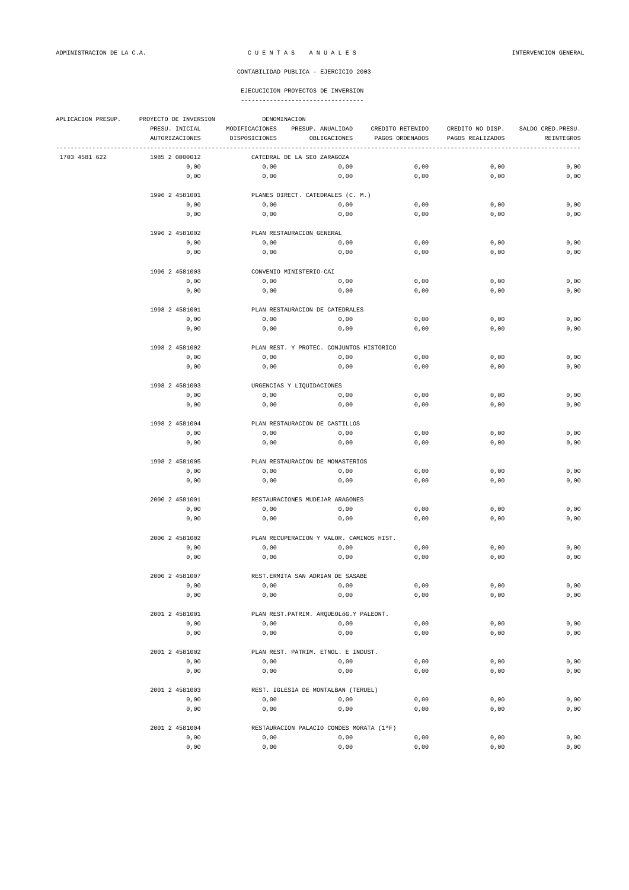ADMINISTRACION DE LA C.A. — C U E N T A S   A N U A L E S — INTERVENCION GENERAL

CONTABILIDAD PUBLICA - EJERCICIO 2003

EJECUCICION PROYECTOS DE INVERSION

| APLICACION PRESUP. | PROYECTO DE INVERSION | DENOMINACION | | | | |
|---|---|---|---|---|---|---|
| | PRESU. INICIAL | MODIFICACIONES | PRESUP. ANUALIDAD | CREDITO RETENIDO | CREDITO NO DISP. | SALDO CRED.PRESU. |
| | AUTORIZACIONES | DISPOSICIONES | OBLIGACIONES | PAGOS ORDENADOS | PAGOS REALIZADOS | REINTEGROS |
| 1703 4581 622 | 1985 2 0000012 | CATEDRAL DE LA SEO ZARAGOZA | | | | |
| | 0,00 | 0,00 | 0,00 | 0,00 | 0,00 | 0,00 |
| | 0,00 | 0,00 | 0,00 | 0,00 | 0,00 | 0,00 |
| | 1996 2 4581001 | PLANES DIRECT. CATEDRALES (C. M.) | | | | |
| | 0,00 | 0,00 | 0,00 | 0,00 | 0,00 | 0,00 |
| | 0,00 | 0,00 | 0,00 | 0,00 | 0,00 | 0,00 |
| | 1996 2 4581002 | PLAN RESTAURACION GENERAL | | | | |
| | 0,00 | 0,00 | 0,00 | 0,00 | 0,00 | 0,00 |
| | 0,00 | 0,00 | 0,00 | 0,00 | 0,00 | 0,00 |
| | 1996 2 4581003 | CONVENIO MINISTERIO-CAI | | | | |
| | 0,00 | 0,00 | 0,00 | 0,00 | 0,00 | 0,00 |
| | 0,00 | 0,00 | 0,00 | 0,00 | 0,00 | 0,00 |
| | 1998 2 4581001 | PLAN RESTAURACION DE CATEDRALES | | | | |
| | 0,00 | 0,00 | 0,00 | 0,00 | 0,00 | 0,00 |
| | 0,00 | 0,00 | 0,00 | 0,00 | 0,00 | 0,00 |
| | 1998 2 4581002 | PLAN REST. Y PROTEC. CONJUNTOS HISTORICO | | | | |
| | 0,00 | 0,00 | 0,00 | 0,00 | 0,00 | 0,00 |
| | 0,00 | 0,00 | 0,00 | 0,00 | 0,00 | 0,00 |
| | 1998 2 4581003 | URGENCIAS Y LIQUIDACIONES | | | | |
| | 0,00 | 0,00 | 0,00 | 0,00 | 0,00 | 0,00 |
| | 0,00 | 0,00 | 0,00 | 0,00 | 0,00 | 0,00 |
| | 1998 2 4581004 | PLAN RESTAURACION DE CASTILLOS | | | | |
| | 0,00 | 0,00 | 0,00 | 0,00 | 0,00 | 0,00 |
| | 0,00 | 0,00 | 0,00 | 0,00 | 0,00 | 0,00 |
| | 1998 2 4581005 | PLAN RESTAURACION DE MONASTERIOS | | | | |
| | 0,00 | 0,00 | 0,00 | 0,00 | 0,00 | 0,00 |
| | 0,00 | 0,00 | 0,00 | 0,00 | 0,00 | 0,00 |
| | 2000 2 4581001 | RESTAURACIONES MUDEJAR ARAGONES | | | | |
| | 0,00 | 0,00 | 0,00 | 0,00 | 0,00 | 0,00 |
| | 0,00 | 0,00 | 0,00 | 0,00 | 0,00 | 0,00 |
| | 2000 2 4581002 | PLAN RECUPERACION Y VALOR. CAMINOS HIST. | | | | |
| | 0,00 | 0,00 | 0,00 | 0,00 | 0,00 | 0,00 |
| | 0,00 | 0,00 | 0,00 | 0,00 | 0,00 | 0,00 |
| | 2000 2 4581007 | REST.ERMITA SAN ADRIAN DE SASABE | | | | |
| | 0,00 | 0,00 | 0,00 | 0,00 | 0,00 | 0,00 |
| | 0,00 | 0,00 | 0,00 | 0,00 | 0,00 | 0,00 |
| | 2001 2 4581001 | PLAN REST.PATRIM. ARQUEOLóG.Y PALEONT. | | | | |
| | 0,00 | 0,00 | 0,00 | 0,00 | 0,00 | 0,00 |
| | 0,00 | 0,00 | 0,00 | 0,00 | 0,00 | 0,00 |
| | 2001 2 4581002 | PLAN REST. PATRIM. ETNOL. E INDUST. | | | | |
| | 0,00 | 0,00 | 0,00 | 0,00 | 0,00 | 0,00 |
| | 0,00 | 0,00 | 0,00 | 0,00 | 0,00 | 0,00 |
| | 2001 2 4581003 | REST. IGLESIA DE MONTALBAN (TERUEL) | | | | |
| | 0,00 | 0,00 | 0,00 | 0,00 | 0,00 | 0,00 |
| | 0,00 | 0,00 | 0,00 | 0,00 | 0,00 | 0,00 |
| | 2001 2 4581004 | RESTAURACION PALACIO CONDES MORATA (1ªF) | | | | |
| | 0,00 | 0,00 | 0,00 | 0,00 | 0,00 | 0,00 |
| | 0,00 | 0,00 | 0,00 | 0,00 | 0,00 | 0,00 |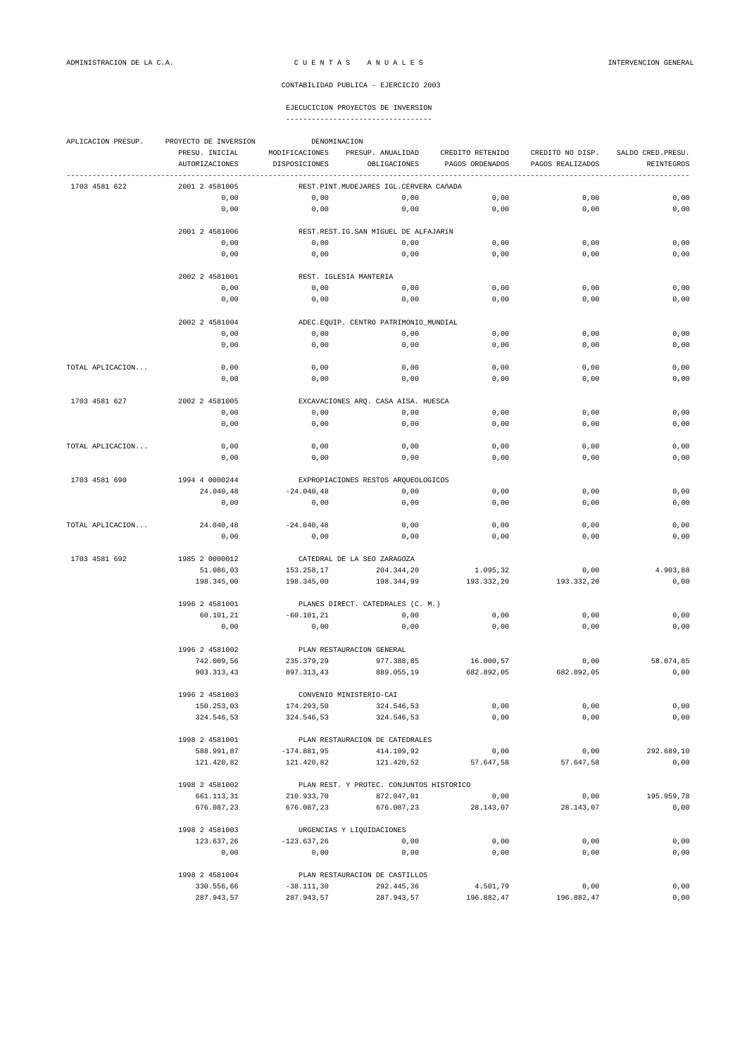ADMINISTRACION DE LA C.A. — C U E N T A S  A N U A L E S — INTERVENCION GENERAL

CONTABILIDAD PUBLICA - EJERCICIO 2003

EJECUCICION PROYECTOS DE INVERSION

| APLICACION PRESUP. | PROYECTO DE INVERSION | DENOMINACION | | | | |
|---|---|---|---|---|---|---|
| | PRESU. INICIAL | MODIFICACIONES | PRESUP. ANUALIDAD | CREDITO RETENIDO | CREDITO NO DISP. | SALDO CRED.PRESU. |
| | AUTORIZACIONES | DISPOSICIONES | OBLIGACIONES | PAGOS ORDENADOS | PAGOS REALIZADOS | REINTEGROS |
| 1703 4581 622 | 2001 2 4581005 | REST.PINT.MUDEJARES IGL.CERVERA CAñADA | | | | |
| | 0,00 | 0,00 | 0,00 | 0,00 | 0,00 | 0,00 |
| | 0,00 | 0,00 | 0,00 | 0,00 | 0,00 | 0,00 |
| | 2001 2 4581006 | REST.REST.IG.SAN MIGUEL DE ALFAJARíN | | | | |
| | 0,00 | 0,00 | 0,00 | 0,00 | 0,00 | 0,00 |
| | 0,00 | 0,00 | 0,00 | 0,00 | 0,00 | 0,00 |
| | 2002 2 4581001 | REST. IGLESIA MANTERIA | | | | |
| | 0,00 | 0,00 | 0,00 | 0,00 | 0,00 | 0,00 |
| | 0,00 | 0,00 | 0,00 | 0,00 | 0,00 | 0,00 |
| | 2002 2 4581004 | ADEC.EQUIP. CENTRO PATRIMONIO_MUNDIAL | | | | |
| | 0,00 | 0,00 | 0,00 | 0,00 | 0,00 | 0,00 |
| | 0,00 | 0,00 | 0,00 | 0,00 | 0,00 | 0,00 |
| TOTAL APLICACION... | 0,00 | 0,00 | 0,00 | 0,00 | 0,00 | 0,00 |
| | 0,00 | 0,00 | 0,00 | 0,00 | 0,00 | 0,00 |
| 1703 4581 627 | 2002 2 4581005 | EXCAVACIONES ARQ. CASA AISA. HUESCA | | | | |
| | 0,00 | 0,00 | 0,00 | 0,00 | 0,00 | 0,00 |
| | 0,00 | 0,00 | 0,00 | 0,00 | 0,00 | 0,00 |
| TOTAL APLICACION... | 0,00 | 0,00 | 0,00 | 0,00 | 0,00 | 0,00 |
| | 0,00 | 0,00 | 0,00 | 0,00 | 0,00 | 0,00 |
| 1703 4581 690 | 1994 4 0000244 | EXPROPIACIONES RESTOS ARQUEOLOGICOS | | | | |
| | 24.040,48 | -24.040,48 | 0,00 | 0,00 | 0,00 | 0,00 |
| | 0,00 | 0,00 | 0,00 | 0,00 | 0,00 | 0,00 |
| TOTAL APLICACION... | 24.040,48 | -24.040,48 | 0,00 | 0,00 | 0,00 | 0,00 |
| | 0,00 | 0,00 | 0,00 | 0,00 | 0,00 | 0,00 |
| 1703 4581 692 | 1985 2 0000012 | CATEDRAL DE LA SEO ZARAGOZA | | | | |
| | 51.086,03 | 153.258,17 | 204.344,20 | 1.095,32 | 0,00 | 4.903,88 |
| | 198.345,00 | 198.345,00 | 198.344,99 | 193.332,20 | 193.332,20 | 0,00 |
| | 1996 2 4581001 | PLANES DIRECT. CATEDRALES (C. M.) | | | | |
| | 60.101,21 | -60.101,21 | 0,00 | 0,00 | 0,00 | 0,00 |
| | 0,00 | 0,00 | 0,00 | 0,00 | 0,00 | 0,00 |
| | 1996 2 4581002 | PLAN RESTAURACION GENERAL | | | | |
| | 742.009,56 | 235.379,29 | 977.388,85 | 16.000,57 | 0,00 | 58.074,85 |
| | 903.313,43 | 897.313,43 | 889.055,19 | 682.892,05 | 682.892,05 | 0,00 |
| | 1996 2 4581003 | CONVENIO MINISTERIO-CAI | | | | |
| | 150.253,03 | 174.293,50 | 324.546,53 | 0,00 | 0,00 | 0,00 |
| | 324.546,53 | 324.546,53 | 324.546,53 | 0,00 | 0,00 | 0,00 |
| | 1998 2 4581001 | PLAN RESTAURACION DE CATEDRALES | | | | |
| | 588.991,87 | -174.881,95 | 414.109,92 | 0,00 | 0,00 | 292.689,10 |
| | 121.420,82 | 121.420,82 | 121.420,52 | 57.647,58 | 57.647,58 | 0,00 |
| | 1998 2 4581002 | PLAN REST. Y PROTEC. CONJUNTOS HISTORICO | | | | |
| | 661.113,31 | 210.933,70 | 872.047,01 | 0,00 | 0,00 | 195.959,78 |
| | 676.087,23 | 676.087,23 | 676.087,23 | 28.143,07 | 28.143,07 | 0,00 |
| | 1998 2 4581003 | URGENCIAS Y LIQUIDACIONES | | | | |
| | 123.637,26 | -123.637,26 | 0,00 | 0,00 | 0,00 | 0,00 |
| | 0,00 | 0,00 | 0,00 | 0,00 | 0,00 | 0,00 |
| | 1998 2 4581004 | PLAN RESTAURACION DE CASTILLOS | | | | |
| | 330.556,66 | -38.111,30 | 292.445,36 | 4.501,79 | 0,00 | 0,00 |
| | 287.943,57 | 287.943,57 | 287.943,57 | 196.882,47 | 196.882,47 | 0,00 |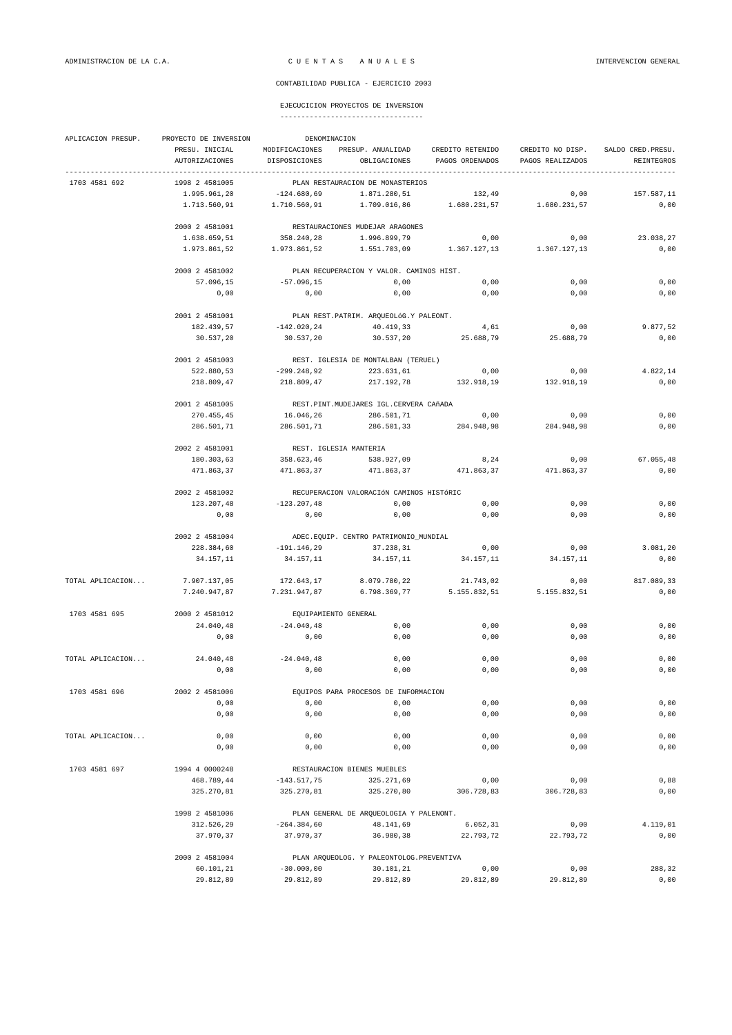ADMINISTRACION DE LA C.A. — C U E N T A S   A N U A L E S — INTERVENCION GENERAL

CONTABILIDAD PUBLICA - EJERCICIO 2003

## EJECUCICION PROYECTOS DE INVERSION

| APLICACION PRESUP. | PROYECTO DE INVERSION | DENOMINACION | | | | |
|---|---|---|---|---|---|---|
| | PRESU. INICIAL | MODIFICACIONES | PRESUP. ANUALIDAD | CREDITO RETENIDO | CREDITO NO DISP. | SALDO CRED.PRESU. |
| | AUTORIZACIONES | DISPOSICIONES | OBLIGACIONES | PAGOS ORDENADOS | PAGOS REALIZADOS | REINTEGROS |
| 1703 4581 692 | 1998 2 4581005 | PLAN RESTAURACION DE MONASTERIOS | | | | |
| | 1.995.961,20 | -124.680,69 | 1.871.280,51 | 132,49 | 0,00 | 157.587,11 |
| | 1.713.560,91 | 1.710.560,91 | 1.709.016,86 | 1.680.231,57 | 1.680.231,57 | 0,00 |
| | 2000 2 4581001 | RESTAURACIONES MUDEJAR ARAGONES | | | | |
| | 1.638.659,51 | 358.240,28 | 1.996.899,79 | 0,00 | 0,00 | 23.038,27 |
| | 1.973.861,52 | 1.973.861,52 | 1.551.703,09 | 1.367.127,13 | 1.367.127,13 | 0,00 |
| | 2000 2 4581002 | PLAN RECUPERACION Y VALOR. CAMINOS HIST. | | | | |
| | 57.096,15 | -57.096,15 | 0,00 | 0,00 | 0,00 | 0,00 |
| | 0,00 | 0,00 | 0,00 | 0,00 | 0,00 | 0,00 |
| | 2001 2 4581001 | PLAN REST.PATRIM. ARQUEOLóG.Y PALEONT. | | | | |
| | 182.439,57 | -142.020,24 | 40.419,33 | 4,61 | 0,00 | 9.877,52 |
| | 30.537,20 | 30.537,20 | 30.537,20 | 25.688,79 | 25.688,79 | 0,00 |
| | 2001 2 4581003 | REST. IGLESIA DE MONTALBAN (TERUEL) | | | | |
| | 522.880,53 | -299.248,92 | 223.631,61 | 0,00 | 0,00 | 4.822,14 |
| | 218.809,47 | 218.809,47 | 217.192,78 | 132.918,19 | 132.918,19 | 0,00 |
| | 2001 2 4581005 | REST.PINT.MUDEJARES IGL.CERVERA CAñADA | | | | |
| | 270.455,45 | 16.046,26 | 286.501,71 | 0,00 | 0,00 | 0,00 |
| | 286.501,71 | 286.501,71 | 286.501,33 | 284.948,98 | 284.948,98 | 0,00 |
| | 2002 2 4581001 | REST. IGLESIA MANTERIA | | | | |
| | 180.303,63 | 358.623,46 | 538.927,09 | 8,24 | 0,00 | 67.055,48 |
| | 471.863,37 | 471.863,37 | 471.863,37 | 471.863,37 | 471.863,37 | 0,00 |
| | 2002 2 4581002 | RECUPERACION VALORACIóN CAMINOS HISTóRIC | | | | |
| | 123.207,48 | -123.207,48 | 0,00 | 0,00 | 0,00 | 0,00 |
| | 0,00 | 0,00 | 0,00 | 0,00 | 0,00 | 0,00 |
| | 2002 2 4581004 | ADEC.EQUIP. CENTRO PATRIMONIO_MUNDIAL | | | | |
| | 228.384,60 | -191.146,29 | 37.238,31 | 0,00 | 0,00 | 3.081,20 |
| | 34.157,11 | 34.157,11 | 34.157,11 | 34.157,11 | 34.157,11 | 0,00 |
| TOTAL APLICACION... | 7.907.137,05 | 172.643,17 | 8.079.780,22 | 21.743,02 | 0,00 | 817.089,33 |
| | 7.240.947,87 | 7.231.947,87 | 6.798.369,77 | 5.155.832,51 | 5.155.832,51 | 0,00 |
| 1703 4581 695 | 2000 2 4581012 | EQUIPAMIENTO GENERAL | | | | |
| | 24.040,48 | -24.040,48 | 0,00 | 0,00 | 0,00 | 0,00 |
| | 0,00 | 0,00 | 0,00 | 0,00 | 0,00 | 0,00 |
| TOTAL APLICACION... | 24.040,48 | -24.040,48 | 0,00 | 0,00 | 0,00 | 0,00 |
| | 0,00 | 0,00 | 0,00 | 0,00 | 0,00 | 0,00 |
| 1703 4581 696 | 2002 2 4581006 | EQUIPOS PARA PROCESOS DE INFORMACION | | | | |
| | 0,00 | 0,00 | 0,00 | 0,00 | 0,00 | 0,00 |
| | 0,00 | 0,00 | 0,00 | 0,00 | 0,00 | 0,00 |
| TOTAL APLICACION... | 0,00 | 0,00 | 0,00 | 0,00 | 0,00 | 0,00 |
| | 0,00 | 0,00 | 0,00 | 0,00 | 0,00 | 0,00 |
| 1703 4581 697 | 1994 4 0000248 | RESTAURACION BIENES MUEBLES | | | | |
| | 468.789,44 | -143.517,75 | 325.271,69 | 0,00 | 0,00 | 0,88 |
| | 325.270,81 | 325.270,81 | 325.270,80 | 306.728,83 | 306.728,83 | 0,00 |
| | 1998 2 4581006 | PLAN GENERAL DE ARQUEOLOGIA Y PALENONT. | | | | |
| | 312.526,29 | -264.384,60 | 48.141,69 | 6.052,31 | 0,00 | 4.119,01 |
| | 37.970,37 | 37.970,37 | 36.980,38 | 22.793,72 | 22.793,72 | 0,00 |
| | 2000 2 4581004 | PLAN ARQUEOLOG. Y PALEONTOLOG.PREVENTIVA | | | | |
| | 60.101,21 | -30.000,00 | 30.101,21 | 0,00 | 0,00 | 288,32 |
| | 29.812,89 | 29.812,89 | 29.812,89 | 29.812,89 | 29.812,89 | 0,00 |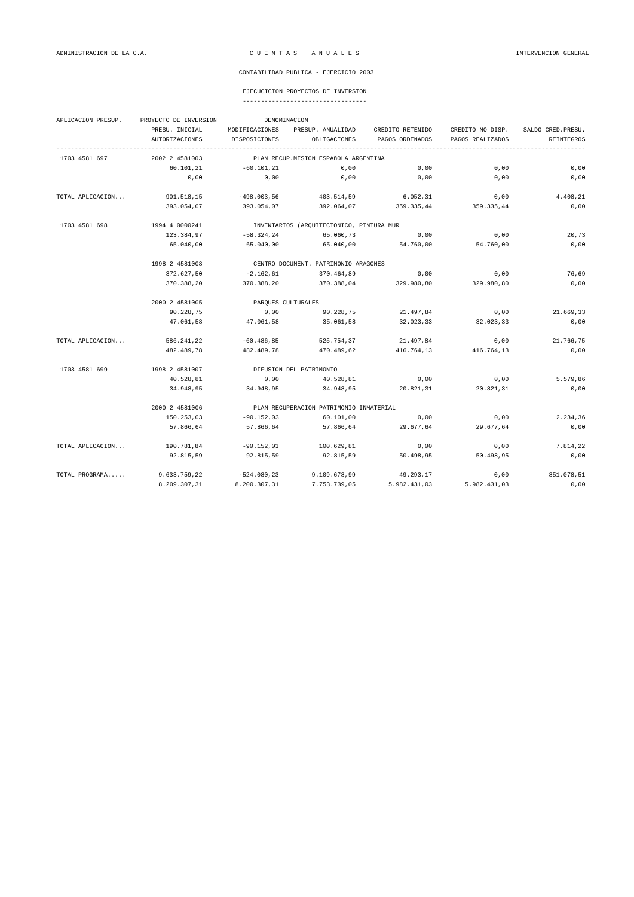ADMINISTRACION DE LA C.A. — C U E N T A S   A N U A L E S — INTERVENCION GENERAL

CONTABILIDAD PUBLICA - EJERCICIO 2003

EJECUCICION PROYECTOS DE INVERSION

| APLICACION PRESUP. | PROYECTO DE INVERSION | DENOMINACION | | | | |
|---|---|---|---|---|---|---|
| | PRESU. INICIAL | MODIFICACIONES | PRESUP. ANUALIDAD | CREDITO RETENIDO | CREDITO NO DISP. | SALDO CRED.PRESU. |
| | AUTORIZACIONES | DISPOSICIONES | OBLIGACIONES | PAGOS ORDENADOS | PAGOS REALIZADOS | REINTEGROS |
| 1703 4581 697 | 2002 2 4581003 | PLAN RECUP.MISION ESPAñOLA ARGENTINA | | | | |
| | 60.101,21 | -60.101,21 | 0,00 | 0,00 | 0,00 | 0,00 |
| | 0,00 | 0,00 | 0,00 | 0,00 | 0,00 | 0,00 |
| TOTAL APLICACION... | 901.518,15 | -498.003,56 | 403.514,59 | 6.052,31 | 0,00 | 4.408,21 |
| | 393.054,07 | 393.054,07 | 392.064,07 | 359.335,44 | 359.335,44 | 0,00 |
| 1703 4581 698 | 1994 4 0000241 | INVENTARIOS (ARQUITECTONICO, PINTURA MUR | | | | |
| | 123.384,97 | -58.324,24 | 65.060,73 | 0,00 | 0,00 | 20,73 |
| | 65.040,00 | 65.040,00 | 65.040,00 | 54.760,00 | 54.760,00 | 0,00 |
| | 1998 2 4581008 | CENTRO DOCUMENT. PATRIMONIO ARAGONES | | | | |
| | 372.627,50 | -2.162,61 | 370.464,89 | 0,00 | 0,00 | 76,69 |
| | 370.388,20 | 370.388,20 | 370.388,04 | 329.980,80 | 329.980,80 | 0,00 |
| | 2000 2 4581005 | PARQUES CULTURALES | | | | |
| | 90.228,75 | 0,00 | 90.228,75 | 21.497,84 | 0,00 | 21.669,33 |
| | 47.061,58 | 47.061,58 | 35.061,58 | 32.023,33 | 32.023,33 | 0,00 |
| TOTAL APLICACION... | 586.241,22 | -60.486,85 | 525.754,37 | 21.497,84 | 0,00 | 21.766,75 |
| | 482.489,78 | 482.489,78 | 470.489,62 | 416.764,13 | 416.764,13 | 0,00 |
| 1703 4581 699 | 1998 2 4581007 | DIFUSION DEL PATRIMONIO | | | | |
| | 40.528,81 | 0,00 | 40.528,81 | 0,00 | 0,00 | 5.579,86 |
| | 34.948,95 | 34.948,95 | 34.948,95 | 20.821,31 | 20.821,31 | 0,00 |
| | 2000 2 4581006 | PLAN RECUPERACION PATRIMONIO INMATERIAL | | | | |
| | 150.253,03 | -90.152,03 | 60.101,00 | 0,00 | 0,00 | 2.234,36 |
| | 57.866,64 | 57.866,64 | 57.866,64 | 29.677,64 | 29.677,64 | 0,00 |
| TOTAL APLICACION... | 190.781,84 | -90.152,03 | 100.629,81 | 0,00 | 0,00 | 7.814,22 |
| | 92.815,59 | 92.815,59 | 92.815,59 | 50.498,95 | 50.498,95 | 0,00 |
| TOTAL PROGRAMA..... | 9.633.759,22 | -524.080,23 | 9.109.678,99 | 49.293,17 | 0,00 | 851.078,51 |
| | 8.209.307,31 | 8.200.307,31 | 7.753.739,05 | 5.982.431,03 | 5.982.431,03 | 0,00 |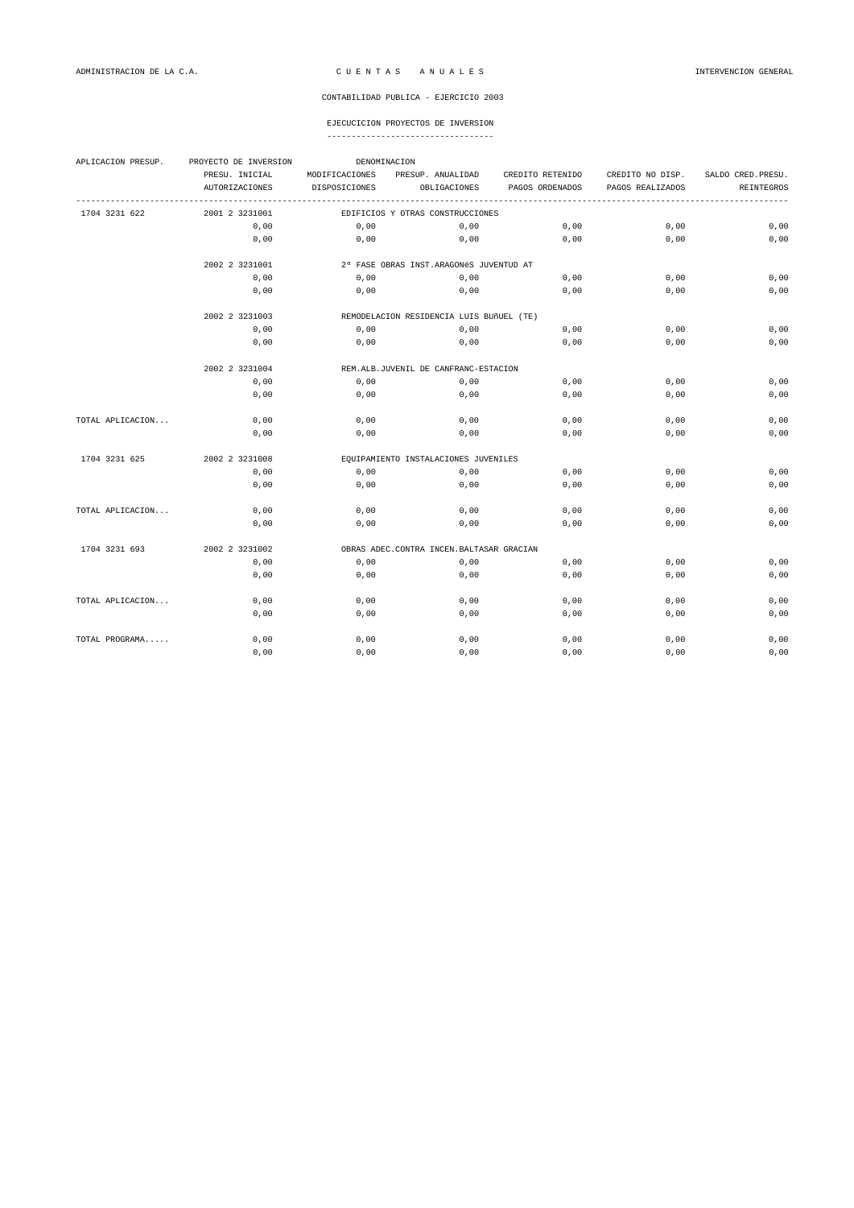ADMINISTRACION DE LA C.A.  C U E N T A S  A N U A L E S  INTERVENCION GENERAL

CONTABILIDAD PUBLICA - EJERCICIO 2003

EJECUCICION PROYECTOS DE INVERSION

| APLICACION PRESUP. | PROYECTO DE INVERSION | DENOMINACION | | | | |
|---|---|---|---|---|---|---|
| | PRESU. INICIAL | MODIFICACIONES | PRESUP. ANUALIDAD | CREDITO RETENIDO | CREDITO NO DISP. | SALDO CRED.PRESU. |
| | AUTORIZACIONES | DISPOSICIONES | OBLIGACIONES | PAGOS ORDENADOS | PAGOS REALIZADOS | REINTEGROS |
| 1704 3231 622 | 2001 2 3231001 | EDIFICIOS Y OTRAS CONSTRUCCIONES | | | | |
| | 0,00 | 0,00 | 0,00 | 0,00 | 0,00 | 0,00 |
| | 0,00 | 0,00 | 0,00 | 0,00 | 0,00 | 0,00 |
| | 2002 2 3231001 | 2ª FASE OBRAS INST.ARAGONéS JUVENTUD AT | | | | |
| | 0,00 | 0,00 | 0,00 | 0,00 | 0,00 | 0,00 |
| | 0,00 | 0,00 | 0,00 | 0,00 | 0,00 | 0,00 |
| | 2002 2 3231003 | REMODELACION RESIDENCIA LUIS BUñUEL (TE) | | | | |
| | 0,00 | 0,00 | 0,00 | 0,00 | 0,00 | 0,00 |
| | 0,00 | 0,00 | 0,00 | 0,00 | 0,00 | 0,00 |
| | 2002 2 3231004 | REM.ALB.JUVENIL DE CANFRANC-ESTACION | | | | |
| | 0,00 | 0,00 | 0,00 | 0,00 | 0,00 | 0,00 |
| | 0,00 | 0,00 | 0,00 | 0,00 | 0,00 | 0,00 |
| TOTAL APLICACION... | 0,00 | 0,00 | 0,00 | 0,00 | 0,00 | 0,00 |
| | 0,00 | 0,00 | 0,00 | 0,00 | 0,00 | 0,00 |
| 1704 3231 625 | 2002 2 3231008 | EQUIPAMIENTO INSTALACIONES JUVENILES | | | | |
| | 0,00 | 0,00 | 0,00 | 0,00 | 0,00 | 0,00 |
| | 0,00 | 0,00 | 0,00 | 0,00 | 0,00 | 0,00 |
| TOTAL APLICACION... | 0,00 | 0,00 | 0,00 | 0,00 | 0,00 | 0,00 |
| | 0,00 | 0,00 | 0,00 | 0,00 | 0,00 | 0,00 |
| 1704 3231 693 | 2002 2 3231002 | OBRAS ADEC.CONTRA INCEN.BALTASAR GRACIAN | | | | |
| | 0,00 | 0,00 | 0,00 | 0,00 | 0,00 | 0,00 |
| | 0,00 | 0,00 | 0,00 | 0,00 | 0,00 | 0,00 |
| TOTAL APLICACION... | 0,00 | 0,00 | 0,00 | 0,00 | 0,00 | 0,00 |
| | 0,00 | 0,00 | 0,00 | 0,00 | 0,00 | 0,00 |
| TOTAL PROGRAMA..... | 0,00 | 0,00 | 0,00 | 0,00 | 0,00 | 0,00 |
| | 0,00 | 0,00 | 0,00 | 0,00 | 0,00 | 0,00 |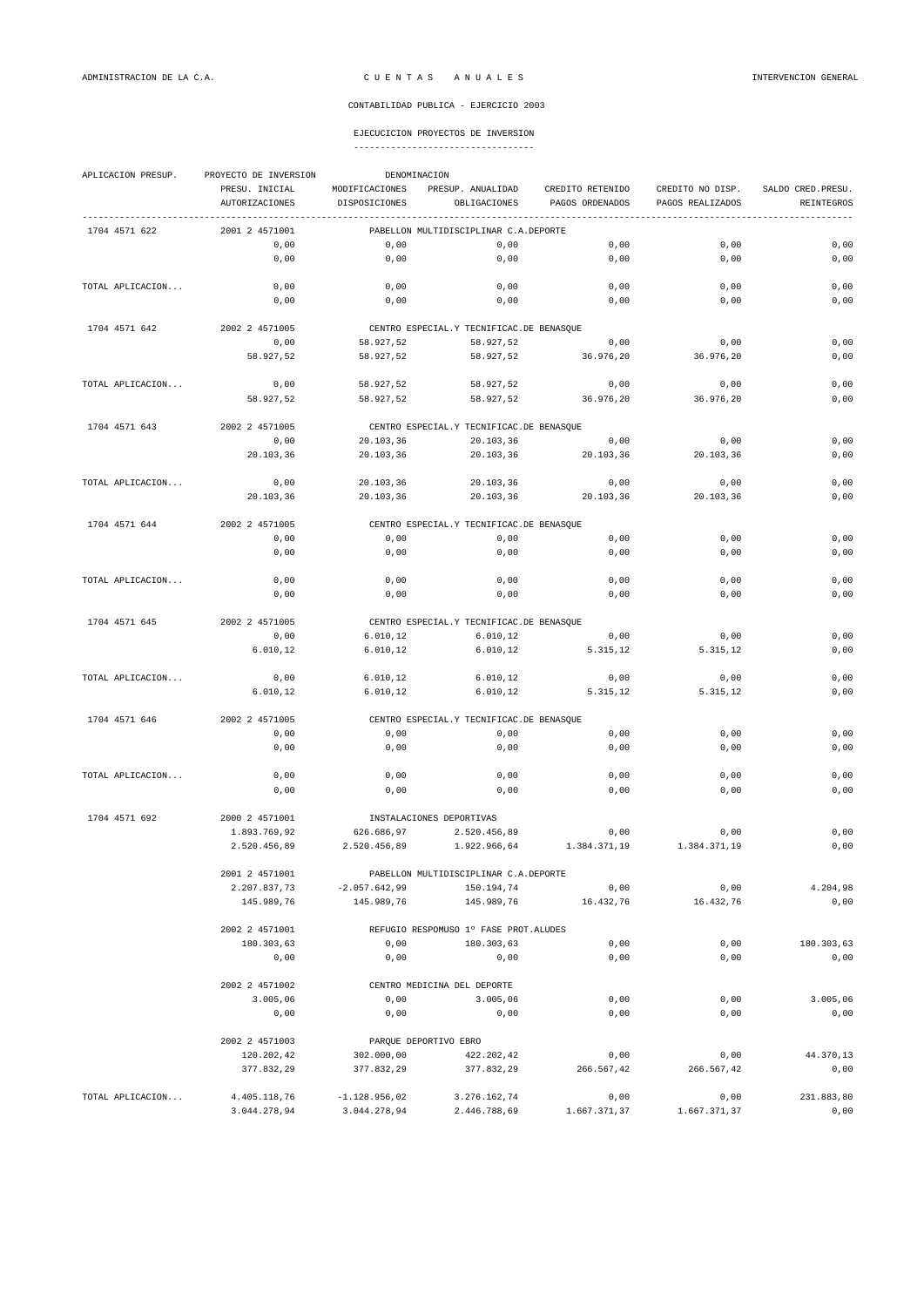ADMINISTRACION DE LA C.A. — C U E N T A S   A N U A L E S — INTERVENCION GENERAL

CONTABILIDAD PUBLICA - EJERCICIO 2003

EJECUCICION PROYECTOS DE INVERSION

| APLICACION PRESUP. | PROYECTO DE INVERSION | DENOMINACION | | | | |
|---|---|---|---|---|---|---|
| | PRESU. INICIAL | MODIFICACIONES | PRESUP. ANUALIDAD | CREDITO RETENIDO | CREDITO NO DISP. | SALDO CRED.PRESU. |
| | AUTORIZACIONES | DISPOSICIONES | OBLIGACIONES | PAGOS ORDENADOS | PAGOS REALIZADOS | REINTEGROS |
| 1704 4571 622 | 2001 2 4571001 | PABELLON MULTIDISCIPLINAR C.A.DEPORTE | | | | |
| | 0,00 | 0,00 | 0,00 | 0,00 | 0,00 | 0,00 |
| | 0,00 | 0,00 | 0,00 | 0,00 | 0,00 | 0,00 |
| TOTAL APLICACION... | 0,00 | 0,00 | 0,00 | 0,00 | 0,00 | 0,00 |
| | 0,00 | 0,00 | 0,00 | 0,00 | 0,00 | 0,00 |
| 1704 4571 642 | 2002 2 4571005 | CENTRO ESPECIAL.Y TECNIFICAC.DE BENASQUE | | | | |
| | 0,00 | 58.927,52 | 58.927,52 | 0,00 | 0,00 | 0,00 |
| | 58.927,52 | 58.927,52 | 58.927,52 | 36.976,20 | 36.976,20 | 0,00 |
| TOTAL APLICACION... | 0,00 | 58.927,52 | 58.927,52 | 0,00 | 0,00 | 0,00 |
| | 58.927,52 | 58.927,52 | 58.927,52 | 36.976,20 | 36.976,20 | 0,00 |
| 1704 4571 643 | 2002 2 4571005 | CENTRO ESPECIAL.Y TECNIFICAC.DE BENASQUE | | | | |
| | 0,00 | 20.103,36 | 20.103,36 | 0,00 | 0,00 | 0,00 |
| | 20.103,36 | 20.103,36 | 20.103,36 | 20.103,36 | 20.103,36 | 0,00 |
| TOTAL APLICACION... | 0,00 | 20.103,36 | 20.103,36 | 0,00 | 0,00 | 0,00 |
| | 20.103,36 | 20.103,36 | 20.103,36 | 20.103,36 | 20.103,36 | 0,00 |
| 1704 4571 644 | 2002 2 4571005 | CENTRO ESPECIAL.Y TECNIFICAC.DE BENASQUE | | | | |
| | 0,00 | 0,00 | 0,00 | 0,00 | 0,00 | 0,00 |
| | 0,00 | 0,00 | 0,00 | 0,00 | 0,00 | 0,00 |
| TOTAL APLICACION... | 0,00 | 0,00 | 0,00 | 0,00 | 0,00 | 0,00 |
| | 0,00 | 0,00 | 0,00 | 0,00 | 0,00 | 0,00 |
| 1704 4571 645 | 2002 2 4571005 | CENTRO ESPECIAL.Y TECNIFICAC.DE BENASQUE | | | | |
| | 0,00 | 6.010,12 | 6.010,12 | 0,00 | 0,00 | 0,00 |
| | 6.010,12 | 6.010,12 | 6.010,12 | 5.315,12 | 5.315,12 | 0,00 |
| TOTAL APLICACION... | 0,00 | 6.010,12 | 6.010,12 | 0,00 | 0,00 | 0,00 |
| | 6.010,12 | 6.010,12 | 6.010,12 | 5.315,12 | 5.315,12 | 0,00 |
| 1704 4571 646 | 2002 2 4571005 | CENTRO ESPECIAL.Y TECNIFICAC.DE BENASQUE | | | | |
| | 0,00 | 0,00 | 0,00 | 0,00 | 0,00 | 0,00 |
| | 0,00 | 0,00 | 0,00 | 0,00 | 0,00 | 0,00 |
| TOTAL APLICACION... | 0,00 | 0,00 | 0,00 | 0,00 | 0,00 | 0,00 |
| | 0,00 | 0,00 | 0,00 | 0,00 | 0,00 | 0,00 |
| 1704 4571 692 | 2000 2 4571001 | INSTALACIONES DEPORTIVAS | | | | |
| | 1.893.769,92 | 626.686,97 | 2.520.456,89 | 0,00 | 0,00 | 0,00 |
| | 2.520.456,89 | 2.520.456,89 | 1.922.966,64 | 1.384.371,19 | 1.384.371,19 | 0,00 |
| | 2001 2 4571001 | PABELLON MULTIDISCIPLINAR C.A.DEPORTE | | | | |
| | 2.207.837,73 | -2.057.642,99 | 150.194,74 | 0,00 | 0,00 | 4.204,98 |
| | 145.989,76 | 145.989,76 | 145.989,76 | 16.432,76 | 16.432,76 | 0,00 |
| | 2002 2 4571001 | REFUGIO RESPOMUSO 1º FASE PROT.ALUDES | | | | |
| | 180.303,63 | 0,00 | 180.303,63 | 0,00 | 0,00 | 180.303,63 |
| | 0,00 | 0,00 | 0,00 | 0,00 | 0,00 | 0,00 |
| | 2002 2 4571002 | CENTRO MEDICINA DEL DEPORTE | | | | |
| | 3.005,06 | 0,00 | 3.005,06 | 0,00 | 0,00 | 3.005,06 |
| | 0,00 | 0,00 | 0,00 | 0,00 | 0,00 | 0,00 |
| | 2002 2 4571003 | PARQUE DEPORTIVO EBRO | | | | |
| | 120.202,42 | 302.000,00 | 422.202,42 | 0,00 | 0,00 | 44.370,13 |
| | 377.832,29 | 377.832,29 | 377.832,29 | 266.567,42 | 266.567,42 | 0,00 |
| TOTAL APLICACION... | 4.405.118,76 | -1.128.956,02 | 3.276.162,74 | 0,00 | 0,00 | 231.883,80 |
| | 3.044.278,94 | 3.044.278,94 | 2.446.788,69 | 1.667.371,37 | 1.667.371,37 | 0,00 |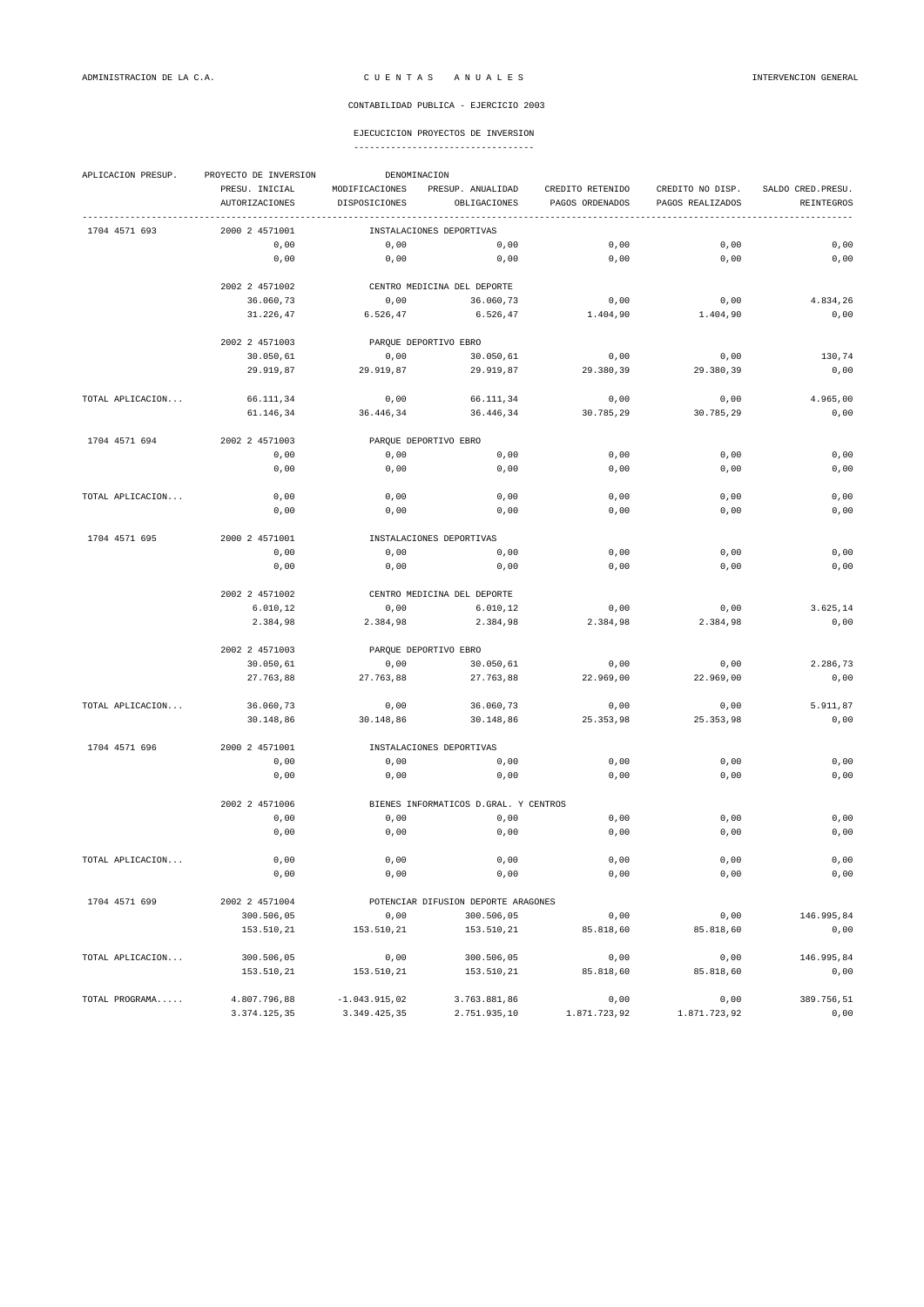CONTABILIDAD PUBLICA - EJERCICIO 2003

EJECUCICION PROYECTOS DE INVERSION

| APLICACION PRESUP. | PROYECTO DE INVERSION | DENOMINACION | | | | |
|---|---|---|---|---|---|---|
| | PRESU. INICIAL | MODIFICACIONES | PRESUP. ANUALIDAD | CREDITO RETENIDO | CREDITO NO DISP. | SALDO CRED.PRESU. |
| | AUTORIZACIONES | DISPOSICIONES | OBLIGACIONES | PAGOS ORDENADOS | PAGOS REALIZADOS | REINTEGROS |
| 1704 4571 693 | 2000 2 4571001 | INSTALACIONES DEPORTIVAS | | | | |
| | 0,00 | 0,00 | 0,00 | 0,00 | 0,00 | 0,00 |
| | 0,00 | 0,00 | 0,00 | 0,00 | 0,00 | 0,00 |
| | 2002 2 4571002 | CENTRO MEDICINA DEL DEPORTE | | | | |
| | 36.060,73 | 0,00 | 36.060,73 | 0,00 | 0,00 | 4.834,26 |
| | 31.226,47 | 6.526,47 | 6.526,47 | 1.404,90 | 1.404,90 | 0,00 |
| | 2002 2 4571003 | PARQUE DEPORTIVO EBRO | | | | |
| | 30.050,61 | 0,00 | 30.050,61 | 0,00 | 0,00 | 130,74 |
| | 29.919,87 | 29.919,87 | 29.919,87 | 29.380,39 | 29.380,39 | 0,00 |
| TOTAL APLICACION... | 66.111,34 | 0,00 | 66.111,34 | 0,00 | 0,00 | 4.965,00 |
| | 61.146,34 | 36.446,34 | 36.446,34 | 30.785,29 | 30.785,29 | 0,00 |
| 1704 4571 694 | 2002 2 4571003 | PARQUE DEPORTIVO EBRO | | | | |
| | 0,00 | 0,00 | 0,00 | 0,00 | 0,00 | 0,00 |
| | 0,00 | 0,00 | 0,00 | 0,00 | 0,00 | 0,00 |
| TOTAL APLICACION... | 0,00 | 0,00 | 0,00 | 0,00 | 0,00 | 0,00 |
| | 0,00 | 0,00 | 0,00 | 0,00 | 0,00 | 0,00 |
| 1704 4571 695 | 2000 2 4571001 | INSTALACIONES DEPORTIVAS | | | | |
| | 0,00 | 0,00 | 0,00 | 0,00 | 0,00 | 0,00 |
| | 0,00 | 0,00 | 0,00 | 0,00 | 0,00 | 0,00 |
| | 2002 2 4571002 | CENTRO MEDICINA DEL DEPORTE | | | | |
| | 6.010,12 | 0,00 | 6.010,12 | 0,00 | 0,00 | 3.625,14 |
| | 2.384,98 | 2.384,98 | 2.384,98 | 2.384,98 | 2.384,98 | 0,00 |
| | 2002 2 4571003 | PARQUE DEPORTIVO EBRO | | | | |
| | 30.050,61 | 0,00 | 30.050,61 | 0,00 | 0,00 | 2.286,73 |
| | 27.763,88 | 27.763,88 | 27.763,88 | 22.969,00 | 22.969,00 | 0,00 |
| TOTAL APLICACION... | 36.060,73 | 0,00 | 36.060,73 | 0,00 | 0,00 | 5.911,87 |
| | 30.148,86 | 30.148,86 | 30.148,86 | 25.353,98 | 25.353,98 | 0,00 |
| 1704 4571 696 | 2000 2 4571001 | INSTALACIONES DEPORTIVAS | | | | |
| | 0,00 | 0,00 | 0,00 | 0,00 | 0,00 | 0,00 |
| | 0,00 | 0,00 | 0,00 | 0,00 | 0,00 | 0,00 |
| | 2002 2 4571006 | BIENES INFORMATICOS D.GRAL. Y CENTROS | | | | |
| | 0,00 | 0,00 | 0,00 | 0,00 | 0,00 | 0,00 |
| | 0,00 | 0,00 | 0,00 | 0,00 | 0,00 | 0,00 |
| TOTAL APLICACION... | 0,00 | 0,00 | 0,00 | 0,00 | 0,00 | 0,00 |
| | 0,00 | 0,00 | 0,00 | 0,00 | 0,00 | 0,00 |
| 1704 4571 699 | 2002 2 4571004 | POTENCIAR DIFUSION DEPORTE ARAGONES | | | | |
| | 300.506,05 | 0,00 | 300.506,05 | 0,00 | 0,00 | 146.995,84 |
| | 153.510,21 | 153.510,21 | 153.510,21 | 85.818,60 | 85.818,60 | 0,00 |
| TOTAL APLICACION... | 300.506,05 | 0,00 | 300.506,05 | 0,00 | 0,00 | 146.995,84 |
| | 153.510,21 | 153.510,21 | 153.510,21 | 85.818,60 | 85.818,60 | 0,00 |
| TOTAL PROGRAMA..... | 4.807.796,88 | -1.043.915,02 | 3.763.881,86 | 0,00 | 0,00 | 389.756,51 |
| | 3.374.125,35 | 3.349.425,35 | 2.751.935,10 | 1.871.723,92 | 1.871.723,92 | 0,00 |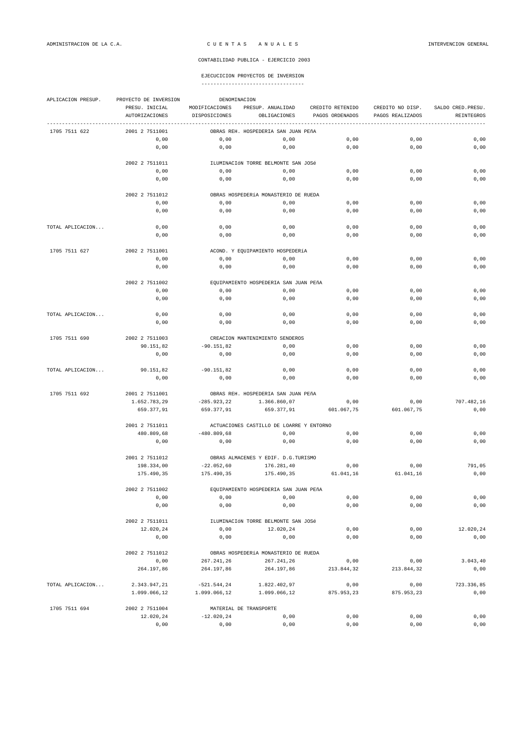ADMINISTRACION DE LA C.A. — C U E N T A S   A N U A L E S — INTERVENCION GENERAL

CONTABILIDAD PUBLICA - EJERCICIO 2003

EJECUCICION PROYECTOS DE INVERSION

| APLICACION PRESUP. | PROYECTO DE INVERSION | DENOMINACION | | | | |
|---|---|---|---|---|---|---|
| | PRESU. INICIAL | MODIFICACIONES | PRESUP. ANUALIDAD | CREDITO RETENIDO | CREDITO NO DISP. | SALDO CRED.PRESU. |
| | AUTORIZACIONES | DISPOSICIONES | OBLIGACIONES | PAGOS ORDENADOS | PAGOS REALIZADOS | REINTEGROS |
| 1705 7511 622 | 2001 2 7511001 | OBRAS REH. HOSPEDERIA SAN JUAN PEñA | | | | |
| | 0,00 | 0,00 | 0,00 | 0,00 | 0,00 | 0,00 |
| | 0,00 | 0,00 | 0,00 | 0,00 | 0,00 | 0,00 |
| | 2002 2 7511011 | ILUMINACIóN TORRE BELMONTE SAN JOSé | | | | |
| | 0,00 | 0,00 | 0,00 | 0,00 | 0,00 | 0,00 |
| | 0,00 | 0,00 | 0,00 | 0,00 | 0,00 | 0,00 |
| | 2002 2 7511012 | OBRAS HOSPEDERíA MONASTERIO DE RUEDA | | | | |
| | 0,00 | 0,00 | 0,00 | 0,00 | 0,00 | 0,00 |
| | 0,00 | 0,00 | 0,00 | 0,00 | 0,00 | 0,00 |
| TOTAL APLICACION... | 0,00 | 0,00 | 0,00 | 0,00 | 0,00 | 0,00 |
| | 0,00 | 0,00 | 0,00 | 0,00 | 0,00 | 0,00 |
| 1705 7511 627 | 2002 2 7511001 | ACOND. Y EQUIPAMIENTO HOSPEDERíA | | | | |
| | 0,00 | 0,00 | 0,00 | 0,00 | 0,00 | 0,00 |
| | 0,00 | 0,00 | 0,00 | 0,00 | 0,00 | 0,00 |
| | 2002 2 7511002 | EQUIPAMIENTO HOSPEDERIA SAN JUAN PEñA | | | | |
| | 0,00 | 0,00 | 0,00 | 0,00 | 0,00 | 0,00 |
| | 0,00 | 0,00 | 0,00 | 0,00 | 0,00 | 0,00 |
| TOTAL APLICACION... | 0,00 | 0,00 | 0,00 | 0,00 | 0,00 | 0,00 |
| | 0,00 | 0,00 | 0,00 | 0,00 | 0,00 | 0,00 |
| 1705 7511 690 | 2002 2 7511003 | CREACION MANTENIMIENTO SENDEROS | | | | |
| | 90.151,82 | -90.151,82 | 0,00 | 0,00 | 0,00 | 0,00 |
| | 0,00 | 0,00 | 0,00 | 0,00 | 0,00 | 0,00 |
| TOTAL APLICACION... | 90.151,82 | -90.151,82 | 0,00 | 0,00 | 0,00 | 0,00 |
| | 0,00 | 0,00 | 0,00 | 0,00 | 0,00 | 0,00 |
| 1705 7511 692 | 2001 2 7511001 | OBRAS REH. HOSPEDERIA SAN JUAN PEñA | | | | |
| | 1.652.783,29 | -285.923,22 | 1.366.860,07 | 0,00 | 0,00 | 707.482,16 |
| | 659.377,91 | 659.377,91 | 659.377,91 | 601.067,75 | 601.067,75 | 0,00 |
| | 2001 2 7511011 | ACTUACIONES CASTILLO DE LOARRE Y ENTORNO | | | | |
| | 480.809,68 | -480.809,68 | 0,00 | 0,00 | 0,00 | 0,00 |
| | 0,00 | 0,00 | 0,00 | 0,00 | 0,00 | 0,00 |
| | 2001 2 7511012 | OBRAS ALMACENES Y EDIF. D.G.TURISMO | | | | |
| | 198.334,00 | -22.052,60 | 176.281,40 | 0,00 | 0,00 | 791,05 |
| | 175.490,35 | 175.490,35 | 175.490,35 | 61.041,16 | 61.041,16 | 0,00 |
| | 2002 2 7511002 | EQUIPAMIENTO HOSPEDERIA SAN JUAN PEñA | | | | |
| | 0,00 | 0,00 | 0,00 | 0,00 | 0,00 | 0,00 |
| | 0,00 | 0,00 | 0,00 | 0,00 | 0,00 | 0,00 |
| | 2002 2 7511011 | ILUMINACIóN TORRE BELMONTE SAN JOSé | | | | |
| | 12.020,24 | 0,00 | 12.020,24 | 0,00 | 0,00 | 12.020,24 |
| | 0,00 | 0,00 | 0,00 | 0,00 | 0,00 | 0,00 |
| | 2002 2 7511012 | OBRAS HOSPEDERíA MONASTERIO DE RUEDA | | | | |
| | 0,00 | 267.241,26 | 267.241,26 | 0,00 | 0,00 | 3.043,40 |
| | 264.197,86 | 264.197,86 | 264.197,86 | 213.844,32 | 213.844,32 | 0,00 |
| TOTAL APLICACION... | 2.343.947,21 | -521.544,24 | 1.822.402,97 | 0,00 | 0,00 | 723.336,85 |
| | 1.099.066,12 | 1.099.066,12 | 1.099.066,12 | 875.953,23 | 875.953,23 | 0,00 |
| 1705 7511 694 | 2002 2 7511004 | MATERIAL DE TRANSPORTE | | | | |
| | 12.020,24 | -12.020,24 | 0,00 | 0,00 | 0,00 | 0,00 |
| | 0,00 | 0,00 | 0,00 | 0,00 | 0,00 | 0,00 |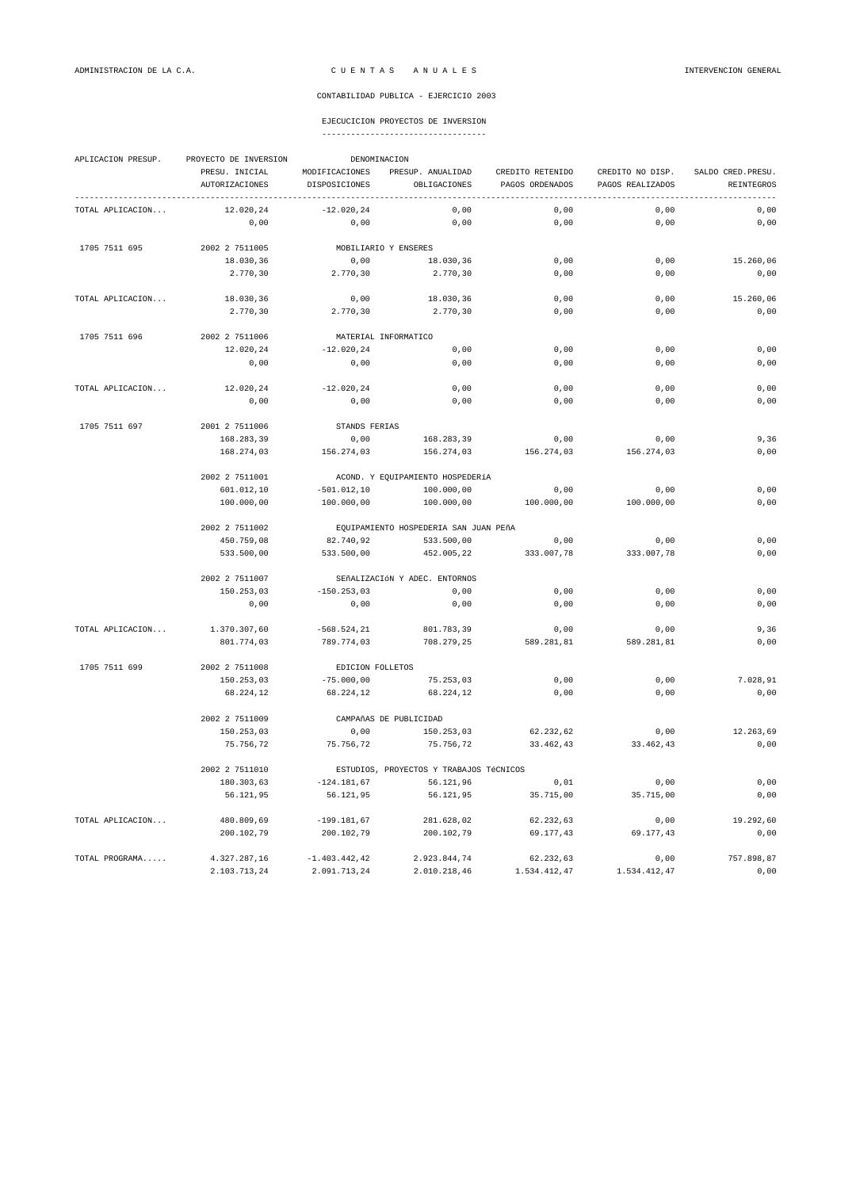ADMINISTRACION DE LA C.A. — C U E N T A S A N U A L E S — INTERVENCION GENERAL

CONTABILIDAD PUBLICA - EJERCICIO 2003

EJECUCICION PROYECTOS DE INVERSION

| APLICACION PRESUP. | PROYECTO DE INVERSION | DENOMINACION | | | | |
|---|---|---|---|---|---|---|
| | PRESU. INICIAL | MODIFICACIONES | PRESUP. ANUALIDAD | CREDITO RETENIDO | CREDITO NO DISP. | SALDO CRED.PRESU. |
| | AUTORIZACIONES | DISPOSICIONES | OBLIGACIONES | PAGOS ORDENADOS | PAGOS REALIZADOS | REINTEGROS |
| TOTAL APLICACION... | 12.020,24 | -12.020,24 | 0,00 | 0,00 | 0,00 | 0,00 |
| | 0,00 | 0,00 | 0,00 | 0,00 | 0,00 | 0,00 |
| 1705 7511 695 | 2002 2 7511005 | MOBILIARIO Y ENSERES | | | | |
| | 18.030,36 | 0,00 | 18.030,36 | 0,00 | 0,00 | 15.260,06 |
| | 2.770,30 | 2.770,30 | 2.770,30 | 0,00 | 0,00 | 0,00 |
| TOTAL APLICACION... | 18.030,36 | 0,00 | 18.030,36 | 0,00 | 0,00 | 15.260,06 |
| | 2.770,30 | 2.770,30 | 2.770,30 | 0,00 | 0,00 | 0,00 |
| 1705 7511 696 | 2002 2 7511006 | MATERIAL INFORMATICO | | | | |
| | 12.020,24 | -12.020,24 | 0,00 | 0,00 | 0,00 | 0,00 |
| | 0,00 | 0,00 | 0,00 | 0,00 | 0,00 | 0,00 |
| TOTAL APLICACION... | 12.020,24 | -12.020,24 | 0,00 | 0,00 | 0,00 | 0,00 |
| | 0,00 | 0,00 | 0,00 | 0,00 | 0,00 | 0,00 |
| 1705 7511 697 | 2001 2 7511006 | STANDS FERIAS | | | | |
| | 168.283,39 | 0,00 | 168.283,39 | 0,00 | 0,00 | 9,36 |
| | 168.274,03 | 156.274,03 | 156.274,03 | 156.274,03 | 156.274,03 | 0,00 |
| | 2002 2 7511001 | ACOND. Y EQUIPAMIENTO HOSPEDERíA | | | | |
| | 601.012,10 | -501.012,10 | 100.000,00 | 0,00 | 0,00 | 0,00 |
| | 100.000,00 | 100.000,00 | 100.000,00 | 100.000,00 | 100.000,00 | 0,00 |
| | 2002 2 7511002 | EQUIPAMIENTO HOSPEDERIA SAN JUAN PEñA | | | | |
| | 450.759,08 | 82.740,92 | 533.500,00 | 0,00 | 0,00 | 0,00 |
| | 533.500,00 | 533.500,00 | 452.005,22 | 333.007,78 | 333.007,78 | 0,00 |
| | 2002 2 7511007 | SEñALIZACIóN Y ADEC. ENTORNOS | | | | |
| | 150.253,03 | -150.253,03 | 0,00 | 0,00 | 0,00 | 0,00 |
| | 0,00 | 0,00 | 0,00 | 0,00 | 0,00 | 0,00 |
| TOTAL APLICACION... | 1.370.307,60 | -568.524,21 | 801.783,39 | 0,00 | 0,00 | 9,36 |
| | 801.774,03 | 789.774,03 | 708.279,25 | 589.281,81 | 589.281,81 | 0,00 |
| 1705 7511 699 | 2002 2 7511008 | EDICION FOLLETOS | | | | |
| | 150.253,03 | -75.000,00 | 75.253,03 | 0,00 | 0,00 | 7.028,91 |
| | 68.224,12 | 68.224,12 | 68.224,12 | 0,00 | 0,00 | 0,00 |
| | 2002 2 7511009 | CAMPAñAS DE PUBLICIDAD | | | | |
| | 150.253,03 | 0,00 | 150.253,03 | 62.232,62 | 0,00 | 12.263,69 |
| | 75.756,72 | 75.756,72 | 75.756,72 | 33.462,43 | 33.462,43 | 0,00 |
| | 2002 2 7511010 | ESTUDIOS, PROYECTOS Y TRABAJOS TéCNICOS | | | | |
| | 180.303,63 | -124.181,67 | 56.121,96 | 0,01 | 0,00 | 0,00 |
| | 56.121,95 | 56.121,95 | 56.121,95 | 35.715,00 | 35.715,00 | 0,00 |
| TOTAL APLICACION... | 480.809,69 | -199.181,67 | 281.628,02 | 62.232,63 | 0,00 | 19.292,60 |
| | 200.102,79 | 200.102,79 | 200.102,79 | 69.177,43 | 69.177,43 | 0,00 |
| TOTAL PROGRAMA..... | 4.327.287,16 | -1.403.442,42 | 2.923.844,74 | 62.232,63 | 0,00 | 757.898,87 |
| | 2.103.713,24 | 2.091.713,24 | 2.010.218,46 | 1.534.412,47 | 1.534.412,47 | 0,00 |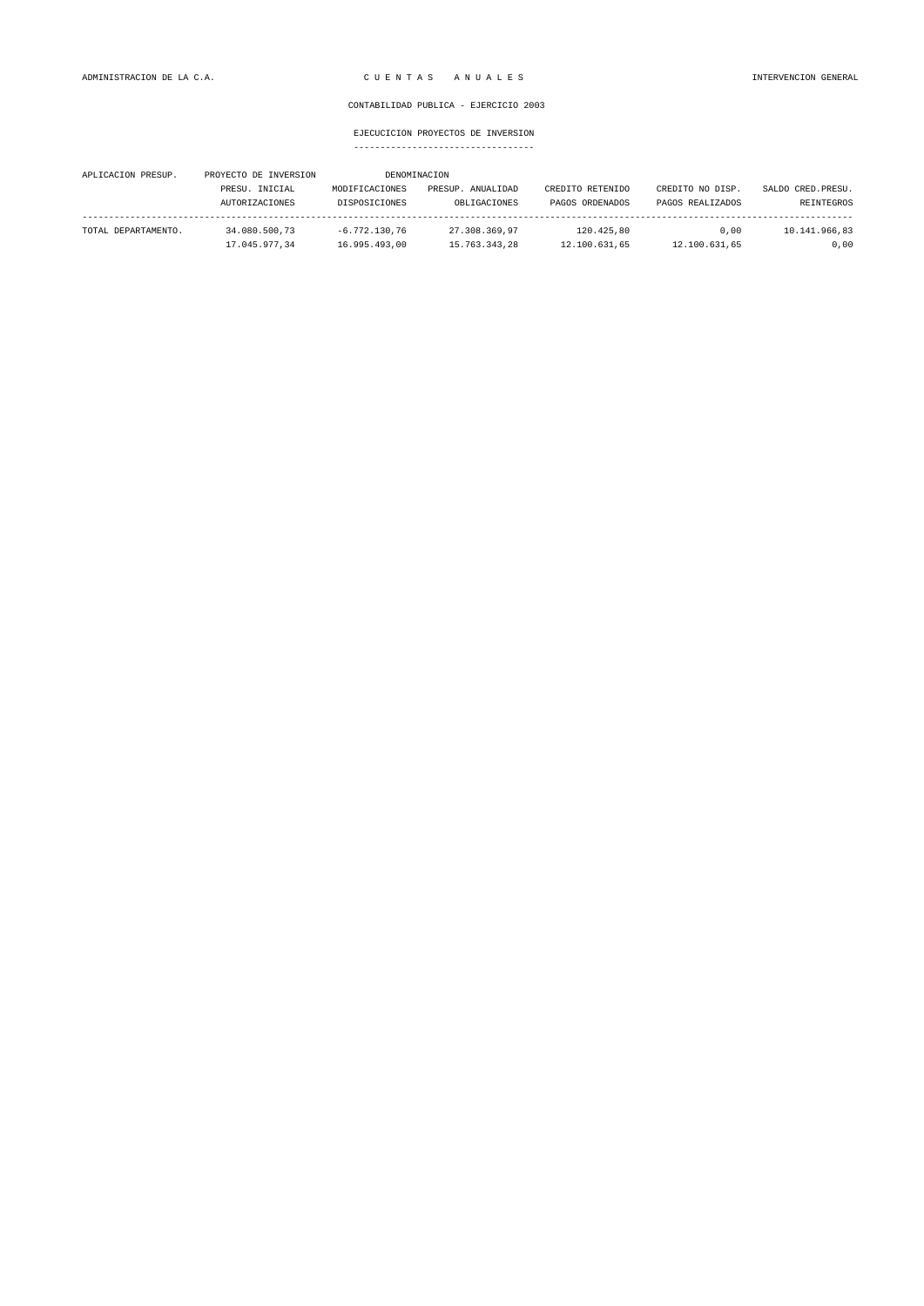ADMINISTRACION DE LA C.A. — C U E N T A S   A N U A L E S — INTERVENCION GENERAL

CONTABILIDAD PUBLICA - EJERCICIO 2003

EJECUCICION PROYECTOS DE INVERSION

| APLICACION PRESUP. | PROYECTO DE INVERSION | DENOMINACION | | | | |
|---|---|---|---|---|---|---|
| | PRESU. INICIAL | MODIFICACIONES | PRESUP. ANUALIDAD | CREDITO RETENIDO | CREDITO NO DISP. | SALDO CRED.PRESU. |
| | AUTORIZACIONES | DISPOSICIONES | OBLIGACIONES | PAGOS ORDENADOS | PAGOS REALIZADOS | REINTEGROS |
| TOTAL DEPARTAMENTO. | 34.080.500,73 | -6.772.130,76 | 27.308.369,97 | 120.425,80 | 0,00 | 10.141.966,83 |
| | 17.045.977,34 | 16.995.493,00 | 15.763.343,28 | 12.100.631,65 | 12.100.631,65 | 0,00 |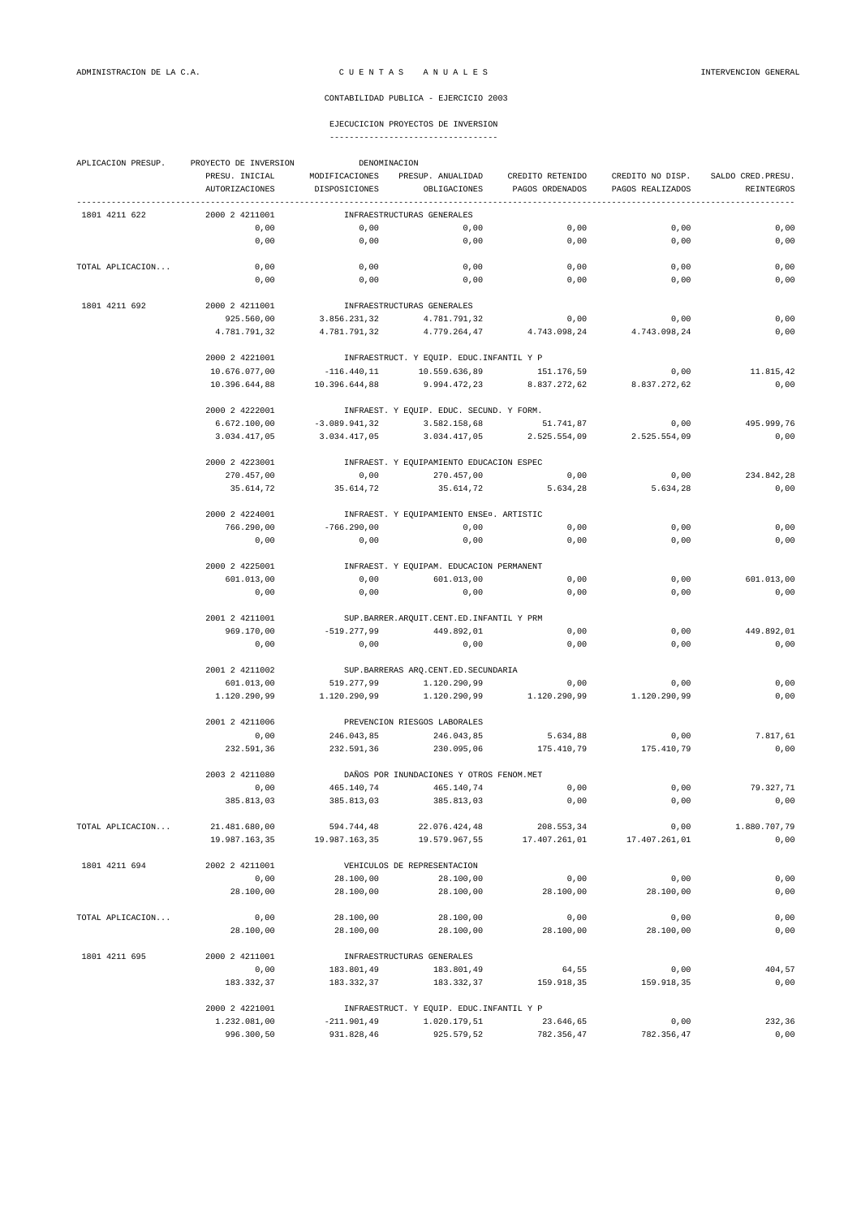ADMINISTRACION DE LA C.A. — C U E N T A S   A N U A L E S — INTERVENCION GENERAL

CONTABILIDAD PUBLICA - EJERCICIO 2003

## EJECUCICION PROYECTOS DE INVERSION

| APLICACION PRESUP. | PROYECTO DE INVERSION | DENOMINACION | | | | |
|---|---|---|---|---|---|---|
| | PRESU. INICIAL | MODIFICACIONES | PRESUP. ANUALIDAD | CREDITO RETENIDO | CREDITO NO DISP. | SALDO CRED.PRESU. |
| | AUTORIZACIONES | DISPOSICIONES | OBLIGACIONES | PAGOS ORDENADOS | PAGOS REALIZADOS | REINTEGROS |
| 1801 4211 622 | 2000 2 4211001 | INFRAESTRUCTURAS GENERALES | | | | |
| | 0,00 | 0,00 | 0,00 | 0,00 | 0,00 | 0,00 |
| | 0,00 | 0,00 | 0,00 | 0,00 | 0,00 | 0,00 |
| TOTAL APLICACION... | 0,00 | 0,00 | 0,00 | 0,00 | 0,00 | 0,00 |
| | 0,00 | 0,00 | 0,00 | 0,00 | 0,00 | 0,00 |
| 1801 4211 692 | 2000 2 4211001 | INFRAESTRUCTURAS GENERALES | | | | |
| | 925.560,00 | 3.856.231,32 | 4.781.791,32 | 0,00 | 0,00 | 0,00 |
| | 4.781.791,32 | 4.781.791,32 | 4.779.264,47 | 4.743.098,24 | 4.743.098,24 | 0,00 |
| | 2000 2 4221001 | INFRAESTRUCT. Y EQUIP. EDUC.INFANTIL Y P | | | | |
| | 10.676.077,00 | -116.440,11 | 10.559.636,89 | 151.176,59 | 0,00 | 11.815,42 |
| | 10.396.644,88 | 10.396.644,88 | 9.994.472,23 | 8.837.272,62 | 8.837.272,62 | 0,00 |
| | 2000 2 4222001 | INFRAEST. Y EQUIP. EDUC. SECUND. Y FORM. | | | | |
| | 6.672.100,00 | -3.089.941,32 | 3.582.158,68 | 51.741,87 | 0,00 | 495.999,76 |
| | 3.034.417,05 | 3.034.417,05 | 3.034.417,05 | 2.525.554,09 | 2.525.554,09 | 0,00 |
| | 2000 2 4223001 | INFRAEST. Y EQUIPAMIENTO EDUCACION ESPEC | | | | |
| | 270.457,00 | 0,00 | 270.457,00 | 0,00 | 0,00 | 234.842,28 |
| | 35.614,72 | 35.614,72 | 35.614,72 | 5.634,28 | 5.634,28 | 0,00 |
| | 2000 2 4224001 | INFRAEST. Y EQUIPAMIENTO ENSEº. ARTISTIC | | | | |
| | 766.290,00 | -766.290,00 | 0,00 | 0,00 | 0,00 | 0,00 |
| | 0,00 | 0,00 | 0,00 | 0,00 | 0,00 | 0,00 |
| | 2000 2 4225001 | INFRAEST. Y EQUIPAM. EDUCACION PERMANENT | | | | |
| | 601.013,00 | 0,00 | 601.013,00 | 0,00 | 0,00 | 601.013,00 |
| | 0,00 | 0,00 | 0,00 | 0,00 | 0,00 | 0,00 |
| | 2001 2 4211001 | SUP.BARRER.ARQUIT.CENT.ED.INFANTIL Y PRM | | | | |
| | 969.170,00 | -519.277,99 | 449.892,01 | 0,00 | 0,00 | 449.892,01 |
| | 0,00 | 0,00 | 0,00 | 0,00 | 0,00 | 0,00 |
| | 2001 2 4211002 | SUP.BARRERAS ARQ.CENT.ED.SECUNDARIA | | | | |
| | 601.013,00 | 519.277,99 | 1.120.290,99 | 0,00 | 0,00 | 0,00 |
| | 1.120.290,99 | 1.120.290,99 | 1.120.290,99 | 1.120.290,99 | 1.120.290,99 | 0,00 |
| | 2001 2 4211006 | PREVENCION RIESGOS LABORALES | | | | |
| | 0,00 | 246.043,85 | 246.043,85 | 5.634,88 | 0,00 | 7.817,61 |
| | 232.591,36 | 232.591,36 | 230.095,06 | 175.410,79 | 175.410,79 | 0,00 |
| | 2003 2 4211080 | DAÑOS POR INUNDACIONES Y OTROS FENOM.MET | | | | |
| | 0,00 | 465.140,74 | 465.140,74 | 0,00 | 0,00 | 79.327,71 |
| | 385.813,03 | 385.813,03 | 385.813,03 | 0,00 | 0,00 | 0,00 |
| TOTAL APLICACION... | 21.481.680,00 | 594.744,48 | 22.076.424,48 | 208.553,34 | 0,00 | 1.880.707,79 |
| | 19.987.163,35 | 19.987.163,35 | 19.579.967,55 | 17.407.261,01 | 17.407.261,01 | 0,00 |
| 1801 4211 694 | 2002 2 4211001 | VEHICULOS DE REPRESENTACION | | | | |
| | 0,00 | 28.100,00 | 28.100,00 | 0,00 | 0,00 | 0,00 |
| | 28.100,00 | 28.100,00 | 28.100,00 | 28.100,00 | 28.100,00 | 0,00 |
| TOTAL APLICACION... | 0,00 | 28.100,00 | 28.100,00 | 0,00 | 0,00 | 0,00 |
| | 28.100,00 | 28.100,00 | 28.100,00 | 28.100,00 | 28.100,00 | 0,00 |
| 1801 4211 695 | 2000 2 4211001 | INFRAESTRUCTURAS GENERALES | | | | |
| | 0,00 | 183.801,49 | 183.801,49 | 64,55 | 0,00 | 404,57 |
| | 183.332,37 | 183.332,37 | 183.332,37 | 159.918,35 | 159.918,35 | 0,00 |
| | 2000 2 4221001 | INFRAESTRUCT. Y EQUIP. EDUC.INFANTIL Y P | | | | |
| | 1.232.081,00 | -211.901,49 | 1.020.179,51 | 23.646,65 | 0,00 | 232,36 |
| | 996.300,50 | 931.828,46 | 925.579,52 | 782.356,47 | 782.356,47 | 0,00 |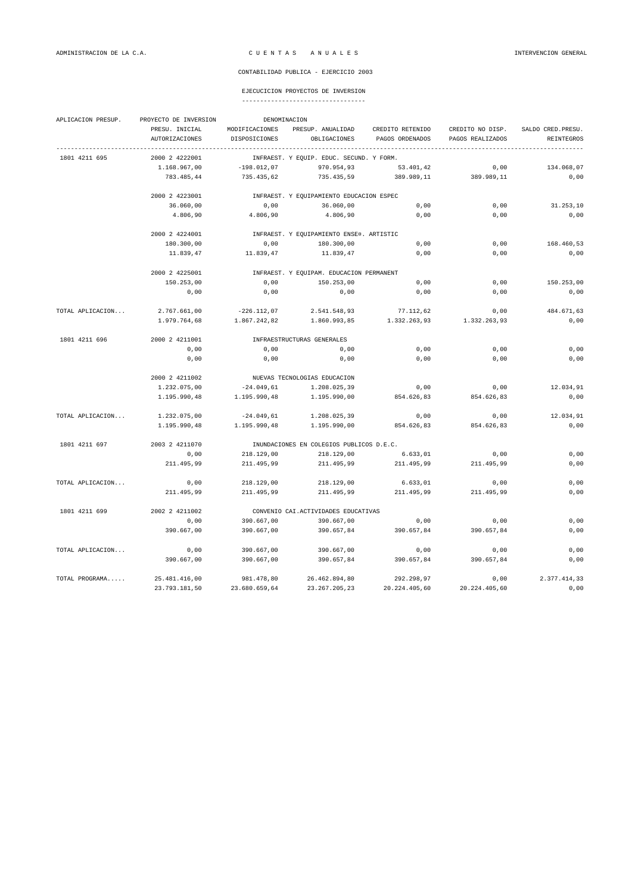CONTABILIDAD PUBLICA - EJERCICIO 2003

EJECUCICION PROYECTOS DE INVERSION

| APLICACION PRESUP. | PROYECTO DE INVERSION | DENOMINACION | | | | |
|---|---|---|---|---|---|---|
| | PRESU. INICIAL | MODIFICACIONES | PRESUP. ANUALIDAD | CREDITO RETENIDO | CREDITO NO DISP. | SALDO CRED.PRESU. |
| | AUTORIZACIONES | DISPOSICIONES | OBLIGACIONES | PAGOS ORDENADOS | PAGOS REALIZADOS | REINTEGROS |
| 1801 4211 695 | 2000 2 4222001 | INFRAEST. Y EQUIP. EDUC. SECUND. Y FORM. | | | | |
| | 1.168.967,00 | -198.012,07 | 970.954,93 | 53.401,42 | 0,00 | 134.068,07 |
| | 783.485,44 | 735.435,62 | 735.435,59 | 389.989,11 | 389.989,11 | 0,00 |
| | 2000 2 4223001 | INFRAEST. Y EQUIPAMIENTO EDUCACION ESPEC | | | | |
| | 36.060,00 | 0,00 | 36.060,00 | 0,00 | 0,00 | 31.253,10 |
| | 4.806,90 | 4.806,90 | 4.806,90 | 0,00 | 0,00 | 0,00 |
| | 2000 2 4224001 | INFRAEST. Y EQUIPAMIENTO ENSEº. ARTISTIC | | | | |
| | 180.300,00 | 0,00 | 180.300,00 | 0,00 | 0,00 | 168.460,53 |
| | 11.839,47 | 11.839,47 | 11.839,47 | 0,00 | 0,00 | 0,00 |
| | 2000 2 4225001 | INFRAEST. Y EQUIPAM. EDUCACION PERMANENT | | | | |
| | 150.253,00 | 0,00 | 150.253,00 | 0,00 | 0,00 | 150.253,00 |
| | 0,00 | 0,00 | 0,00 | 0,00 | 0,00 | 0,00 |
| TOTAL APLICACION... | 2.767.661,00 | -226.112,07 | 2.541.548,93 | 77.112,62 | 0,00 | 484.671,63 |
| | 1.979.764,68 | 1.867.242,82 | 1.860.993,85 | 1.332.263,93 | 1.332.263,93 | 0,00 |
| 1801 4211 696 | 2000 2 4211001 | INFRAESTRUCTURAS GENERALES | | | | |
| | 0,00 | 0,00 | 0,00 | 0,00 | 0,00 | 0,00 |
| | 0,00 | 0,00 | 0,00 | 0,00 | 0,00 | 0,00 |
| | 2000 2 4211002 | NUEVAS TECNOLOGIAS EDUCACION | | | | |
| | 1.232.075,00 | -24.049,61 | 1.208.025,39 | 0,00 | 0,00 | 12.034,91 |
| | 1.195.990,48 | 1.195.990,48 | 1.195.990,00 | 854.626,83 | 854.626,83 | 0,00 |
| TOTAL APLICACION... | 1.232.075,00 | -24.049,61 | 1.208.025,39 | 0,00 | 0,00 | 12.034,91 |
| | 1.195.990,48 | 1.195.990,48 | 1.195.990,00 | 854.626,83 | 854.626,83 | 0,00 |
| 1801 4211 697 | 2003 2 4211070 | INUNDACIONES EN COLEGIOS PUBLICOS D.E.C. | | | | |
| | 0,00 | 218.129,00 | 218.129,00 | 6.633,01 | 0,00 | 0,00 |
| | 211.495,99 | 211.495,99 | 211.495,99 | 211.495,99 | 211.495,99 | 0,00 |
| TOTAL APLICACION... | 0,00 | 218.129,00 | 218.129,00 | 6.633,01 | 0,00 | 0,00 |
| | 211.495,99 | 211.495,99 | 211.495,99 | 211.495,99 | 211.495,99 | 0,00 |
| 1801 4211 699 | 2002 2 4211002 | CONVENIO CAI.ACTIVIDADES EDUCATIVAS | | | | |
| | 0,00 | 390.667,00 | 390.667,00 | 0,00 | 0,00 | 0,00 |
| | 390.667,00 | 390.667,00 | 390.657,84 | 390.657,84 | 390.657,84 | 0,00 |
| TOTAL APLICACION... | 0,00 | 390.667,00 | 390.667,00 | 0,00 | 0,00 | 0,00 |
| | 390.667,00 | 390.667,00 | 390.657,84 | 390.657,84 | 390.657,84 | 0,00 |
| TOTAL PROGRAMA..... | 25.481.416,00 | 981.478,80 | 26.462.894,80 | 292.298,97 | 0,00 | 2.377.414,33 |
| | 23.793.181,50 | 23.680.659,64 | 23.267.205,23 | 20.224.405,60 | 20.224.405,60 | 0,00 |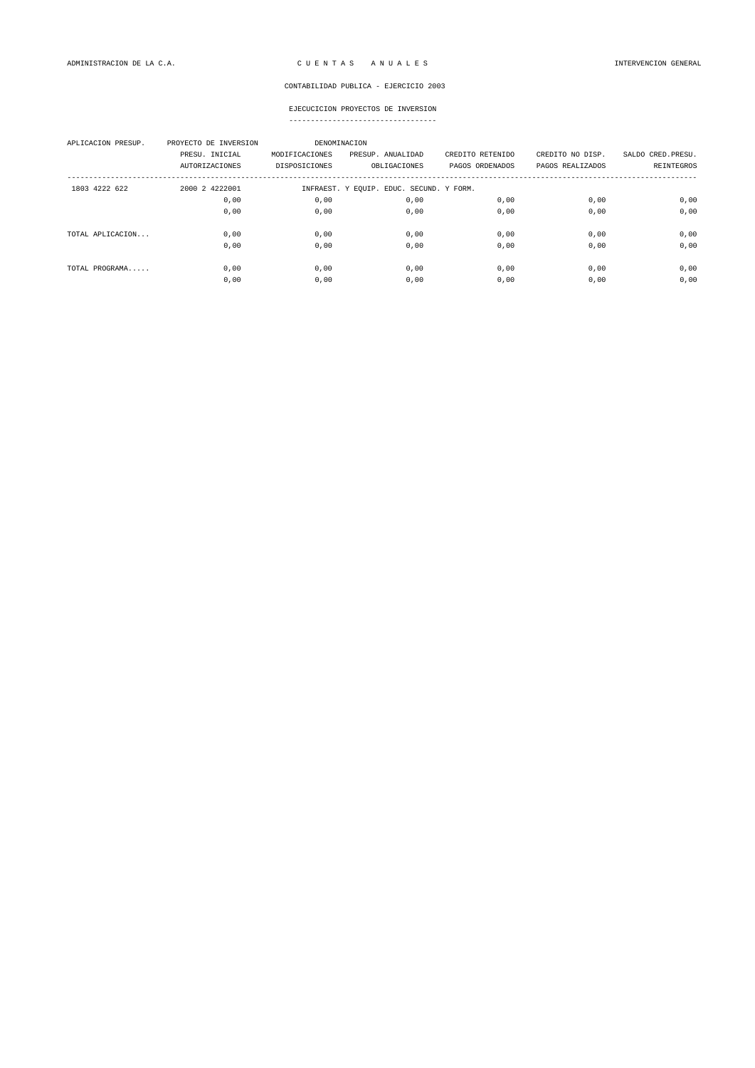ADMINISTRACION DE LA C.A. — C U E N T A S A N U A L E S — INTERVENCION GENERAL

CONTABILIDAD PUBLICA - EJERCICIO 2003

EJECUCICION PROYECTOS DE INVERSION

| APLICACION PRESUP. | PROYECTO DE INVERSION | DENOMINACION | | | | |
|---|---|---|---|---|---|---|
| | PRESU. INICIAL | MODIFICACIONES | PRESUP. ANUALIDAD | CREDITO RETENIDO | CREDITO NO DISP. | SALDO CRED.PRESU. |
| | AUTORIZACIONES | DISPOSICIONES | OBLIGACIONES | PAGOS ORDENADOS | PAGOS REALIZADOS | REINTEGROS |
| 1803 4222 622 | 2000 2 4222001 | INFRAEST. Y EQUIP. EDUC. SECUND. Y FORM. | | | | |
| | 0,00 | 0,00 | 0,00 | 0,00 | 0,00 | 0,00 |
| | 0,00 | 0,00 | 0,00 | 0,00 | 0,00 | 0,00 |
| TOTAL APLICACION... | 0,00 | 0,00 | 0,00 | 0,00 | 0,00 | 0,00 |
| | 0,00 | 0,00 | 0,00 | 0,00 | 0,00 | 0,00 |
| TOTAL PROGRAMA..... | 0,00 | 0,00 | 0,00 | 0,00 | 0,00 | 0,00 |
| | 0,00 | 0,00 | 0,00 | 0,00 | 0,00 | 0,00 |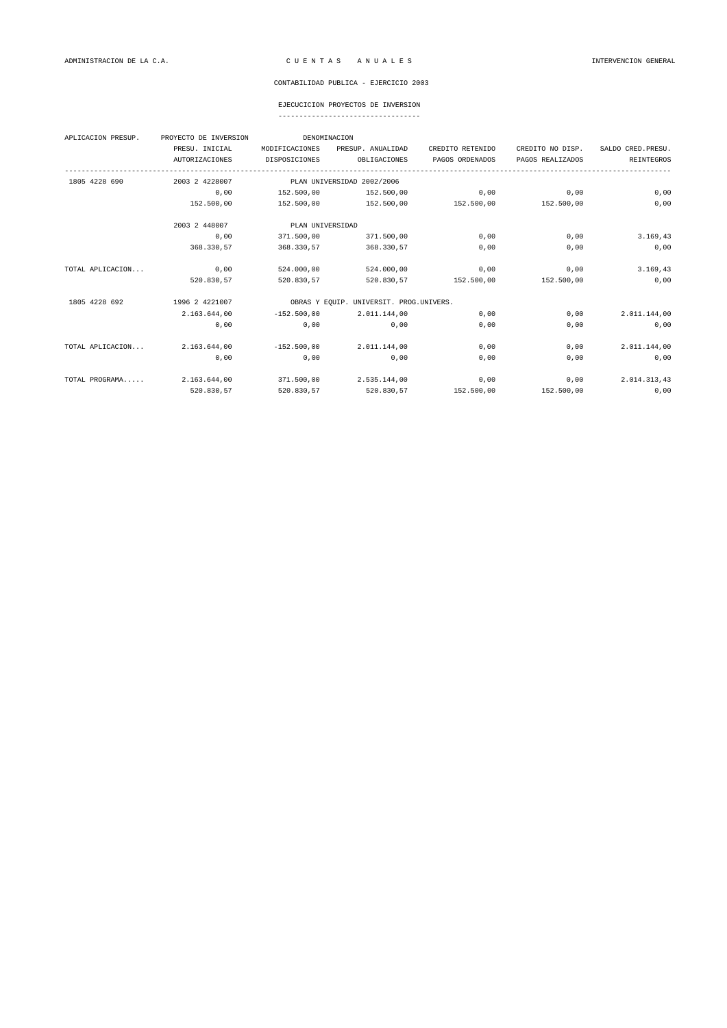CONTABILIDAD PUBLICA - EJERCICIO 2003

EJECUCICION PROYECTOS DE INVERSION

| APLICACION PRESUP. | PROYECTO DE INVERSION | DENOMINACION | | | | |
|---|---|---|---|---|---|---|
| | PRESU. INICIAL | MODIFICACIONES | PRESUP. ANUALIDAD | CREDITO RETENIDO | CREDITO NO DISP. | SALDO CRED.PRESU. |
| | AUTORIZACIONES | DISPOSICIONES | OBLIGACIONES | PAGOS ORDENADOS | PAGOS REALIZADOS | REINTEGROS |
| 1805 4228 690 | 2003 2 4228007 | PLAN UNIVERSIDAD 2002/2006 | | | | |
| | 0,00 | 152.500,00 | 152.500,00 | 0,00 | 0,00 | 0,00 |
| | 152.500,00 | 152.500,00 | 152.500,00 | 152.500,00 | 152.500,00 | 0,00 |
| | 2003 2 448007 | PLAN UNIVERSIDAD | | | | |
| | 0,00 | 371.500,00 | 371.500,00 | 0,00 | 0,00 | 3.169,43 |
| | 368.330,57 | 368.330,57 | 368.330,57 | 0,00 | 0,00 | 0,00 |
| TOTAL APLICACION... | 0,00 | 524.000,00 | 524.000,00 | 0,00 | 0,00 | 3.169,43 |
| | 520.830,57 | 520.830,57 | 520.830,57 | 152.500,00 | 152.500,00 | 0,00 |
| 1805 4228 692 | 1996 2 4221007 | OBRAS Y EQUIP. UNIVERSIT. PROG.UNIVERS. | | | | |
| | 2.163.644,00 | -152.500,00 | 2.011.144,00 | 0,00 | 0,00 | 2.011.144,00 |
| | 0,00 | 0,00 | 0,00 | 0,00 | 0,00 | 0,00 |
| TOTAL APLICACION... | 2.163.644,00 | -152.500,00 | 2.011.144,00 | 0,00 | 0,00 | 2.011.144,00 |
| | 0,00 | 0,00 | 0,00 | 0,00 | 0,00 | 0,00 |
| TOTAL PROGRAMA..... | 2.163.644,00 | 371.500,00 | 2.535.144,00 | 0,00 | 0,00 | 2.014.313,43 |
| | 520.830,57 | 520.830,57 | 520.830,57 | 152.500,00 | 152.500,00 | 0,00 |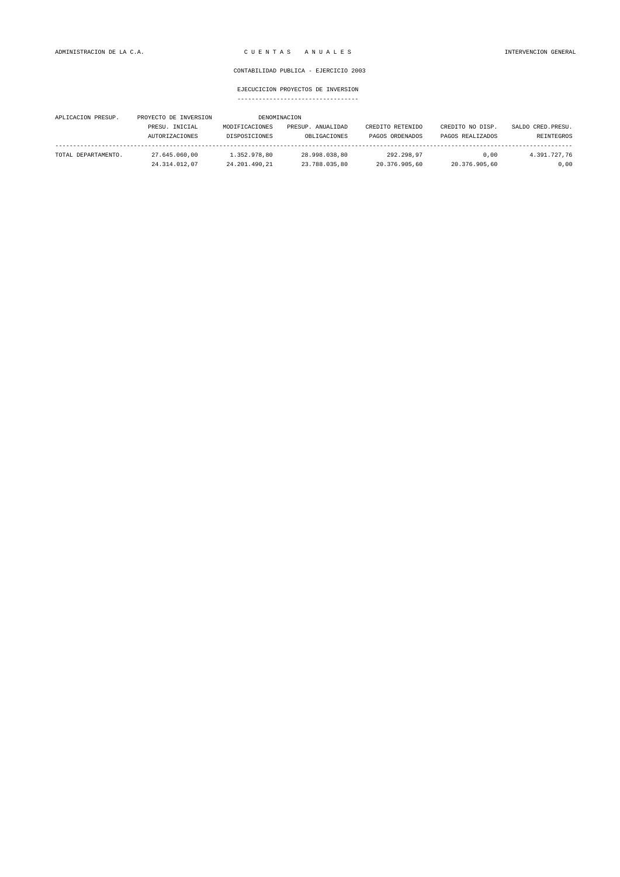CONTABILIDAD PUBLICA - EJERCICIO 2003

EJECUCICION PROYECTOS DE INVERSION

| APLICACION PRESUP. | PROYECTO DE INVERSION | DENOMINACION | | | | |
|---|---|---|---|---|---|---|
| | PRESU. INICIAL | MODIFICACIONES | PRESUP. ANUALIDAD | CREDITO RETENIDO | CREDITO NO DISP. | SALDO CRED.PRESU. |
| | AUTORIZACIONES | DISPOSICIONES | OBLIGACIONES | PAGOS ORDENADOS | PAGOS REALIZADOS | REINTEGROS |
| TOTAL DEPARTAMENTO. | 27.645.060,00 | 1.352.978,80 | 28.998.038,80 | 292.298,97 | 0,00 | 4.391.727,76 |
| | 24.314.012,07 | 24.201.490,21 | 23.788.035,80 | 20.376.905,60 | 20.376.905,60 | 0,00 |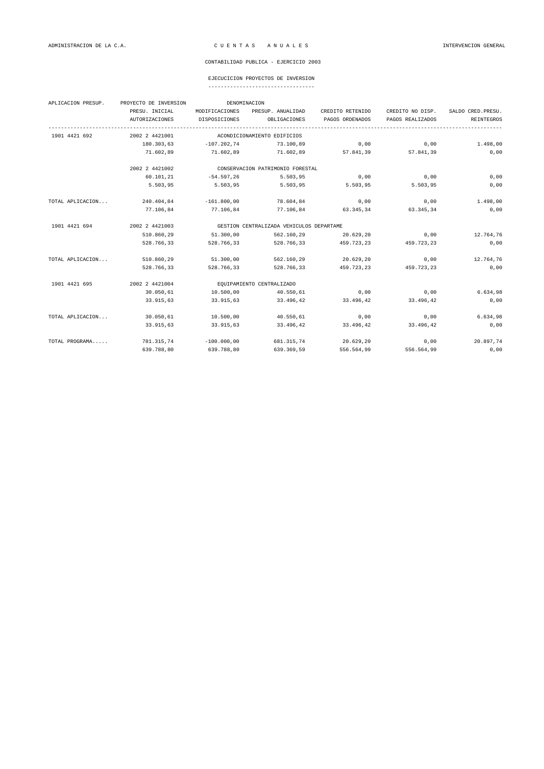ADMINISTRACION DE LA C.A. — C U E N T A S   A N U A L E S — INTERVENCION GENERAL

CONTABILIDAD PUBLICA - EJERCICIO 2003

## EJECUCICION PROYECTOS DE INVERSION

| APLICACION PRESUP. | PROYECTO DE INVERSION | DENOMINACION | | | | |
|---|---|---|---|---|---|---|
| | PRESU. INICIAL | MODIFICACIONES | PRESUP. ANUALIDAD | CREDITO RETENIDO | CREDITO NO DISP. | SALDO CRED.PRESU. |
| | AUTORIZACIONES | DISPOSICIONES | OBLIGACIONES | PAGOS ORDENADOS | PAGOS REALIZADOS | REINTEGROS |
| 1901 4421 692 | 2002 2 4421001 | ACONDICIONAMIENTO EDIFICIOS | | | | |
| | 180.303,63 | -107.202,74 | 73.100,89 | 0,00 | 0,00 | 1.498,00 |
| | 71.602,89 | 71.602,89 | 71.602,89 | 57.841,39 | 57.841,39 | 0,00 |
| | 2002 2 4421002 | CONSERVACION PATRIMONIO FORESTAL | | | | |
| | 60.101,21 | -54.597,26 | 5.503,95 | 0,00 | 0,00 | 0,00 |
| | 5.503,95 | 5.503,95 | 5.503,95 | 5.503,95 | 5.503,95 | 0,00 |
| TOTAL APLICACION... | 240.404,84 | -161.800,00 | 78.604,84 | 0,00 | 0,00 | 1.498,00 |
| | 77.106,84 | 77.106,84 | 77.106,84 | 63.345,34 | 63.345,34 | 0,00 |
| 1901 4421 694 | 2002 2 4421003 | GESTION CENTRALIZADA VEHICULOS DEPARTAME | | | | |
| | 510.860,29 | 51.300,00 | 562.160,29 | 20.629,20 | 0,00 | 12.764,76 |
| | 528.766,33 | 528.766,33 | 528.766,33 | 459.723,23 | 459.723,23 | 0,00 |
| TOTAL APLICACION... | 510.860,29 | 51.300,00 | 562.160,29 | 20.629,20 | 0,00 | 12.764,76 |
| | 528.766,33 | 528.766,33 | 528.766,33 | 459.723,23 | 459.723,23 | 0,00 |
| 1901 4421 695 | 2002 2 4421004 | EQUIPAMIENTO CENTRALIZADO | | | | |
| | 30.050,61 | 10.500,00 | 40.550,61 | 0,00 | 0,00 | 6.634,98 |
| | 33.915,63 | 33.915,63 | 33.496,42 | 33.496,42 | 33.496,42 | 0,00 |
| TOTAL APLICACION... | 30.050,61 | 10.500,00 | 40.550,61 | 0,00 | 0,00 | 6.634,98 |
| | 33.915,63 | 33.915,63 | 33.496,42 | 33.496,42 | 33.496,42 | 0,00 |
| TOTAL PROGRAMA..... | 781.315,74 | -100.000,00 | 681.315,74 | 20.629,20 | 0,00 | 20.897,74 |
| | 639.788,80 | 639.788,80 | 639.369,59 | 556.564,99 | 556.564,99 | 0,00 |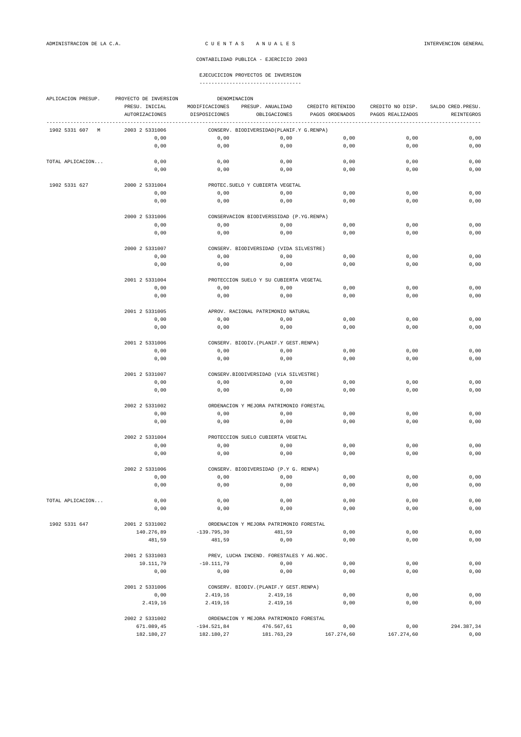ADMINISTRACION DE LA C.A. C U E N T A S A N U A L E S INTERVENCION GENERAL

CONTABILIDAD PUBLICA - EJERCICIO 2003

EJECUCICION PROYECTOS DE INVERSION

| APLICACION PRESUP. | PROYECTO DE INVERSION | DENOMINACION | | | | |
|---|---|---|---|---|---|---|
| | PRESU. INICIAL | MODIFICACIONES | PRESUP. ANUALIDAD | CREDITO RETENIDO | CREDITO NO DISP. | SALDO CRED.PRESU. |
| | AUTORIZACIONES | DISPOSICIONES | OBLIGACIONES | PAGOS ORDENADOS | PAGOS REALIZADOS | REINTEGROS |
| 1902 5331 607 M | 2003 2 5331006 | CONSERV. BIODIVERSIDAD(PLANIF.Y G.RENPA) | | | | |
| | 0,00 | 0,00 | 0,00 | 0,00 | 0,00 | 0,00 |
| | 0,00 | 0,00 | 0,00 | 0,00 | 0,00 | 0,00 |
| TOTAL APLICACION... | 0,00 | 0,00 | 0,00 | 0,00 | 0,00 | 0,00 |
| | 0,00 | 0,00 | 0,00 | 0,00 | 0,00 | 0,00 |
| 1902 5331 627 | 2000 2 5331004 | PROTEC.SUELO Y CUBIERTA VEGETAL | | | | |
| | 0,00 | 0,00 | 0,00 | 0,00 | 0,00 | 0,00 |
| | 0,00 | 0,00 | 0,00 | 0,00 | 0,00 | 0,00 |
| | 2000 2 5331006 | CONSERVACION BIODIVERSSIDAD (P.YG.RENPA) | | | | |
| | 0,00 | 0,00 | 0,00 | 0,00 | 0,00 | 0,00 |
| | 0,00 | 0,00 | 0,00 | 0,00 | 0,00 | 0,00 |
| | 2000 2 5331007 | CONSERV. BIODIVERSIDAD (VIDA SILVESTRE) | | | | |
| | 0,00 | 0,00 | 0,00 | 0,00 | 0,00 | 0,00 |
| | 0,00 | 0,00 | 0,00 | 0,00 | 0,00 | 0,00 |
| | 2001 2 5331004 | PROTECCION SUELO Y SU CUBIERTA VEGETAL | | | | |
| | 0,00 | 0,00 | 0,00 | 0,00 | 0,00 | 0,00 |
| | 0,00 | 0,00 | 0,00 | 0,00 | 0,00 | 0,00 |
| | 2001 2 5331005 | APROV. RACIONAL PATRIMONIO NATURAL | | | | |
| | 0,00 | 0,00 | 0,00 | 0,00 | 0,00 | 0,00 |
| | 0,00 | 0,00 | 0,00 | 0,00 | 0,00 | 0,00 |
| | 2001 2 5331006 | CONSERV. BIODIV.(PLANIF.Y GEST.RENPA) | | | | |
| | 0,00 | 0,00 | 0,00 | 0,00 | 0,00 | 0,00 |
| | 0,00 | 0,00 | 0,00 | 0,00 | 0,00 | 0,00 |
| | 2001 2 5331007 | CONSERV.BIODIVERSIDAD (ViA SILVESTRE) | | | | |
| | 0,00 | 0,00 | 0,00 | 0,00 | 0,00 | 0,00 |
| | 0,00 | 0,00 | 0,00 | 0,00 | 0,00 | 0,00 |
| | 2002 2 5331002 | ORDENACION Y MEJORA PATRIMONIO FORESTAL | | | | |
| | 0,00 | 0,00 | 0,00 | 0,00 | 0,00 | 0,00 |
| | 0,00 | 0,00 | 0,00 | 0,00 | 0,00 | 0,00 |
| | 2002 2 5331004 | PROTECCION SUELO CUBIERTA VEGETAL | | | | |
| | 0,00 | 0,00 | 0,00 | 0,00 | 0,00 | 0,00 |
| | 0,00 | 0,00 | 0,00 | 0,00 | 0,00 | 0,00 |
| | 2002 2 5331006 | CONSERV. BIODIVERSIDAD (P.Y G. RENPA) | | | | |
| | 0,00 | 0,00 | 0,00 | 0,00 | 0,00 | 0,00 |
| | 0,00 | 0,00 | 0,00 | 0,00 | 0,00 | 0,00 |
| TOTAL APLICACION... | 0,00 | 0,00 | 0,00 | 0,00 | 0,00 | 0,00 |
| | 0,00 | 0,00 | 0,00 | 0,00 | 0,00 | 0,00 |
| 1902 5331 647 | 2001 2 5331002 | ORDENACION Y MEJORA PATRIMONIO FORESTAL | | | | |
| | 140.276,89 | -139.795,30 | 481,59 | 0,00 | 0,00 | 0,00 |
| | 481,59 | 481,59 | 0,00 | 0,00 | 0,00 | 0,00 |
| | 2001 2 5331003 | PREV, LUCHA INCEND. FORESTALES Y AG.NOC. | | | | |
| | 10.111,79 | -10.111,79 | 0,00 | 0,00 | 0,00 | 0,00 |
| | 0,00 | 0,00 | 0,00 | 0,00 | 0,00 | 0,00 |
| | 2001 2 5331006 | CONSERV. BIODIV.(PLANIF.Y GEST.RENPA) | | | | |
| | 0,00 | 2.419,16 | 2.419,16 | 0,00 | 0,00 | 0,00 |
| | 2.419,16 | 2.419,16 | 2.419,16 | 0,00 | 0,00 | 0,00 |
| | 2002 2 5331002 | ORDENACION Y MEJORA PATRIMONIO FORESTAL | | | | |
| | 671.089,45 | -194.521,84 | 476.567,61 | 0,00 | 0,00 | 294.387,34 |
| | 182.180,27 | 182.180,27 | 181.763,29 | 167.274,60 | 167.274,60 | 0,00 |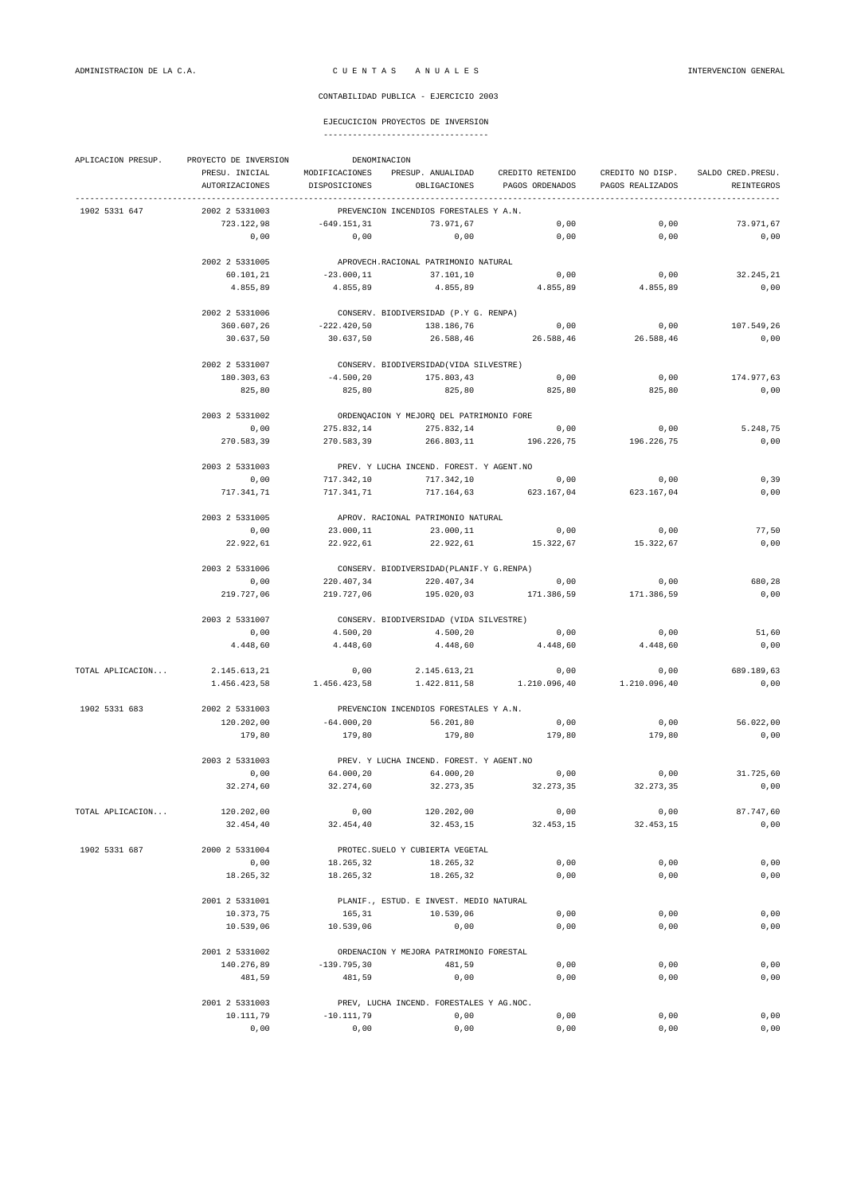ADMINISTRACION DE LA C.A. — CUENTAS ANUALES — INTERVENCION GENERAL

CONTABILIDAD PUBLICA - EJERCICIO 2003

## EJECUCICION PROYECTOS DE INVERSION

| APLICACION PRESUP. | PROYECTO DE INVERSION | DENOMINACION | | | | |
|---|---|---|---|---|---|---|
| | PRESU. INICIAL | MODIFICACIONES | PRESUP. ANUALIDAD | CREDITO RETENIDO | CREDITO NO DISP. | SALDO CRED.PRESU. |
| | AUTORIZACIONES | DISPOSICIONES | OBLIGACIONES | PAGOS ORDENADOS | PAGOS REALIZADOS | REINTEGROS |
| 1902 5331 647 | 2002 2 5331003 | PREVENCION INCENDIOS FORESTALES Y A.N. | | | | |
| | 723.122,98 | -649.151,31 | 73.971,67 | 0,00 | 0,00 | 73.971,67 |
| | 0,00 | 0,00 | 0,00 | 0,00 | 0,00 | 0,00 |
| | 2002 2 5331005 | APROVECH.RACIONAL PATRIMONIO NATURAL | | | | |
| | 60.101,21 | -23.000,11 | 37.101,10 | 0,00 | 0,00 | 32.245,21 |
| | 4.855,89 | 4.855,89 | 4.855,89 | 4.855,89 | 4.855,89 | 0,00 |
| | 2002 2 5331006 | CONSERV. BIODIVERSIDAD (P.Y G. RENPA) | | | | |
| | 360.607,26 | -222.420,50 | 138.186,76 | 0,00 | 0,00 | 107.549,26 |
| | 30.637,50 | 30.637,50 | 26.588,46 | 26.588,46 | 26.588,46 | 0,00 |
| | 2002 2 5331007 | CONSERV. BIODIVERSIDAD(VIDA SILVESTRE) | | | | |
| | 180.303,63 | -4.500,20 | 175.803,43 | 0,00 | 0,00 | 174.977,63 |
| | 825,80 | 825,80 | 825,80 | 825,80 | 825,80 | 0,00 |
| | 2003 2 5331002 | ORDENQACION Y MEJORQ DEL PATRIMONIO FORE | | | | |
| | 0,00 | 275.832,14 | 275.832,14 | 0,00 | 0,00 | 5.248,75 |
| | 270.583,39 | 270.583,39 | 266.803,11 | 196.226,75 | 196.226,75 | 0,00 |
| | 2003 2 5331003 | PREV. Y LUCHA INCEND. FOREST. Y AGENT.NO | | | | |
| | 0,00 | 717.342,10 | 717.342,10 | 0,00 | 0,00 | 0,39 |
| | 717.341,71 | 717.341,71 | 717.164,63 | 623.167,04 | 623.167,04 | 0,00 |
| | 2003 2 5331005 | APROV. RACIONAL PATRIMONIO NATURAL | | | | |
| | 0,00 | 23.000,11 | 23.000,11 | 0,00 | 0,00 | 77,50 |
| | 22.922,61 | 22.922,61 | 22.922,61 | 15.322,67 | 15.322,67 | 0,00 |
| | 2003 2 5331006 | CONSERV. BIODIVERSIDAD(PLANIF.Y G.RENPA) | | | | |
| | 0,00 | 220.407,34 | 220.407,34 | 0,00 | 0,00 | 680,28 |
| | 219.727,06 | 219.727,06 | 195.020,03 | 171.386,59 | 171.386,59 | 0,00 |
| | 2003 2 5331007 | CONSERV. BIODIVERSIDAD (VIDA SILVESTRE) | | | | |
| | 0,00 | 4.500,20 | 4.500,20 | 0,00 | 0,00 | 51,60 |
| | 4.448,60 | 4.448,60 | 4.448,60 | 4.448,60 | 4.448,60 | 0,00 |
| TOTAL APLICACION... | 2.145.613,21 | 0,00 | 2.145.613,21 | 0,00 | 0,00 | 689.189,63 |
| | 1.456.423,58 | 1.456.423,58 | 1.422.811,58 | 1.210.096,40 | 1.210.096,40 | 0,00 |
| 1902 5331 683 | 2002 2 5331003 | PREVENCION INCENDIOS FORESTALES Y A.N. | | | | |
| | 120.202,00 | -64.000,20 | 56.201,80 | 0,00 | 0,00 | 56.022,00 |
| | 179,80 | 179,80 | 179,80 | 179,80 | 179,80 | 0,00 |
| | 2003 2 5331003 | PREV. Y LUCHA INCEND. FOREST. Y AGENT.NO | | | | |
| | 0,00 | 64.000,20 | 64.000,20 | 0,00 | 0,00 | 31.725,60 |
| | 32.274,60 | 32.274,60 | 32.273,35 | 32.273,35 | 32.273,35 | 0,00 |
| TOTAL APLICACION... | 120.202,00 | 0,00 | 120.202,00 | 0,00 | 0,00 | 87.747,60 |
| | 32.454,40 | 32.454,40 | 32.453,15 | 32.453,15 | 32.453,15 | 0,00 |
| 1902 5331 687 | 2000 2 5331004 | PROTEC.SUELO Y CUBIERTA VEGETAL | | | | |
| | 0,00 | 18.265,32 | 18.265,32 | 0,00 | 0,00 | 0,00 |
| | 18.265,32 | 18.265,32 | 18.265,32 | 0,00 | 0,00 | 0,00 |
| | 2001 2 5331001 | PLANIF., ESTUD. E INVEST. MEDIO NATURAL | | | | |
| | 10.373,75 | 165,31 | 10.539,06 | 0,00 | 0,00 | 0,00 |
| | 10.539,06 | 10.539,06 | 0,00 | 0,00 | 0,00 | 0,00 |
| | 2001 2 5331002 | ORDENACION Y MEJORA PATRIMONIO FORESTAL | | | | |
| | 140.276,89 | -139.795,30 | 481,59 | 0,00 | 0,00 | 0,00 |
| | 481,59 | 481,59 | 0,00 | 0,00 | 0,00 | 0,00 |
| | 2001 2 5331003 | PREV, LUCHA INCEND. FORESTALES Y AG.NOC. | | | | |
| | 10.111,79 | -10.111,79 | 0,00 | 0,00 | 0,00 | 0,00 |
| | 0,00 | 0,00 | 0,00 | 0,00 | 0,00 | 0,00 |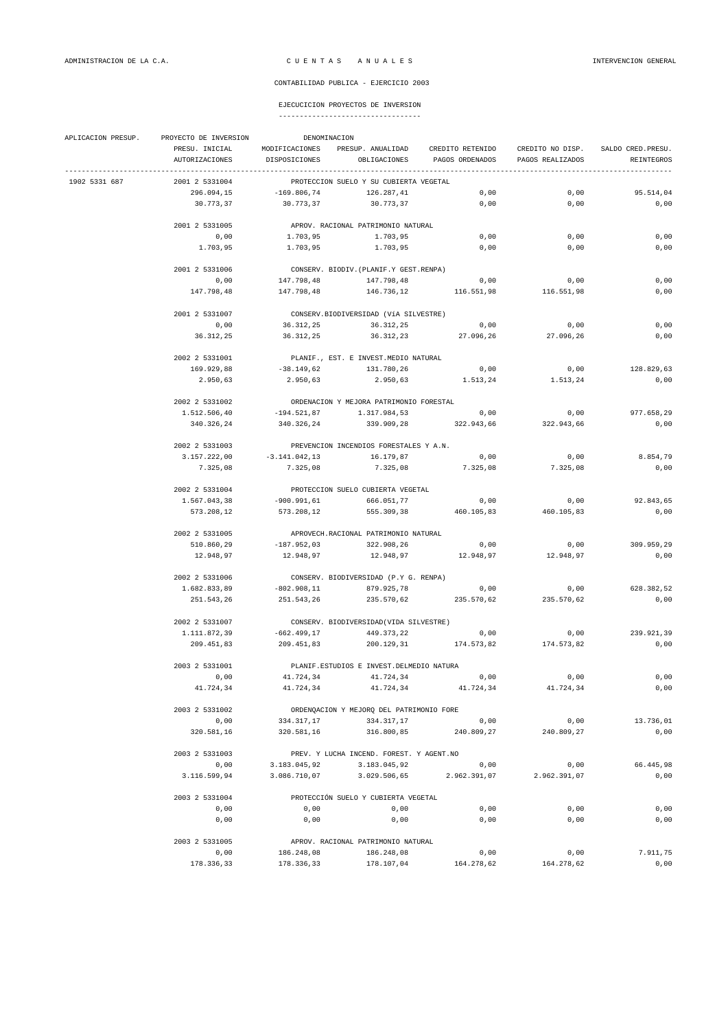ADMINISTRACION DE LA C.A. — C U E N T A S   A N U A L E S — INTERVENCION GENERAL

CONTABILIDAD PUBLICA - EJERCICIO 2003

## EJECUCICION PROYECTOS DE INVERSION

| APLICACION PRESUP. | PROYECTO DE INVERSION | DENOMINACION | | | | |
|---|---|---|---|---|---|---|
| | PRESU. INICIAL | MODIFICACIONES | PRESUP. ANUALIDAD | CREDITO RETENIDO | CREDITO NO DISP. | SALDO CRED.PRESU. |
| | AUTORIZACIONES | DISPOSICIONES | OBLIGACIONES | PAGOS ORDENADOS | PAGOS REALIZADOS | REINTEGROS |
| 1902 5331 687 | 2001 2 5331004 | PROTECCION SUELO Y SU CUBIERTA VEGETAL | | | | |
| | 296.094,15 | -169.806,74 | 126.287,41 | 0,00 | 0,00 | 95.514,04 |
| | 30.773,37 | 30.773,37 | 30.773,37 | 0,00 | 0,00 | 0,00 |
| | 2001 2 5331005 | APROV. RACIONAL PATRIMONIO NATURAL | | | | |
| | 0,00 | 1.703,95 | 1.703,95 | 0,00 | 0,00 | 0,00 |
| | 1.703,95 | 1.703,95 | 1.703,95 | 0,00 | 0,00 | 0,00 |
| | 2001 2 5331006 | CONSERV. BIODIV.(PLANIF.Y GEST.RENPA) | | | | |
| | 0,00 | 147.798,48 | 147.798,48 | 0,00 | 0,00 | 0,00 |
| | 147.798,48 | 147.798,48 | 146.736,12 | 116.551,98 | 116.551,98 | 0,00 |
| | 2001 2 5331007 | CONSERV.BIODIVERSIDAD (ViA SILVESTRE) | | | | |
| | 0,00 | 36.312,25 | 36.312,25 | 0,00 | 0,00 | 0,00 |
| | 36.312,25 | 36.312,25 | 36.312,23 | 27.096,26 | 27.096,26 | 0,00 |
| | 2002 2 5331001 | PLANIF., EST. E INVEST.MEDIO NATURAL | | | | |
| | 169.929,88 | -38.149,62 | 131.780,26 | 0,00 | 0,00 | 128.829,63 |
| | 2.950,63 | 2.950,63 | 2.950,63 | 1.513,24 | 1.513,24 | 0,00 |
| | 2002 2 5331002 | ORDENACION Y MEJORA PATRIMONIO FORESTAL | | | | |
| | 1.512.506,40 | -194.521,87 | 1.317.984,53 | 0,00 | 0,00 | 977.658,29 |
| | 340.326,24 | 340.326,24 | 339.909,28 | 322.943,66 | 322.943,66 | 0,00 |
| | 2002 2 5331003 | PREVENCION INCENDIOS FORESTALES Y A.N. | | | | |
| | 3.157.222,00 | -3.141.042,13 | 16.179,87 | 0,00 | 0,00 | 8.854,79 |
| | 7.325,08 | 7.325,08 | 7.325,08 | 7.325,08 | 7.325,08 | 0,00 |
| | 2002 2 5331004 | PROTECCION SUELO CUBIERTA VEGETAL | | | | |
| | 1.567.043,38 | -900.991,61 | 666.051,77 | 0,00 | 0,00 | 92.843,65 |
| | 573.208,12 | 573.208,12 | 555.309,38 | 460.105,83 | 460.105,83 | 0,00 |
| | 2002 2 5331005 | APROVECH.RACIONAL PATRIMONIO NATURAL | | | | |
| | 510.860,29 | -187.952,03 | 322.908,26 | 0,00 | 0,00 | 309.959,29 |
| | 12.948,97 | 12.948,97 | 12.948,97 | 12.948,97 | 12.948,97 | 0,00 |
| | 2002 2 5331006 | CONSERV. BIODIVERSIDAD (P.Y G. RENPA) | | | | |
| | 1.682.833,89 | -802.908,11 | 879.925,78 | 0,00 | 0,00 | 628.382,52 |
| | 251.543,26 | 251.543,26 | 235.570,62 | 235.570,62 | 235.570,62 | 0,00 |
| | 2002 2 5331007 | CONSERV. BIODIVERSIDAD(VIDA SILVESTRE) | | | | |
| | 1.111.872,39 | -662.499,17 | 449.373,22 | 0,00 | 0,00 | 239.921,39 |
| | 209.451,83 | 209.451,83 | 200.129,31 | 174.573,82 | 174.573,82 | 0,00 |
| | 2003 2 5331001 | PLANIF.ESTUDIOS E INVEST.DELMEDIO NATURA | | | | |
| | 0,00 | 41.724,34 | 41.724,34 | 0,00 | 0,00 | 0,00 |
| | 41.724,34 | 41.724,34 | 41.724,34 | 41.724,34 | 41.724,34 | 0,00 |
| | 2003 2 5331002 | ORDENQACION Y MEJORQ DEL PATRIMONIO FORE | | | | |
| | 0,00 | 334.317,17 | 334.317,17 | 0,00 | 0,00 | 13.736,01 |
| | 320.581,16 | 320.581,16 | 316.800,85 | 240.809,27 | 240.809,27 | 0,00 |
| | 2003 2 5331003 | PREV. Y LUCHA INCEND. FOREST. Y AGENT.NO | | | | |
| | 0,00 | 3.183.045,92 | 3.183.045,92 | 0,00 | 0,00 | 66.445,98 |
| | 3.116.599,94 | 3.086.710,07 | 3.029.506,65 | 2.962.391,07 | 2.962.391,07 | 0,00 |
| | 2003 2 5331004 | PROTECCIÓN SUELO Y CUBIERTA VEGETAL | | | | |
| | 0,00 | 0,00 | 0,00 | 0,00 | 0,00 | 0,00 |
| | 0,00 | 0,00 | 0,00 | 0,00 | 0,00 | 0,00 |
| | 2003 2 5331005 | APROV. RACIONAL PATRIMONIO NATURAL | | | | |
| | 0,00 | 186.248,08 | 186.248,08 | 0,00 | 0,00 | 7.911,75 |
| | 178.336,33 | 178.336,33 | 178.107,04 | 164.278,62 | 164.278,62 | 0,00 |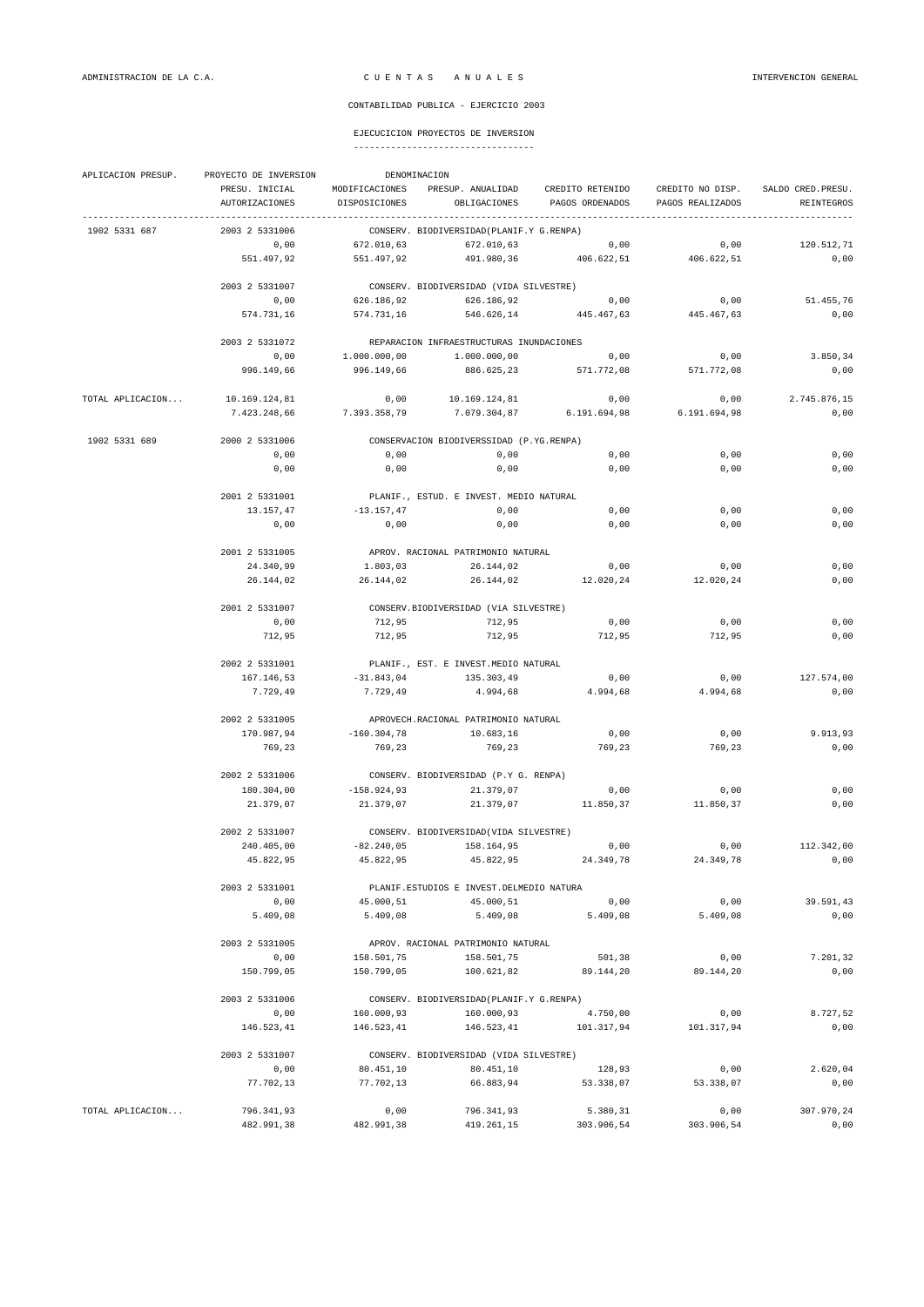ADMINISTRACION DE LA C.A. — C U E N T A S   A N U A L E S — INTERVENCION GENERAL

CONTABILIDAD PUBLICA - EJERCICIO 2003

## EJECUCICION PROYECTOS DE INVERSION

| APLICACION PRESUP. | PROYECTO DE INVERSION | DENOMINACION | | | | |
|---|---|---|---|---|---|---|
| | PRESU. INICIAL | MODIFICACIONES | PRESUP. ANUALIDAD | CREDITO RETENIDO | CREDITO NO DISP. | SALDO CRED.PRESU. |
| | AUTORIZACIONES | DISPOSICIONES | OBLIGACIONES | PAGOS ORDENADOS | PAGOS REALIZADOS | REINTEGROS |
| 1902 5331 687 | 2003 2 5331006 | CONSERV. BIODIVERSIDAD(PLANIF.Y G.RENPA) | | | | |
| | 0,00 | 672.010,63 | 672.010,63 | 0,00 | 0,00 | 120.512,71 |
| | 551.497,92 | 551.497,92 | 491.980,36 | 406.622,51 | 406.622,51 | 0,00 |
| | 2003 2 5331007 | CONSERV. BIODIVERSIDAD (VIDA SILVESTRE) | | | | |
| | 0,00 | 626.186,92 | 626.186,92 | 0,00 | 0,00 | 51.455,76 |
| | 574.731,16 | 574.731,16 | 546.626,14 | 445.467,63 | 445.467,63 | 0,00 |
| | 2003 2 5331072 | REPARACION INFRAESTRUCTURAS INUNDACIONES | | | | |
| | 0,00 | 1.000.000,00 | 1.000.000,00 | 0,00 | 0,00 | 3.850,34 |
| | 996.149,66 | 996.149,66 | 886.625,23 | 571.772,08 | 571.772,08 | 0,00 |
| TOTAL APLICACION... | 10.169.124,81 | 0,00 | 10.169.124,81 | 0,00 | 0,00 | 2.745.876,15 |
| | 7.423.248,66 | 7.393.358,79 | 7.079.304,87 | 6.191.694,98 | 6.191.694,98 | 0,00 |
| 1902 5331 689 | 2000 2 5331006 | CONSERVACION BIODIVERSSIDAD (P.YG.RENPA) | | | | |
| | 0,00 | 0,00 | 0,00 | 0,00 | 0,00 | 0,00 |
| | 0,00 | 0,00 | 0,00 | 0,00 | 0,00 | 0,00 |
| | 2001 2 5331001 | PLANIF., ESTUD. E INVEST. MEDIO NATURAL | | | | |
| | 13.157,47 | -13.157,47 | 0,00 | 0,00 | 0,00 | 0,00 |
| | 0,00 | 0,00 | 0,00 | 0,00 | 0,00 | 0,00 |
| | 2001 2 5331005 | APROV. RACIONAL PATRIMONIO NATURAL | | | | |
| | 24.340,99 | 1.803,03 | 26.144,02 | 0,00 | 0,00 | 0,00 |
| | 26.144,02 | 26.144,02 | 26.144,02 | 12.020,24 | 12.020,24 | 0,00 |
| | 2001 2 5331007 | CONSERV.BIODIVERSIDAD (ViA SILVESTRE) | | | | |
| | 0,00 | 712,95 | 712,95 | 0,00 | 0,00 | 0,00 |
| | 712,95 | 712,95 | 712,95 | 712,95 | 712,95 | 0,00 |
| | 2002 2 5331001 | PLANIF., EST. E INVEST.MEDIO NATURAL | | | | |
| | 167.146,53 | -31.843,04 | 135.303,49 | 0,00 | 0,00 | 127.574,00 |
| | 7.729,49 | 7.729,49 | 4.994,68 | 4.994,68 | 4.994,68 | 0,00 |
| | 2002 2 5331005 | APROVECH.RACIONAL PATRIMONIO NATURAL | | | | |
| | 170.987,94 | -160.304,78 | 10.683,16 | 0,00 | 0,00 | 9.913,93 |
| | 769,23 | 769,23 | 769,23 | 769,23 | 769,23 | 0,00 |
| | 2002 2 5331006 | CONSERV. BIODIVERSIDAD (P.Y G. RENPA) | | | | |
| | 180.304,00 | -158.924,93 | 21.379,07 | 0,00 | 0,00 | 0,00 |
| | 21.379,07 | 21.379,07 | 21.379,07 | 11.850,37 | 11.850,37 | 0,00 |
| | 2002 2 5331007 | CONSERV. BIODIVERSIDAD(VIDA SILVESTRE) | | | | |
| | 240.405,00 | -82.240,05 | 158.164,95 | 0,00 | 0,00 | 112.342,00 |
| | 45.822,95 | 45.822,95 | 45.822,95 | 24.349,78 | 24.349,78 | 0,00 |
| | 2003 2 5331001 | PLANIF.ESTUDIOS E INVEST.DELMEDIO NATURA | | | | |
| | 0,00 | 45.000,51 | 45.000,51 | 0,00 | 0,00 | 39.591,43 |
| | 5.409,08 | 5.409,08 | 5.409,08 | 5.409,08 | 5.409,08 | 0,00 |
| | 2003 2 5331005 | APROV. RACIONAL PATRIMONIO NATURAL | | | | |
| | 0,00 | 158.501,75 | 158.501,75 | 501,38 | 0,00 | 7.201,32 |
| | 150.799,05 | 150.799,05 | 100.621,82 | 89.144,20 | 89.144,20 | 0,00 |
| | 2003 2 5331006 | CONSERV. BIODIVERSIDAD(PLANIF.Y G.RENPA) | | | | |
| | 0,00 | 160.000,93 | 160.000,93 | 4.750,00 | 0,00 | 8.727,52 |
| | 146.523,41 | 146.523,41 | 146.523,41 | 101.317,94 | 101.317,94 | 0,00 |
| | 2003 2 5331007 | CONSERV. BIODIVERSIDAD (VIDA SILVESTRE) | | | | |
| | 0,00 | 80.451,10 | 80.451,10 | 128,93 | 0,00 | 2.620,04 |
| | 77.702,13 | 77.702,13 | 66.883,94 | 53.338,07 | 53.338,07 | 0,00 |
| TOTAL APLICACION... | 796.341,93 | 0,00 | 796.341,93 | 5.380,31 | 0,00 | 307.970,24 |
| | 482.991,38 | 482.991,38 | 419.261,15 | 303.906,54 | 303.906,54 | 0,00 |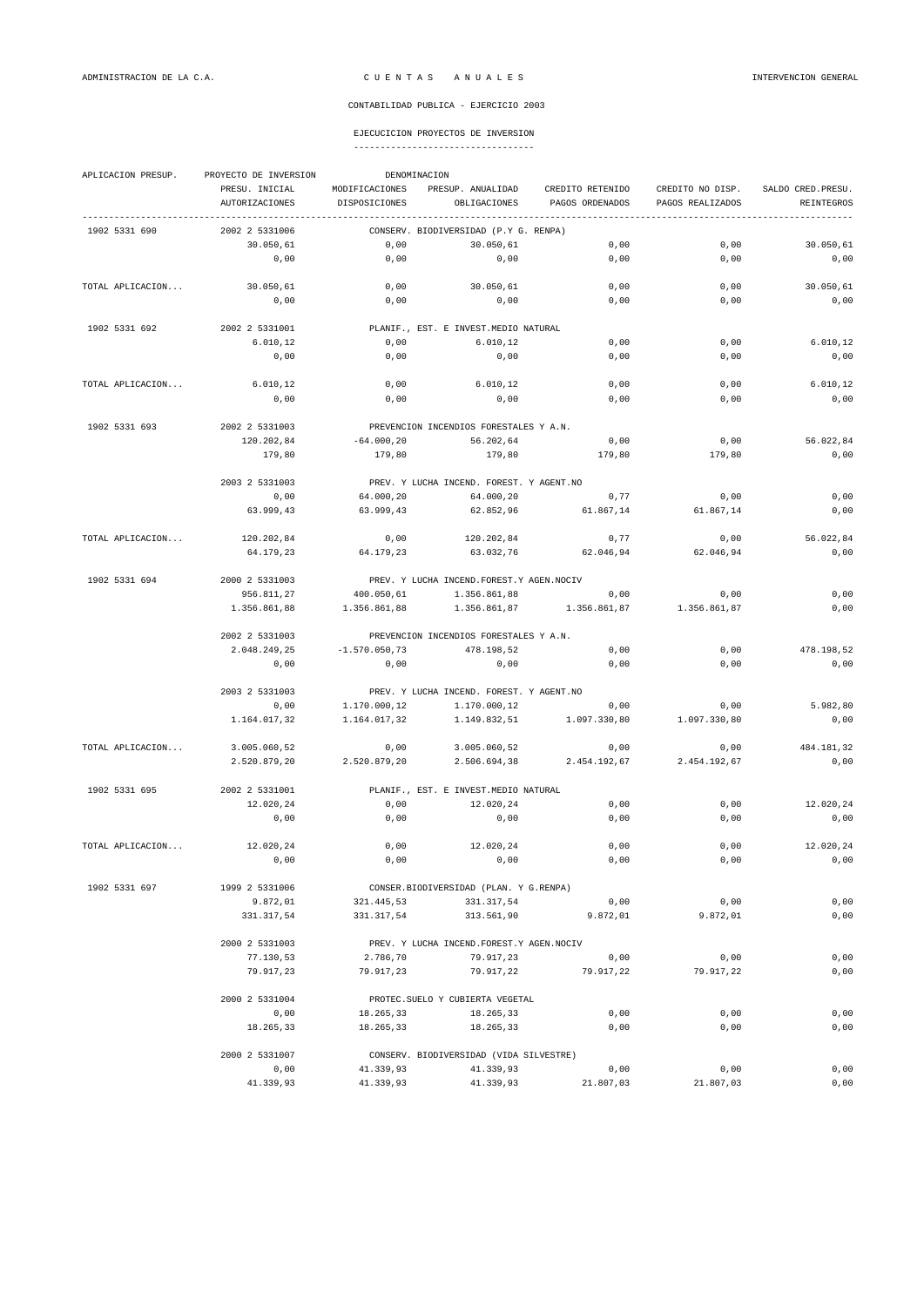CONTABILIDAD PUBLICA - EJERCICIO 2003

## EJECUCICION PROYECTOS DE INVERSION

| APLICACION PRESUP. | PROYECTO DE INVERSION | DENOMINACION | | | | |
|---|---|---|---|---|---|---|
| | PRESU. INICIAL | MODIFICACIONES | PRESUP. ANUALIDAD | CREDITO RETENIDO | CREDITO NO DISP. | SALDO CRED.PRESU. |
| | AUTORIZACIONES | DISPOSICIONES | OBLIGACIONES | PAGOS ORDENADOS | PAGOS REALIZADOS | REINTEGROS |
| 1902 5331 690 | 2002 2 5331006 | CONSERV. BIODIVERSIDAD (P.Y G. RENPA) | | | | |
| | 30.050,61 | 0,00 | 30.050,61 | 0,00 | 0,00 | 30.050,61 |
| | 0,00 | 0,00 | 0,00 | 0,00 | 0,00 | 0,00 |
| TOTAL APLICACION... | 30.050,61 | 0,00 | 30.050,61 | 0,00 | 0,00 | 30.050,61 |
| | 0,00 | 0,00 | 0,00 | 0,00 | 0,00 | 0,00 |
| 1902 5331 692 | 2002 2 5331001 | PLANIF., EST. E INVEST.MEDIO NATURAL | | | | |
| | 6.010,12 | 0,00 | 6.010,12 | 0,00 | 0,00 | 6.010,12 |
| | 0,00 | 0,00 | 0,00 | 0,00 | 0,00 | 0,00 |
| TOTAL APLICACION... | 6.010,12 | 0,00 | 6.010,12 | 0,00 | 0,00 | 6.010,12 |
| | 0,00 | 0,00 | 0,00 | 0,00 | 0,00 | 0,00 |
| 1902 5331 693 | 2002 2 5331003 | PREVENCION INCENDIOS FORESTALES Y A.N. | | | | |
| | 120.202,84 | -64.000,20 | 56.202,64 | 0,00 | 0,00 | 56.022,84 |
| | 179,80 | 179,80 | 179,80 | 179,80 | 179,80 | 0,00 |
| | 2003 2 5331003 | PREV. Y LUCHA INCEND. FOREST. Y AGENT.NO | | | | |
| | 0,00 | 64.000,20 | 64.000,20 | 0,77 | 0,00 | 0,00 |
| | 63.999,43 | 63.999,43 | 62.852,96 | 61.867,14 | 61.867,14 | 0,00 |
| TOTAL APLICACION... | 120.202,84 | 0,00 | 120.202,84 | 0,77 | 0,00 | 56.022,84 |
| | 64.179,23 | 64.179,23 | 63.032,76 | 62.046,94 | 62.046,94 | 0,00 |
| 1902 5331 694 | 2000 2 5331003 | PREV. Y LUCHA INCEND.FOREST.Y AGEN.NOCIV | | | | |
| | 956.811,27 | 400.050,61 | 1.356.861,88 | 0,00 | 0,00 | 0,00 |
| | 1.356.861,88 | 1.356.861,88 | 1.356.861,87 | 1.356.861,87 | 1.356.861,87 | 0,00 |
| | 2002 2 5331003 | PREVENCION INCENDIOS FORESTALES Y A.N. | | | | |
| | 2.048.249,25 | -1.570.050,73 | 478.198,52 | 0,00 | 0,00 | 478.198,52 |
| | 0,00 | 0,00 | 0,00 | 0,00 | 0,00 | 0,00 |
| | 2003 2 5331003 | PREV. Y LUCHA INCEND. FOREST. Y AGENT.NO | | | | |
| | 0,00 | 1.170.000,12 | 1.170.000,12 | 0,00 | 0,00 | 5.982,80 |
| | 1.164.017,32 | 1.164.017,32 | 1.149.832,51 | 1.097.330,80 | 1.097.330,80 | 0,00 |
| TOTAL APLICACION... | 3.005.060,52 | 0,00 | 3.005.060,52 | 0,00 | 0,00 | 484.181,32 |
| | 2.520.879,20 | 2.520.879,20 | 2.506.694,38 | 2.454.192,67 | 2.454.192,67 | 0,00 |
| 1902 5331 695 | 2002 2 5331001 | PLANIF., EST. E INVEST.MEDIO NATURAL | | | | |
| | 12.020,24 | 0,00 | 12.020,24 | 0,00 | 0,00 | 12.020,24 |
| | 0,00 | 0,00 | 0,00 | 0,00 | 0,00 | 0,00 |
| TOTAL APLICACION... | 12.020,24 | 0,00 | 12.020,24 | 0,00 | 0,00 | 12.020,24 |
| | 0,00 | 0,00 | 0,00 | 0,00 | 0,00 | 0,00 |
| 1902 5331 697 | 1999 2 5331006 | CONSER.BIODIVERSIDAD (PLAN. Y G.RENPA) | | | | |
| | 9.872,01 | 321.445,53 | 331.317,54 | 0,00 | 0,00 | 0,00 |
| | 331.317,54 | 331.317,54 | 313.561,90 | 9.872,01 | 9.872,01 | 0,00 |
| | 2000 2 5331003 | PREV. Y LUCHA INCEND.FOREST.Y AGEN.NOCIV | | | | |
| | 77.130,53 | 2.786,70 | 79.917,23 | 0,00 | 0,00 | 0,00 |
| | 79.917,23 | 79.917,23 | 79.917,22 | 79.917,22 | 79.917,22 | 0,00 |
| | 2000 2 5331004 | PROTEC.SUELO Y CUBIERTA VEGETAL | | | | |
| | 0,00 | 18.265,33 | 18.265,33 | 0,00 | 0,00 | 0,00 |
| | 18.265,33 | 18.265,33 | 18.265,33 | 0,00 | 0,00 | 0,00 |
| | 2000 2 5331007 | CONSERV. BIODIVERSIDAD (VIDA SILVESTRE) | | | | |
| | 0,00 | 41.339,93 | 41.339,93 | 0,00 | 0,00 | 0,00 |
| | 41.339,93 | 41.339,93 | 41.339,93 | 21.807,03 | 21.807,03 | 0,00 |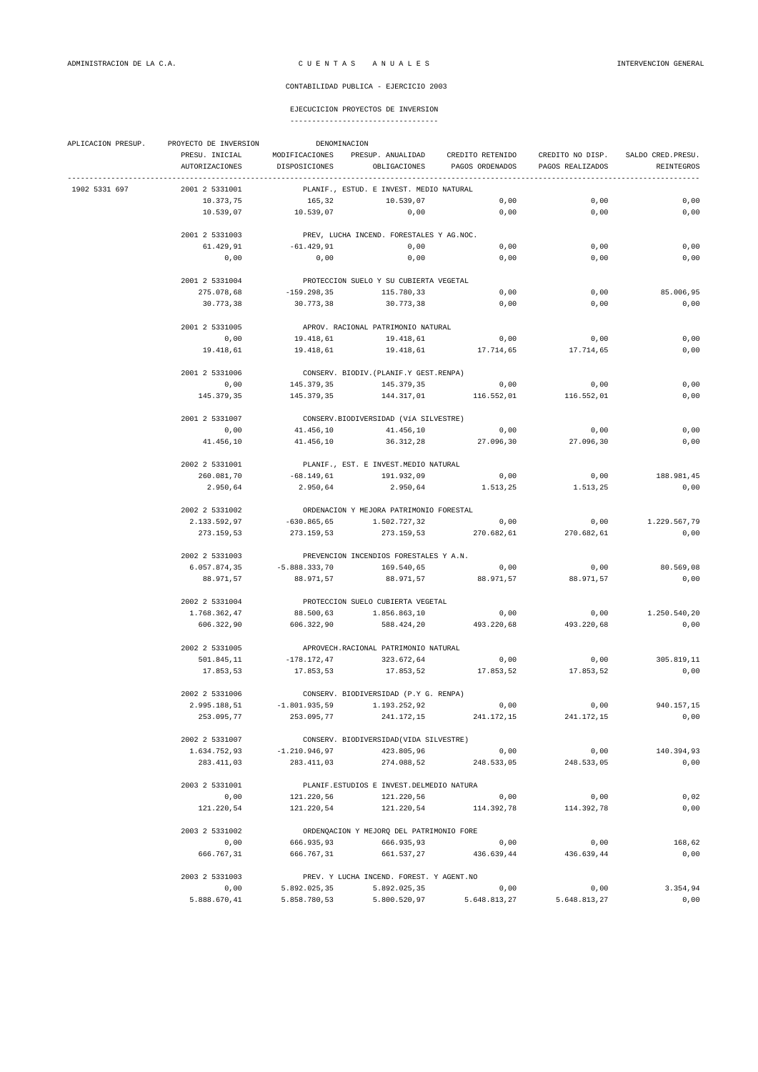ADMINISTRACION DE LA C.A. — C U E N T A S   A N U A L E S — INTERVENCION GENERAL

CONTABILIDAD PUBLICA - EJERCICIO 2003

EJECUCICION PROYECTOS DE INVERSION

| APLICACION PRESUP. | PROYECTO DE INVERSION | DENOMINACION | | | | |
|---|---|---|---|---|---|---|
| | PRESU. INICIAL | MODIFICACIONES | PRESUP. ANUALIDAD | CREDITO RETENIDO | CREDITO NO DISP. | SALDO CRED.PRESU. |
| | AUTORIZACIONES | DISPOSICIONES | OBLIGACIONES | PAGOS ORDENADOS | PAGOS REALIZADOS | REINTEGROS |
| 1902 5331 697 | 2001 2 5331001 | PLANIF., ESTUD. E INVEST. MEDIO NATURAL | | | | |
| | 10.373,75 | 165,32 | 10.539,07 | 0,00 | 0,00 | 0,00 |
| | 10.539,07 | 10.539,07 | 0,00 | 0,00 | 0,00 | 0,00 |
| | 2001 2 5331003 | PREV, LUCHA INCEND. FORESTALES Y AG.NOC. | | | | |
| | 61.429,91 | -61.429,91 | 0,00 | 0,00 | 0,00 | 0,00 |
| | 0,00 | 0,00 | 0,00 | 0,00 | 0,00 | 0,00 |
| | 2001 2 5331004 | PROTECCION SUELO Y SU CUBIERTA VEGETAL | | | | |
| | 275.078,68 | -159.298,35 | 115.780,33 | 0,00 | 0,00 | 85.006,95 |
| | 30.773,38 | 30.773,38 | 30.773,38 | 0,00 | 0,00 | 0,00 |
| | 2001 2 5331005 | APROV. RACIONAL PATRIMONIO NATURAL | | | | |
| | 0,00 | 19.418,61 | 19.418,61 | 0,00 | 0,00 | 0,00 |
| | 19.418,61 | 19.418,61 | 19.418,61 | 17.714,65 | 17.714,65 | 0,00 |
| | 2001 2 5331006 | CONSERV. BIODIV.(PLANIF.Y GEST.RENPA) | | | | |
| | 0,00 | 145.379,35 | 145.379,35 | 0,00 | 0,00 | 0,00 |
| | 145.379,35 | 145.379,35 | 144.317,01 | 116.552,01 | 116.552,01 | 0,00 |
| | 2001 2 5331007 | CONSERV.BIODIVERSIDAD (ViA SILVESTRE) | | | | |
| | 0,00 | 41.456,10 | 41.456,10 | 0,00 | 0,00 | 0,00 |
| | 41.456,10 | 41.456,10 | 36.312,28 | 27.096,30 | 27.096,30 | 0,00 |
| | 2002 2 5331001 | PLANIF., EST. E INVEST.MEDIO NATURAL | | | | |
| | 260.081,70 | -68.149,61 | 191.932,09 | 0,00 | 0,00 | 188.981,45 |
| | 2.950,64 | 2.950,64 | 2.950,64 | 1.513,25 | 1.513,25 | 0,00 |
| | 2002 2 5331002 | ORDENACION Y MEJORA PATRIMONIO FORESTAL | | | | |
| | 2.133.592,97 | -630.865,65 | 1.502.727,32 | 0,00 | 0,00 | 1.229.567,79 |
| | 273.159,53 | 273.159,53 | 273.159,53 | 270.682,61 | 270.682,61 | 0,00 |
| | 2002 2 5331003 | PREVENCION INCENDIOS FORESTALES Y A.N. | | | | |
| | 6.057.874,35 | -5.888.333,70 | 169.540,65 | 0,00 | 0,00 | 80.569,08 |
| | 88.971,57 | 88.971,57 | 88.971,57 | 88.971,57 | 88.971,57 | 0,00 |
| | 2002 2 5331004 | PROTECCION SUELO CUBIERTA VEGETAL | | | | |
| | 1.768.362,47 | 88.500,63 | 1.856.863,10 | 0,00 | 0,00 | 1.250.540,20 |
| | 606.322,90 | 606.322,90 | 588.424,20 | 493.220,68 | 493.220,68 | 0,00 |
| | 2002 2 5331005 | APROVECH.RACIONAL PATRIMONIO NATURAL | | | | |
| | 501.845,11 | -178.172,47 | 323.672,64 | 0,00 | 0,00 | 305.819,11 |
| | 17.853,53 | 17.853,53 | 17.853,52 | 17.853,52 | 17.853,52 | 0,00 |
| | 2002 2 5331006 | CONSERV. BIODIVERSIDAD (P.Y G. RENPA) | | | | |
| | 2.995.188,51 | -1.801.935,59 | 1.193.252,92 | 0,00 | 0,00 | 940.157,15 |
| | 253.095,77 | 253.095,77 | 241.172,15 | 241.172,15 | 241.172,15 | 0,00 |
| | 2002 2 5331007 | CONSERV. BIODIVERSIDAD(VIDA SILVESTRE) | | | | |
| | 1.634.752,93 | -1.210.946,97 | 423.805,96 | 0,00 | 0,00 | 140.394,93 |
| | 283.411,03 | 283.411,03 | 274.088,52 | 248.533,05 | 248.533,05 | 0,00 |
| | 2003 2 5331001 | PLANIF.ESTUDIOS E INVEST.DELMEDIO NATURA | | | | |
| | 0,00 | 121.220,56 | 121.220,56 | 0,00 | 0,00 | 0,02 |
| | 121.220,54 | 121.220,54 | 121.220,54 | 114.392,78 | 114.392,78 | 0,00 |
| | 2003 2 5331002 | ORDENQACION Y MEJORQ DEL PATRIMONIO FORE | | | | |
| | 0,00 | 666.935,93 | 666.935,93 | 0,00 | 0,00 | 168,62 |
| | 666.767,31 | 666.767,31 | 661.537,27 | 436.639,44 | 436.639,44 | 0,00 |
| | 2003 2 5331003 | PREV. Y LUCHA INCEND. FOREST. Y AGENT.NO | | | | |
| | 0,00 | 5.892.025,35 | 5.892.025,35 | 0,00 | 0,00 | 3.354,94 |
| | 5.888.670,41 | 5.858.780,53 | 5.800.520,97 | 5.648.813,27 | 5.648.813,27 | 0,00 |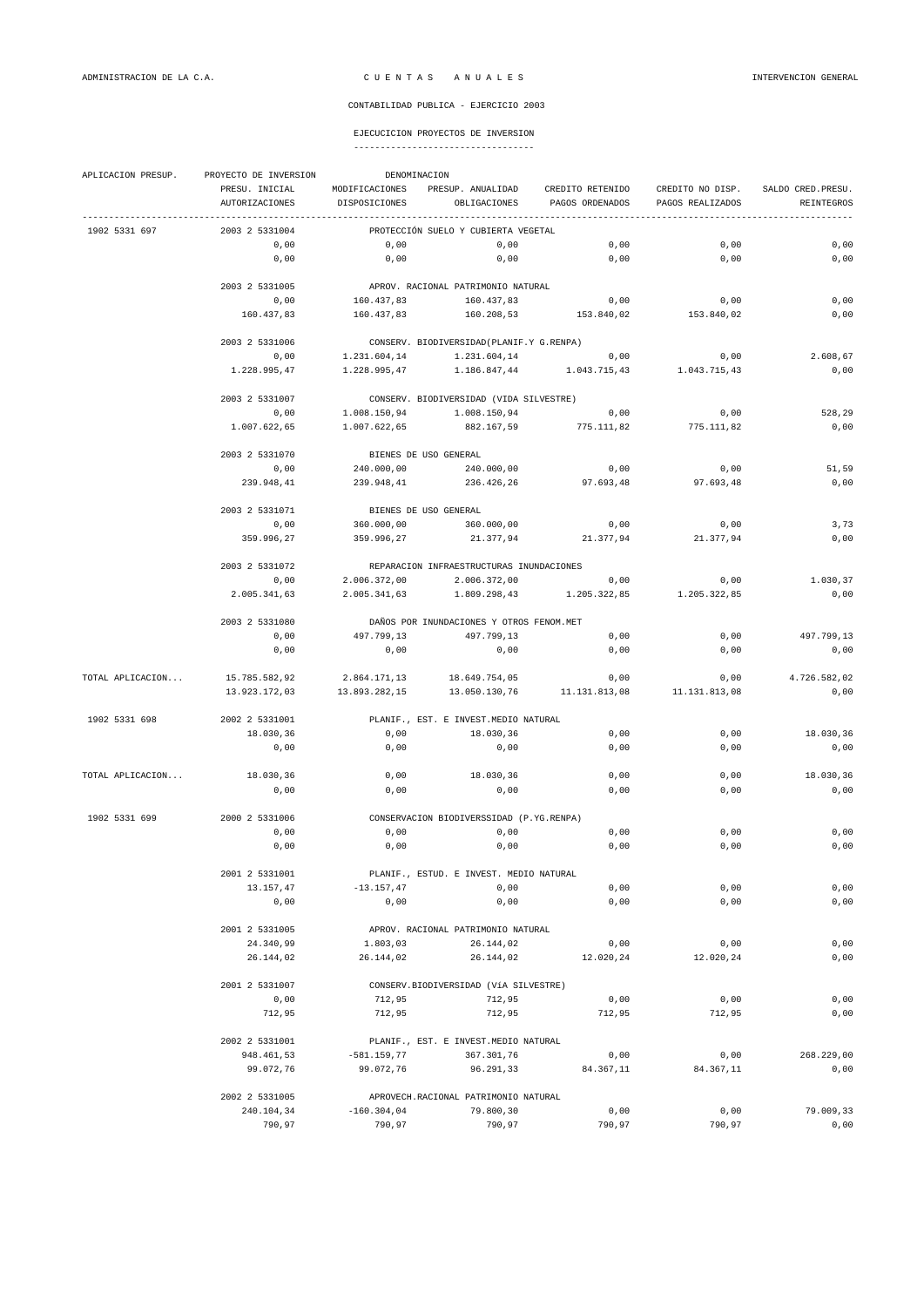ADMINISTRACION DE LA C.A. — C U E N T A S   A N U A L E S — INTERVENCION GENERAL

CONTABILIDAD PUBLICA - EJERCICIO 2003

EJECUCICION PROYECTOS DE INVERSION

| APLICACION PRESUP. | PROYECTO DE INVERSION | DENOMINACION | | | | |
|---|---|---|---|---|---|---|
| | PRESU. INICIAL | MODIFICACIONES | PRESUP. ANUALIDAD | CREDITO RETENIDO | CREDITO NO DISP. | SALDO CRED.PRESU. |
| | AUTORIZACIONES | DISPOSICIONES | OBLIGACIONES | PAGOS ORDENADOS | PAGOS REALIZADOS | REINTEGROS |
| 1902 5331 697 | 2003 2 5331004 | PROTECCIÓN SUELO Y CUBIERTA VEGETAL | | | | |
| | 0,00 | 0,00 | 0,00 | 0,00 | 0,00 | 0,00 |
| | 0,00 | 0,00 | 0,00 | 0,00 | 0,00 | 0,00 |
| | 2003 2 5331005 | APROV. RACIONAL PATRIMONIO NATURAL | | | | |
| | 0,00 | 160.437,83 | 160.437,83 | 0,00 | 0,00 | 0,00 |
| | 160.437,83 | 160.437,83 | 160.208,53 | 153.840,02 | 153.840,02 | 0,00 |
| | 2003 2 5331006 | CONSERV. BIODIVERSIDAD(PLANIF.Y G.RENPA) | | | | |
| | 0,00 | 1.231.604,14 | 1.231.604,14 | 0,00 | 0,00 | 2.608,67 |
| | 1.228.995,47 | 1.228.995,47 | 1.186.847,44 | 1.043.715,43 | 1.043.715,43 | 0,00 |
| | 2003 2 5331007 | CONSERV. BIODIVERSIDAD (VIDA SILVESTRE) | | | | |
| | 0,00 | 1.008.150,94 | 1.008.150,94 | 0,00 | 0,00 | 528,29 |
| | 1.007.622,65 | 1.007.622,65 | 882.167,59 | 775.111,82 | 775.111,82 | 0,00 |
| | 2003 2 5331070 | BIENES DE USO GENERAL | | | | |
| | 0,00 | 240.000,00 | 240.000,00 | 0,00 | 0,00 | 51,59 |
| | 239.948,41 | 239.948,41 | 236.426,26 | 97.693,48 | 97.693,48 | 0,00 |
| | 2003 2 5331071 | BIENES DE USO GENERAL | | | | |
| | 0,00 | 360.000,00 | 360.000,00 | 0,00 | 0,00 | 3,73 |
| | 359.996,27 | 359.996,27 | 21.377,94 | 21.377,94 | 21.377,94 | 0,00 |
| | 2003 2 5331072 | REPARACION INFRAESTRUCTURAS INUNDACIONES | | | | |
| | 0,00 | 2.006.372,00 | 2.006.372,00 | 0,00 | 0,00 | 1.030,37 |
| | 2.005.341,63 | 2.005.341,63 | 1.809.298,43 | 1.205.322,85 | 1.205.322,85 | 0,00 |
| | 2003 2 5331080 | DAÑOS POR INUNDACIONES Y OTROS FENOM.MET | | | | |
| | 0,00 | 497.799,13 | 497.799,13 | 0,00 | 0,00 | 497.799,13 |
| | 0,00 | 0,00 | 0,00 | 0,00 | 0,00 | 0,00 |
| TOTAL APLICACION... | 15.785.582,92 | 2.864.171,13 | 18.649.754,05 | 0,00 | 0,00 | 4.726.582,02 |
| | 13.923.172,03 | 13.893.282,15 | 13.050.130,76 | 11.131.813,08 | 11.131.813,08 | 0,00 |
| 1902 5331 698 | 2002 2 5331001 | PLANIF., EST. E INVEST.MEDIO NATURAL | | | | |
| | 18.030,36 | 0,00 | 18.030,36 | 0,00 | 0,00 | 18.030,36 |
| | 0,00 | 0,00 | 0,00 | 0,00 | 0,00 | 0,00 |
| TOTAL APLICACION... | 18.030,36 | 0,00 | 18.030,36 | 0,00 | 0,00 | 18.030,36 |
| | 0,00 | 0,00 | 0,00 | 0,00 | 0,00 | 0,00 |
| 1902 5331 699 | 2000 2 5331006 | CONSERVACION BIODIVERSSIDAD (P.YG.RENPA) | | | | |
| | 0,00 | 0,00 | 0,00 | 0,00 | 0,00 | 0,00 |
| | 0,00 | 0,00 | 0,00 | 0,00 | 0,00 | 0,00 |
| | 2001 2 5331001 | PLANIF., ESTUD. E INVEST. MEDIO NATURAL | | | | |
| | 13.157,47 | -13.157,47 | 0,00 | 0,00 | 0,00 | 0,00 |
| | 0,00 | 0,00 | 0,00 | 0,00 | 0,00 | 0,00 |
| | 2001 2 5331005 | APROV. RACIONAL PATRIMONIO NATURAL | | | | |
| | 24.340,99 | 1.803,03 | 26.144,02 | 0,00 | 0,00 | 0,00 |
| | 26.144,02 | 26.144,02 | 26.144,02 | 12.020,24 | 12.020,24 | 0,00 |
| | 2001 2 5331007 | CONSERV.BIODIVERSIDAD (ViA SILVESTRE) | | | | |
| | 0,00 | 712,95 | 712,95 | 0,00 | 0,00 | 0,00 |
| | 712,95 | 712,95 | 712,95 | 712,95 | 712,95 | 0,00 |
| | 2002 2 5331001 | PLANIF., EST. E INVEST.MEDIO NATURAL | | | | |
| | 948.461,53 | -581.159,77 | 367.301,76 | 0,00 | 0,00 | 268.229,00 |
| | 99.072,76 | 99.072,76 | 96.291,33 | 84.367,11 | 84.367,11 | 0,00 |
| | 2002 2 5331005 | APROVECH.RACIONAL PATRIMONIO NATURAL | | | | |
| | 240.104,34 | -160.304,04 | 79.800,30 | 0,00 | 0,00 | 79.009,33 |
| | 790,97 | 790,97 | 790,97 | 790,97 | 790,97 | 0,00 |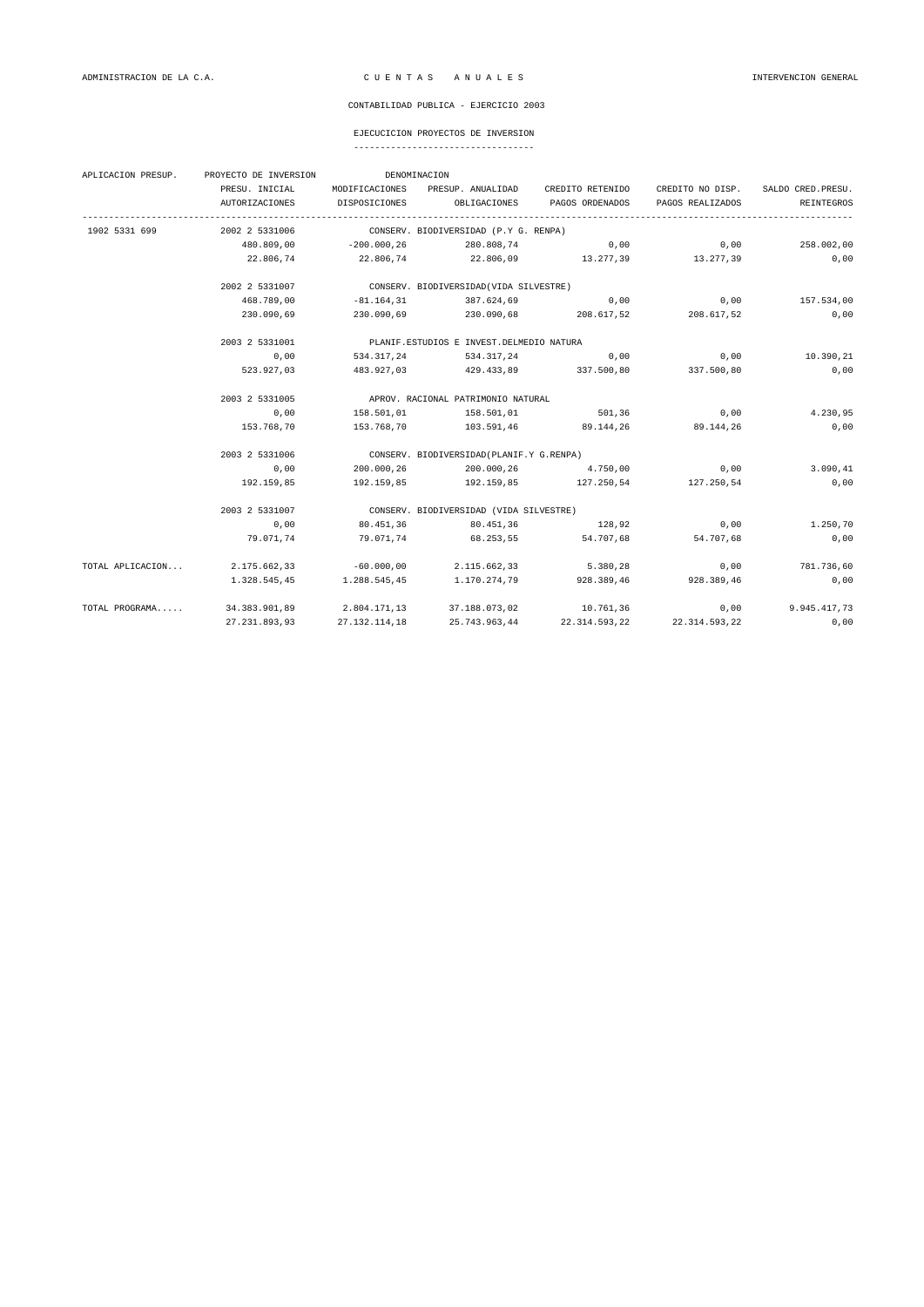ADMINISTRACION DE LA C.A. — C U E N T A S   A N U A L E S — INTERVENCION GENERAL

CONTABILIDAD PUBLICA - EJERCICIO 2003

EJECUCICION PROYECTOS DE INVERSION

| APLICACION PRESUP. | PROYECTO DE INVERSION | DENOMINACION | | | | |
|---|---|---|---|---|---|---|
| | PRESU. INICIAL | MODIFICACIONES | PRESUP. ANUALIDAD | CREDITO RETENIDO | CREDITO NO DISP. | SALDO CRED.PRESU. |
| | AUTORIZACIONES | DISPOSICIONES | OBLIGACIONES | PAGOS ORDENADOS | PAGOS REALIZADOS | REINTEGROS |
| 1902 5331 699 | 2002 2 5331006 | CONSERV. BIODIVERSIDAD (P.Y G. RENPA) | | | | |
| | 480.809,00 | -200.000,26 | 280.808,74 | 0,00 | 0,00 | 258.002,00 |
| | 22.806,74 | 22.806,74 | 22.806,09 | 13.277,39 | 13.277,39 | 0,00 |
| | 2002 2 5331007 | CONSERV. BIODIVERSIDAD(VIDA SILVESTRE) | | | | |
| | 468.789,00 | -81.164,31 | 387.624,69 | 0,00 | 0,00 | 157.534,00 |
| | 230.090,69 | 230.090,69 | 230.090,68 | 208.617,52 | 208.617,52 | 0,00 |
| | 2003 2 5331001 | PLANIF.ESTUDIOS E INVEST.DELMEDIO NATURA | | | | |
| | 0,00 | 534.317,24 | 534.317,24 | 0,00 | 0,00 | 10.390,21 |
| | 523.927,03 | 483.927,03 | 429.433,89 | 337.500,80 | 337.500,80 | 0,00 |
| | 2003 2 5331005 | APROV. RACIONAL PATRIMONIO NATURAL | | | | |
| | 0,00 | 158.501,01 | 158.501,01 | 501,36 | 0,00 | 4.230,95 |
| | 153.768,70 | 153.768,70 | 103.591,46 | 89.144,26 | 89.144,26 | 0,00 |
| | 2003 2 5331006 | CONSERV. BIODIVERSIDAD(PLANIF.Y G.RENPA) | | | | |
| | 0,00 | 200.000,26 | 200.000,26 | 4.750,00 | 0,00 | 3.090,41 |
| | 192.159,85 | 192.159,85 | 192.159,85 | 127.250,54 | 127.250,54 | 0,00 |
| | 2003 2 5331007 | CONSERV. BIODIVERSIDAD (VIDA SILVESTRE) | | | | |
| | 0,00 | 80.451,36 | 80.451,36 | 128,92 | 0,00 | 1.250,70 |
| | 79.071,74 | 79.071,74 | 68.253,55 | 54.707,68 | 54.707,68 | 0,00 |
| TOTAL APLICACION... | 2.175.662,33 | -60.000,00 | 2.115.662,33 | 5.380,28 | 0,00 | 781.736,60 |
| | 1.328.545,45 | 1.288.545,45 | 1.170.274,79 | 928.389,46 | 928.389,46 | 0,00 |
| TOTAL PROGRAMA..... | 34.383.901,89 | 2.804.171,13 | 37.188.073,02 | 10.761,36 | 0,00 | 9.945.417,73 |
| | 27.231.893,93 | 27.132.114,18 | 25.743.963,44 | 22.314.593,22 | 22.314.593,22 | 0,00 |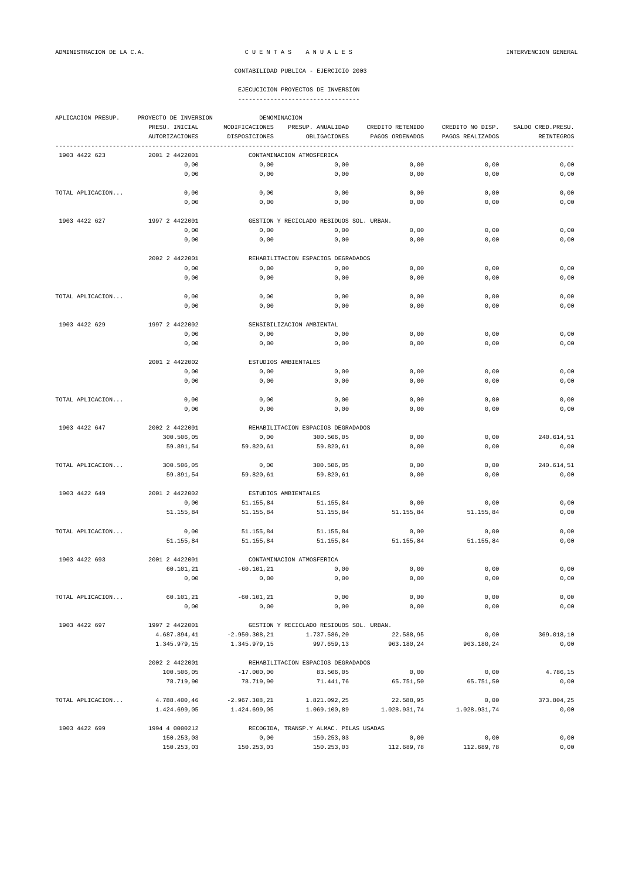ADMINISTRACION DE LA C.A. — C U E N T A S A N U A L E S — INTERVENCION GENERAL

CONTABILIDAD PUBLICA - EJERCICIO 2003

EJECUCICION PROYECTOS DE INVERSION

| APLICACION PRESUP. | PROYECTO DE INVERSION | DENOMINACION | | | | |
|---|---|---|---|---|---|---|
| | PRESU. INICIAL | MODIFICACIONES | PRESUP. ANUALIDAD | CREDITO RETENIDO | CREDITO NO DISP. | SALDO CRED.PRESU. |
| | AUTORIZACIONES | DISPOSICIONES | OBLIGACIONES | PAGOS ORDENADOS | PAGOS REALIZADOS | REINTEGROS |
| 1903 4422 623 | 2001 2 4422001 | CONTAMINACION ATMOSFERICA | | | | |
| | 0,00 | 0,00 | 0,00 | 0,00 | 0,00 | 0,00 |
| | 0,00 | 0,00 | 0,00 | 0,00 | 0,00 | 0,00 |
| TOTAL APLICACION... | 0,00 | 0,00 | 0,00 | 0,00 | 0,00 | 0,00 |
| | 0,00 | 0,00 | 0,00 | 0,00 | 0,00 | 0,00 |
| 1903 4422 627 | 1997 2 4422001 | GESTION Y RECICLADO RESIDUOS SOL. URBAN. | | | | |
| | 0,00 | 0,00 | 0,00 | 0,00 | 0,00 | 0,00 |
| | 0,00 | 0,00 | 0,00 | 0,00 | 0,00 | 0,00 |
| | 2002 2 4422001 | REHABILITACION ESPACIOS DEGRADADOS | | | | |
| | 0,00 | 0,00 | 0,00 | 0,00 | 0,00 | 0,00 |
| | 0,00 | 0,00 | 0,00 | 0,00 | 0,00 | 0,00 |
| TOTAL APLICACION... | 0,00 | 0,00 | 0,00 | 0,00 | 0,00 | 0,00 |
| | 0,00 | 0,00 | 0,00 | 0,00 | 0,00 | 0,00 |
| 1903 4422 629 | 1997 2 4422002 | SENSIBILIZACION AMBIENTAL | | | | |
| | 0,00 | 0,00 | 0,00 | 0,00 | 0,00 | 0,00 |
| | 0,00 | 0,00 | 0,00 | 0,00 | 0,00 | 0,00 |
| | 2001 2 4422002 | ESTUDIOS AMBIENTALES | | | | |
| | 0,00 | 0,00 | 0,00 | 0,00 | 0,00 | 0,00 |
| | 0,00 | 0,00 | 0,00 | 0,00 | 0,00 | 0,00 |
| TOTAL APLICACION... | 0,00 | 0,00 | 0,00 | 0,00 | 0,00 | 0,00 |
| | 0,00 | 0,00 | 0,00 | 0,00 | 0,00 | 0,00 |
| 1903 4422 647 | 2002 2 4422001 | REHABILITACION ESPACIOS DEGRADADOS | | | | |
| | 300.506,05 | 0,00 | 300.506,05 | 0,00 | 0,00 | 240.614,51 |
| | 59.891,54 | 59.820,61 | 59.820,61 | 0,00 | 0,00 | 0,00 |
| TOTAL APLICACION... | 300.506,05 | 0,00 | 300.506,05 | 0,00 | 0,00 | 240.614,51 |
| | 59.891,54 | 59.820,61 | 59.820,61 | 0,00 | 0,00 | 0,00 |
| 1903 4422 649 | 2001 2 4422002 | ESTUDIOS AMBIENTALES | | | | |
| | 0,00 | 51.155,84 | 51.155,84 | 0,00 | 0,00 | 0,00 |
| | 51.155,84 | 51.155,84 | 51.155,84 | 51.155,84 | 51.155,84 | 0,00 |
| TOTAL APLICACION... | 0,00 | 51.155,84 | 51.155,84 | 0,00 | 0,00 | 0,00 |
| | 51.155,84 | 51.155,84 | 51.155,84 | 51.155,84 | 51.155,84 | 0,00 |
| 1903 4422 693 | 2001 2 4422001 | CONTAMINACION ATMOSFERICA | | | | |
| | 60.101,21 | -60.101,21 | 0,00 | 0,00 | 0,00 | 0,00 |
| | 0,00 | 0,00 | 0,00 | 0,00 | 0,00 | 0,00 |
| TOTAL APLICACION... | 60.101,21 | -60.101,21 | 0,00 | 0,00 | 0,00 | 0,00 |
| | 0,00 | 0,00 | 0,00 | 0,00 | 0,00 | 0,00 |
| 1903 4422 697 | 1997 2 4422001 | GESTION Y RECICLADO RESIDUOS SOL. URBAN. | | | | |
| | 4.687.894,41 | -2.950.308,21 | 1.737.586,20 | 22.588,95 | 0,00 | 369.018,10 |
| | 1.345.979,15 | 1.345.979,15 | 997.659,13 | 963.180,24 | 963.180,24 | 0,00 |
| | 2002 2 4422001 | REHABILITACION ESPACIOS DEGRADADOS | | | | |
| | 100.506,05 | -17.000,00 | 83.506,05 | 0,00 | 0,00 | 4.786,15 |
| | 78.719,90 | 78.719,90 | 71.441,76 | 65.751,50 | 65.751,50 | 0,00 |
| TOTAL APLICACION... | 4.788.400,46 | -2.967.308,21 | 1.821.092,25 | 22.588,95 | 0,00 | 373.804,25 |
| | 1.424.699,05 | 1.424.699,05 | 1.069.100,89 | 1.028.931,74 | 1.028.931,74 | 0,00 |
| 1903 4422 699 | 1994 4 0000212 | RECOGIDA, TRANSP.Y ALMAC. PILAS USADAS | | | | |
| | 150.253,03 | 0,00 | 150.253,03 | 0,00 | 0,00 | 0,00 |
| | 150.253,03 | 150.253,03 | 150.253,03 | 112.689,78 | 112.689,78 | 0,00 |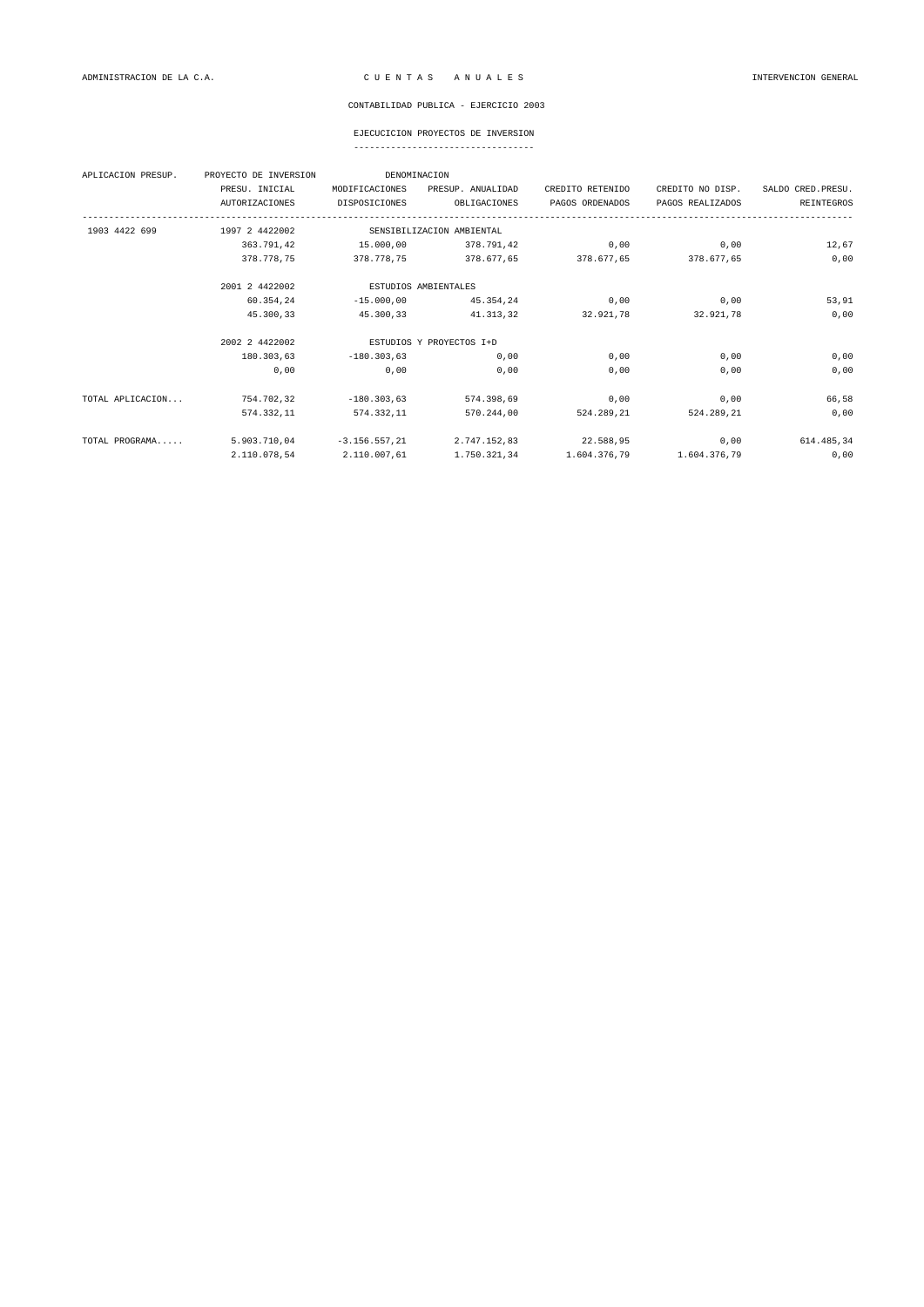ADMINISTRACION DE LA C.A. — C U E N T A S   A N U A L E S — INTERVENCION GENERAL

CONTABILIDAD PUBLICA - EJERCICIO 2003

## EJECUCICION PROYECTOS DE INVERSION

| APLICACION PRESUP. | PROYECTO DE INVERSION | DENOMINACION | | | | |
|---|---|---|---|---|---|---|
| | PRESU. INICIAL | MODIFICACIONES | PRESUP. ANUALIDAD | CREDITO RETENIDO | CREDITO NO DISP. | SALDO CRED.PRESU. |
| | AUTORIZACIONES | DISPOSICIONES | OBLIGACIONES | PAGOS ORDENADOS | PAGOS REALIZADOS | REINTEGROS |
| 1903 4422 699 | 1997 2 4422002 | SENSIBILIZACION AMBIENTAL | | | | |
| | 363.791,42 | 15.000,00 | 378.791,42 | 0,00 | 0,00 | 12,67 |
| | 378.778,75 | 378.778,75 | 378.677,65 | 378.677,65 | 378.677,65 | 0,00 |
| | 2001 2 4422002 | ESTUDIOS AMBIENTALES | | | | |
| | 60.354,24 | -15.000,00 | 45.354,24 | 0,00 | 0,00 | 53,91 |
| | 45.300,33 | 45.300,33 | 41.313,32 | 32.921,78 | 32.921,78 | 0,00 |
| | 2002 2 4422002 | ESTUDIOS Y PROYECTOS I+D | | | | |
| | 180.303,63 | -180.303,63 | 0,00 | 0,00 | 0,00 | 0,00 |
| | 0,00 | 0,00 | 0,00 | 0,00 | 0,00 | 0,00 |
| TOTAL APLICACION... | 754.702,32 | -180.303,63 | 574.398,69 | 0,00 | 0,00 | 66,58 |
| | 574.332,11 | 574.332,11 | 570.244,00 | 524.289,21 | 524.289,21 | 0,00 |
| TOTAL PROGRAMA..... | 5.903.710,04 | -3.156.557,21 | 2.747.152,83 | 22.588,95 | 0,00 | 614.485,34 |
| | 2.110.078,54 | 2.110.007,61 | 1.750.321,34 | 1.604.376,79 | 1.604.376,79 | 0,00 |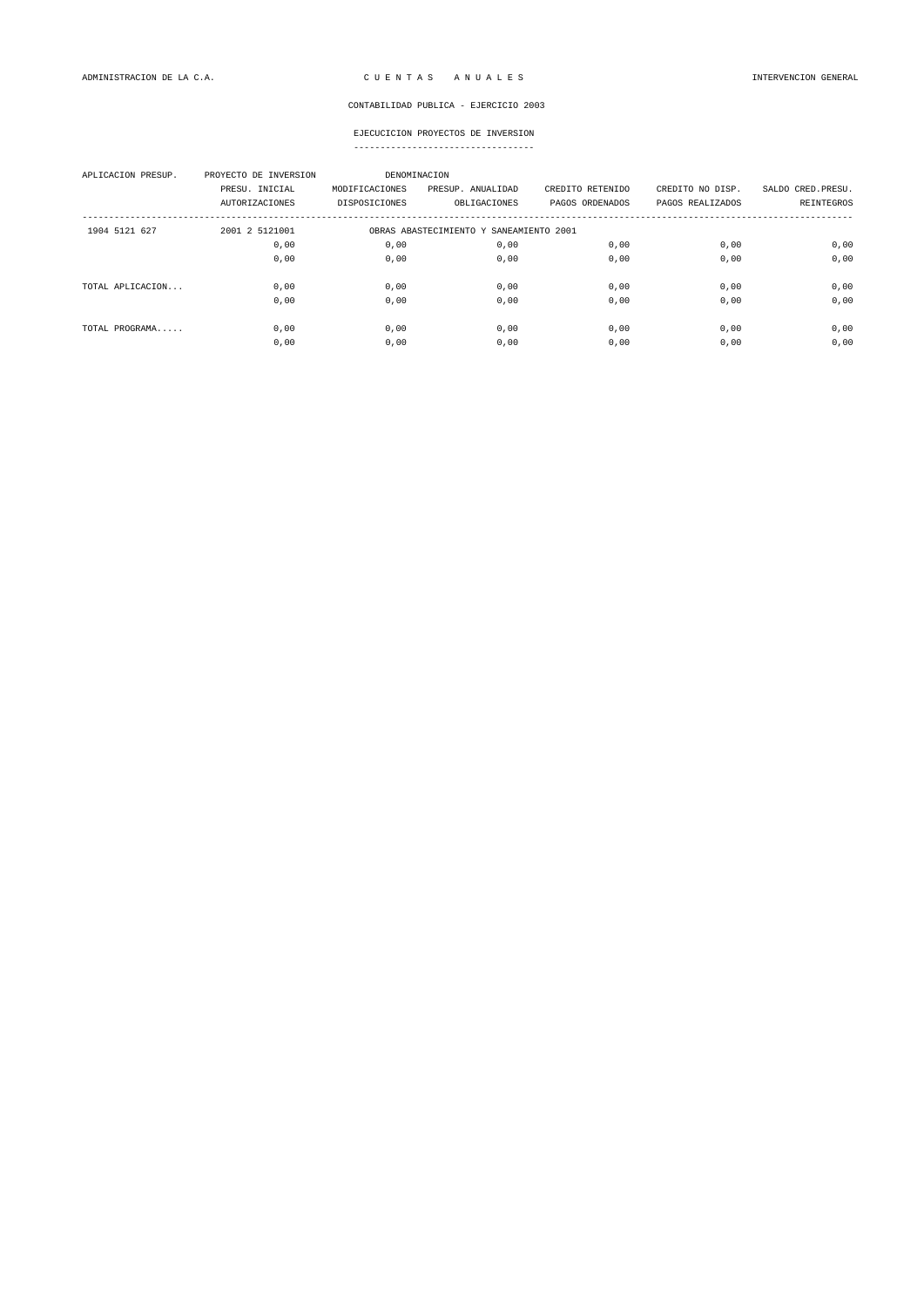ADMINISTRACION DE LA C.A. C U E N T A S A N U A L E S INTERVENCION GENERAL

CONTABILIDAD PUBLICA - EJERCICIO 2003

EJECUCICION PROYECTOS DE INVERSION

| APLICACION PRESUP. | PROYECTO DE INVERSION | DENOMINACION | | | | |
|---|---|---|---|---|---|---|
| | PRESU. INICIAL | MODIFICACIONES | PRESUP. ANUALIDAD | CREDITO RETENIDO | CREDITO NO DISP. | SALDO CRED.PRESU. |
| | AUTORIZACIONES | DISPOSICIONES | OBLIGACIONES | PAGOS ORDENADOS | PAGOS REALIZADOS | REINTEGROS |
| 1904 5121 627 | 2001 2 5121001 | OBRAS ABASTECIMIENTO Y SANEAMIENTO 2001 | | | | |
| | 0,00 | 0,00 | 0,00 | 0,00 | 0,00 | 0,00 |
| | 0,00 | 0,00 | 0,00 | 0,00 | 0,00 | 0,00 |
| TOTAL APLICACION... | 0,00 | 0,00 | 0,00 | 0,00 | 0,00 | 0,00 |
| | 0,00 | 0,00 | 0,00 | 0,00 | 0,00 | 0,00 |
| TOTAL PROGRAMA..... | 0,00 | 0,00 | 0,00 | 0,00 | 0,00 | 0,00 |
| | 0,00 | 0,00 | 0,00 | 0,00 | 0,00 | 0,00 |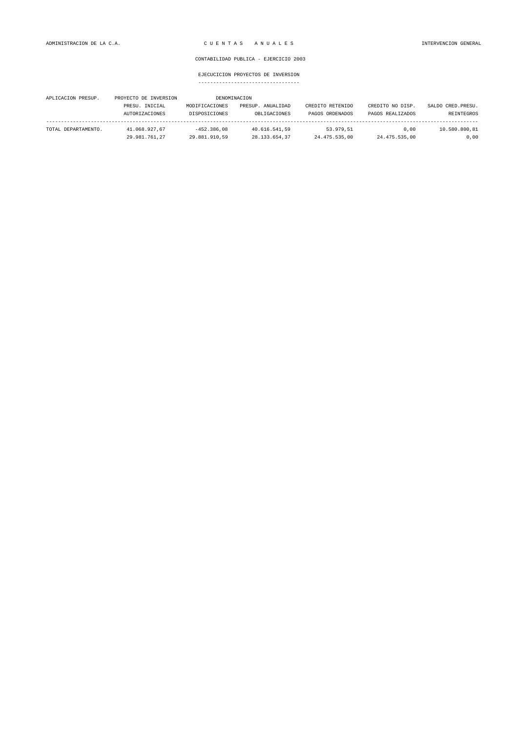CONTABILIDAD PUBLICA - EJERCICIO 2003

EJECUCICION PROYECTOS DE INVERSION

| APLICACION PRESUP. | PROYECTO DE INVERSION | DENOMINACION | | | | |
|---|---|---|---|---|---|---|
| | PRESU. INICIAL | MODIFICACIONES | PRESUP. ANUALIDAD | CREDITO RETENIDO | CREDITO NO DISP. | SALDO CRED.PRESU. |
| | AUTORIZACIONES | DISPOSICIONES | OBLIGACIONES | PAGOS ORDENADOS | PAGOS REALIZADOS | REINTEGROS |
| TOTAL DEPARTAMENTO. | 41.068.927,67 | -452.386,08 | 40.616.541,59 | 53.979,51 | 0,00 | 10.580.800,81 |
| | 29.981.761,27 | 29.881.910,59 | 28.133.654,37 | 24.475.535,00 | 24.475.535,00 | 0,00 |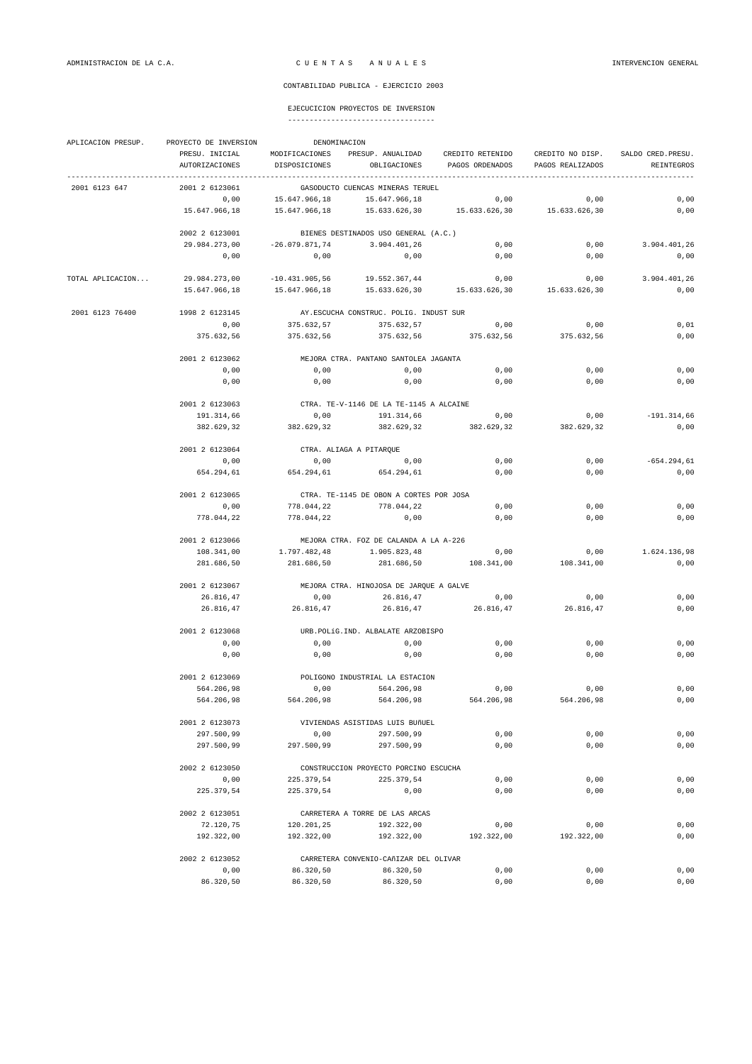ADMINISTRACION DE LA C.A. — C U E N T A S   A N U A L E S — INTERVENCION GENERAL

CONTABILIDAD PUBLICA - EJERCICIO 2003

EJECUCICION PROYECTOS DE INVERSION

| APLICACION PRESUP. | PROYECTO DE INVERSION | DENOMINACION | | | | |
|---|---|---|---|---|---|---|
| | PRESU. INICIAL | MODIFICACIONES | PRESUP. ANUALIDAD | CREDITO RETENIDO | CREDITO NO DISP. | SALDO CRED.PRESU. |
| | AUTORIZACIONES | DISPOSICIONES | OBLIGACIONES | PAGOS ORDENADOS | PAGOS REALIZADOS | REINTEGROS |
| 2001 6123 647 | 2001 2 6123061 | GASODUCTO CUENCAS MINERAS TERUEL | | | | |
| | 0,00 | 15.647.966,18 | 15.647.966,18 | 0,00 | 0,00 | 0,00 |
| | 15.647.966,18 | 15.647.966,18 | 15.633.626,30 | 15.633.626,30 | 15.633.626,30 | 0,00 |
| | 2002 2 6123001 | BIENES DESTINADOS USO GENERAL (A.C.) | | | | |
| | 29.984.273,00 | -26.079.871,74 | 3.904.401,26 | 0,00 | 0,00 | 3.904.401,26 |
| | 0,00 | 0,00 | 0,00 | 0,00 | 0,00 | 0,00 |
| TOTAL APLICACION... | 29.984.273,00 | -10.431.905,56 | 19.552.367,44 | 0,00 | 0,00 | 3.904.401,26 |
| | 15.647.966,18 | 15.647.966,18 | 15.633.626,30 | 15.633.626,30 | 15.633.626,30 | 0,00 |
| 2001 6123 76400 | 1998 2 6123145 | AY.ESCUCHA CONSTRUC. POLIG. INDUST SUR | | | | |
| | 0,00 | 375.632,57 | 375.632,57 | 0,00 | 0,00 | 0,01 |
| | 375.632,56 | 375.632,56 | 375.632,56 | 375.632,56 | 375.632,56 | 0,00 |
| | 2001 2 6123062 | MEJORA CTRA. PANTANO SANTOLEA JAGANTA | | | | |
| | 0,00 | 0,00 | 0,00 | 0,00 | 0,00 | 0,00 |
| | 0,00 | 0,00 | 0,00 | 0,00 | 0,00 | 0,00 |
| | 2001 2 6123063 | CTRA. TE-V-1146 DE LA TE-1145 A ALCAINE | | | | |
| | 191.314,66 | 0,00 | 191.314,66 | 0,00 | 0,00 | -191.314,66 |
| | 382.629,32 | 382.629,32 | 382.629,32 | 382.629,32 | 382.629,32 | 0,00 |
| | 2001 2 6123064 | CTRA. ALIAGA A PITARQUE | | | | |
| | 0,00 | 0,00 | 0,00 | 0,00 | 0,00 | -654.294,61 |
| | 654.294,61 | 654.294,61 | 654.294,61 | 0,00 | 0,00 | 0,00 |
| | 2001 2 6123065 | CTRA. TE-1145 DE OBON A CORTES POR JOSA | | | | |
| | 0,00 | 778.044,22 | 778.044,22 | 0,00 | 0,00 | 0,00 |
| | 778.044,22 | 778.044,22 | 0,00 | 0,00 | 0,00 | 0,00 |
| | 2001 2 6123066 | MEJORA CTRA. FOZ DE CALANDA A LA A-226 | | | | |
| | 108.341,00 | 1.797.482,48 | 1.905.823,48 | 0,00 | 0,00 | 1.624.136,98 |
| | 281.686,50 | 281.686,50 | 281.686,50 | 108.341,00 | 108.341,00 | 0,00 |
| | 2001 2 6123067 | MEJORA CTRA. HINOJOSA DE JARQUE A GALVE | | | | |
| | 26.816,47 | 0,00 | 26.816,47 | 0,00 | 0,00 | 0,00 |
| | 26.816,47 | 26.816,47 | 26.816,47 | 26.816,47 | 26.816,47 | 0,00 |
| | 2001 2 6123068 | URB.POLíG.IND. ALBALATE ARZOBISPO | | | | |
| | 0,00 | 0,00 | 0,00 | 0,00 | 0,00 | 0,00 |
| | 0,00 | 0,00 | 0,00 | 0,00 | 0,00 | 0,00 |
| | 2001 2 6123069 | POLIGONO INDUSTRIAL LA ESTACION | | | | |
| | 564.206,98 | 0,00 | 564.206,98 | 0,00 | 0,00 | 0,00 |
| | 564.206,98 | 564.206,98 | 564.206,98 | 564.206,98 | 564.206,98 | 0,00 |
| | 2001 2 6123073 | VIVIENDAS ASISTIDAS LUIS BUñUEL | | | | |
| | 297.500,99 | 0,00 | 297.500,99 | 0,00 | 0,00 | 0,00 |
| | 297.500,99 | 297.500,99 | 297.500,99 | 0,00 | 0,00 | 0,00 |
| | 2002 2 6123050 | CONSTRUCCION PROYECTO PORCINO ESCUCHA | | | | |
| | 0,00 | 225.379,54 | 225.379,54 | 0,00 | 0,00 | 0,00 |
| | 225.379,54 | 225.379,54 | 0,00 | 0,00 | 0,00 | 0,00 |
| | 2002 2 6123051 | CARRETERA A TORRE DE LAS ARCAS | | | | |
| | 72.120,75 | 120.201,25 | 192.322,00 | 0,00 | 0,00 | 0,00 |
| | 192.322,00 | 192.322,00 | 192.322,00 | 192.322,00 | 192.322,00 | 0,00 |
| | 2002 2 6123052 | CARRETERA CONVENIO-CAñIZAR DEL OLIVAR | | | | |
| | 0,00 | 86.320,50 | 86.320,50 | 0,00 | 0,00 | 0,00 |
| | 86.320,50 | 86.320,50 | 86.320,50 | 0,00 | 0,00 | 0,00 |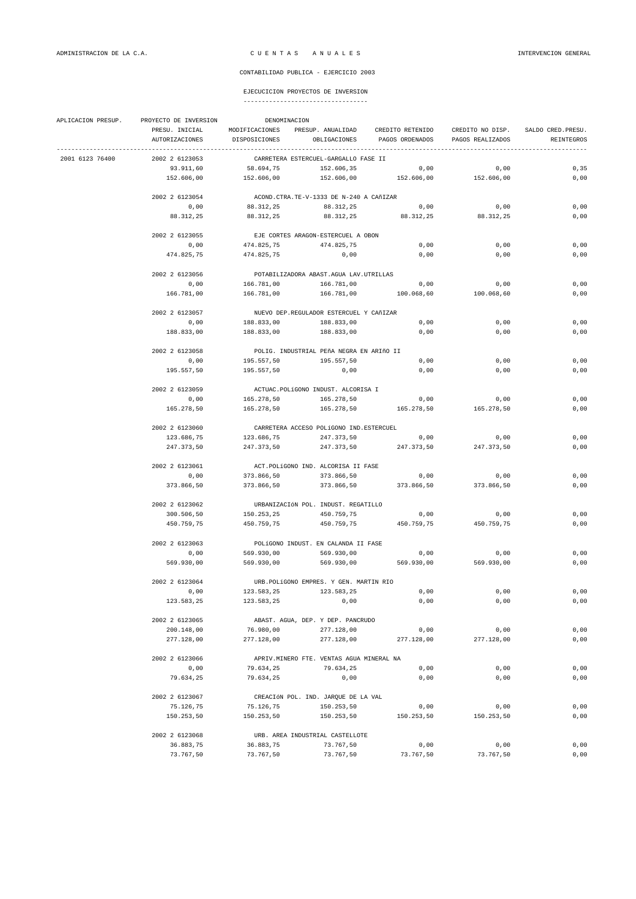CONTABILIDAD PUBLICA - EJERCICIO 2003

EJECUCICION PROYECTOS DE INVERSION

| APLICACION PRESUP. | PROYECTO DE INVERSION | DENOMINACION | | | | |
|---|---|---|---|---|---|---|
| | PRESU. INICIAL | MODIFICACIONES | PRESUP. ANUALIDAD | CREDITO RETENIDO | CREDITO NO DISP. | SALDO CRED.PRESU. |
| | AUTORIZACIONES | DISPOSICIONES | OBLIGACIONES | PAGOS ORDENADOS | PAGOS REALIZADOS | REINTEGROS |
| 2001 6123 76400 | 2002 2 6123053 | CARRETERA ESTERCUEL-GARGALLO FASE II | | | | |
| | 93.911,60 | 58.694,75 | 152.606,35 | 0,00 | 0,00 | 0,35 |
| | 152.606,00 | 152.606,00 | 152.606,00 | 152.606,00 | 152.606,00 | 0,00 |
| | 2002 2 6123054 | ACOND.CTRA.TE-V-1333 DE N-240 A CAñIZAR | | | | |
| | 0,00 | 88.312,25 | 88.312,25 | 0,00 | 0,00 | 0,00 |
| | 88.312,25 | 88.312,25 | 88.312,25 | 88.312,25 | 88.312,25 | 0,00 |
| | 2002 2 6123055 | EJE CORTES ARAGON-ESTERCUEL A OBON | | | | |
| | 0,00 | 474.825,75 | 474.825,75 | 0,00 | 0,00 | 0,00 |
| | 474.825,75 | 474.825,75 | 0,00 | 0,00 | 0,00 | 0,00 |
| | 2002 2 6123056 | POTABILIZADORA ABAST.AGUA LAV.UTRILLAS | | | | |
| | 0,00 | 166.781,00 | 166.781,00 | 0,00 | 0,00 | 0,00 |
| | 166.781,00 | 166.781,00 | 166.781,00 | 100.068,60 | 100.068,60 | 0,00 |
| | 2002 2 6123057 | NUEVO DEP.REGULADOR ESTERCUEL Y CAñIZAR | | | | |
| | 0,00 | 188.833,00 | 188.833,00 | 0,00 | 0,00 | 0,00 |
| | 188.833,00 | 188.833,00 | 188.833,00 | 0,00 | 0,00 | 0,00 |
| | 2002 2 6123058 | POLIG. INDUSTRIAL PEñA NEGRA EN ARIñO II | | | | |
| | 0,00 | 195.557,50 | 195.557,50 | 0,00 | 0,00 | 0,00 |
| | 195.557,50 | 195.557,50 | 0,00 | 0,00 | 0,00 | 0,00 |
| | 2002 2 6123059 | ACTUAC.POLíGONO INDUST. ALCORISA I | | | | |
| | 0,00 | 165.278,50 | 165.278,50 | 0,00 | 0,00 | 0,00 |
| | 165.278,50 | 165.278,50 | 165.278,50 | 165.278,50 | 165.278,50 | 0,00 |
| | 2002 2 6123060 | CARRETERA ACCESO POLíGONO IND.ESTERCUEL | | | | |
| | 123.686,75 | 123.686,75 | 247.373,50 | 0,00 | 0,00 | 0,00 |
| | 247.373,50 | 247.373,50 | 247.373,50 | 247.373,50 | 247.373,50 | 0,00 |
| | 2002 2 6123061 | ACT.POLíGONO IND. ALCORISA II FASE | | | | |
| | 0,00 | 373.866,50 | 373.866,50 | 0,00 | 0,00 | 0,00 |
| | 373.866,50 | 373.866,50 | 373.866,50 | 373.866,50 | 373.866,50 | 0,00 |
| | 2002 2 6123062 | URBANIZACIóN POL. INDUST. REGATILLO | | | | |
| | 300.506,50 | 150.253,25 | 450.759,75 | 0,00 | 0,00 | 0,00 |
| | 450.759,75 | 450.759,75 | 450.759,75 | 450.759,75 | 450.759,75 | 0,00 |
| | 2002 2 6123063 | POLíGONO INDUST. EN CALANDA II FASE | | | | |
| | 0,00 | 569.930,00 | 569.930,00 | 0,00 | 0,00 | 0,00 |
| | 569.930,00 | 569.930,00 | 569.930,00 | 569.930,00 | 569.930,00 | 0,00 |
| | 2002 2 6123064 | URB.POLíGONO EMPRES. Y GEN. MARTIN RIO | | | | |
| | 0,00 | 123.583,25 | 123.583,25 | 0,00 | 0,00 | 0,00 |
| | 123.583,25 | 123.583,25 | 0,00 | 0,00 | 0,00 | 0,00 |
| | 2002 2 6123065 | ABAST. AGUA, DEP. Y DEP. PANCRUDO | | | | |
| | 200.148,00 | 76.980,00 | 277.128,00 | 0,00 | 0,00 | 0,00 |
| | 277.128,00 | 277.128,00 | 277.128,00 | 277.128,00 | 277.128,00 | 0,00 |
| | 2002 2 6123066 | APRIV.MINERO FTE. VENTAS AGUA MINERAL NA | | | | |
| | 0,00 | 79.634,25 | 79.634,25 | 0,00 | 0,00 | 0,00 |
| | 79.634,25 | 79.634,25 | 0,00 | 0,00 | 0,00 | 0,00 |
| | 2002 2 6123067 | CREACIóN POL. IND. JARQUE DE LA VAL | | | | |
| | 75.126,75 | 75.126,75 | 150.253,50 | 0,00 | 0,00 | 0,00 |
| | 150.253,50 | 150.253,50 | 150.253,50 | 150.253,50 | 150.253,50 | 0,00 |
| | 2002 2 6123068 | URB. AREA INDUSTRIAL CASTELLOTE | | | | |
| | 36.883,75 | 36.883,75 | 73.767,50 | 0,00 | 0,00 | 0,00 |
| | 73.767,50 | 73.767,50 | 73.767,50 | 73.767,50 | 73.767,50 | 0,00 |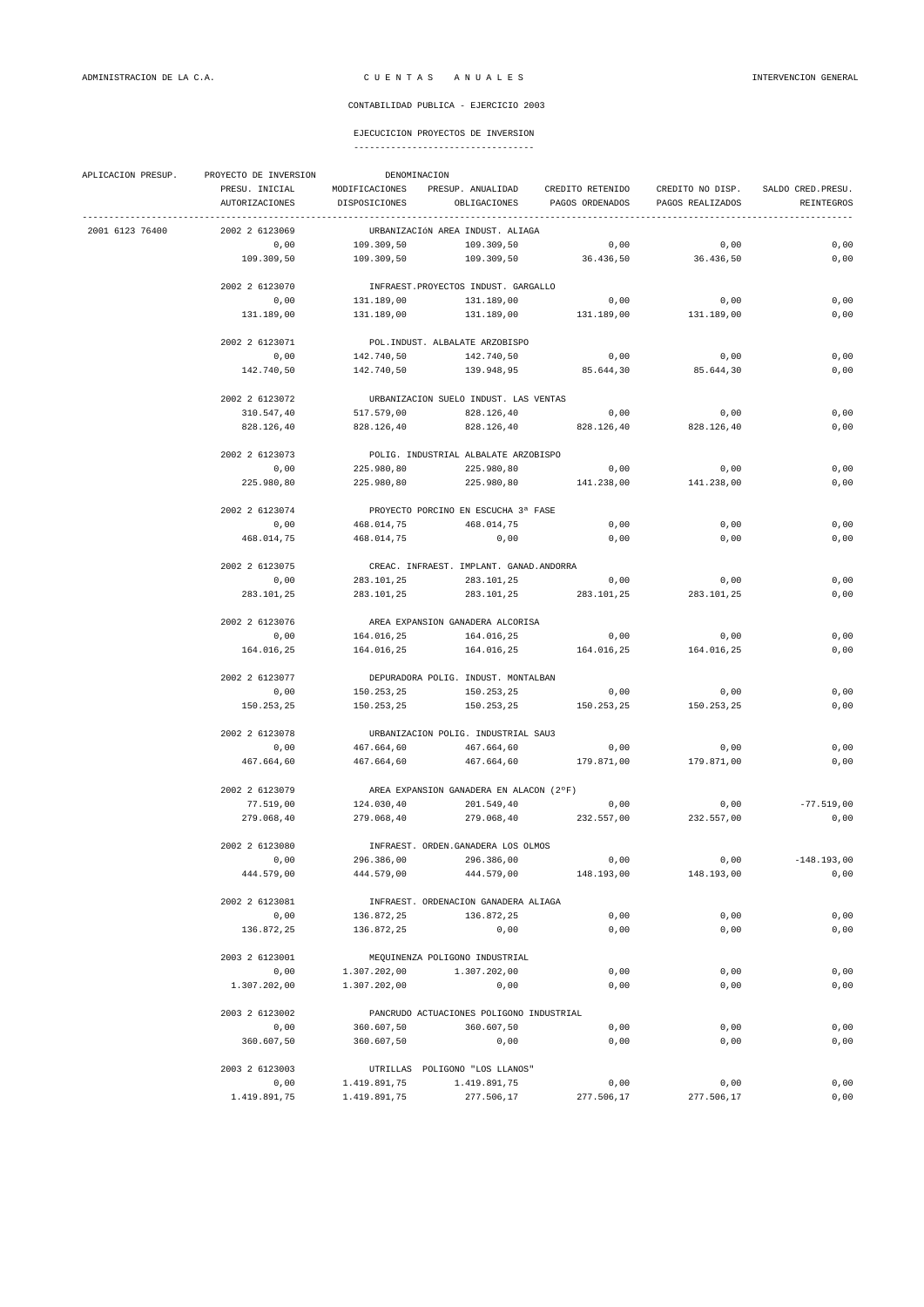CONTABILIDAD PUBLICA - EJERCICIO 2003

EJECUCICION PROYECTOS DE INVERSION

| APLICACION PRESUP. | PROYECTO DE INVERSION | DENOMINACION | | | | |
|---|---|---|---|---|---|---|
| | PRESU. INICIAL | MODIFICACIONES | PRESUP. ANUALIDAD | CREDITO RETENIDO | CREDITO NO DISP. | SALDO CRED.PRESU. |
| | AUTORIZACIONES | DISPOSICIONES | OBLIGACIONES | PAGOS ORDENADOS | PAGOS REALIZADOS | REINTEGROS |
| 2001 6123 76400 | 2002 2 6123069 | URBANIZACIóN AREA INDUST. ALIAGA | | | | |
| | 0,00 | 109.309,50 | 109.309,50 | 0,00 | 0,00 | 0,00 |
| | 109.309,50 | 109.309,50 | 109.309,50 | 36.436,50 | 36.436,50 | 0,00 |
| | 2002 2 6123070 | INFRAEST.PROYECTOS INDUST. GARGALLO | | | | |
| | 0,00 | 131.189,00 | 131.189,00 | 0,00 | 0,00 | 0,00 |
| | 131.189,00 | 131.189,00 | 131.189,00 | 131.189,00 | 131.189,00 | 0,00 |
| | 2002 2 6123071 | POL.INDUST. ALBALATE ARZOBISPO | | | | |
| | 0,00 | 142.740,50 | 142.740,50 | 0,00 | 0,00 | 0,00 |
| | 142.740,50 | 142.740,50 | 139.948,95 | 85.644,30 | 85.644,30 | 0,00 |
| | 2002 2 6123072 | URBANIZACION SUELO INDUST. LAS VENTAS | | | | |
| | 310.547,40 | 517.579,00 | 828.126,40 | 0,00 | 0,00 | 0,00 |
| | 828.126,40 | 828.126,40 | 828.126,40 | 828.126,40 | 828.126,40 | 0,00 |
| | 2002 2 6123073 | POLIG. INDUSTRIAL ALBALATE ARZOBISPO | | | | |
| | 0,00 | 225.980,80 | 225.980,80 | 0,00 | 0,00 | 0,00 |
| | 225.980,80 | 225.980,80 | 225.980,80 | 141.238,00 | 141.238,00 | 0,00 |
| | 2002 2 6123074 | PROYECTO PORCINO EN ESCUCHA 3ª FASE | | | | |
| | 0,00 | 468.014,75 | 468.014,75 | 0,00 | 0,00 | 0,00 |
| | 468.014,75 | 468.014,75 | 0,00 | 0,00 | 0,00 | 0,00 |
| | 2002 2 6123075 | CREAC. INFRAEST. IMPLANT. GANAD.ANDORRA | | | | |
| | 0,00 | 283.101,25 | 283.101,25 | 0,00 | 0,00 | 0,00 |
| | 283.101,25 | 283.101,25 | 283.101,25 | 283.101,25 | 283.101,25 | 0,00 |
| | 2002 2 6123076 | AREA EXPANSION GANADERA ALCORISA | | | | |
| | 0,00 | 164.016,25 | 164.016,25 | 0,00 | 0,00 | 0,00 |
| | 164.016,25 | 164.016,25 | 164.016,25 | 164.016,25 | 164.016,25 | 0,00 |
| | 2002 2 6123077 | DEPURADORA POLIG. INDUST. MONTALBAN | | | | |
| | 0,00 | 150.253,25 | 150.253,25 | 0,00 | 0,00 | 0,00 |
| | 150.253,25 | 150.253,25 | 150.253,25 | 150.253,25 | 150.253,25 | 0,00 |
| | 2002 2 6123078 | URBANIZACION POLIG. INDUSTRIAL SAU3 | | | | |
| | 0,00 | 467.664,60 | 467.664,60 | 0,00 | 0,00 | 0,00 |
| | 467.664,60 | 467.664,60 | 467.664,60 | 179.871,00 | 179.871,00 | 0,00 |
| | 2002 2 6123079 | AREA EXPANSION GANADERA EN ALACON (2ºF) | | | | |
| | 77.519,00 | 124.030,40 | 201.549,40 | 0,00 | 0,00 | -77.519,00 |
| | 279.068,40 | 279.068,40 | 279.068,40 | 232.557,00 | 232.557,00 | 0,00 |
| | 2002 2 6123080 | INFRAEST. ORDEN.GANADERA LOS OLMOS | | | | |
| | 0,00 | 296.386,00 | 296.386,00 | 0,00 | 0,00 | -148.193,00 |
| | 444.579,00 | 444.579,00 | 444.579,00 | 148.193,00 | 148.193,00 | 0,00 |
| | 2002 2 6123081 | INFRAEST. ORDENACION GANADERA ALIAGA | | | | |
| | 0,00 | 136.872,25 | 136.872,25 | 0,00 | 0,00 | 0,00 |
| | 136.872,25 | 136.872,25 | 0,00 | 0,00 | 0,00 | 0,00 |
| | 2003 2 6123001 | MEQUINENZA POLIGONO INDUSTRIAL | | | | |
| | 0,00 | 1.307.202,00 | 1.307.202,00 | 0,00 | 0,00 | 0,00 |
| | 1.307.202,00 | 1.307.202,00 | 0,00 | 0,00 | 0,00 | 0,00 |
| | 2003 2 6123002 | PANCRUDO ACTUACIONES POLIGONO INDUSTRIAL | | | | |
| | 0,00 | 360.607,50 | 360.607,50 | 0,00 | 0,00 | 0,00 |
| | 360.607,50 | 360.607,50 | 0,00 | 0,00 | 0,00 | 0,00 |
| | 2003 2 6123003 | UTRILLAS POLIGONO "LOS LLANOS" | | | | |
| | 0,00 | 1.419.891,75 | 1.419.891,75 | 0,00 | 0,00 | 0,00 |
| | 1.419.891,75 | 1.419.891,75 | 277.506,17 | 277.506,17 | 277.506,17 | 0,00 |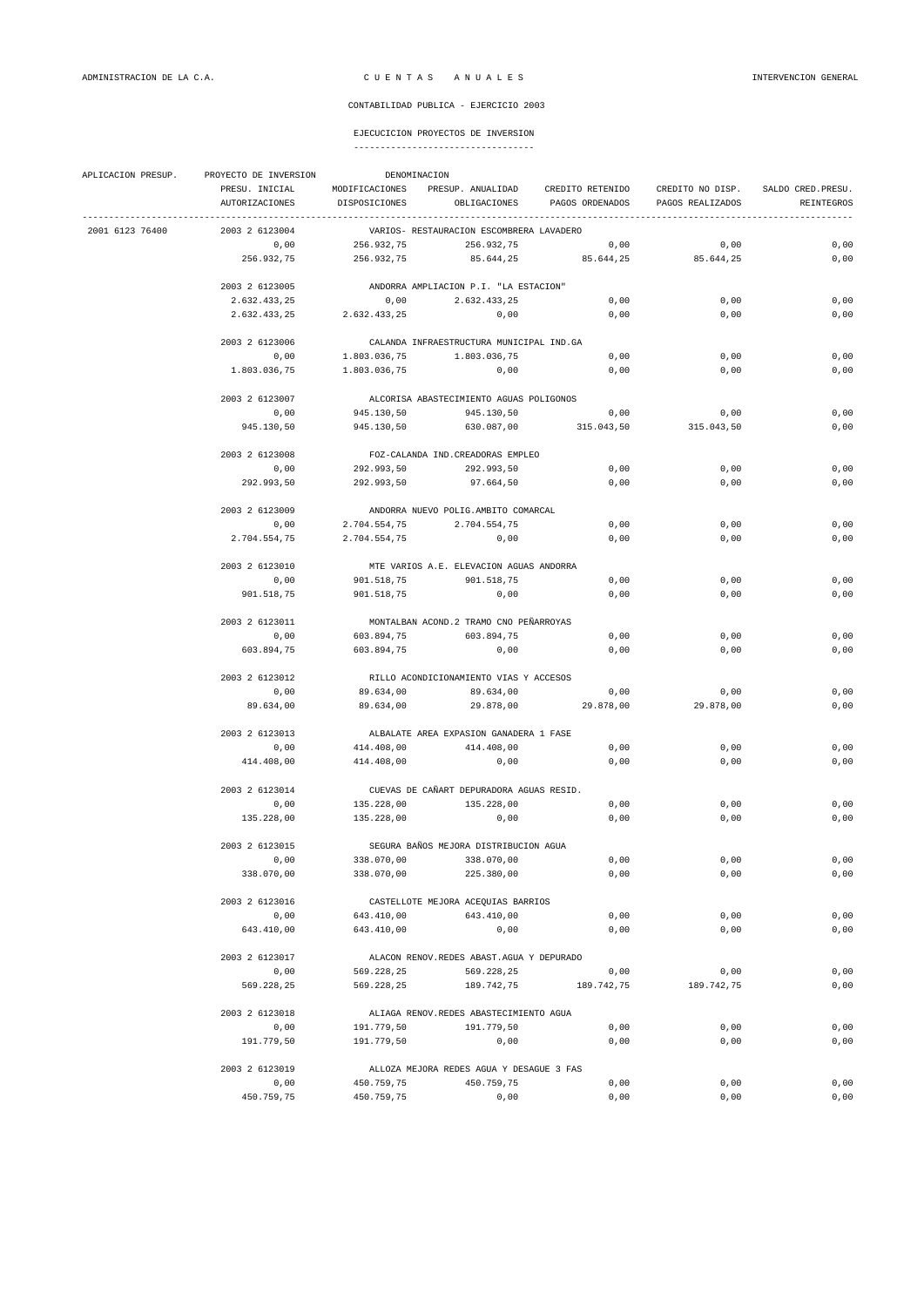ADMINISTRACION DE LA C.A. — C U E N T A S   A N U A L E S — INTERVENCION GENERAL

CONTABILIDAD PUBLICA - EJERCICIO 2003

EJECUCICION PROYECTOS DE INVERSION

| APLICACION PRESUP. | PROYECTO DE INVERSION | DENOMINACION | | | | |
|---|---|---|---|---|---|---|
| | PRESU. INICIAL | MODIFICACIONES | PRESUP. ANUALIDAD | CREDITO RETENIDO | CREDITO NO DISP. | SALDO CRED.PRESU. |
| | AUTORIZACIONES | DISPOSICIONES | OBLIGACIONES | PAGOS ORDENADOS | PAGOS REALIZADOS | REINTEGROS |
| 2001 6123 76400 | 2003 2 6123004 | VARIOS- RESTAURACION ESCOMBRERA LAVADERO | | | | |
| | 0,00 | 256.932,75 | 256.932,75 | 0,00 | 0,00 | 0,00 |
| | 256.932,75 | 256.932,75 | 85.644,25 | 85.644,25 | 85.644,25 | 0,00 |
| | 2003 2 6123005 | ANDORRA AMPLIACION P.I. "LA ESTACION" | | | | |
| | 2.632.433,25 | 0,00 | 2.632.433,25 | 0,00 | 0,00 | 0,00 |
| | 2.632.433,25 | 2.632.433,25 | 0,00 | 0,00 | 0,00 | 0,00 |
| | 2003 2 6123006 | CALANDA INFRAESTRUCTURA MUNICIPAL IND.GA | | | | |
| | 0,00 | 1.803.036,75 | 1.803.036,75 | 0,00 | 0,00 | 0,00 |
| | 1.803.036,75 | 1.803.036,75 | 0,00 | 0,00 | 0,00 | 0,00 |
| | 2003 2 6123007 | ALCORISA ABASTECIMIENTO AGUAS POLIGONOS | | | | |
| | 0,00 | 945.130,50 | 945.130,50 | 0,00 | 0,00 | 0,00 |
| | 945.130,50 | 945.130,50 | 630.087,00 | 315.043,50 | 315.043,50 | 0,00 |
| | 2003 2 6123008 | FOZ-CALANDA IND.CREADORAS EMPLEO | | | | |
| | 0,00 | 292.993,50 | 292.993,50 | 0,00 | 0,00 | 0,00 |
| | 292.993,50 | 292.993,50 | 97.664,50 | 0,00 | 0,00 | 0,00 |
| | 2003 2 6123009 | ANDORRA NUEVO POLIG.AMBITO COMARCAL | | | | |
| | 0,00 | 2.704.554,75 | 2.704.554,75 | 0,00 | 0,00 | 0,00 |
| | 2.704.554,75 | 2.704.554,75 | 0,00 | 0,00 | 0,00 | 0,00 |
| | 2003 2 6123010 | MTE VARIOS A.E. ELEVACION AGUAS ANDORRA | | | | |
| | 0,00 | 901.518,75 | 901.518,75 | 0,00 | 0,00 | 0,00 |
| | 901.518,75 | 901.518,75 | 0,00 | 0,00 | 0,00 | 0,00 |
| | 2003 2 6123011 | MONTALBAN ACOND.2 TRAMO CNO PEÑARROYAS | | | | |
| | 0,00 | 603.894,75 | 603.894,75 | 0,00 | 0,00 | 0,00 |
| | 603.894,75 | 603.894,75 | 0,00 | 0,00 | 0,00 | 0,00 |
| | 2003 2 6123012 | RILLO ACONDICIONAMIENTO VIAS Y ACCESOS | | | | |
| | 0,00 | 89.634,00 | 89.634,00 | 0,00 | 0,00 | 0,00 |
| | 89.634,00 | 89.634,00 | 29.878,00 | 29.878,00 | 29.878,00 | 0,00 |
| | 2003 2 6123013 | ALBALATE AREA EXPASION GANADERA 1 FASE | | | | |
| | 0,00 | 414.408,00 | 414.408,00 | 0,00 | 0,00 | 0,00 |
| | 414.408,00 | 414.408,00 | 0,00 | 0,00 | 0,00 | 0,00 |
| | 2003 2 6123014 | CUEVAS DE CAÑART DEPURADORA AGUAS RESID. | | | | |
| | 0,00 | 135.228,00 | 135.228,00 | 0,00 | 0,00 | 0,00 |
| | 135.228,00 | 135.228,00 | 0,00 | 0,00 | 0,00 | 0,00 |
| | 2003 2 6123015 | SEGURA BAÑOS MEJORA DISTRIBUCION AGUA | | | | |
| | 0,00 | 338.070,00 | 338.070,00 | 0,00 | 0,00 | 0,00 |
| | 338.070,00 | 338.070,00 | 225.380,00 | 0,00 | 0,00 | 0,00 |
| | 2003 2 6123016 | CASTELLOTE MEJORA ACEQUIAS BARRIOS | | | | |
| | 0,00 | 643.410,00 | 643.410,00 | 0,00 | 0,00 | 0,00 |
| | 643.410,00 | 643.410,00 | 0,00 | 0,00 | 0,00 | 0,00 |
| | 2003 2 6123017 | ALACON RENOV.REDES ABAST.AGUA Y DEPURADO | | | | |
| | 0,00 | 569.228,25 | 569.228,25 | 0,00 | 0,00 | 0,00 |
| | 569.228,25 | 569.228,25 | 189.742,75 | 189.742,75 | 189.742,75 | 0,00 |
| | 2003 2 6123018 | ALIAGA RENOV.REDES ABASTECIMIENTO AGUA | | | | |
| | 0,00 | 191.779,50 | 191.779,50 | 0,00 | 0,00 | 0,00 |
| | 191.779,50 | 191.779,50 | 0,00 | 0,00 | 0,00 | 0,00 |
| | 2003 2 6123019 | ALLOZA MEJORA REDES AGUA Y DESAGUE 3 FAS | | | | |
| | 0,00 | 450.759,75 | 450.759,75 | 0,00 | 0,00 | 0,00 |
| | 450.759,75 | 450.759,75 | 0,00 | 0,00 | 0,00 | 0,00 |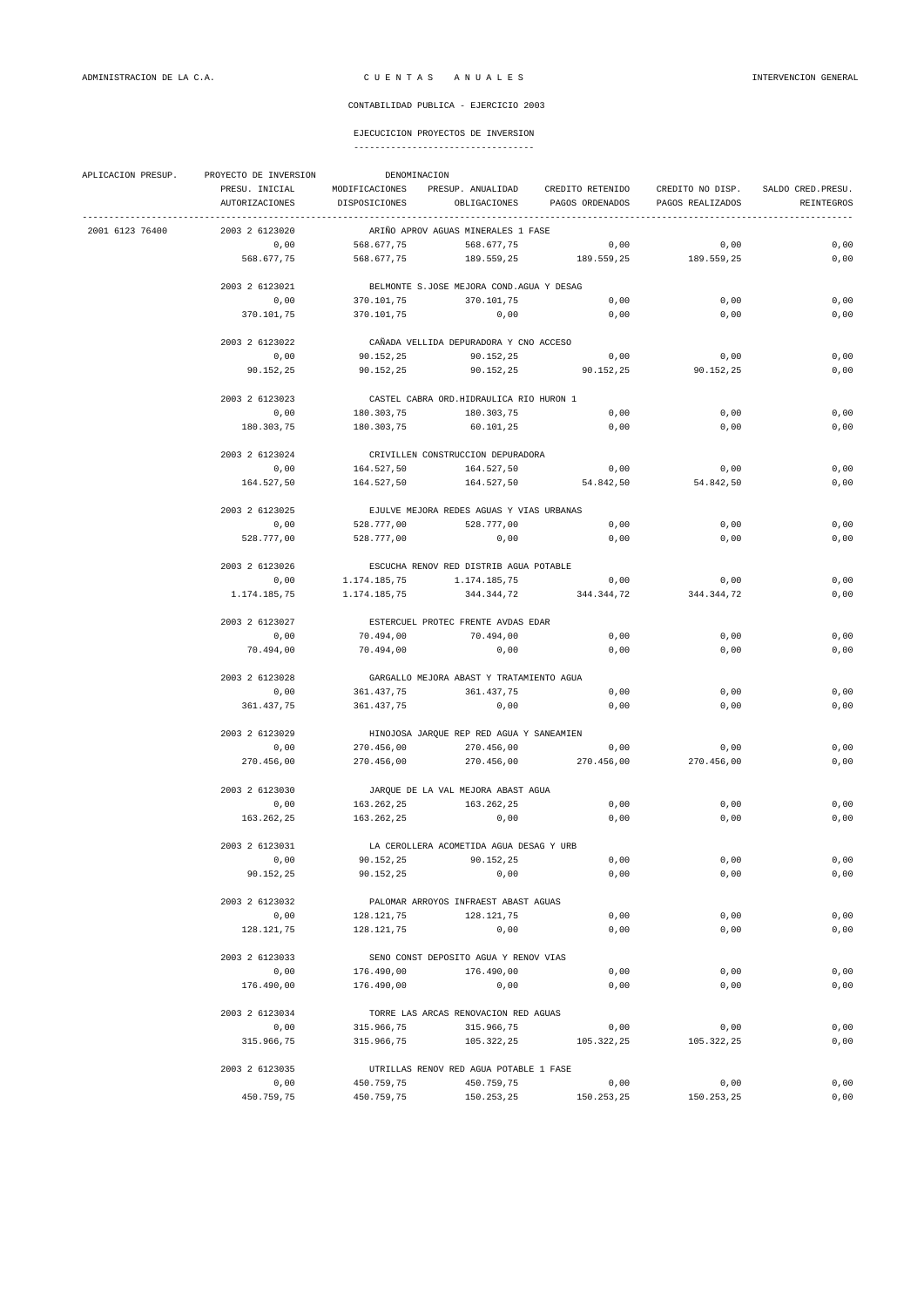ADMINISTRACION DE LA C.A. — C U E N T A S   A N U A L E S — INTERVENCION GENERAL

CONTABILIDAD PUBLICA - EJERCICIO 2003

EJECUCICION PROYECTOS DE INVERSION

| APLICACION PRESUP. | PROYECTO DE INVERSION | DENOMINACION | | | | |
|---|---|---|---|---|---|---|
| | PRESU. INICIAL | MODIFICACIONES | PRESUP. ANUALIDAD | CREDITO RETENIDO | CREDITO NO DISP. | SALDO CRED.PRESU. |
| | AUTORIZACIONES | DISPOSICIONES | OBLIGACIONES | PAGOS ORDENADOS | PAGOS REALIZADOS | REINTEGROS |
| 2001 6123 76400 | 2003 2 6123020 | ARIÑO APROV AGUAS MINERALES 1 FASE | | | | |
| | 0,00 | 568.677,75 | 568.677,75 | 0,00 | 0,00 | 0,00 |
| | 568.677,75 | 568.677,75 | 189.559,25 | 189.559,25 | 189.559,25 | 0,00 |
| | 2003 2 6123021 | BELMONTE S.JOSE MEJORA COND.AGUA Y DESAG | | | | |
| | 0,00 | 370.101,75 | 370.101,75 | 0,00 | 0,00 | 0,00 |
| | 370.101,75 | 370.101,75 | 0,00 | 0,00 | 0,00 | 0,00 |
| | 2003 2 6123022 | CAÑADA VELLIDA DEPURADORA Y CNO ACCESO | | | | |
| | 0,00 | 90.152,25 | 90.152,25 | 0,00 | 0,00 | 0,00 |
| | 90.152,25 | 90.152,25 | 90.152,25 | 90.152,25 | 90.152,25 | 0,00 |
| | 2003 2 6123023 | CASTEL CABRA ORD.HIDRAULICA RIO HURON 1 | | | | |
| | 0,00 | 180.303,75 | 180.303,75 | 0,00 | 0,00 | 0,00 |
| | 180.303,75 | 180.303,75 | 60.101,25 | 0,00 | 0,00 | 0,00 |
| | 2003 2 6123024 | CRIVILLEN CONSTRUCCION DEPURADORA | | | | |
| | 0,00 | 164.527,50 | 164.527,50 | 0,00 | 0,00 | 0,00 |
| | 164.527,50 | 164.527,50 | 164.527,50 | 54.842,50 | 54.842,50 | 0,00 |
| | 2003 2 6123025 | EJULVE MEJORA REDES AGUAS Y VIAS URBANAS | | | | |
| | 0,00 | 528.777,00 | 528.777,00 | 0,00 | 0,00 | 0,00 |
| | 528.777,00 | 528.777,00 | 0,00 | 0,00 | 0,00 | 0,00 |
| | 2003 2 6123026 | ESCUCHA RENOV RED DISTRIB AGUA POTABLE | | | | |
| | 0,00 | 1.174.185,75 | 1.174.185,75 | 0,00 | 0,00 | 0,00 |
| | 1.174.185,75 | 1.174.185,75 | 344.344,72 | 344.344,72 | 344.344,72 | 0,00 |
| | 2003 2 6123027 | ESTERCUEL PROTEC FRENTE AVDAS EDAR | | | | |
| | 0,00 | 70.494,00 | 70.494,00 | 0,00 | 0,00 | 0,00 |
| | 70.494,00 | 70.494,00 | 0,00 | 0,00 | 0,00 | 0,00 |
| | 2003 2 6123028 | GARGALLO MEJORA ABAST Y TRATAMIENTO AGUA | | | | |
| | 0,00 | 361.437,75 | 361.437,75 | 0,00 | 0,00 | 0,00 |
| | 361.437,75 | 361.437,75 | 0,00 | 0,00 | 0,00 | 0,00 |
| | 2003 2 6123029 | HINOJOSA JARQUE REP RED AGUA Y SANEAMIEN | | | | |
| | 0,00 | 270.456,00 | 270.456,00 | 0,00 | 0,00 | 0,00 |
| | 270.456,00 | 270.456,00 | 270.456,00 | 270.456,00 | 270.456,00 | 0,00 |
| | 2003 2 6123030 | JARQUE DE LA VAL MEJORA ABAST AGUA | | | | |
| | 0,00 | 163.262,25 | 163.262,25 | 0,00 | 0,00 | 0,00 |
| | 163.262,25 | 163.262,25 | 0,00 | 0,00 | 0,00 | 0,00 |
| | 2003 2 6123031 | LA CEROLLERA ACOMETIDA AGUA DESAG Y URB | | | | |
| | 0,00 | 90.152,25 | 90.152,25 | 0,00 | 0,00 | 0,00 |
| | 90.152,25 | 90.152,25 | 0,00 | 0,00 | 0,00 | 0,00 |
| | 2003 2 6123032 | PALOMAR ARROYOS INFRAEST ABAST AGUAS | | | | |
| | 0,00 | 128.121,75 | 128.121,75 | 0,00 | 0,00 | 0,00 |
| | 128.121,75 | 128.121,75 | 0,00 | 0,00 | 0,00 | 0,00 |
| | 2003 2 6123033 | SENO CONST DEPOSITO AGUA Y RENOV VIAS | | | | |
| | 0,00 | 176.490,00 | 176.490,00 | 0,00 | 0,00 | 0,00 |
| | 176.490,00 | 176.490,00 | 0,00 | 0,00 | 0,00 | 0,00 |
| | 2003 2 6123034 | TORRE LAS ARCAS RENOVACION RED AGUAS | | | | |
| | 0,00 | 315.966,75 | 315.966,75 | 0,00 | 0,00 | 0,00 |
| | 315.966,75 | 315.966,75 | 105.322,25 | 105.322,25 | 105.322,25 | 0,00 |
| | 2003 2 6123035 | UTRILLAS RENOV RED AGUA POTABLE 1 FASE | | | | |
| | 0,00 | 450.759,75 | 450.759,75 | 0,00 | 0,00 | 0,00 |
| | 450.759,75 | 450.759,75 | 150.253,25 | 150.253,25 | 150.253,25 | 0,00 |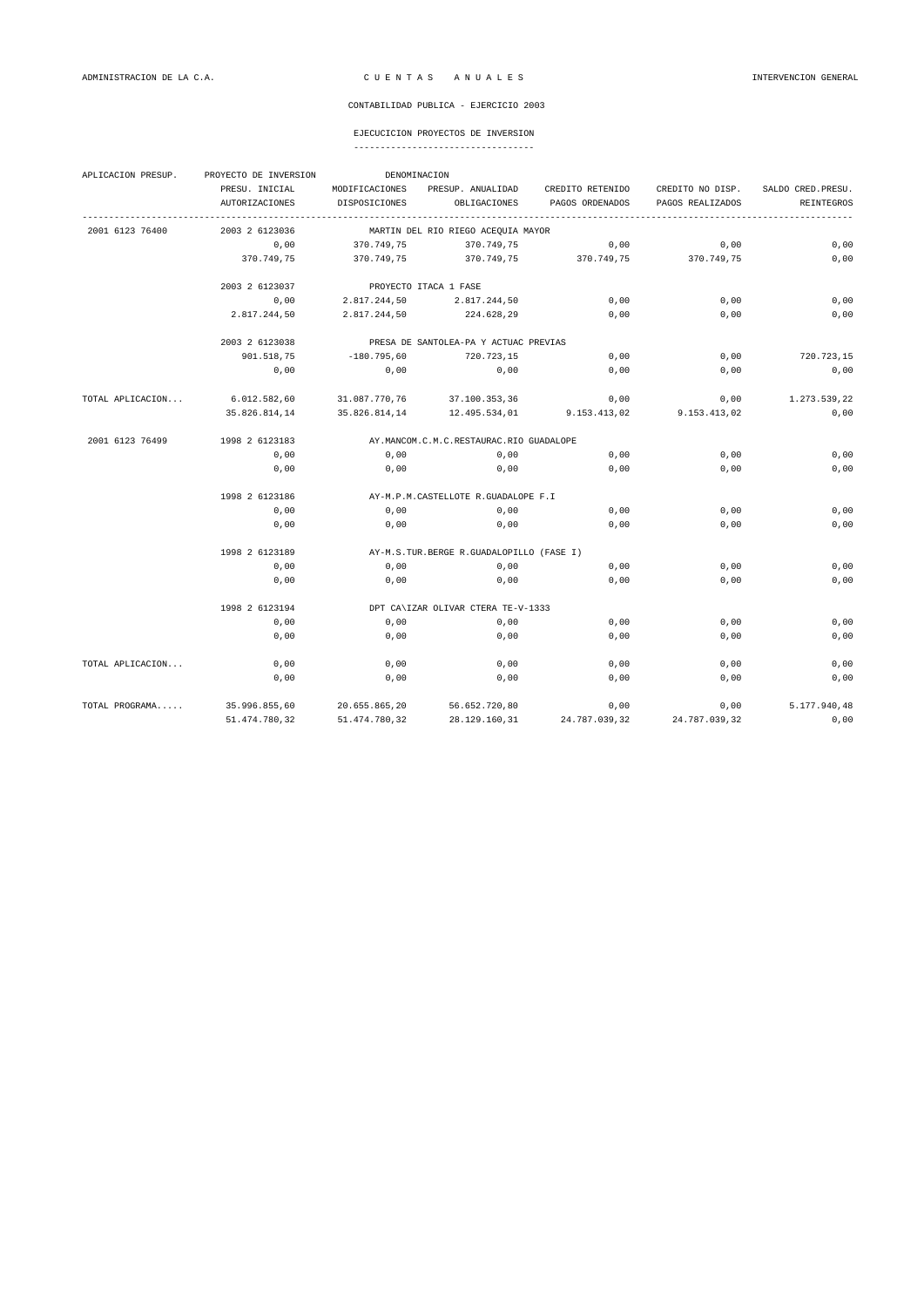ADMINISTRACION DE LA C.A. — C U E N T A S   A N U A L E S — INTERVENCION GENERAL

CONTABILIDAD PUBLICA - EJERCICIO 2003

EJECUCICION PROYECTOS DE INVERSION

| APLICACION PRESUP. | PROYECTO DE INVERSION | DENOMINACION | | | | |
|---|---|---|---|---|---|---|
| | PRESU. INICIAL | MODIFICACIONES | PRESUP. ANUALIDAD | CREDITO RETENIDO | CREDITO NO DISP. | SALDO CRED.PRESU. |
| | AUTORIZACIONES | DISPOSICIONES | OBLIGACIONES | PAGOS ORDENADOS | PAGOS REALIZADOS | REINTEGROS |
| 2001 6123 76400 | 2003 2 6123036 | MARTIN DEL RIO RIEGO ACEQUIA MAYOR | | | | |
| | 0,00 | 370.749,75 | 370.749,75 | 0,00 | 0,00 | 0,00 |
| | 370.749,75 | 370.749,75 | 370.749,75 | 370.749,75 | 370.749,75 | 0,00 |
| | 2003 2 6123037 | PROYECTO ITACA 1 FASE | | | | |
| | 0,00 | 2.817.244,50 | 2.817.244,50 | 0,00 | 0,00 | 0,00 |
| | 2.817.244,50 | 2.817.244,50 | 224.628,29 | 0,00 | 0,00 | 0,00 |
| | 2003 2 6123038 | PRESA DE SANTOLEA-PA Y ACTUAC PREVIAS | | | | |
| | 901.518,75 | -180.795,60 | 720.723,15 | 0,00 | 0,00 | 720.723,15 |
| | 0,00 | 0,00 | 0,00 | 0,00 | 0,00 | 0,00 |
| TOTAL APLICACION... | 6.012.582,60 | 31.087.770,76 | 37.100.353,36 | 0,00 | 0,00 | 1.273.539,22 |
| | 35.826.814,14 | 35.826.814,14 | 12.495.534,01 | 9.153.413,02 | 9.153.413,02 | 0,00 |
| 2001 6123 76499 | 1998 2 6123183 | AY.MANCOM.C.M.C.RESTAURAC.RIO GUADALOPE | | | | |
| | 0,00 | 0,00 | 0,00 | 0,00 | 0,00 | 0,00 |
| | 0,00 | 0,00 | 0,00 | 0,00 | 0,00 | 0,00 |
| | 1998 2 6123186 | AY-M.P.M.CASTELLOTE R.GUADALOPE F.I | | | | |
| | 0,00 | 0,00 | 0,00 | 0,00 | 0,00 | 0,00 |
| | 0,00 | 0,00 | 0,00 | 0,00 | 0,00 | 0,00 |
| | 1998 2 6123189 | AY-M.S.TUR.BERGE R.GUADALOPILLO (FASE I) | | | | |
| | 0,00 | 0,00 | 0,00 | 0,00 | 0,00 | 0,00 |
| | 0,00 | 0,00 | 0,00 | 0,00 | 0,00 | 0,00 |
| | 1998 2 6123194 | DPT CA\IZAR OLIVAR CTERA TE-V-1333 | | | | |
| | 0,00 | 0,00 | 0,00 | 0,00 | 0,00 | 0,00 |
| | 0,00 | 0,00 | 0,00 | 0,00 | 0,00 | 0,00 |
| TOTAL APLICACION... | 0,00 | 0,00 | 0,00 | 0,00 | 0,00 | 0,00 |
| | 0,00 | 0,00 | 0,00 | 0,00 | 0,00 | 0,00 |
| TOTAL PROGRAMA..... | 35.996.855,60 | 20.655.865,20 | 56.652.720,80 | 0,00 | 0,00 | 5.177.940,48 |
| | 51.474.780,32 | 51.474.780,32 | 28.129.160,31 | 24.787.039,32 | 24.787.039,32 | 0,00 |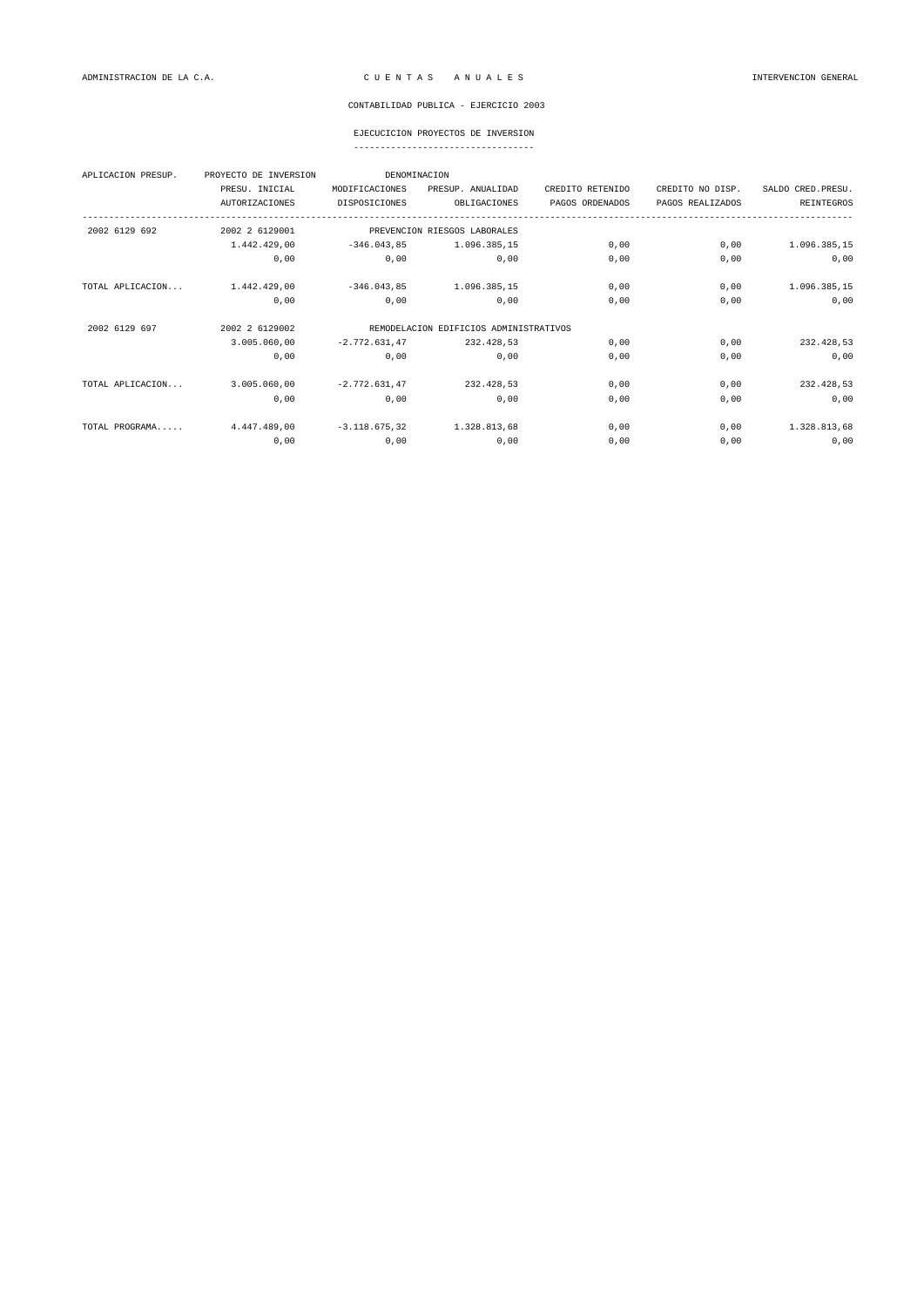CONTABILIDAD PUBLICA - EJERCICIO 2003

## EJECUCICION PROYECTOS DE INVERSION

| APLICACION PRESUP. | PROYECTO DE INVERSION | DENOMINACION | | | | |
|---|---|---|---|---|---|---|
| | PRESU. INICIAL | MODIFICACIONES | PRESUP. ANUALIDAD | CREDITO RETENIDO | CREDITO NO DISP. | SALDO CRED.PRESU. |
| | AUTORIZACIONES | DISPOSICIONES | OBLIGACIONES | PAGOS ORDENADOS | PAGOS REALIZADOS | REINTEGROS |
| 2002 6129 692 | 2002 2 6129001 | PREVENCION RIESGOS LABORALES | | | | |
| | 1.442.429,00 | -346.043,85 | 1.096.385,15 | 0,00 | 0,00 | 1.096.385,15 |
| | 0,00 | 0,00 | 0,00 | 0,00 | 0,00 | 0,00 |
| TOTAL APLICACION... | 1.442.429,00 | -346.043,85 | 1.096.385,15 | 0,00 | 0,00 | 1.096.385,15 |
| | 0,00 | 0,00 | 0,00 | 0,00 | 0,00 | 0,00 |
| 2002 6129 697 | 2002 2 6129002 | REMODELACION EDIFICIOS ADMINISTRATIVOS | | | | |
| | 3.005.060,00 | -2.772.631,47 | 232.428,53 | 0,00 | 0,00 | 232.428,53 |
| | 0,00 | 0,00 | 0,00 | 0,00 | 0,00 | 0,00 |
| TOTAL APLICACION... | 3.005.060,00 | -2.772.631,47 | 232.428,53 | 0,00 | 0,00 | 232.428,53 |
| | 0,00 | 0,00 | 0,00 | 0,00 | 0,00 | 0,00 |
| TOTAL PROGRAMA..... | 4.447.489,00 | -3.118.675,32 | 1.328.813,68 | 0,00 | 0,00 | 1.328.813,68 |
| | 0,00 | 0,00 | 0,00 | 0,00 | 0,00 | 0,00 |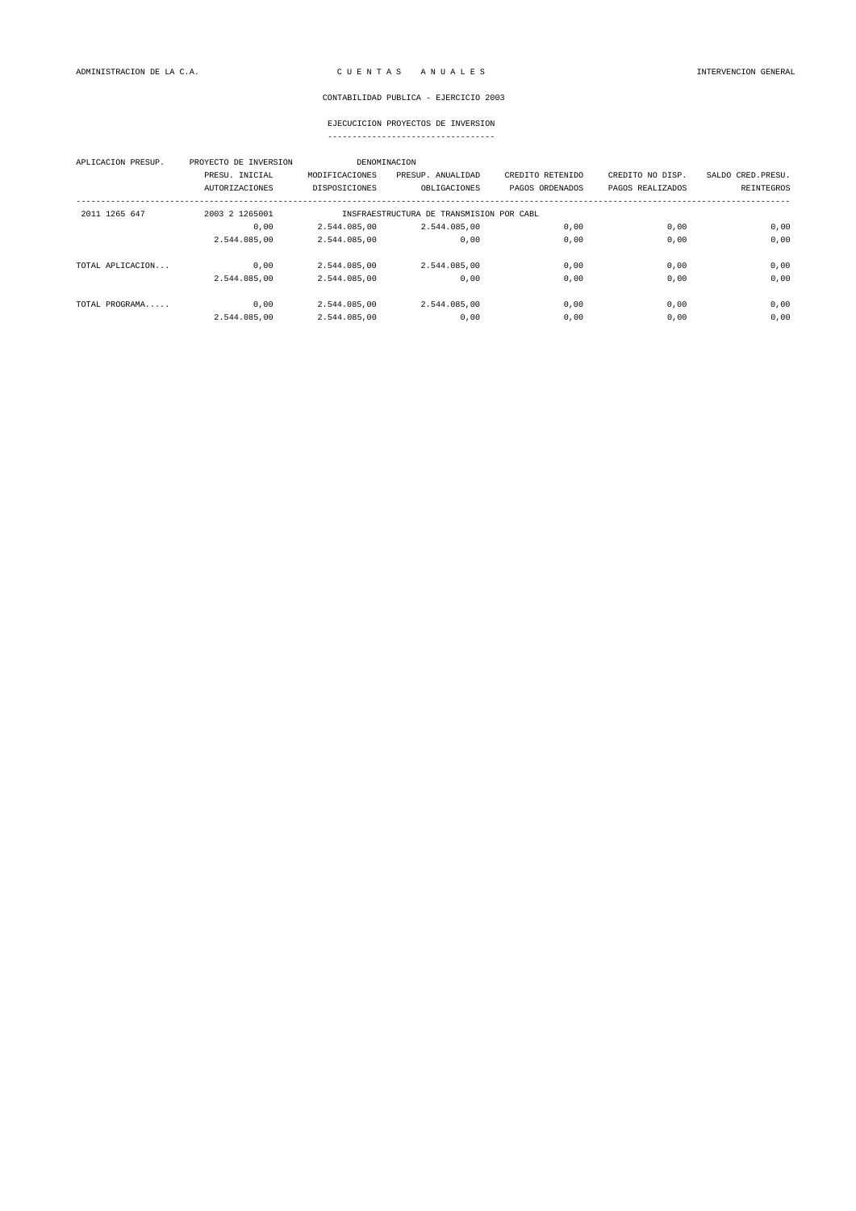ADMINISTRACION DE LA C.A. — C U E N T A S A N U A L E S — INTERVENCION GENERAL

CONTABILIDAD PUBLICA - EJERCICIO 2003

EJECUCICION PROYECTOS DE INVERSION

| APLICACION PRESUP. | PROYECTO DE INVERSION | DENOMINACION | | | | |
|---|---|---|---|---|---|---|
| | PRESU. INICIAL | MODIFICACIONES | PRESUP. ANUALIDAD | CREDITO RETENIDO | CREDITO NO DISP. | SALDO CRED.PRESU. |
| | AUTORIZACIONES | DISPOSICIONES | OBLIGACIONES | PAGOS ORDENADOS | PAGOS REALIZADOS | REINTEGROS |
| 2011 1265 647 | 2003 2 1265001 | INSFRAESTRUCTURA DE TRANSMISION POR CABL | | | | |
| | 0,00 | 2.544.085,00 | 2.544.085,00 | 0,00 | 0,00 | 0,00 |
| | 2.544.085,00 | 2.544.085,00 | 0,00 | 0,00 | 0,00 | 0,00 |
| TOTAL APLICACION... | 0,00 | 2.544.085,00 | 2.544.085,00 | 0,00 | 0,00 | 0,00 |
| | 2.544.085,00 | 2.544.085,00 | 0,00 | 0,00 | 0,00 | 0,00 |
| TOTAL PROGRAMA..... | 0,00 | 2.544.085,00 | 2.544.085,00 | 0,00 | 0,00 | 0,00 |
| | 2.544.085,00 | 2.544.085,00 | 0,00 | 0,00 | 0,00 | 0,00 |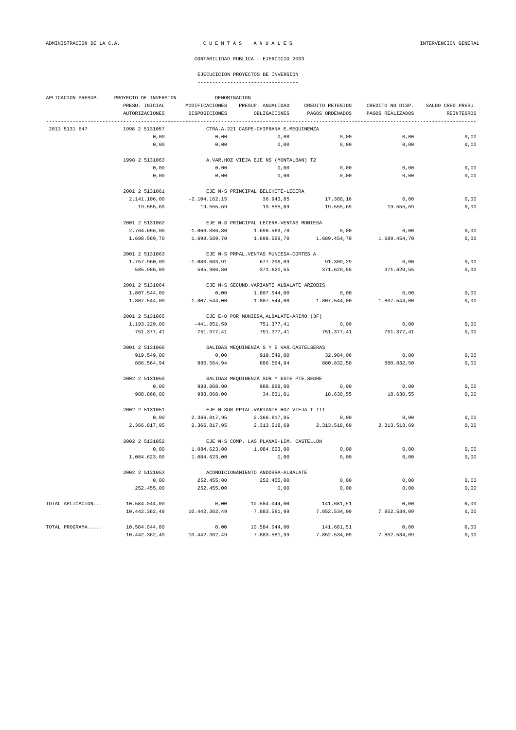ADMINISTRACION DE LA C.A. — C U E N T A S  A N U A L E S — INTERVENCION GENERAL

CONTABILIDAD PUBLICA - EJERCICIO 2003

## EJECUCICION PROYECTOS DE INVERSION

| APLICACION PRESUP. | PROYECTO DE INVERSION | DENOMINACION | | | | |
|---|---|---|---|---|---|---|
| | PRESU. INICIAL | MODIFICACIONES | PRESUP. ANUALIDAD | CREDITO RETENIDO | CREDITO NO DISP. | SALDO CRED.PRESU. |
| | AUTORIZACIONES | DISPOSICIONES | OBLIGACIONES | PAGOS ORDENADOS | PAGOS REALIZADOS | REINTEGROS |
| 2013 5131 647 | 1998 2 5131057 | CTRA.A-221 CASPE-CHIPRANA E.MEQUINENZA | | | | |
| | 0,00 | 0,00 | 0,00 | 0,00 | 0,00 | 0,00 |
| | 0,00 | 0,00 | 0,00 | 0,00 | 0,00 | 0,00 |
| | 1998 2 5131063 | A.VAR.HOZ VIEJA EJE NS (MONTALBAN) T2 | | | | |
| | 0,00 | 0,00 | 0,00 | 0,00 | 0,00 | 0,00 |
| | 0,00 | 0,00 | 0,00 | 0,00 | 0,00 | 0,00 |
| | 2001 2 5131061 | EJE N-S PRINCIPAL BELCHITE-LECERA | | | | |
| | 2.141.106,00 | -2.104.162,15 | 36.943,85 | 17.388,16 | 0,00 | 0,00 |
| | 19.555,69 | 19.555,69 | 19.555,69 | 19.555,69 | 19.555,69 | 0,00 |
| | 2001 2 5131062 | EJE N-S PRINCIPAL LECERA-VENTAS MUNIESA | | | | |
| | 2.764.656,00 | -1.066.086,30 | 1.698.569,70 | 0,00 | 0,00 | 0,00 |
| | 1.698.569,70 | 1.698.569,70 | 1.698.569,70 | 1.689.454,70 | 1.689.454,70 | 0,00 |
| | 2001 2 5131063 | EJE N-S PRPAL.VENTAS MUNIESA-CORTES A | | | | |
| | 1.757.960,00 | -1.080.663,91 | 677.296,09 | 91.309,29 | 0,00 | 0,00 |
| | 585.986,80 | 585.986,80 | 371.620,55 | 371.620,55 | 371.620,55 | 0,00 |
| | 2001 2 5131064 | EJE N-S SECUND.VARIANTE ALBALATE ARZOBIS | | | | |
| | 1.807.544,00 | 0,00 | 1.807.544,00 | 0,00 | 0,00 | 0,00 |
| | 1.807.544,00 | 1.807.544,00 | 1.807.544,00 | 1.807.544,00 | 1.807.544,00 | 0,00 |
| | 2001 2 5131065 | EJE E-O POR MUNIESA,ALBALATE-ARIñO (3F) | | | | |
| | 1.193.229,00 | -441.851,59 | 751.377,41 | 0,00 | 0,00 | 0,00 |
| | 751.377,41 | 751.377,41 | 751.377,41 | 751.377,41 | 751.377,41 | 0,00 |
| | 2001 2 5131066 | SALIDAS MEQUINENZA S Y E VAR.CASTELSERAS | | | | |
| | 919.549,00 | 0,00 | 919.549,00 | 32.984,06 | 0,00 | 0,00 |
| | 886.564,94 | 886.564,94 | 886.564,94 | 880.832,50 | 880.832,50 | 0,00 |
| | 2002 2 5131050 | SALIDAS MEQUINENZA SUR Y ESTE PTE.SEGRE | | | | |
| | 0,00 | 988.868,00 | 988.868,00 | 0,00 | 0,00 | 0,00 |
| | 988.868,00 | 988.868,00 | 34.831,01 | 18.630,55 | 18.630,55 | 0,00 |
| | 2002 2 5131051 | EJE N-SUR PPTAL.VARIANTE HOZ VIEJA T III | | | | |
| | 0,00 | 2.366.817,95 | 2.366.817,95 | 0,00 | 0,00 | 0,00 |
| | 2.366.817,95 | 2.366.817,95 | 2.313.518,69 | 2.313.518,69 | 2.313.518,69 | 0,00 |
| | 2002 2 5131052 | EJE N-S COMP. LAS PLANAS-LIM. CASTELLON | | | | |
| | 0,00 | 1.084.623,00 | 1.084.623,00 | 0,00 | 0,00 | 0,00 |
| | 1.084.623,00 | 1.084.623,00 | 0,00 | 0,00 | 0,00 | 0,00 |
| | 2002 2 5131053 | ACONDICIONAMIENTO ANDORRA-ALBALATE | | | | |
| | 0,00 | 252.455,00 | 252.455,00 | 0,00 | 0,00 | 0,00 |
| | 252.455,00 | 252.455,00 | 0,00 | 0,00 | 0,00 | 0,00 |
| TOTAL APLICACION... | 10.584.044,00 | 0,00 | 10.584.044,00 | 141.681,51 | 0,00 | 0,00 |
| | 10.442.362,49 | 10.442.362,49 | 7.883.581,99 | 7.852.534,09 | 7.852.534,09 | 0,00 |
| TOTAL PROGRAMA..... | 10.584.044,00 | 0,00 | 10.584.044,00 | 141.681,51 | 0,00 | 0,00 |
| | 10.442.362,49 | 10.442.362,49 | 7.883.581,99 | 7.852.534,09 | 7.852.534,09 | 0,00 |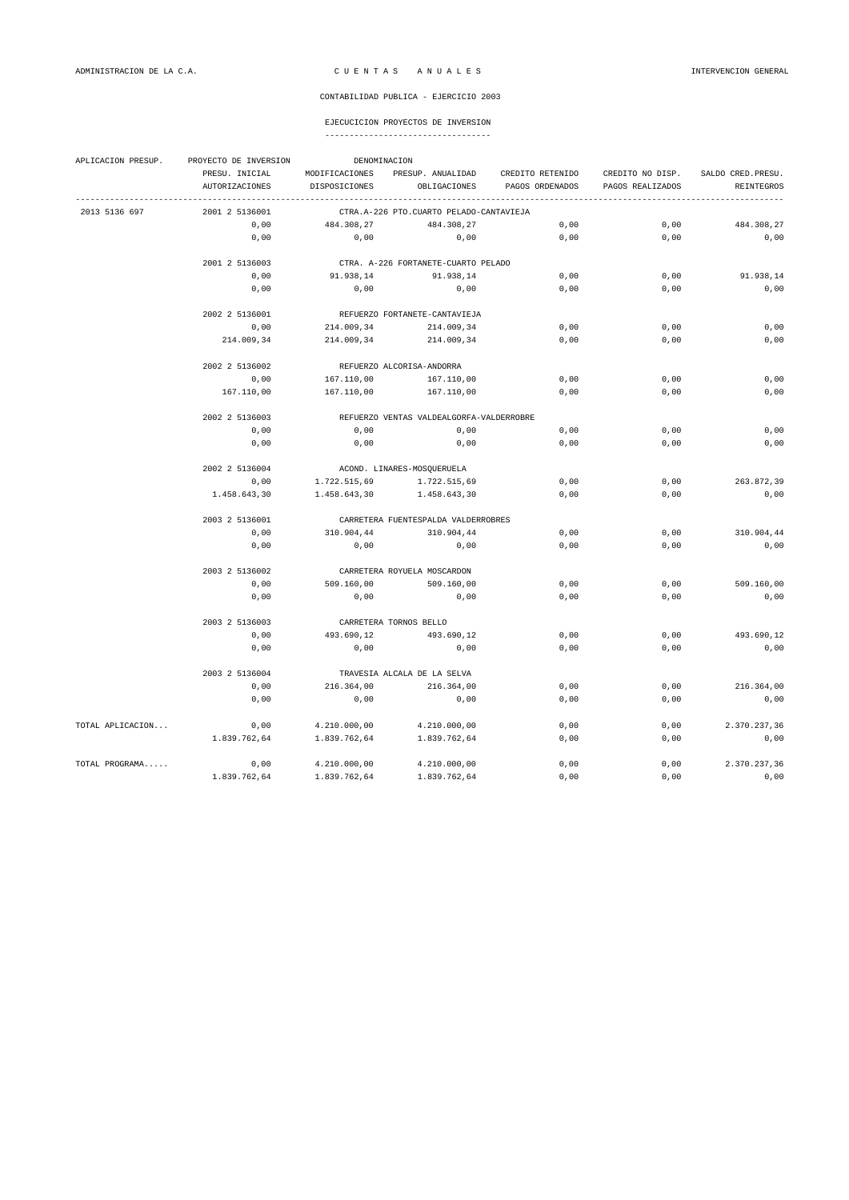CONTABILIDAD PUBLICA - EJERCICIO 2003

EJECUCICION PROYECTOS DE INVERSION

| APLICACION PRESUP. | PROYECTO DE INVERSION | DENOMINACION | | | | |
|---|---|---|---|---|---|---|
| | PRESU. INICIAL | MODIFICACIONES | PRESUP. ANUALIDAD | CREDITO RETENIDO | CREDITO NO DISP. | SALDO CRED.PRESU. |
| | AUTORIZACIONES | DISPOSICIONES | OBLIGACIONES | PAGOS ORDENADOS | PAGOS REALIZADOS | REINTEGROS |
| 2013 5136 697 | 2001 2 5136001 | CTRA.A-226 PTO.CUARTO PELADO-CANTAVIEJA | | | | |
| | 0,00 | 484.308,27 | 484.308,27 | 0,00 | 0,00 | 484.308,27 |
| | 0,00 | 0,00 | 0,00 | 0,00 | 0,00 | 0,00 |
| | 2001 2 5136003 | CTRA. A-226 FORTANETE-CUARTO PELADO | | | | |
| | 0,00 | 91.938,14 | 91.938,14 | 0,00 | 0,00 | 91.938,14 |
| | 0,00 | 0,00 | 0,00 | 0,00 | 0,00 | 0,00 |
| | 2002 2 5136001 | REFUERZO FORTANETE-CANTAVIEJA | | | | |
| | 0,00 | 214.009,34 | 214.009,34 | 0,00 | 0,00 | 0,00 |
| | 214.009,34 | 214.009,34 | 214.009,34 | 0,00 | 0,00 | 0,00 |
| | 2002 2 5136002 | REFUERZO ALCORISA-ANDORRA | | | | |
| | 0,00 | 167.110,00 | 167.110,00 | 0,00 | 0,00 | 0,00 |
| | 167.110,00 | 167.110,00 | 167.110,00 | 0,00 | 0,00 | 0,00 |
| | 2002 2 5136003 | REFUERZO VENTAS VALDEALGORFA-VALDERROBRE | | | | |
| | 0,00 | 0,00 | 0,00 | 0,00 | 0,00 | 0,00 |
| | 0,00 | 0,00 | 0,00 | 0,00 | 0,00 | 0,00 |
| | 2002 2 5136004 | ACOND. LINARES-MOSQUERUELA | | | | |
| | 0,00 | 1.722.515,69 | 1.722.515,69 | 0,00 | 0,00 | 263.872,39 |
| | 1.458.643,30 | 1.458.643,30 | 1.458.643,30 | 0,00 | 0,00 | 0,00 |
| | 2003 2 5136001 | CARRETERA FUENTESPALDA VALDERROBRES | | | | |
| | 0,00 | 310.904,44 | 310.904,44 | 0,00 | 0,00 | 310.904,44 |
| | 0,00 | 0,00 | 0,00 | 0,00 | 0,00 | 0,00 |
| | 2003 2 5136002 | CARRETERA ROYUELA MOSCARDON | | | | |
| | 0,00 | 509.160,00 | 509.160,00 | 0,00 | 0,00 | 509.160,00 |
| | 0,00 | 0,00 | 0,00 | 0,00 | 0,00 | 0,00 |
| | 2003 2 5136003 | CARRETERA TORNOS BELLO | | | | |
| | 0,00 | 493.690,12 | 493.690,12 | 0,00 | 0,00 | 493.690,12 |
| | 0,00 | 0,00 | 0,00 | 0,00 | 0,00 | 0,00 |
| | 2003 2 5136004 | TRAVESIA ALCALA DE LA SELVA | | | | |
| | 0,00 | 216.364,00 | 216.364,00 | 0,00 | 0,00 | 216.364,00 |
| | 0,00 | 0,00 | 0,00 | 0,00 | 0,00 | 0,00 |
| TOTAL APLICACION... | 0,00 | 4.210.000,00 | 4.210.000,00 | 0,00 | 0,00 | 2.370.237,36 |
| | 1.839.762,64 | 1.839.762,64 | 1.839.762,64 | 0,00 | 0,00 | 0,00 |
| TOTAL PROGRAMA..... | 0,00 | 4.210.000,00 | 4.210.000,00 | 0,00 | 0,00 | 2.370.237,36 |
| | 1.839.762,64 | 1.839.762,64 | 1.839.762,64 | 0,00 | 0,00 | 0,00 |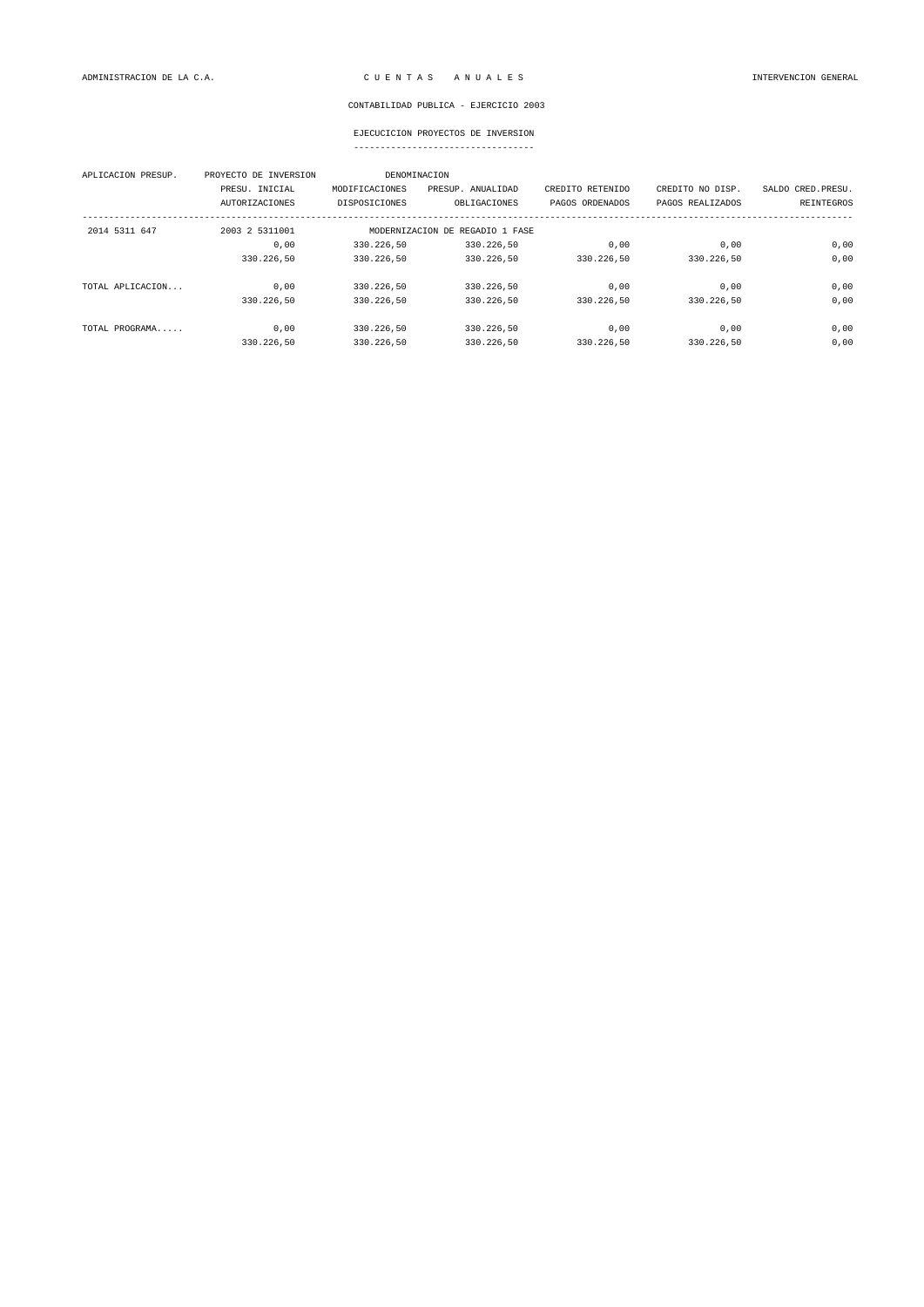ADMINISTRACION DE LA C.A. C U E N T A S A N U A L E S INTERVENCION GENERAL

CONTABILIDAD PUBLICA - EJERCICIO 2003

EJECUCICION PROYECTOS DE INVERSION

| APLICACION PRESUP. | PROYECTO DE INVERSION | DENOMINACION | | | | |
|---|---|---|---|---|---|---|
| | PRESU. INICIAL | MODIFICACIONES | PRESUP. ANUALIDAD | CREDITO RETENIDO | CREDITO NO DISP. | SALDO CRED.PRESU. |
| | AUTORIZACIONES | DISPOSICIONES | OBLIGACIONES | PAGOS ORDENADOS | PAGOS REALIZADOS | REINTEGROS |
| 2014 5311 647 | 2003 2 5311001 | MODERNIZACION DE REGADIO 1 FASE | | | | |
| | 0,00 | 330.226,50 | 330.226,50 | 0,00 | 0,00 | 0,00 |
| | 330.226,50 | 330.226,50 | 330.226,50 | 330.226,50 | 330.226,50 | 0,00 |
| TOTAL APLICACION... | 0,00 | 330.226,50 | 330.226,50 | 0,00 | 0,00 | 0,00 |
| | 330.226,50 | 330.226,50 | 330.226,50 | 330.226,50 | 330.226,50 | 0,00 |
| TOTAL PROGRAMA..... | 0,00 | 330.226,50 | 330.226,50 | 0,00 | 0,00 | 0,00 |
| | 330.226,50 | 330.226,50 | 330.226,50 | 330.226,50 | 330.226,50 | 0,00 |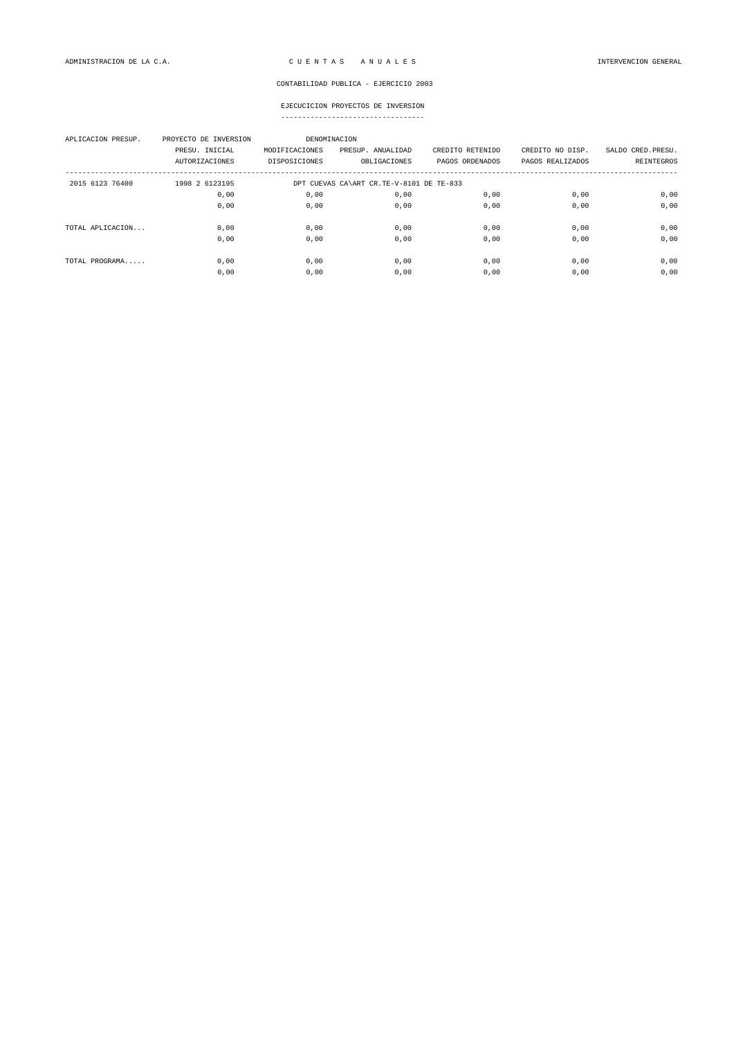ADMINISTRACION DE LA C.A. — C U E N T A S   A N U A L E S — INTERVENCION GENERAL

CONTABILIDAD PUBLICA - EJERCICIO 2003

EJECUCICION PROYECTOS DE INVERSION

| APLICACION PRESUP. | PROYECTO DE INVERSION | DENOMINACION | | | | |
|---|---|---|---|---|---|---|
| | PRESU. INICIAL | MODIFICACIONES | PRESUP. ANUALIDAD | CREDITO RETENIDO | CREDITO NO DISP. | SALDO CRED.PRESU. |
| | AUTORIZACIONES | DISPOSICIONES | OBLIGACIONES | PAGOS ORDENADOS | PAGOS REALIZADOS | REINTEGROS |
| 2015 6123 76400 | 1998 2 6123195 | DPT CUEVAS CA\ART CR.TE-V-8101 DE TE-833 | | | | |
| | 0,00 | 0,00 | 0,00 | 0,00 | 0,00 | 0,00 |
| | 0,00 | 0,00 | 0,00 | 0,00 | 0,00 | 0,00 |
| TOTAL APLICACION... | 0,00 | 0,00 | 0,00 | 0,00 | 0,00 | 0,00 |
| | 0,00 | 0,00 | 0,00 | 0,00 | 0,00 | 0,00 |
| TOTAL PROGRAMA..... | 0,00 | 0,00 | 0,00 | 0,00 | 0,00 | 0,00 |
| | 0,00 | 0,00 | 0,00 | 0,00 | 0,00 | 0,00 |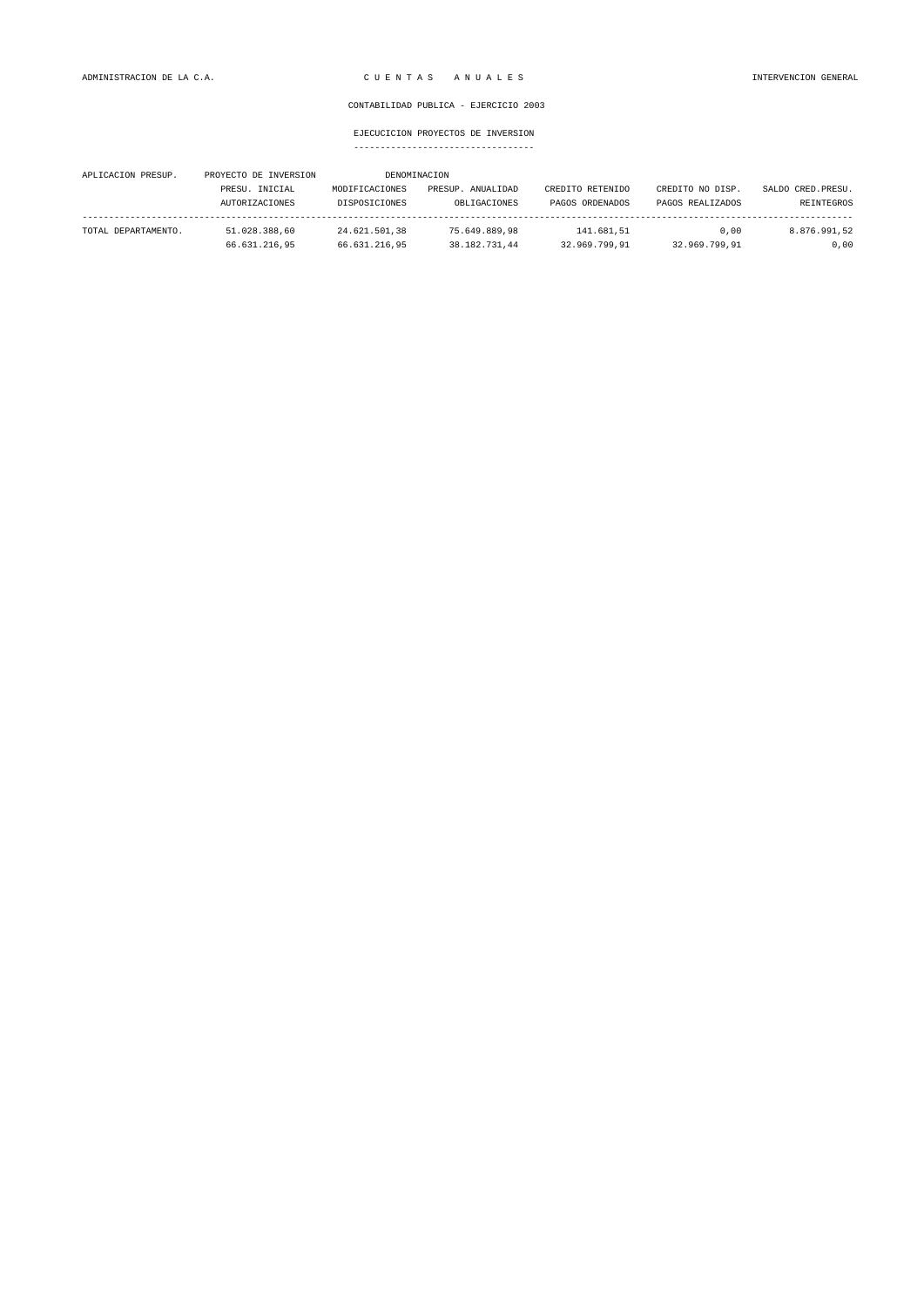ADMINISTRACION DE LA C.A. C U E N T A S A N U A L E S INTERVENCION GENERAL

CONTABILIDAD PUBLICA - EJERCICIO 2003

EJECUCICION PROYECTOS DE INVERSION

| APLICACION PRESUP. | PROYECTO DE INVERSION | DENOMINACION | | | |
|---|---|---|---|---|---|
| | PRESU. INICIAL | MODIFICACIONES | PRESUP. ANUALIDAD | CREDITO RETENIDO | CREDITO NO DISP. | SALDO CRED.PRESU. |
| | AUTORIZACIONES | DISPOSICIONES | OBLIGACIONES | PAGOS ORDENADOS | PAGOS REALIZADOS | REINTEGROS |
| TOTAL DEPARTAMENTO. | 51.028.388,60 | 24.621.501,38 | 75.649.889,98 | 141.681,51 | 0,00 | 8.876.991,52 |
| | 66.631.216,95 | 66.631.216,95 | 38.182.731,44 | 32.969.799,91 | 32.969.799,91 | 0,00 |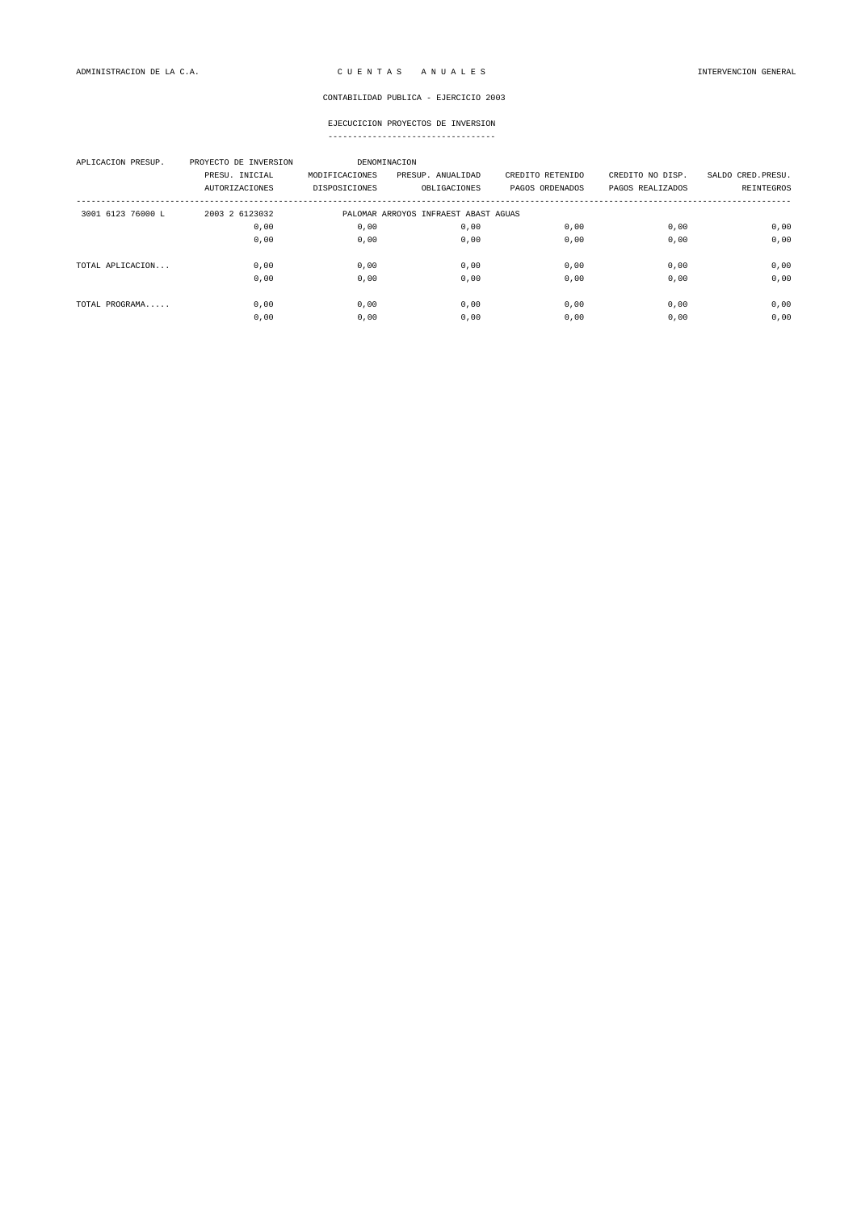ADMINISTRACION DE LA C.A. — C U E N T A S   A N U A L E S — INTERVENCION GENERAL

CONTABILIDAD PUBLICA - EJERCICIO 2003

EJECUCICION PROYECTOS DE INVERSION

| APLICACION PRESUP. | PROYECTO DE INVERSION | DENOMINACION | | | |
|---|---|---|---|---|---|
| | PRESU. INICIAL | MODIFICACIONES | PRESUP. ANUALIDAD | CREDITO RETENIDO | CREDITO NO DISP. | SALDO CRED.PRESU. |
| | AUTORIZACIONES | DISPOSICIONES | OBLIGACIONES | PAGOS ORDENADOS | PAGOS REALIZADOS | REINTEGROS |
| 3001 6123 76000 L | 2003 2 6123032 | PALOMAR ARROYOS INFRAEST ABAST AGUAS | | | | |
| | 0,00 | 0,00 | 0,00 | 0,00 | 0,00 | 0,00 |
| | 0,00 | 0,00 | 0,00 | 0,00 | 0,00 | 0,00 |
| TOTAL APLICACION... | 0,00 | 0,00 | 0,00 | 0,00 | 0,00 | 0,00 |
| | 0,00 | 0,00 | 0,00 | 0,00 | 0,00 | 0,00 |
| TOTAL PROGRAMA..... | 0,00 | 0,00 | 0,00 | 0,00 | 0,00 | 0,00 |
| | 0,00 | 0,00 | 0,00 | 0,00 | 0,00 | 0,00 |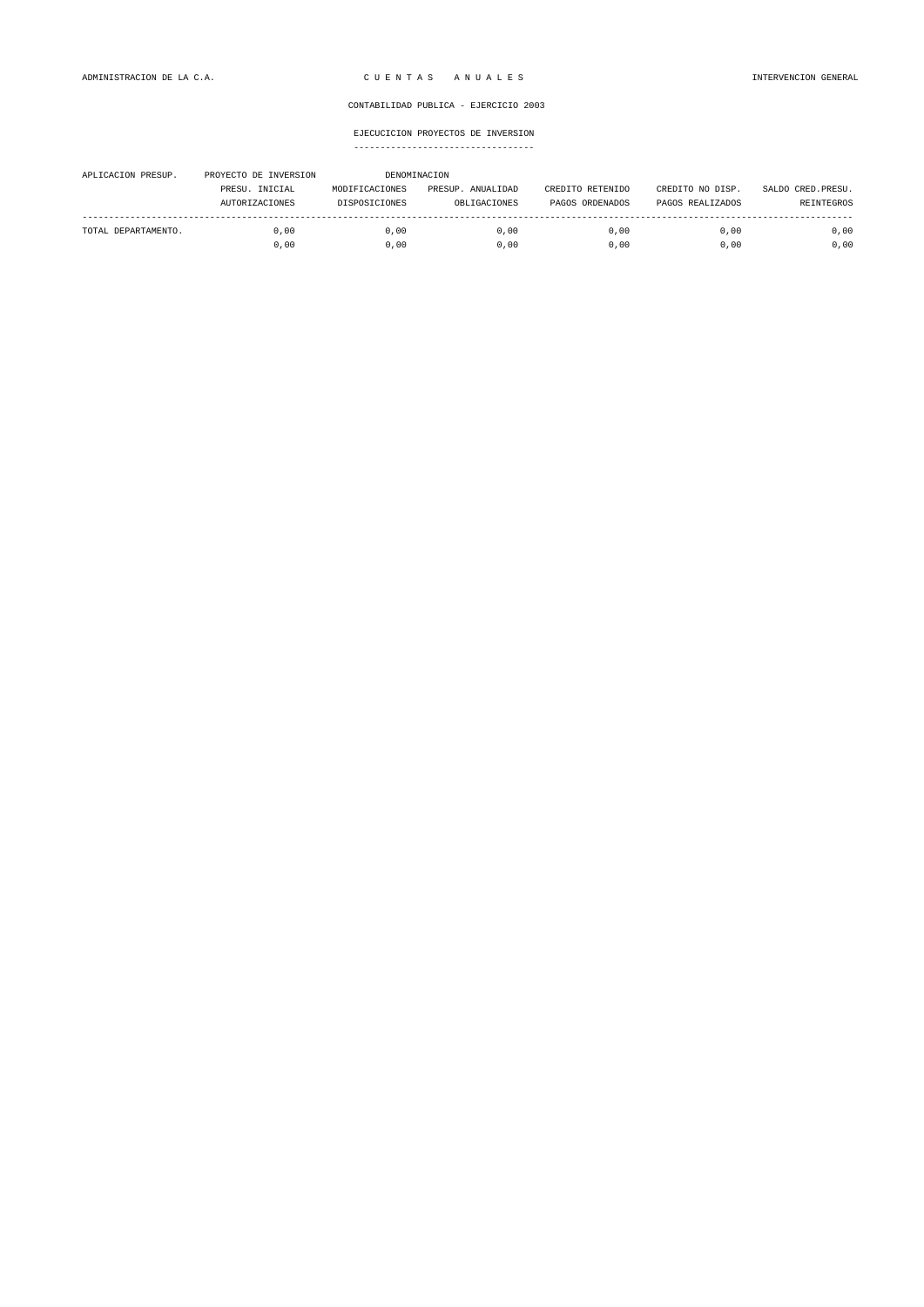ADMINISTRACION DE LA C.A. C U E N T A S A N U A L E S INTERVENCION GENERAL

CONTABILIDAD PUBLICA - EJERCICIO 2003

EJECUCICION PROYECTOS DE INVERSION

| APLICACION PRESUP. | PROYECTO DE INVERSION | DENOMINACION | | | | |
|---|---|---|---|---|---|---|
| | PRESU. INICIAL | MODIFICACIONES | PRESUP. ANUALIDAD | CREDITO RETENIDO | CREDITO NO DISP. | SALDO CRED.PRESU. |
| | AUTORIZACIONES | DISPOSICIONES | OBLIGACIONES | PAGOS ORDENADOS | PAGOS REALIZADOS | REINTEGROS |
| TOTAL DEPARTAMENTO. | 0,00 | 0,00 | 0,00 | 0,00 | 0,00 | 0,00 |
| | 0,00 | 0,00 | 0,00 | 0,00 | 0,00 | 0,00 |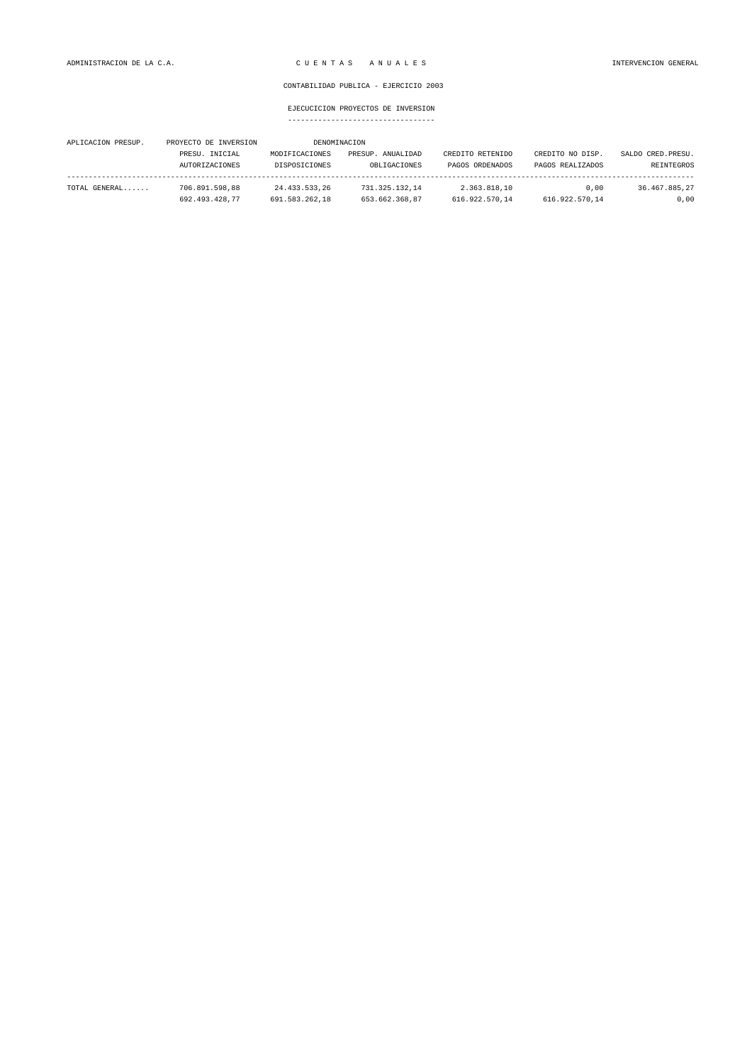ADMINISTRACION DE LA C.A. — C U E N T A S   A N U A L E S — INTERVENCION GENERAL

CONTABILIDAD PUBLICA - EJERCICIO 2003

EJECUCICION PROYECTOS DE INVERSION

| APLICACION PRESUP. | PROYECTO DE INVERSION | DENOMINACION | | | |
|---|---|---|---|---|---|
| | PRESU. INICIAL | MODIFICACIONES | PRESUP. ANUALIDAD | CREDITO RETENIDO | CREDITO NO DISP. | SALDO CRED.PRESU. |
| | AUTORIZACIONES | DISPOSICIONES | OBLIGACIONES | PAGOS ORDENADOS | PAGOS REALIZADOS | REINTEGROS |
| TOTAL GENERAL...... | 706.891.598,88 | 24.433.533,26 | 731.325.132,14 | 2.363.818,10 | 0,00 | 36.467.885,27 |
| | 692.493.428,77 | 691.583.262,18 | 653.662.368,87 | 616.922.570,14 | 616.922.570,14 | 0,00 |